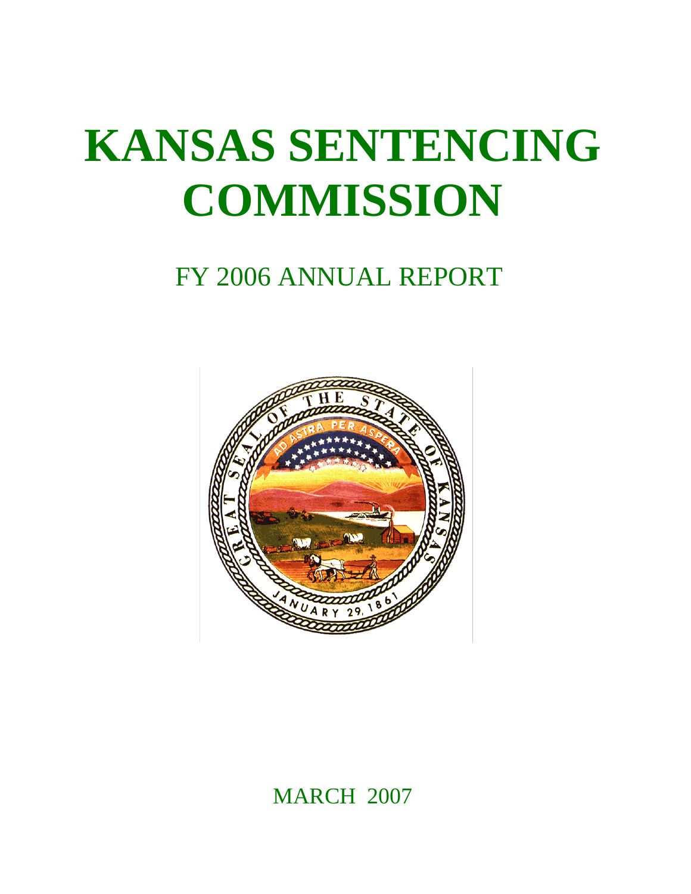# KANSAS SENTENCING COMMISSION

FY 2006 ANNUAL REPORT

MARCH 2007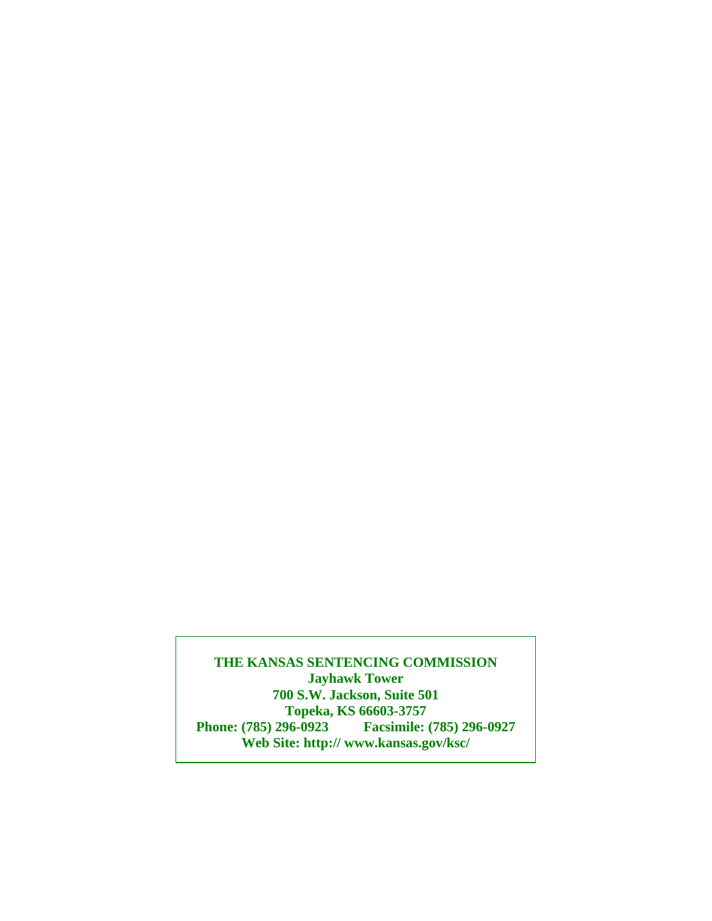**THE KANSAS SENTENCING COMMISSION**
**Jayhawk Tower**
**700 S.W. Jackson, Suite 501**
**Topeka, KS 66603-3757**
**Phone: (785) 296-0923 Facsimile: (785) 296-0927**
**Web Site: http:// www.kansas.gov/ksc/**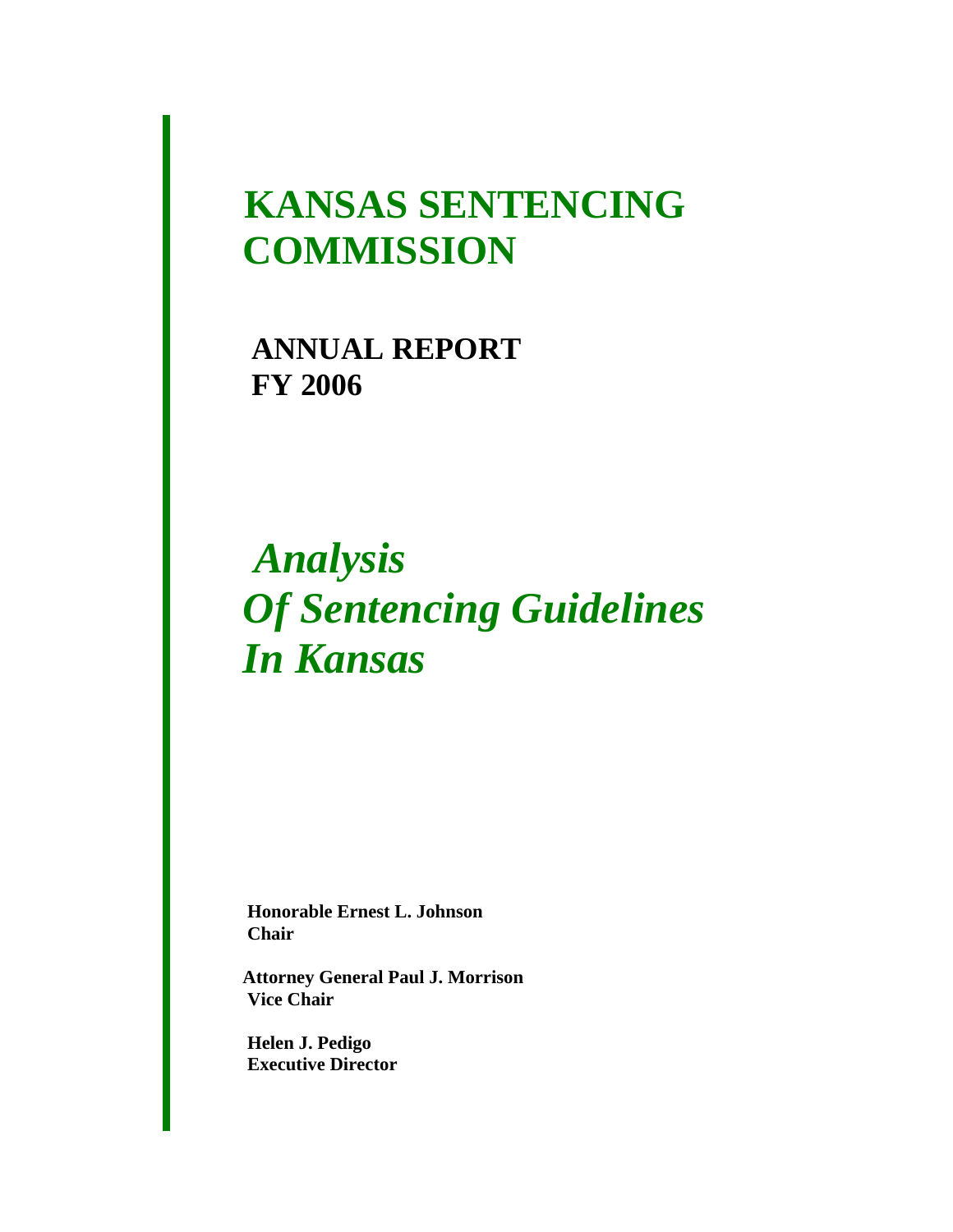# KANSAS SENTENCING COMMISSION

## ANNUAL REPORT
## FY 2006

# *Analysis Of Sentencing Guidelines In Kansas*

**Honorable Ernest L. Johnson**
**Chair**

**Attorney General Paul J. Morrison**
**Vice Chair**

**Helen J. Pedigo**
**Executive Director**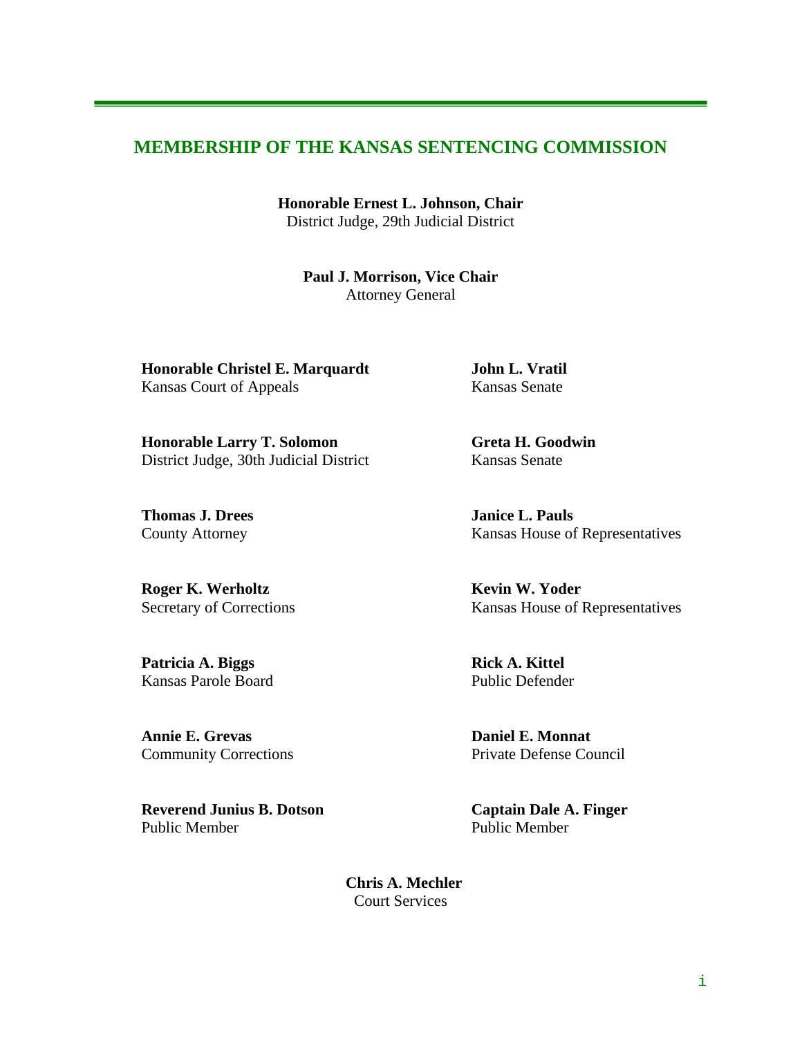# MEMBERSHIP OF THE KANSAS SENTENCING COMMISSION

**Honorable Ernest L. Johnson, Chair**
District Judge, 29th Judicial District

**Paul J. Morrison, Vice Chair**
Attorney General

**Honorable Christel E. Marquardt**
Kansas Court of Appeals

**Honorable Larry T. Solomon**
District Judge, 30th Judicial District

**Thomas J. Drees**
County Attorney

**Roger K. Werholtz**
Secretary of Corrections

**Patricia A. Biggs**
Kansas Parole Board

**Annie E. Grevas**
Community Corrections

**Reverend Junius B. Dotson**
Public Member

**John L. Vratil**
Kansas Senate

**Greta H. Goodwin**
Kansas Senate

**Janice L. Pauls**
Kansas House of Representatives

**Kevin W. Yoder**
Kansas House of Representatives

**Rick A. Kittel**
Public Defender

**Daniel E. Monnat**
Private Defense Council

**Captain Dale A. Finger**
Public Member

**Chris A. Mechler**
Court Services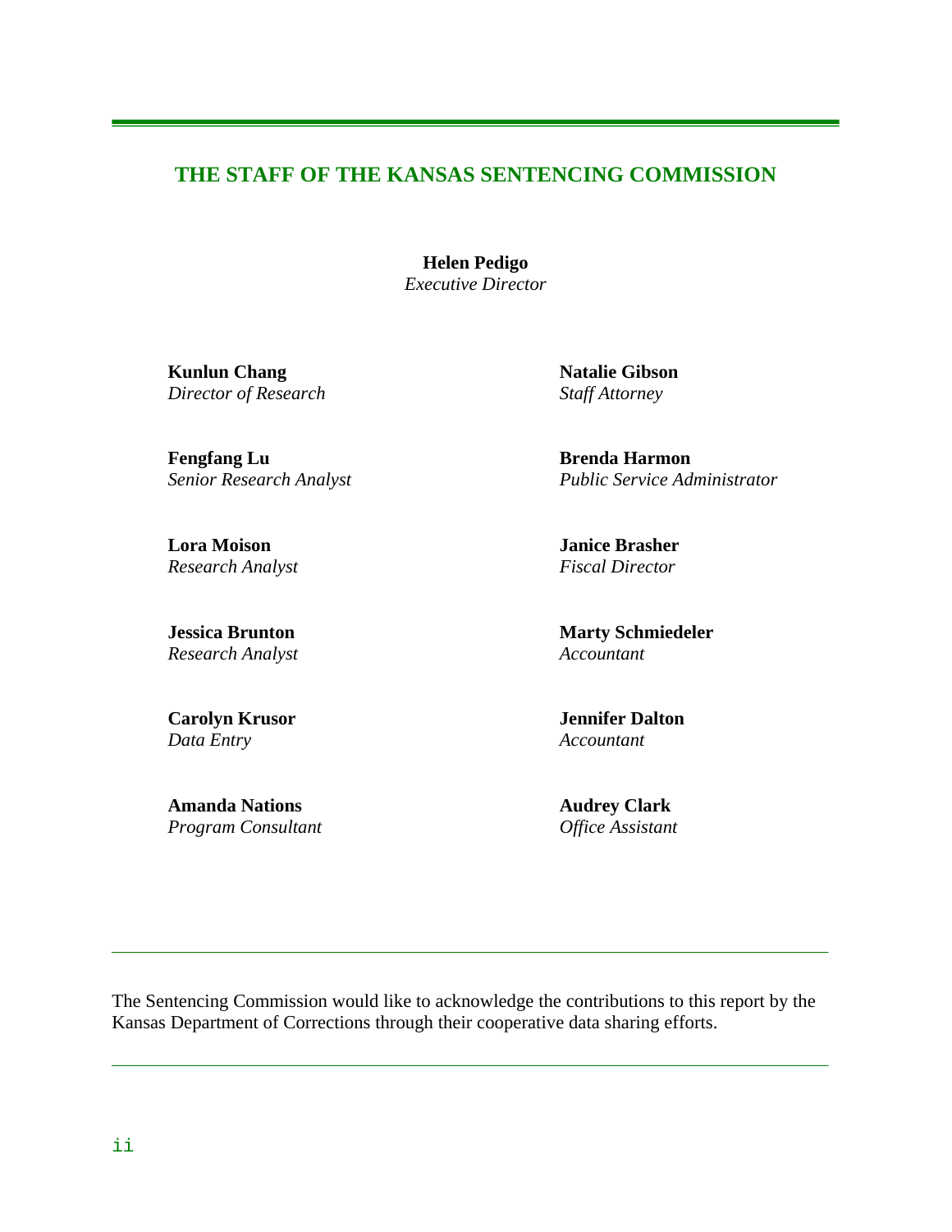## THE STAFF OF THE KANSAS SENTENCING COMMISSION

**Helen Pedigo**
*Executive Director*

**Kunlun Chang**
*Director of Research*

**Fengfang Lu**
*Senior Research Analyst*

**Lora Moison**
*Research Analyst*

**Jessica Brunton**
*Research Analyst*

**Carolyn Krusor**
*Data Entry*

**Amanda Nations**
*Program Consultant*

**Natalie Gibson**
*Staff Attorney*

**Brenda Harmon**
*Public Service Administrator*

**Janice Brasher**
*Fiscal Director*

**Marty Schmiedeler**
*Accountant*

**Jennifer Dalton**
*Accountant*

**Audrey Clark**
*Office Assistant*

---

The Sentencing Commission would like to acknowledge the contributions to this report by the Kansas Department of Corrections through their cooperative data sharing efforts.

---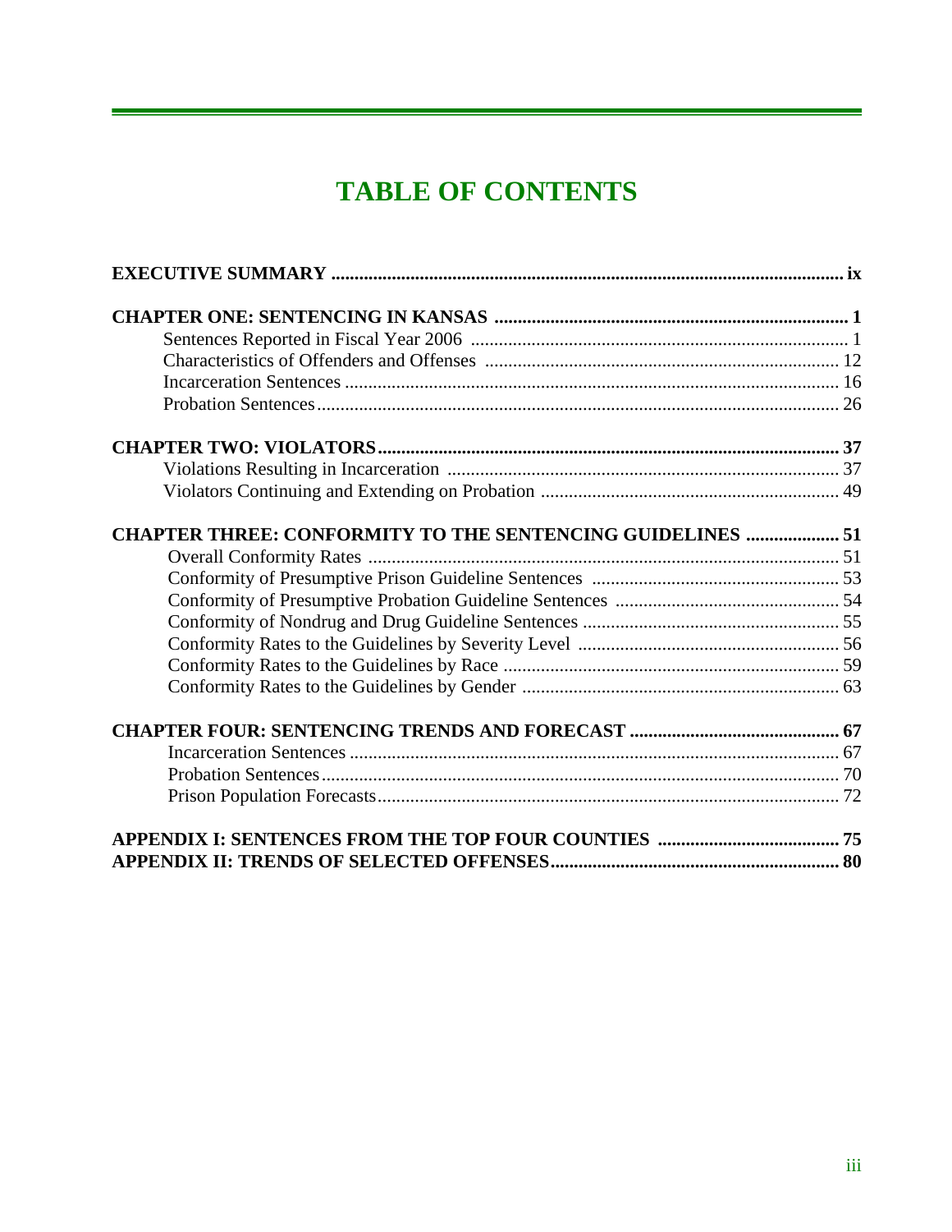# TABLE OF CONTENTS

**EXECUTIVE SUMMARY ........................................................................................................ ix**

**CHAPTER ONE: SENTENCING IN KANSAS ....................................................................... 1**

- Sentences Reported in Fiscal Year 2006 ..................................................................... 1
- Characteristics of Offenders and Offenses ................................................................. 12
- Incarceration Sentences ............................................................................................. 16
- Probation Sentences ................................................................................................... 26

**CHAPTER TWO: VIOLATORS ............................................................................................ 37**

- Violations Resulting in Incarceration ....................................................................... 37
- Violators Continuing and Extending on Probation .................................................... 49

**CHAPTER THREE: CONFORMITY TO THE SENTENCING GUIDELINES .................... 51**

- Overall Conformity Rates ........................................................................................... 51
- Conformity of Presumptive Prison Guideline Sentences ........................................... 53
- Conformity of Presumptive Probation Guideline Sentences ...................................... 54
- Conformity of Nondrug and Drug Guideline Sentences ............................................. 55
- Conformity Rates to the Guidelines by Severity Level .............................................. 56
- Conformity Rates to the Guidelines by Race ............................................................. 59
- Conformity Rates to the Guidelines by Gender .......................................................... 63

**CHAPTER FOUR: SENTENCING TRENDS AND FORECAST ........................................... 67**

- Incarceration Sentences ............................................................................................. 67
- Probation Sentences ................................................................................................... 70
- Prison Population Forecasts ....................................................................................... 72

**APPENDIX I: SENTENCES FROM THE TOP FOUR COUNTIES ...................................... 75**

**APPENDIX II: TRENDS OF SELECTED OFFENSES ......................................................... 80**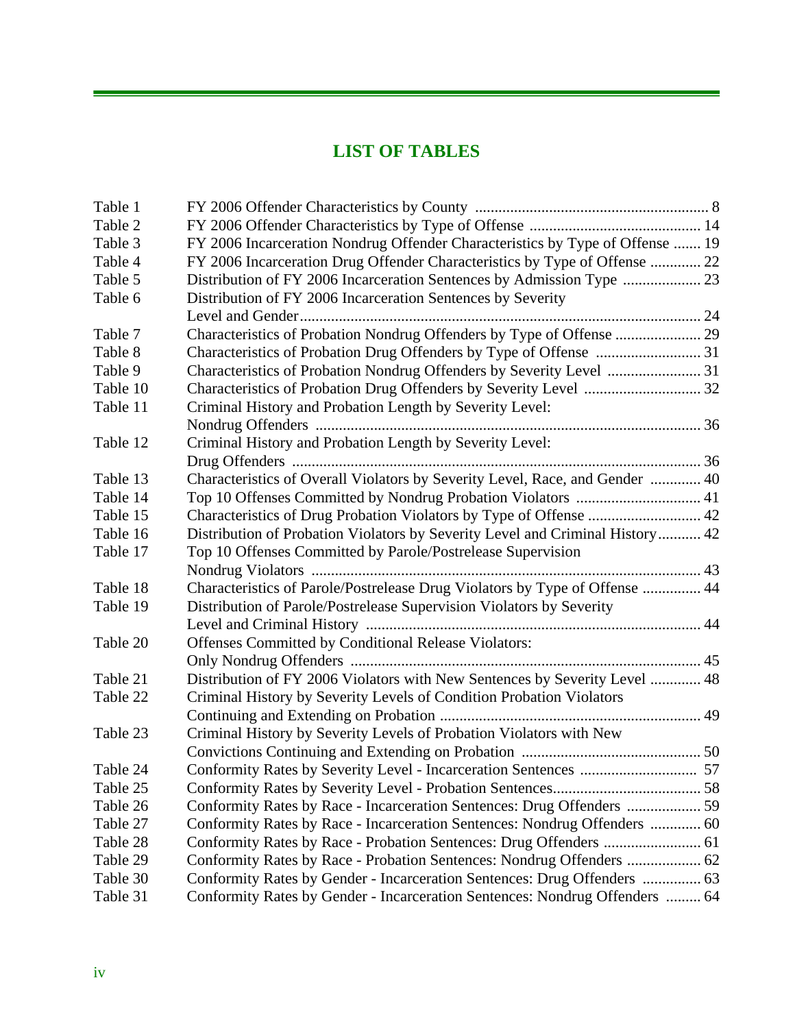# LIST OF TABLES

| | | |
|---|---|---|
| Table 1 | FY 2006 Offender Characteristics by County | 8 |
| Table 2 | FY 2006 Offender Characteristics by Type of Offense | 14 |
| Table 3 | FY 2006 Incarceration Nondrug Offender Characteristics by Type of Offense | 19 |
| Table 4 | FY 2006 Incarceration Drug Offender Characteristics by Type of Offense | 22 |
| Table 5 | Distribution of FY 2006 Incarceration Sentences by Admission Type | 23 |
| Table 6 | Distribution of FY 2006 Incarceration Sentences by Severity Level and Gender | 24 |
| Table 7 | Characteristics of Probation Nondrug Offenders by Type of Offense | 29 |
| Table 8 | Characteristics of Probation Drug Offenders by Type of Offense | 31 |
| Table 9 | Characteristics of Probation Nondrug Offenders by Severity Level | 31 |
| Table 10 | Characteristics of Probation Drug Offenders by Severity Level | 32 |
| Table 11 | Criminal History and Probation Length by Severity Level: Nondrug Offenders | 36 |
| Table 12 | Criminal History and Probation Length by Severity Level: Drug Offenders | 36 |
| Table 13 | Characteristics of Overall Violators by Severity Level, Race, and Gender | 40 |
| Table 14 | Top 10 Offenses Committed by Nondrug Probation Violators | 41 |
| Table 15 | Characteristics of Drug Probation Violators by Type of Offense | 42 |
| Table 16 | Distribution of Probation Violators by Severity Level and Criminal History | 42 |
| Table 17 | Top 10 Offenses Committed by Parole/Postrelease Supervision Nondrug Violators | 43 |
| Table 18 | Characteristics of Parole/Postrelease Drug Violators by Type of Offense | 44 |
| Table 19 | Distribution of Parole/Postrelease Supervision Violators by Severity Level and Criminal History | 44 |
| Table 20 | Offenses Committed by Conditional Release Violators: Only Nondrug Offenders | 45 |
| Table 21 | Distribution of FY 2006 Violators with New Sentences by Severity Level | 48 |
| Table 22 | Criminal History by Severity Levels of Condition Probation Violators Continuing and Extending on Probation | 49 |
| Table 23 | Criminal History by Severity Levels of Probation Violators with New Convictions Continuing and Extending on Probation | 50 |
| Table 24 | Conformity Rates by Severity Level - Incarceration Sentences | 57 |
| Table 25 | Conformity Rates by Severity Level - Probation Sentences | 58 |
| Table 26 | Conformity Rates by Race - Incarceration Sentences: Drug Offenders | 59 |
| Table 27 | Conformity Rates by Race - Incarceration Sentences: Nondrug Offenders | 60 |
| Table 28 | Conformity Rates by Race - Probation Sentences: Drug Offenders | 61 |
| Table 29 | Conformity Rates by Race - Probation Sentences: Nondrug Offenders | 62 |
| Table 30 | Conformity Rates by Gender - Incarceration Sentences: Drug Offenders | 63 |
| Table 31 | Conformity Rates by Gender - Incarceration Sentences: Nondrug Offenders | 64 |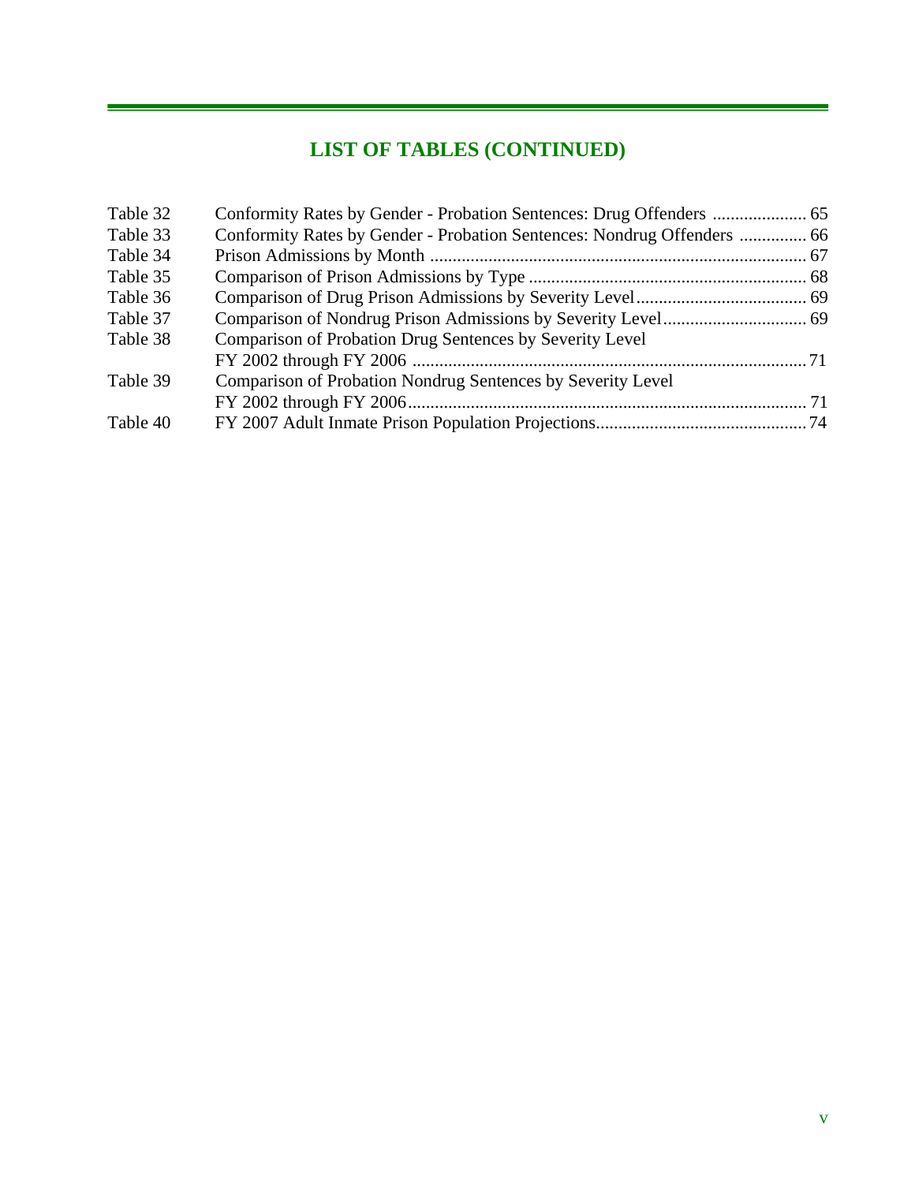# LIST OF TABLES (CONTINUED)

| | | |
|---|---|---|
| Table 32 | Conformity Rates by Gender - Probation Sentences: Drug Offenders | 65 |
| Table 33 | Conformity Rates by Gender - Probation Sentences: Nondrug Offenders | 66 |
| Table 34 | Prison Admissions by Month | 67 |
| Table 35 | Comparison of Prison Admissions by Type | 68 |
| Table 36 | Comparison of Drug Prison Admissions by Severity Level | 69 |
| Table 37 | Comparison of Nondrug Prison Admissions by Severity Level | 69 |
| Table 38 | Comparison of Probation Drug Sentences by Severity Level FY 2002 through FY 2006 | 71 |
| Table 39 | Comparison of Probation Nondrug Sentences by Severity Level FY 2002 through FY 2006 | 71 |
| Table 40 | FY 2007 Adult Inmate Prison Population Projections | 74 |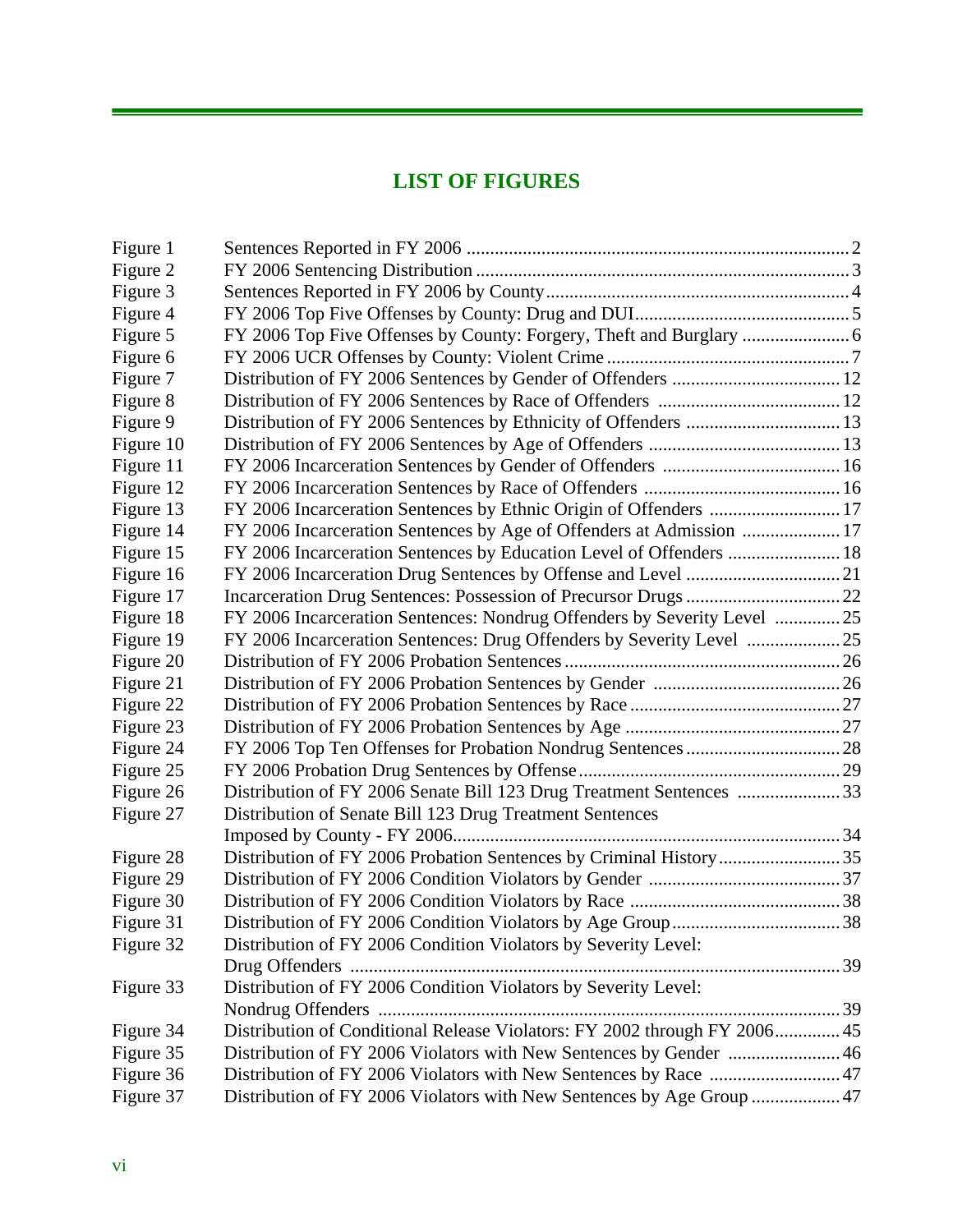## LIST OF FIGURES

| | | |
|---|---|---|
| Figure 1 | Sentences Reported in FY 2006 | 2 |
| Figure 2 | FY 2006 Sentencing Distribution | 3 |
| Figure 3 | Sentences Reported in FY 2006 by County | 4 |
| Figure 4 | FY 2006 Top Five Offenses by County: Drug and DUI | 5 |
| Figure 5 | FY 2006 Top Five Offenses by County: Forgery, Theft and Burglary | 6 |
| Figure 6 | FY 2006 UCR Offenses by County: Violent Crime | 7 |
| Figure 7 | Distribution of FY 2006 Sentences by Gender of Offenders | 12 |
| Figure 8 | Distribution of FY 2006 Sentences by Race of Offenders | 12 |
| Figure 9 | Distribution of FY 2006 Sentences by Ethnicity of Offenders | 13 |
| Figure 10 | Distribution of FY 2006 Sentences by Age of Offenders | 13 |
| Figure 11 | FY 2006 Incarceration Sentences by Gender of Offenders | 16 |
| Figure 12 | FY 2006 Incarceration Sentences by Race of Offenders | 16 |
| Figure 13 | FY 2006 Incarceration Sentences by Ethnic Origin of Offenders | 17 |
| Figure 14 | FY 2006 Incarceration Sentences by Age of Offenders at Admission | 17 |
| Figure 15 | FY 2006 Incarceration Sentences by Education Level of Offenders | 18 |
| Figure 16 | FY 2006 Incarceration Drug Sentences by Offense and Level | 21 |
| Figure 17 | Incarceration Drug Sentences: Possession of Precursor Drugs | 22 |
| Figure 18 | FY 2006 Incarceration Sentences: Nondrug Offenders by Severity Level | 25 |
| Figure 19 | FY 2006 Incarceration Sentences: Drug Offenders by Severity Level | 25 |
| Figure 20 | Distribution of FY 2006 Probation Sentences | 26 |
| Figure 21 | Distribution of FY 2006 Probation Sentences by Gender | 26 |
| Figure 22 | Distribution of FY 2006 Probation Sentences by Race | 27 |
| Figure 23 | Distribution of FY 2006 Probation Sentences by Age | 27 |
| Figure 24 | FY 2006 Top Ten Offenses for Probation Nondrug Sentences | 28 |
| Figure 25 | FY 2006 Probation Drug Sentences by Offense | 29 |
| Figure 26 | Distribution of FY 2006 Senate Bill 123 Drug Treatment Sentences | 33 |
| Figure 27 | Distribution of Senate Bill 123 Drug Treatment Sentences Imposed by County - FY 2006 | 34 |
| Figure 28 | Distribution of FY 2006 Probation Sentences by Criminal History | 35 |
| Figure 29 | Distribution of FY 2006 Condition Violators by Gender | 37 |
| Figure 30 | Distribution of FY 2006 Condition Violators by Race | 38 |
| Figure 31 | Distribution of FY 2006 Condition Violators by Age Group | 38 |
| Figure 32 | Distribution of FY 2006 Condition Violators by Severity Level: Drug Offenders | 39 |
| Figure 33 | Distribution of FY 2006 Condition Violators by Severity Level: Nondrug Offenders | 39 |
| Figure 34 | Distribution of Conditional Release Violators: FY 2002 through FY 2006 | 45 |
| Figure 35 | Distribution of FY 2006 Violators with New Sentences by Gender | 46 |
| Figure 36 | Distribution of FY 2006 Violators with New Sentences by Race | 47 |
| Figure 37 | Distribution of FY 2006 Violators with New Sentences by Age Group | 47 |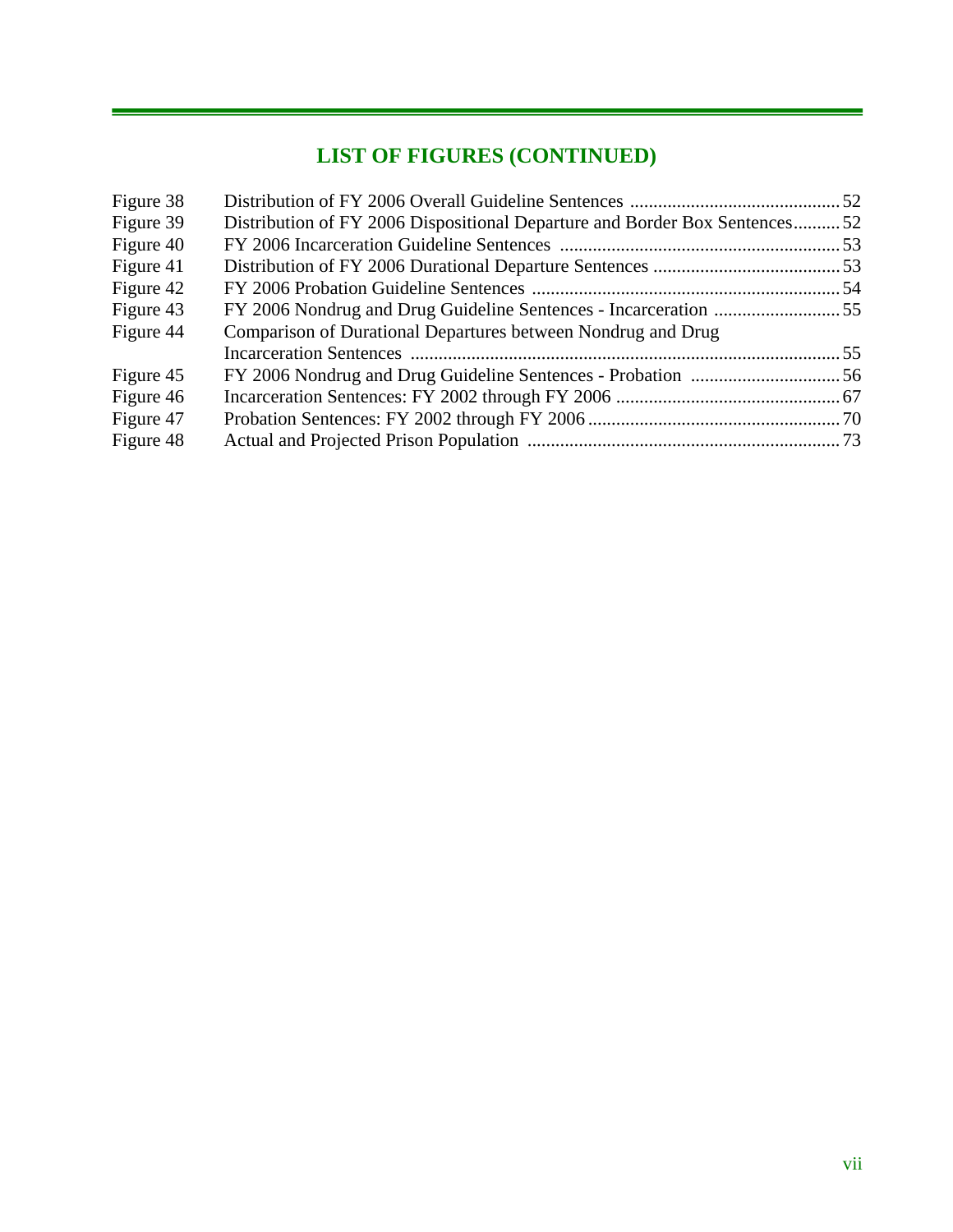## LIST OF FIGURES (CONTINUED)

| | | |
|---|---|---|
| Figure 38 | Distribution of FY 2006 Overall Guideline Sentences | 52 |
| Figure 39 | Distribution of FY 2006 Dispositional Departure and Border Box Sentences | 52 |
| Figure 40 | FY 2006 Incarceration Guideline Sentences | 53 |
| Figure 41 | Distribution of FY 2006 Durational Departure Sentences | 53 |
| Figure 42 | FY 2006 Probation Guideline Sentences | 54 |
| Figure 43 | FY 2006 Nondrug and Drug Guideline Sentences - Incarceration | 55 |
| Figure 44 | Comparison of Durational Departures between Nondrug and Drug Incarceration Sentences | 55 |
| Figure 45 | FY 2006 Nondrug and Drug Guideline Sentences - Probation | 56 |
| Figure 46 | Incarceration Sentences: FY 2002 through FY 2006 | 67 |
| Figure 47 | Probation Sentences: FY 2002 through FY 2006 | 70 |
| Figure 48 | Actual and Projected Prison Population | 73 |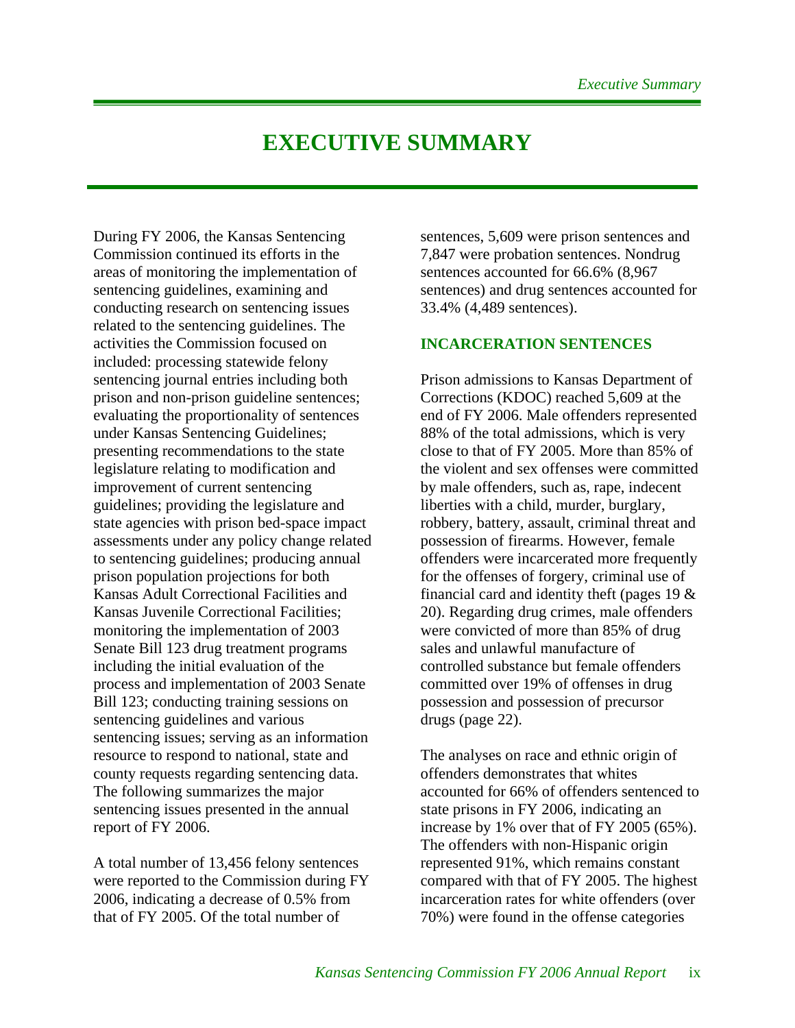# EXECUTIVE SUMMARY

During FY 2006, the Kansas Sentencing Commission continued its efforts in the areas of monitoring the implementation of sentencing guidelines, examining and conducting research on sentencing issues related to the sentencing guidelines. The activities the Commission focused on included: processing statewide felony sentencing journal entries including both prison and non-prison guideline sentences; evaluating the proportionality of sentences under Kansas Sentencing Guidelines; presenting recommendations to the state legislature relating to modification and improvement of current sentencing guidelines; providing the legislature and state agencies with prison bed-space impact assessments under any policy change related to sentencing guidelines; producing annual prison population projections for both Kansas Adult Correctional Facilities and Kansas Juvenile Correctional Facilities; monitoring the implementation of 2003 Senate Bill 123 drug treatment programs including the initial evaluation of the process and implementation of 2003 Senate Bill 123; conducting training sessions on sentencing guidelines and various sentencing issues; serving as an information resource to respond to national, state and county requests regarding sentencing data. The following summarizes the major sentencing issues presented in the annual report of FY 2006.

A total number of 13,456 felony sentences were reported to the Commission during FY 2006, indicating a decrease of 0.5% from that of FY 2005. Of the total number of sentences, 5,609 were prison sentences and 7,847 were probation sentences. Nondrug sentences accounted for 66.6% (8,967 sentences) and drug sentences accounted for 33.4% (4,489 sentences).

## INCARCERATION SENTENCES

Prison admissions to Kansas Department of Corrections (KDOC) reached 5,609 at the end of FY 2006. Male offenders represented 88% of the total admissions, which is very close to that of FY 2005. More than 85% of the violent and sex offenses were committed by male offenders, such as, rape, indecent liberties with a child, murder, burglary, robbery, battery, assault, criminal threat and possession of firearms. However, female offenders were incarcerated more frequently for the offenses of forgery, criminal use of financial card and identity theft (pages 19 & 20). Regarding drug crimes, male offenders were convicted of more than 85% of drug sales and unlawful manufacture of controlled substance but female offenders committed over 19% of offenses in drug possession and possession of precursor drugs (page 22).

The analyses on race and ethnic origin of offenders demonstrates that whites accounted for 66% of offenders sentenced to state prisons in FY 2006, indicating an increase by 1% over that of FY 2005 (65%). The offenders with non-Hispanic origin represented 91%, which remains constant compared with that of FY 2005. The highest incarceration rates for white offenders (over 70%) were found in the offense categories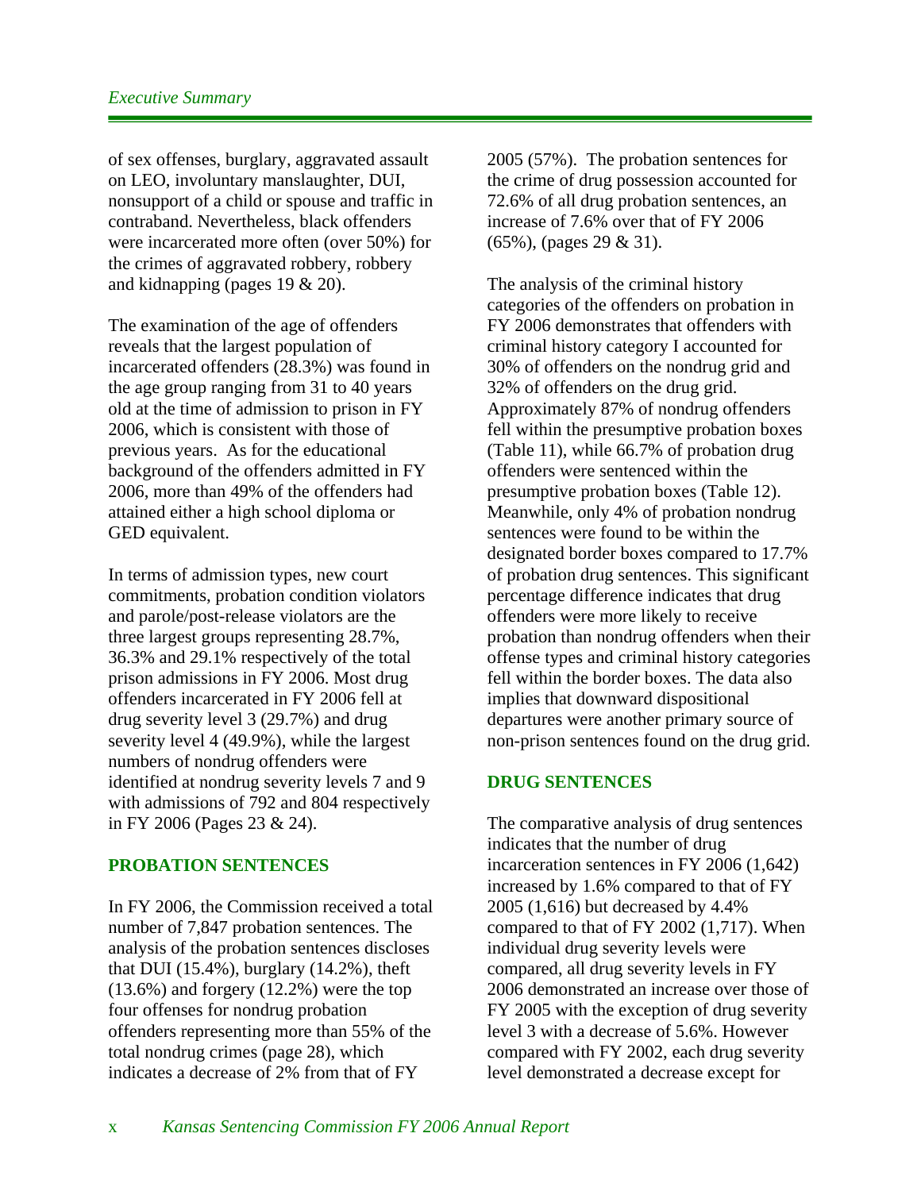of sex offenses, burglary, aggravated assault on LEO, involuntary manslaughter, DUI, nonsupport of a child or spouse and traffic in contraband. Nevertheless, black offenders were incarcerated more often (over 50%) for the crimes of aggravated robbery, robbery and kidnapping (pages 19 & 20).

The examination of the age of offenders reveals that the largest population of incarcerated offenders (28.3%) was found in the age group ranging from 31 to 40 years old at the time of admission to prison in FY 2006, which is consistent with those of previous years. As for the educational background of the offenders admitted in FY 2006, more than 49% of the offenders had attained either a high school diploma or GED equivalent.

In terms of admission types, new court commitments, probation condition violators and parole/post-release violators are the three largest groups representing 28.7%, 36.3% and 29.1% respectively of the total prison admissions in FY 2006. Most drug offenders incarcerated in FY 2006 fell at drug severity level 3 (29.7%) and drug severity level 4 (49.9%), while the largest numbers of nondrug offenders were identified at nondrug severity levels 7 and 9 with admissions of 792 and 804 respectively in FY 2006 (Pages 23 & 24).

## PROBATION SENTENCES

In FY 2006, the Commission received a total number of 7,847 probation sentences. The analysis of the probation sentences discloses that DUI (15.4%), burglary (14.2%), theft (13.6%) and forgery (12.2%) were the top four offenses for nondrug probation offenders representing more than 55% of the total nondrug crimes (page 28), which indicates a decrease of 2% from that of FY 2005 (57%). The probation sentences for the crime of drug possession accounted for 72.6% of all drug probation sentences, an increase of 7.6% over that of FY 2006 (65%), (pages 29 & 31).

The analysis of the criminal history categories of the offenders on probation in FY 2006 demonstrates that offenders with criminal history category I accounted for 30% of offenders on the nondrug grid and 32% of offenders on the drug grid. Approximately 87% of nondrug offenders fell within the presumptive probation boxes (Table 11), while 66.7% of probation drug offenders were sentenced within the presumptive probation boxes (Table 12). Meanwhile, only 4% of probation nondrug sentences were found to be within the designated border boxes compared to 17.7% of probation drug sentences. This significant percentage difference indicates that drug offenders were more likely to receive probation than nondrug offenders when their offense types and criminal history categories fell within the border boxes. The data also implies that downward dispositional departures were another primary source of non-prison sentences found on the drug grid.

## DRUG SENTENCES

The comparative analysis of drug sentences indicates that the number of drug incarceration sentences in FY 2006 (1,642) increased by 1.6% compared to that of FY 2005 (1,616) but decreased by 4.4% compared to that of FY 2002 (1,717). When individual drug severity levels were compared, all drug severity levels in FY 2006 demonstrated an increase over those of FY 2005 with the exception of drug severity level 3 with a decrease of 5.6%. However compared with FY 2002, each drug severity level demonstrated a decrease except for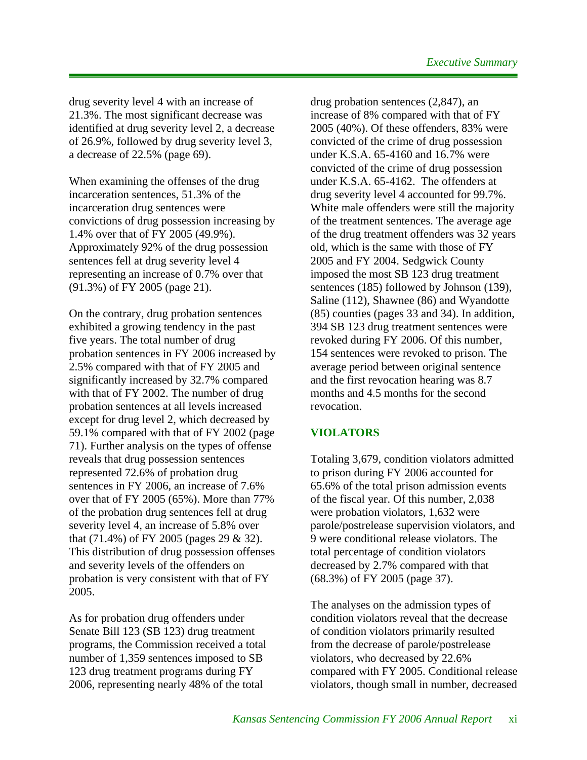drug severity level 4 with an increase of 21.3%. The most significant decrease was identified at drug severity level 2, a decrease of 26.9%, followed by drug severity level 3, a decrease of 22.5% (page 69).

When examining the offenses of the drug incarceration sentences, 51.3% of the incarceration drug sentences were convictions of drug possession increasing by 1.4% over that of FY 2005 (49.9%). Approximately 92% of the drug possession sentences fell at drug severity level 4 representing an increase of 0.7% over that (91.3%) of FY 2005 (page 21).

On the contrary, drug probation sentences exhibited a growing tendency in the past five years. The total number of drug probation sentences in FY 2006 increased by 2.5% compared with that of FY 2005 and significantly increased by 32.7% compared with that of FY 2002. The number of drug probation sentences at all levels increased except for drug level 2, which decreased by 59.1% compared with that of FY 2002 (page 71). Further analysis on the types of offense reveals that drug possession sentences represented 72.6% of probation drug sentences in FY 2006, an increase of 7.6% over that of FY 2005 (65%). More than 77% of the probation drug sentences fell at drug severity level 4, an increase of 5.8% over that (71.4%) of FY 2005 (pages 29 & 32). This distribution of drug possession offenses and severity levels of the offenders on probation is very consistent with that of FY 2005.

As for probation drug offenders under Senate Bill 123 (SB 123) drug treatment programs, the Commission received a total number of 1,359 sentences imposed to SB 123 drug treatment programs during FY 2006, representing nearly 48% of the total drug probation sentences (2,847), an increase of 8% compared with that of FY 2005 (40%). Of these offenders, 83% were convicted of the crime of drug possession under K.S.A. 65-4160 and 16.7% were convicted of the crime of drug possession under K.S.A. 65-4162. The offenders at drug severity level 4 accounted for 99.7%. White male offenders were still the majority of the treatment sentences. The average age of the drug treatment offenders was 32 years old, which is the same with those of FY 2005 and FY 2004. Sedgwick County imposed the most SB 123 drug treatment sentences (185) followed by Johnson (139), Saline (112), Shawnee (86) and Wyandotte (85) counties (pages 33 and 34). In addition, 394 SB 123 drug treatment sentences were revoked during FY 2006. Of this number, 154 sentences were revoked to prison. The average period between original sentence and the first revocation hearing was 8.7 months and 4.5 months for the second revocation.

## VIOLATORS

Totaling 3,679, condition violators admitted to prison during FY 2006 accounted for 65.6% of the total prison admission events of the fiscal year. Of this number, 2,038 were probation violators, 1,632 were parole/postrelease supervision violators, and 9 were conditional release violators. The total percentage of condition violators decreased by 2.7% compared with that (68.3%) of FY 2005 (page 37).

The analyses on the admission types of condition violators reveal that the decrease of condition violators primarily resulted from the decrease of parole/postrelease violators, who decreased by 22.6% compared with FY 2005. Conditional release violators, though small in number, decreased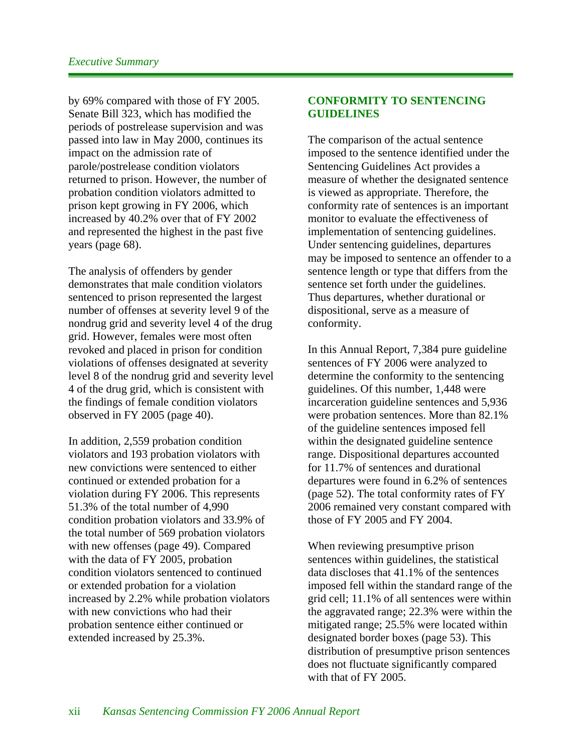by 69% compared with those of FY 2005. Senate Bill 323, which has modified the periods of postrelease supervision and was passed into law in May 2000, continues its impact on the admission rate of parole/postrelease condition violators returned to prison. However, the number of probation condition violators admitted to prison kept growing in FY 2006, which increased by 40.2% over that of FY 2002 and represented the highest in the past five years (page 68).

The analysis of offenders by gender demonstrates that male condition violators sentenced to prison represented the largest number of offenses at severity level 9 of the nondrug grid and severity level 4 of the drug grid. However, females were most often revoked and placed in prison for condition violations of offenses designated at severity level 8 of the nondrug grid and severity level 4 of the drug grid, which is consistent with the findings of female condition violators observed in FY 2005 (page 40).

In addition, 2,559 probation condition violators and 193 probation violators with new convictions were sentenced to either continued or extended probation for a violation during FY 2006. This represents 51.3% of the total number of 4,990 condition probation violators and 33.9% of the total number of 569 probation violators with new offenses (page 49). Compared with the data of FY 2005, probation condition violators sentenced to continued or extended probation for a violation increased by 2.2% while probation violators with new convictions who had their probation sentence either continued or extended increased by 25.3%.

## CONFORMITY TO SENTENCING GUIDELINES

The comparison of the actual sentence imposed to the sentence identified under the Sentencing Guidelines Act provides a measure of whether the designated sentence is viewed as appropriate. Therefore, the conformity rate of sentences is an important monitor to evaluate the effectiveness of implementation of sentencing guidelines. Under sentencing guidelines, departures may be imposed to sentence an offender to a sentence length or type that differs from the sentence set forth under the guidelines. Thus departures, whether durational or dispositional, serve as a measure of conformity.

In this Annual Report, 7,384 pure guideline sentences of FY 2006 were analyzed to determine the conformity to the sentencing guidelines. Of this number, 1,448 were incarceration guideline sentences and 5,936 were probation sentences. More than 82.1% of the guideline sentences imposed fell within the designated guideline sentence range. Dispositional departures accounted for 11.7% of sentences and durational departures were found in 6.2% of sentences (page 52). The total conformity rates of FY 2006 remained very constant compared with those of FY 2005 and FY 2004.

When reviewing presumptive prison sentences within guidelines, the statistical data discloses that 41.1% of the sentences imposed fell within the standard range of the grid cell; 11.1% of all sentences were within the aggravated range; 22.3% were within the mitigated range; 25.5% were located within designated border boxes (page 53). This distribution of presumptive prison sentences does not fluctuate significantly compared with that of FY 2005.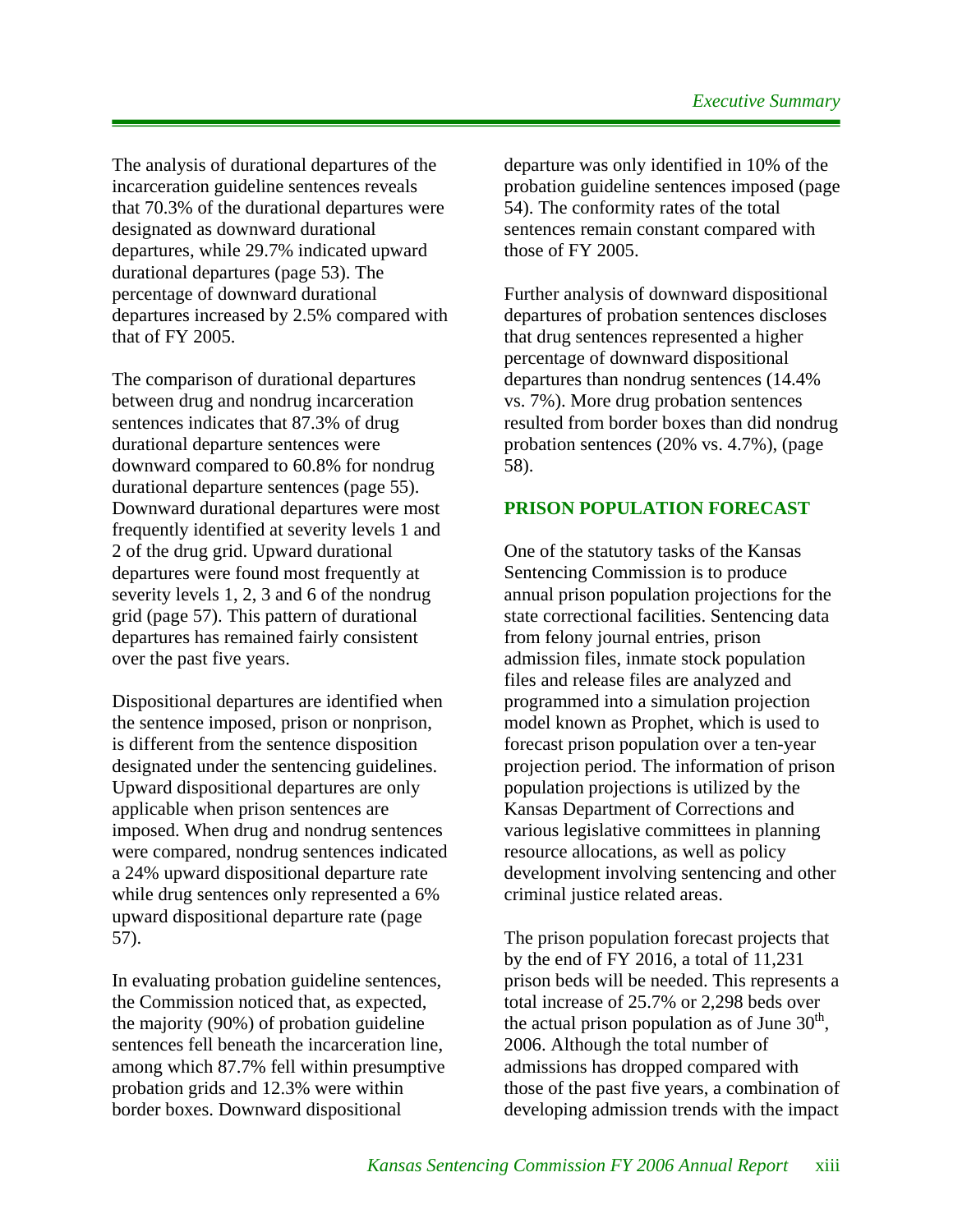The analysis of durational departures of the incarceration guideline sentences reveals that 70.3% of the durational departures were designated as downward durational departures, while 29.7% indicated upward durational departures (page 53). The percentage of downward durational departures increased by 2.5% compared with that of FY 2005.

The comparison of durational departures between drug and nondrug incarceration sentences indicates that 87.3% of drug durational departure sentences were downward compared to 60.8% for nondrug durational departure sentences (page 55). Downward durational departures were most frequently identified at severity levels 1 and 2 of the drug grid. Upward durational departures were found most frequently at severity levels 1, 2, 3 and 6 of the nondrug grid (page 57). This pattern of durational departures has remained fairly consistent over the past five years.

Dispositional departures are identified when the sentence imposed, prison or nonprison, is different from the sentence disposition designated under the sentencing guidelines. Upward dispositional departures are only applicable when prison sentences are imposed. When drug and nondrug sentences were compared, nondrug sentences indicated a 24% upward dispositional departure rate while drug sentences only represented a 6% upward dispositional departure rate (page 57).

In evaluating probation guideline sentences, the Commission noticed that, as expected, the majority (90%) of probation guideline sentences fell beneath the incarceration line, among which 87.7% fell within presumptive probation grids and 12.3% were within border boxes. Downward dispositional departure was only identified in 10% of the probation guideline sentences imposed (page 54). The conformity rates of the total sentences remain constant compared with those of FY 2005.

Further analysis of downward dispositional departures of probation sentences discloses that drug sentences represented a higher percentage of downward dispositional departures than nondrug sentences (14.4% vs. 7%). More drug probation sentences resulted from border boxes than did nondrug probation sentences (20% vs. 4.7%), (page 58).

## PRISON POPULATION FORECAST

One of the statutory tasks of the Kansas Sentencing Commission is to produce annual prison population projections for the state correctional facilities. Sentencing data from felony journal entries, prison admission files, inmate stock population files and release files are analyzed and programmed into a simulation projection model known as Prophet, which is used to forecast prison population over a ten-year projection period. The information of prison population projections is utilized by the Kansas Department of Corrections and various legislative committees in planning resource allocations, as well as policy development involving sentencing and other criminal justice related areas.

The prison population forecast projects that by the end of FY 2016, a total of 11,231 prison beds will be needed. This represents a total increase of 25.7% or 2,298 beds over the actual prison population as of June 30th, 2006. Although the total number of admissions has dropped compared with those of the past five years, a combination of developing admission trends with the impact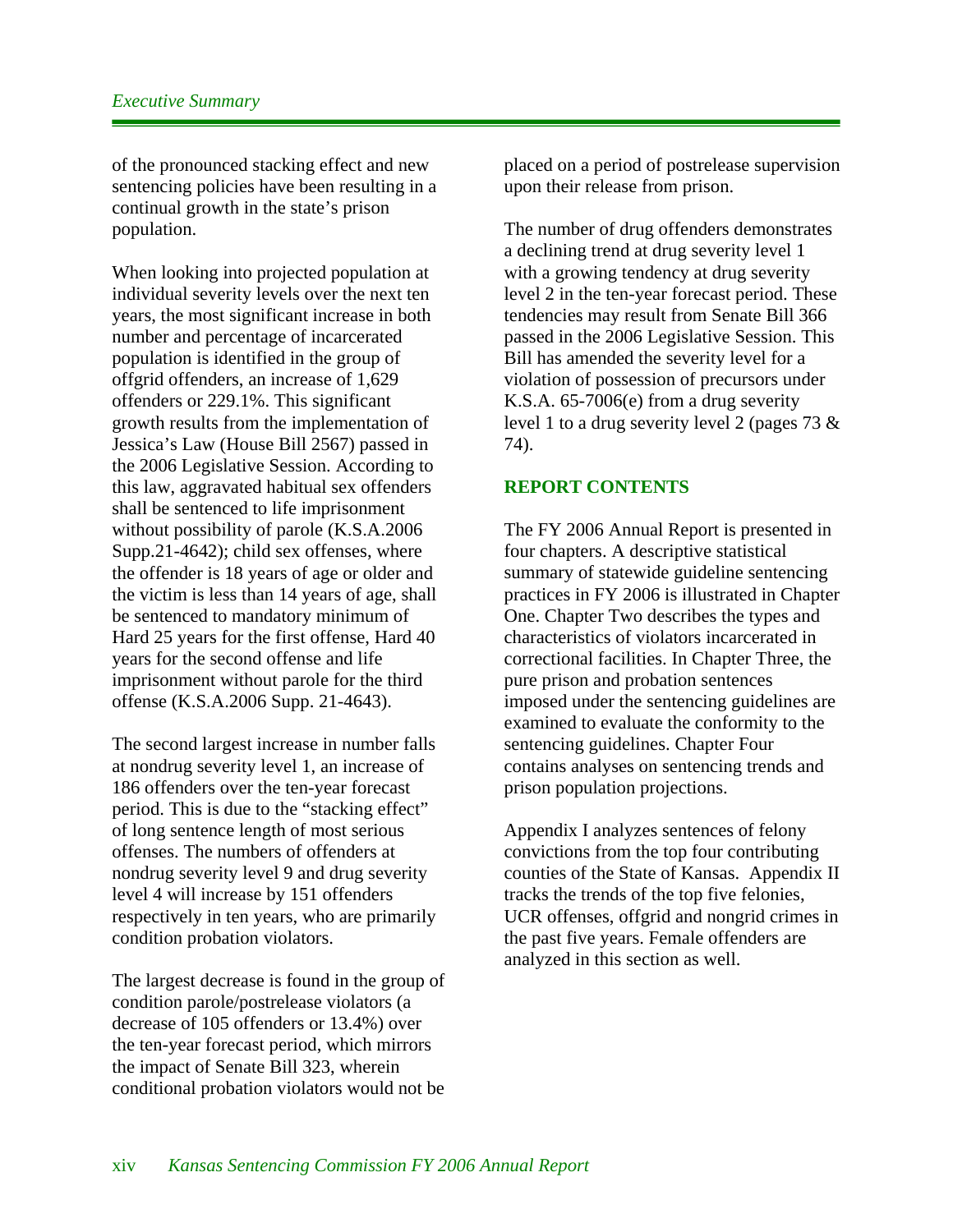of the pronounced stacking effect and new sentencing policies have been resulting in a continual growth in the state's prison population.

When looking into projected population at individual severity levels over the next ten years, the most significant increase in both number and percentage of incarcerated population is identified in the group of offgrid offenders, an increase of 1,629 offenders or 229.1%. This significant growth results from the implementation of Jessica's Law (House Bill 2567) passed in the 2006 Legislative Session. According to this law, aggravated habitual sex offenders shall be sentenced to life imprisonment without possibility of parole (K.S.A.2006 Supp.21-4642); child sex offenses, where the offender is 18 years of age or older and the victim is less than 14 years of age, shall be sentenced to mandatory minimum of Hard 25 years for the first offense, Hard 40 years for the second offense and life imprisonment without parole for the third offense (K.S.A.2006 Supp. 21-4643).

The second largest increase in number falls at nondrug severity level 1, an increase of 186 offenders over the ten-year forecast period. This is due to the "stacking effect" of long sentence length of most serious offenses. The numbers of offenders at nondrug severity level 9 and drug severity level 4 will increase by 151 offenders respectively in ten years, who are primarily condition probation violators.

The largest decrease is found in the group of condition parole/postrelease violators (a decrease of 105 offenders or 13.4%) over the ten-year forecast period, which mirrors the impact of Senate Bill 323, wherein conditional probation violators would not be placed on a period of postrelease supervision upon their release from prison.

The number of drug offenders demonstrates a declining trend at drug severity level 1 with a growing tendency at drug severity level 2 in the ten-year forecast period. These tendencies may result from Senate Bill 366 passed in the 2006 Legislative Session. This Bill has amended the severity level for a violation of possession of precursors under K.S.A. 65-7006(e) from a drug severity level 1 to a drug severity level 2 (pages 73 & 74).

**REPORT CONTENTS**

The FY 2006 Annual Report is presented in four chapters. A descriptive statistical summary of statewide guideline sentencing practices in FY 2006 is illustrated in Chapter One. Chapter Two describes the types and characteristics of violators incarcerated in correctional facilities. In Chapter Three, the pure prison and probation sentences imposed under the sentencing guidelines are examined to evaluate the conformity to the sentencing guidelines. Chapter Four contains analyses on sentencing trends and prison population projections.

Appendix I analyzes sentences of felony convictions from the top four contributing counties of the State of Kansas. Appendix II tracks the trends of the top five felonies, UCR offenses, offgrid and nongrid crimes in the past five years. Female offenders are analyzed in this section as well.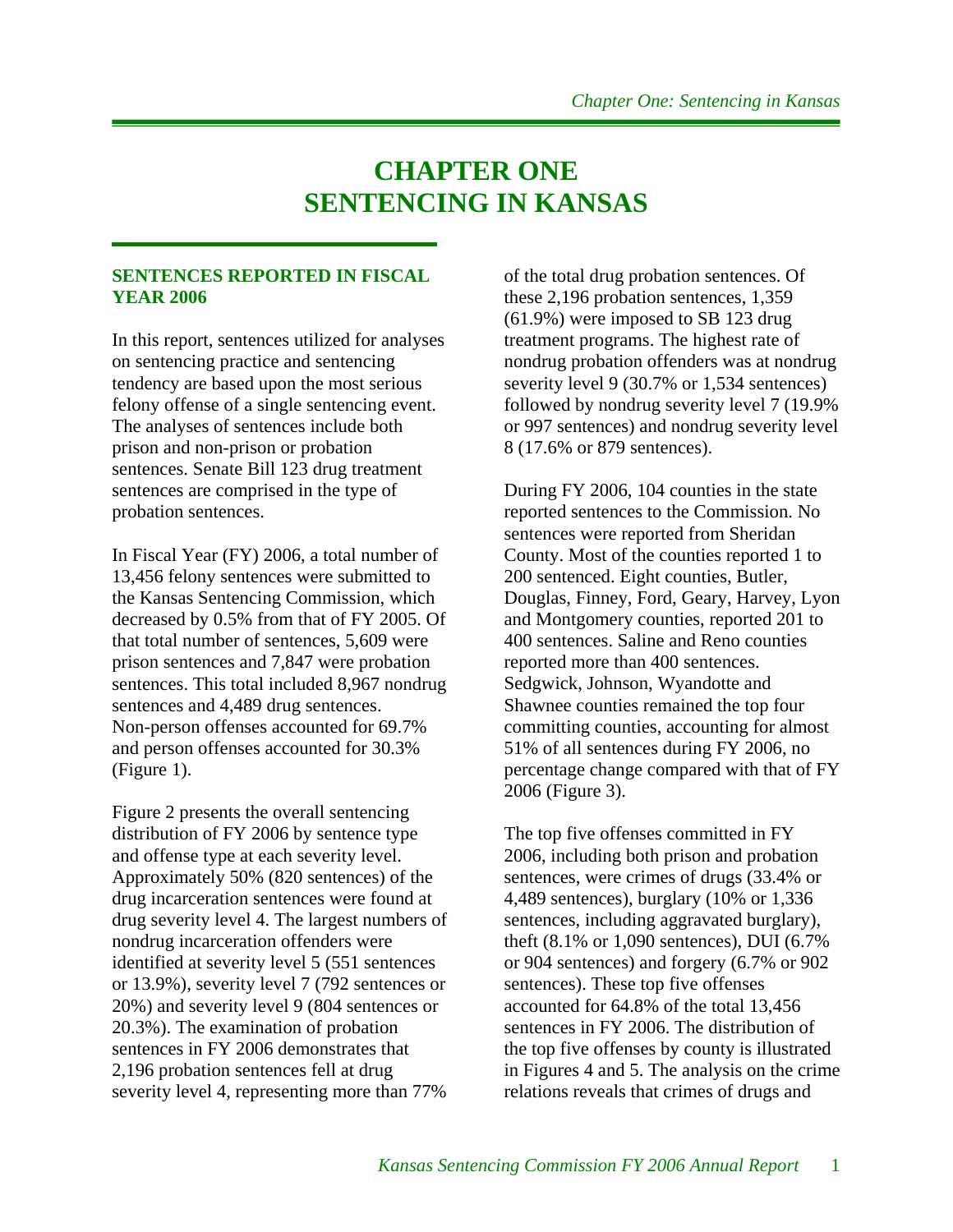# CHAPTER ONE
# SENTENCING IN KANSAS

## SENTENCES REPORTED IN FISCAL YEAR 2006

In this report, sentences utilized for analyses on sentencing practice and sentencing tendency are based upon the most serious felony offense of a single sentencing event. The analyses of sentences include both prison and non-prison or probation sentences. Senate Bill 123 drug treatment sentences are comprised in the type of probation sentences.

In Fiscal Year (FY) 2006, a total number of 13,456 felony sentences were submitted to the Kansas Sentencing Commission, which decreased by 0.5% from that of FY 2005. Of that total number of sentences, 5,609 were prison sentences and 7,847 were probation sentences. This total included 8,967 nondrug sentences and 4,489 drug sentences. Non-person offenses accounted for 69.7% and person offenses accounted for 30.3% (Figure 1).

Figure 2 presents the overall sentencing distribution of FY 2006 by sentence type and offense type at each severity level. Approximately 50% (820 sentences) of the drug incarceration sentences were found at drug severity level 4. The largest numbers of nondrug incarceration offenders were identified at severity level 5 (551 sentences or 13.9%), severity level 7 (792 sentences or 20%) and severity level 9 (804 sentences or 20.3%). The examination of probation sentences in FY 2006 demonstrates that 2,196 probation sentences fell at drug severity level 4, representing more than 77% of the total drug probation sentences. Of these 2,196 probation sentences, 1,359 (61.9%) were imposed to SB 123 drug treatment programs. The highest rate of nondrug probation offenders was at nondrug severity level 9 (30.7% or 1,534 sentences) followed by nondrug severity level 7 (19.9% or 997 sentences) and nondrug severity level 8 (17.6% or 879 sentences).

During FY 2006, 104 counties in the state reported sentences to the Commission. No sentences were reported from Sheridan County. Most of the counties reported 1 to 200 sentenced. Eight counties, Butler, Douglas, Finney, Ford, Geary, Harvey, Lyon and Montgomery counties, reported 201 to 400 sentences. Saline and Reno counties reported more than 400 sentences. Sedgwick, Johnson, Wyandotte and Shawnee counties remained the top four committing counties, accounting for almost 51% of all sentences during FY 2006, no percentage change compared with that of FY 2006 (Figure 3).

The top five offenses committed in FY 2006, including both prison and probation sentences, were crimes of drugs (33.4% or 4,489 sentences), burglary (10% or 1,336 sentences, including aggravated burglary), theft (8.1% or 1,090 sentences), DUI (6.7% or 904 sentences) and forgery (6.7% or 902 sentences). These top five offenses accounted for 64.8% of the total 13,456 sentences in FY 2006. The distribution of the top five offenses by county is illustrated in Figures 4 and 5. The analysis on the crime relations reveals that crimes of drugs and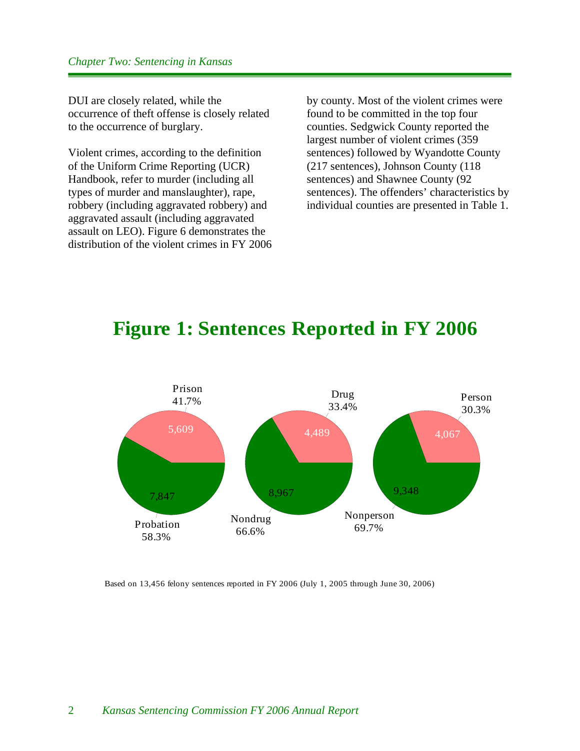DUI are closely related, while the occurrence of theft offense is closely related to the occurrence of burglary.

Violent crimes, according to the definition of the Uniform Crime Reporting (UCR) Handbook, refer to murder (including all types of murder and manslaughter), rape, robbery (including aggravated robbery) and aggravated assault (including aggravated assault on LEO). Figure 6 demonstrates the distribution of the violent crimes in FY 2006 by county. Most of the violent crimes were found to be committed in the top four counties. Sedgwick County reported the largest number of violent crimes (359 sentences) followed by Wyandotte County (217 sentences), Johnson County (118 sentences) and Shawnee County (92 sentences). The offenders' characteristics by individual counties are presented in Table 1.

# Figure 1: Sentences Reported in FY 2006

Prison
41.7%
5,609

7,847
Probation
58.3%

Drug
33.4%
4,489

8,967
Nondrug
66.6%

Person
30.3%
4,067

9,348
Nonperson
69.7%

Based on 13,456 felony sentences reported in FY 2006 (July 1, 2005 through June 30, 2006)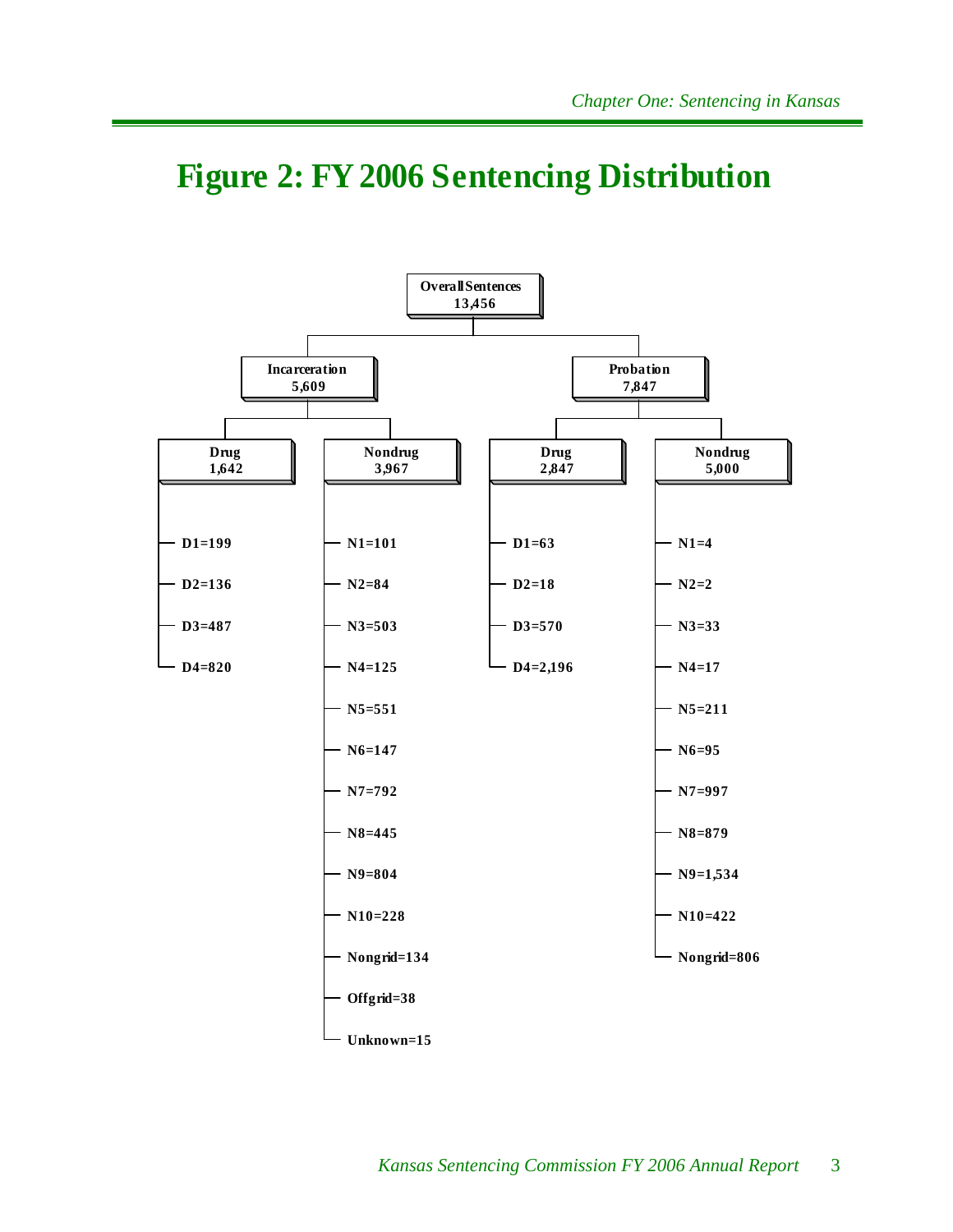# Figure 2: FY 2006 Sentencing Distribution

Overall Sentences
13,456

Incarceration
5,609

Probation
7,847

Drug
1,642

D1=199
D2=136
D3=487
D4=820

Nondrug
3,967

N1=101
N2=84
N3=503
N4=125
N5=551
N6=147
N7=792
N8=445
N9=804
N10=228
Nongrid=134
Offgrid=38
Unknown=15

Drug
2,847

D1=63
D2=18
D3=570
D4=2,196

Nondrug
5,000

N1=4
N2=2
N3=33
N4=17
N5=211
N6=95
N7=997
N8=879
N9=1,534
N10=422
Nongrid=806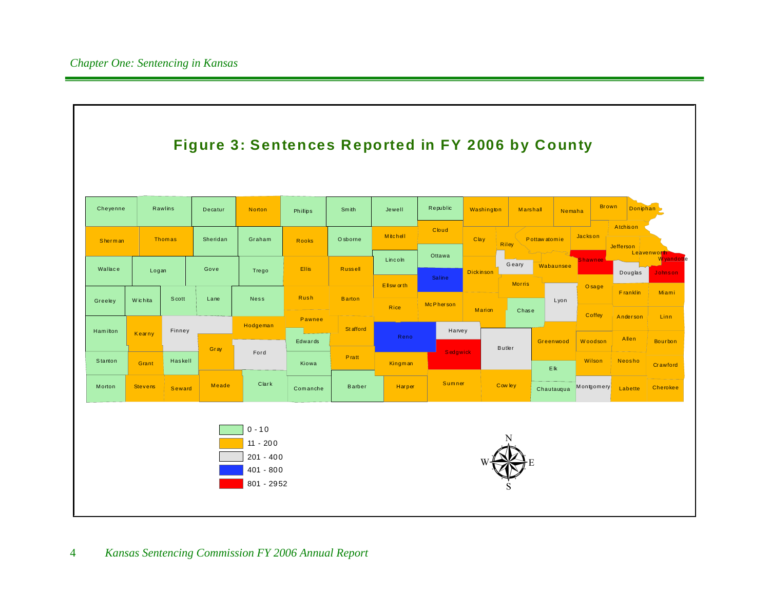**Figure 3: Sentences Reported in FY 2006 by County**

Cheyenne
Rawlins
Decatur
Norton
Phillips
Smith
Jewell
Republic
Washington
Marshall
Nemaha
Brown
Doniphan
Sherman
Thomas
Sheridan
Graham
Rooks
Osborne
Mitchell
Cloud
Clay
Riley
Pottawatomie
Jackson
Atchison
Jefferson
Leavenworth
Wyandotte
Wallace
Logan
Gove
Trego
Ellis
Russell
Lincoln
Ottawa
Geary
Wabaunsee
Shawnee
Douglas
Johnson
Saline
Dickinson
Ellsworth
Morris
Osage
Franklin
Miami
Greeley
Wichita
Scott
Lane
Ness
Rush
Barton
Rice
McPherson
Marion
Chase
Lyon
Coffey
Anderson
Linn
Hamilton
Kearny
Finney
Hodgeman
Pawnee
Stafford
Reno
Harvey
Edwards
Butler
Greenwood
Woodson
Allen
Bourbon
Gray
Ford
Sedgwick
Stanton
Grant
Haskell
Kiowa
Pratt
Kingman
Elk
Wilson
Neosho
Crawford
Morton
Stevens
Seward
Meade
Clark
Comanche
Barber
Harper
Sumner
Cowley
Chautauqua
Montgomery
Labette
Cherokee

0 - 10
11 - 200
201 - 400
401 - 800
801 - 2952

N
W
E
S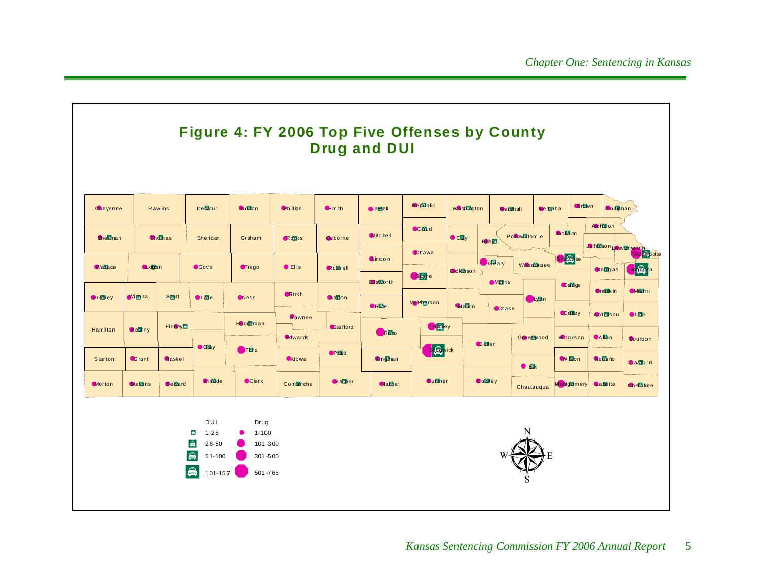## Figure 4: FY 2006 Top Five Offenses by County
## Drug and DUI

Cheyenne Rawlins Decatur Norton Phillips Smith Jewell Republic Washington Marshall Nemaha Brown Doniphan

Sherman Thomas Sheridan Graham Rooks Osborne Mitchell Cloud Clay Riley Pottawatomie Jackson Atchison Jefferson Leavenworth Wyandotte

Wallace Logan Gove Trego Ellis Russell Lincoln Ottawa Dickinson Geary Wabaunsee Shawnee Douglas Johnson

Greeley Wichita Scott Lane Ness Rush Barton Ellsworth Saline Morris Osage Franklin Miami

Rice McPherson Marion Chase Lyon Coffey Anderson Linn

Hamilton Kearny Finney Hodgeman Pawnee Stafford Edwards Reno Harvey Greenwood Woodson Allen Bourbon

Gray Ford Pratt Butler

Stanton Grant Haskell Kiowa Kingman Sedgwick Elk Wilson Neosho Crawford

Morton Stevens Seward Meade Clark Comanche Barber Harper Sumner Cowley Chautauqua Montgomery Labette Cherokee

DUI
1-25
26-50
51-100
101-157

Drug
1-100
101-300
301-500
501-765

N
W E
S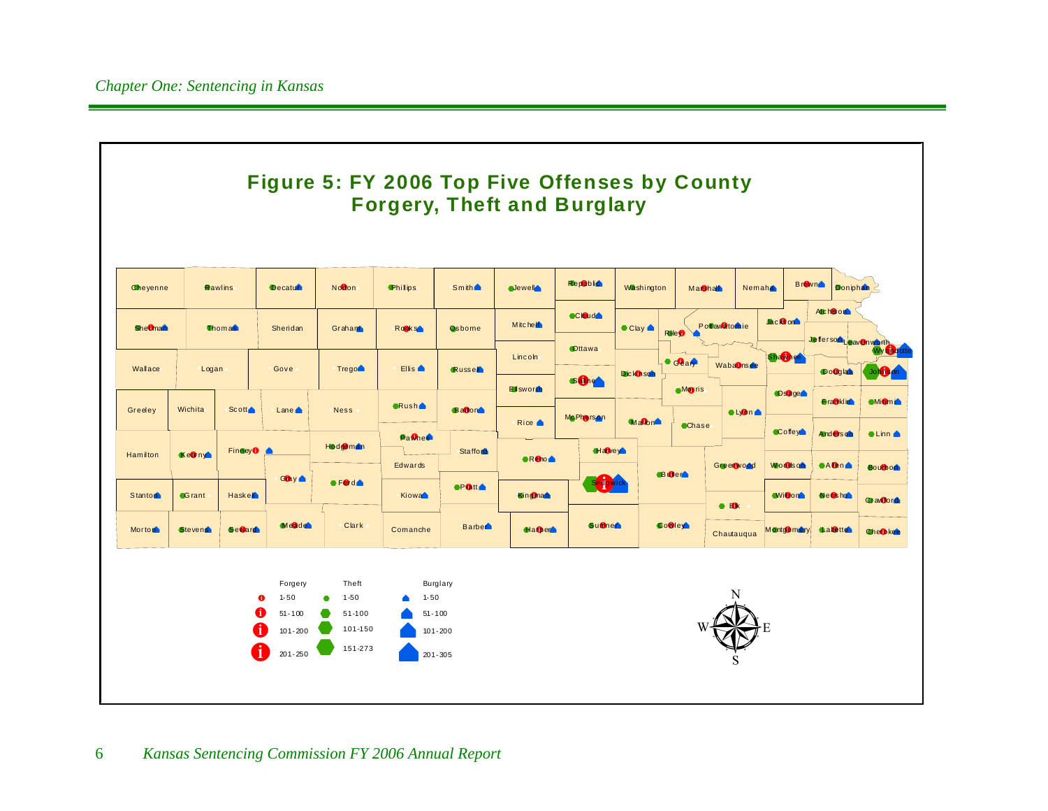## Figure 5: FY 2006 Top Five Offenses by County
## Forgery, Theft and Burglary

Cheyenne
Rawlins
Decatur
Norton
Phillips
Smith
Jewell
Republic
Washington
Marshall
Nemaha
Brown
Doniphan
Sherman
Thomas
Sheridan
Graham
Rooks
Osborne
Mitchell
Cloud
Clay
Riley
Pottawatomie
Jackson
Atchison
Jefferson
Leavenworth
Wyandotte
Wallace
Logan
Gove
Trego
Ellis
Russell
Lincoln
Ottawa
Dickinson
Geary
Wabaunsee
Shawnee
Douglas
Johnson
Ellsworth
Saline
Morris
Greeley
Wichita
Scott
Lane
Ness
Rush
Barton
Rice
McPherson
Marion
Chase
Lyon
Osage
Franklin
Miami
Hamilton
Kearny
Finney
Hodgeman
Pawnee
Stafford
Reno
Harvey
Coffey
Anderson
Linn
Edwards
Greenwood
Woodson
Allen
Bourbon
Gray
Ford
Pratt
Butler
Stanton
Grant
Haskell
Kiowa
Kingman
Sedgwick
Elk
Wilson
Neosho
Crawford
Morton
Stevens
Seward
Meade
Clark
Comanche
Barber
Harper
Sumner
Cowley
Chautauqua
Montgomery
Labette
Cherokee

Forgery
1-50
51-100
101-200
201-250

Theft
1-50
51-100
101-150
151-273

Burglary
1-50
51-100
101-200
201-305

N
W
E
S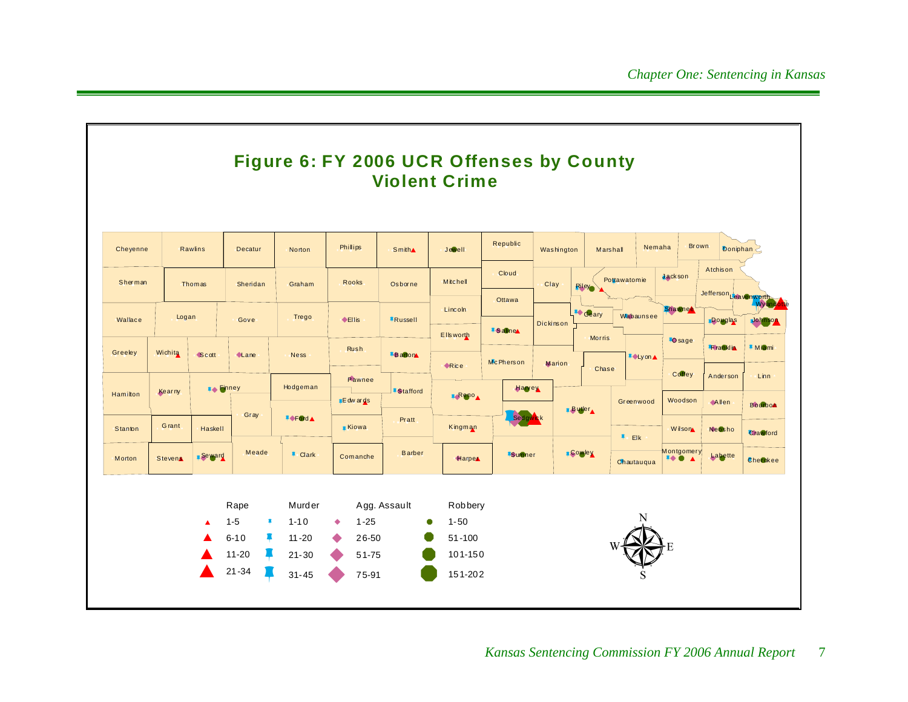## Figure 6: FY 2006 UCR Offenses by County
## Violent Crime

Cheyenne, Rawlins, Decatur, Norton, Phillips, Smith, Jewell, Republic, Washington, Marshall, Nemaha, Brown, Doniphan

Sherman, Thomas, Sheridan, Graham, Rooks, Osborne, Mitchell, Cloud, Clay, Riley, Pottawatomie, Jackson, Atchison

Jefferson, Leavenworth, Wyandotte

Wallace, Logan, Gove, Trego, Ellis, Russell, Lincoln, Ottawa, Dickinson, Geary, Wabaunsee, Shawnee, Douglas, Johnson

Ellsworth, Saline, Morris

Greeley, Wichita, Scott, Lane, Ness, Rush, Barton, Rice, McPherson, Marion, Chase, Lyon, Osage, Franklin, Miami

Pawnee, Coffey, Anderson, Linn

Hamilton, Kearny, Finney, Hodgeman, Edwards, Stafford, Reno, Harvey, Greenwood, Woodson, Allen, Bourbon

Gray, Ford, Pratt, Kingman, Sedgwick, Butler

Stanton, Grant, Haskell, Kiowa, Elk, Wilson, Neosho, Crawford

Morton, Stevens, Seward, Meade, Clark, Comanche, Barber, Harper, Sumner, Cowley, Chautauqua, Montgomery, Labette, Cherokee

Rape: 1-5, 6-10, 11-20, 21-34

Murder: 1-10, 11-20, 21-30, 31-45

Agg. Assault: 1-25, 26-50, 51-75, 75-91

Robbery: 1-50, 51-100, 101-150, 151-202

N, E, S, W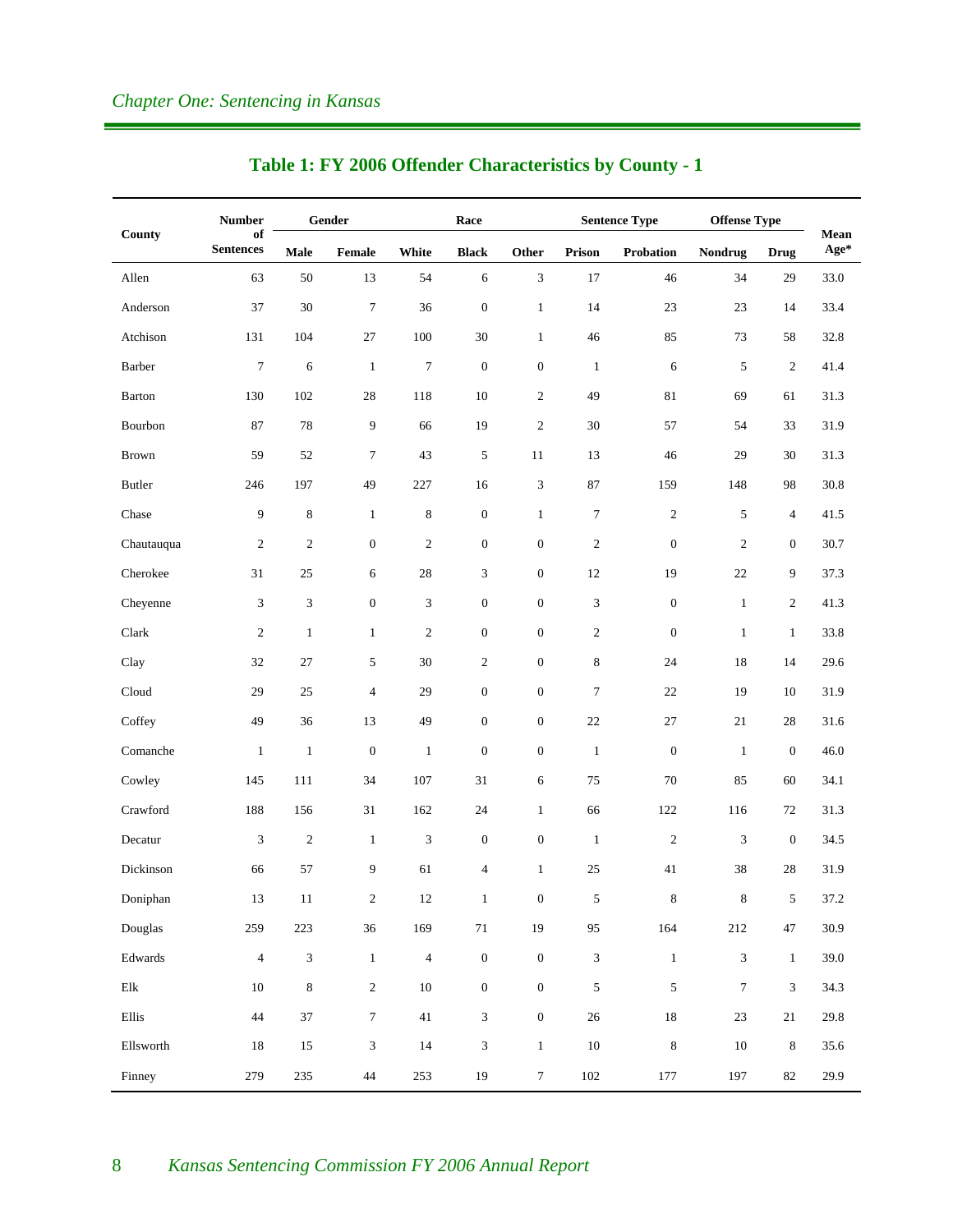## Table 1: FY 2006 Offender Characteristics by County - 1

| County | Number of Sentences | Gender | | Race | | | Sentence Type | | Offense Type | | Mean Age* |
|---|---|---|---|---|---|---|---|---|---|---|---|
| | | Male | Female | White | Black | Other | Prison | Probation | Nondrug | Drug | |
| Allen | 63 | 50 | 13 | 54 | 6 | 3 | 17 | 46 | 34 | 29 | 33.0 |
| Anderson | 37 | 30 | 7 | 36 | 0 | 1 | 14 | 23 | 23 | 14 | 33.4 |
| Atchison | 131 | 104 | 27 | 100 | 30 | 1 | 46 | 85 | 73 | 58 | 32.8 |
| Barber | 7 | 6 | 1 | 7 | 0 | 0 | 1 | 6 | 5 | 2 | 41.4 |
| Barton | 130 | 102 | 28 | 118 | 10 | 2 | 49 | 81 | 69 | 61 | 31.3 |
| Bourbon | 87 | 78 | 9 | 66 | 19 | 2 | 30 | 57 | 54 | 33 | 31.9 |
| Brown | 59 | 52 | 7 | 43 | 5 | 11 | 13 | 46 | 29 | 30 | 31.3 |
| Butler | 246 | 197 | 49 | 227 | 16 | 3 | 87 | 159 | 148 | 98 | 30.8 |
| Chase | 9 | 8 | 1 | 8 | 0 | 1 | 7 | 2 | 5 | 4 | 41.5 |
| Chautauqua | 2 | 2 | 0 | 2 | 0 | 0 | 2 | 0 | 2 | 0 | 30.7 |
| Cherokee | 31 | 25 | 6 | 28 | 3 | 0 | 12 | 19 | 22 | 9 | 37.3 |
| Cheyenne | 3 | 3 | 0 | 3 | 0 | 0 | 3 | 0 | 1 | 2 | 41.3 |
| Clark | 2 | 1 | 1 | 2 | 0 | 0 | 2 | 0 | 1 | 1 | 33.8 |
| Clay | 32 | 27 | 5 | 30 | 2 | 0 | 8 | 24 | 18 | 14 | 29.6 |
| Cloud | 29 | 25 | 4 | 29 | 0 | 0 | 7 | 22 | 19 | 10 | 31.9 |
| Coffey | 49 | 36 | 13 | 49 | 0 | 0 | 22 | 27 | 21 | 28 | 31.6 |
| Comanche | 1 | 1 | 0 | 1 | 0 | 0 | 1 | 0 | 1 | 0 | 46.0 |
| Cowley | 145 | 111 | 34 | 107 | 31 | 6 | 75 | 70 | 85 | 60 | 34.1 |
| Crawford | 188 | 156 | 31 | 162 | 24 | 1 | 66 | 122 | 116 | 72 | 31.3 |
| Decatur | 3 | 2 | 1 | 3 | 0 | 0 | 1 | 2 | 3 | 0 | 34.5 |
| Dickinson | 66 | 57 | 9 | 61 | 4 | 1 | 25 | 41 | 38 | 28 | 31.9 |
| Doniphan | 13 | 11 | 2 | 12 | 1 | 0 | 5 | 8 | 8 | 5 | 37.2 |
| Douglas | 259 | 223 | 36 | 169 | 71 | 19 | 95 | 164 | 212 | 47 | 30.9 |
| Edwards | 4 | 3 | 1 | 4 | 0 | 0 | 3 | 1 | 3 | 1 | 39.0 |
| Elk | 10 | 8 | 2 | 10 | 0 | 0 | 5 | 5 | 7 | 3 | 34.3 |
| Ellis | 44 | 37 | 7 | 41 | 3 | 0 | 26 | 18 | 23 | 21 | 29.8 |
| Ellsworth | 18 | 15 | 3 | 14 | 3 | 1 | 10 | 8 | 10 | 8 | 35.6 |
| Finney | 279 | 235 | 44 | 253 | 19 | 7 | 102 | 177 | 197 | 82 | 29.9 |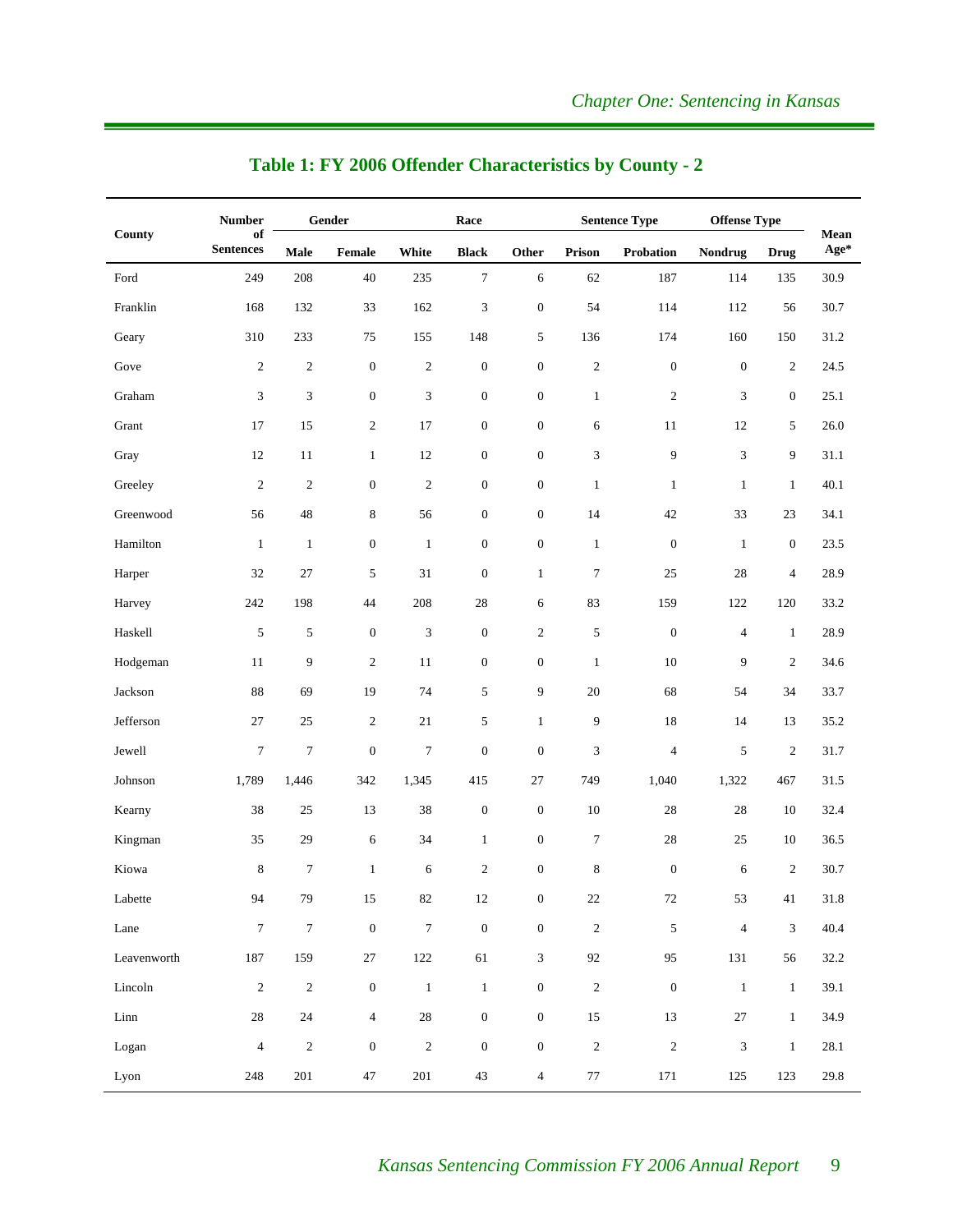## Table 1: FY 2006 Offender Characteristics by County - 2

| County | Number of Sentences | Gender | | Race | | | Sentence Type | | Offense Type | | Mean Age* |
|---|---|---|---|---|---|---|---|---|---|---|---|
| | | Male | Female | White | Black | Other | Prison | Probation | Nondrug | Drug | |
| Ford | 249 | 208 | 40 | 235 | 7 | 6 | 62 | 187 | 114 | 135 | 30.9 |
| Franklin | 168 | 132 | 33 | 162 | 3 | 0 | 54 | 114 | 112 | 56 | 30.7 |
| Geary | 310 | 233 | 75 | 155 | 148 | 5 | 136 | 174 | 160 | 150 | 31.2 |
| Gove | 2 | 2 | 0 | 2 | 0 | 0 | 2 | 0 | 0 | 2 | 24.5 |
| Graham | 3 | 3 | 0 | 3 | 0 | 0 | 1 | 2 | 3 | 0 | 25.1 |
| Grant | 17 | 15 | 2 | 17 | 0 | 0 | 6 | 11 | 12 | 5 | 26.0 |
| Gray | 12 | 11 | 1 | 12 | 0 | 0 | 3 | 9 | 3 | 9 | 31.1 |
| Greeley | 2 | 2 | 0 | 2 | 0 | 0 | 1 | 1 | 1 | 1 | 40.1 |
| Greenwood | 56 | 48 | 8 | 56 | 0 | 0 | 14 | 42 | 33 | 23 | 34.1 |
| Hamilton | 1 | 1 | 0 | 1 | 0 | 0 | 1 | 0 | 1 | 0 | 23.5 |
| Harper | 32 | 27 | 5 | 31 | 0 | 1 | 7 | 25 | 28 | 4 | 28.9 |
| Harvey | 242 | 198 | 44 | 208 | 28 | 6 | 83 | 159 | 122 | 120 | 33.2 |
| Haskell | 5 | 5 | 0 | 3 | 0 | 2 | 5 | 0 | 4 | 1 | 28.9 |
| Hodgeman | 11 | 9 | 2 | 11 | 0 | 0 | 1 | 10 | 9 | 2 | 34.6 |
| Jackson | 88 | 69 | 19 | 74 | 5 | 9 | 20 | 68 | 54 | 34 | 33.7 |
| Jefferson | 27 | 25 | 2 | 21 | 5 | 1 | 9 | 18 | 14 | 13 | 35.2 |
| Jewell | 7 | 7 | 0 | 7 | 0 | 0 | 3 | 4 | 5 | 2 | 31.7 |
| Johnson | 1,789 | 1,446 | 342 | 1,345 | 415 | 27 | 749 | 1,040 | 1,322 | 467 | 31.5 |
| Kearny | 38 | 25 | 13 | 38 | 0 | 0 | 10 | 28 | 28 | 10 | 32.4 |
| Kingman | 35 | 29 | 6 | 34 | 1 | 0 | 7 | 28 | 25 | 10 | 36.5 |
| Kiowa | 8 | 7 | 1 | 6 | 2 | 0 | 8 | 0 | 6 | 2 | 30.7 |
| Labette | 94 | 79 | 15 | 82 | 12 | 0 | 22 | 72 | 53 | 41 | 31.8 |
| Lane | 7 | 7 | 0 | 7 | 0 | 0 | 2 | 5 | 4 | 3 | 40.4 |
| Leavenworth | 187 | 159 | 27 | 122 | 61 | 3 | 92 | 95 | 131 | 56 | 32.2 |
| Lincoln | 2 | 2 | 0 | 1 | 1 | 0 | 2 | 0 | 1 | 1 | 39.1 |
| Linn | 28 | 24 | 4 | 28 | 0 | 0 | 15 | 13 | 27 | 1 | 34.9 |
| Logan | 4 | 2 | 0 | 2 | 0 | 0 | 2 | 2 | 3 | 1 | 28.1 |
| Lyon | 248 | 201 | 47 | 201 | 43 | 4 | 77 | 171 | 125 | 123 | 29.8 |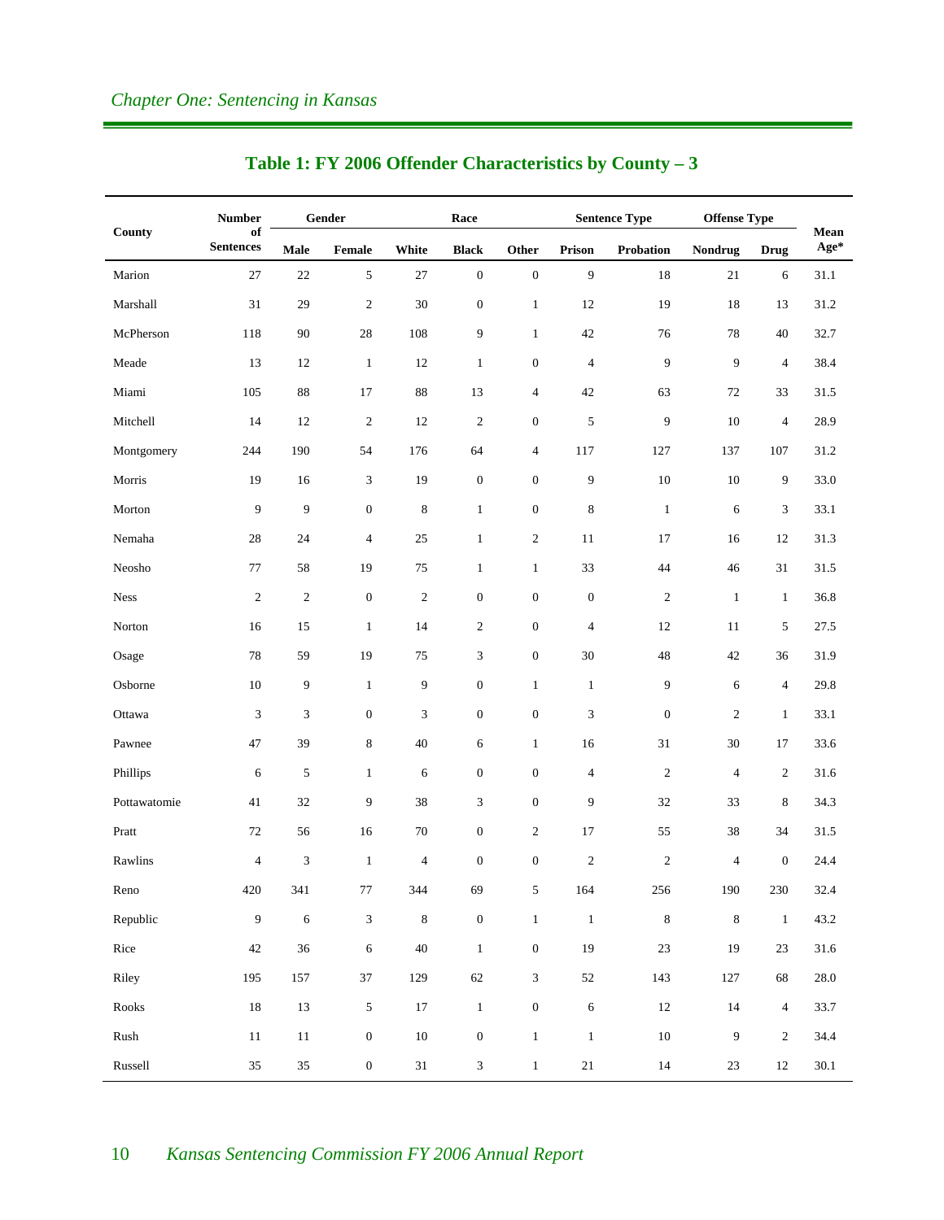## Table 1: FY 2006 Offender Characteristics by County – 3

| County | Number of Sentences | Gender | | Race | | | Sentence Type | | Offense Type | | Mean Age* |
|---|---|---|---|---|---|---|---|---|---|---|---|
| | | Male | Female | White | Black | Other | Prison | Probation | Nondrug | Drug | |
| Marion | 27 | 22 | 5 | 27 | 0 | 0 | 9 | 18 | 21 | 6 | 31.1 |
| Marshall | 31 | 29 | 2 | 30 | 0 | 1 | 12 | 19 | 18 | 13 | 31.2 |
| McPherson | 118 | 90 | 28 | 108 | 9 | 1 | 42 | 76 | 78 | 40 | 32.7 |
| Meade | 13 | 12 | 1 | 12 | 1 | 0 | 4 | 9 | 9 | 4 | 38.4 |
| Miami | 105 | 88 | 17 | 88 | 13 | 4 | 42 | 63 | 72 | 33 | 31.5 |
| Mitchell | 14 | 12 | 2 | 12 | 2 | 0 | 5 | 9 | 10 | 4 | 28.9 |
| Montgomery | 244 | 190 | 54 | 176 | 64 | 4 | 117 | 127 | 137 | 107 | 31.2 |
| Morris | 19 | 16 | 3 | 19 | 0 | 0 | 9 | 10 | 10 | 9 | 33.0 |
| Morton | 9 | 9 | 0 | 8 | 1 | 0 | 8 | 1 | 6 | 3 | 33.1 |
| Nemaha | 28 | 24 | 4 | 25 | 1 | 2 | 11 | 17 | 16 | 12 | 31.3 |
| Neosho | 77 | 58 | 19 | 75 | 1 | 1 | 33 | 44 | 46 | 31 | 31.5 |
| Ness | 2 | 2 | 0 | 2 | 0 | 0 | 0 | 2 | 1 | 1 | 36.8 |
| Norton | 16 | 15 | 1 | 14 | 2 | 0 | 4 | 12 | 11 | 5 | 27.5 |
| Osage | 78 | 59 | 19 | 75 | 3 | 0 | 30 | 48 | 42 | 36 | 31.9 |
| Osborne | 10 | 9 | 1 | 9 | 0 | 1 | 1 | 9 | 6 | 4 | 29.8 |
| Ottawa | 3 | 3 | 0 | 3 | 0 | 0 | 3 | 0 | 2 | 1 | 33.1 |
| Pawnee | 47 | 39 | 8 | 40 | 6 | 1 | 16 | 31 | 30 | 17 | 33.6 |
| Phillips | 6 | 5 | 1 | 6 | 0 | 0 | 4 | 2 | 4 | 2 | 31.6 |
| Pottawatomie | 41 | 32 | 9 | 38 | 3 | 0 | 9 | 32 | 33 | 8 | 34.3 |
| Pratt | 72 | 56 | 16 | 70 | 0 | 2 | 17 | 55 | 38 | 34 | 31.5 |
| Rawlins | 4 | 3 | 1 | 4 | 0 | 0 | 2 | 2 | 4 | 0 | 24.4 |
| Reno | 420 | 341 | 77 | 344 | 69 | 5 | 164 | 256 | 190 | 230 | 32.4 |
| Republic | 9 | 6 | 3 | 8 | 0 | 1 | 1 | 8 | 8 | 1 | 43.2 |
| Rice | 42 | 36 | 6 | 40 | 1 | 0 | 19 | 23 | 19 | 23 | 31.6 |
| Riley | 195 | 157 | 37 | 129 | 62 | 3 | 52 | 143 | 127 | 68 | 28.0 |
| Rooks | 18 | 13 | 5 | 17 | 1 | 0 | 6 | 12 | 14 | 4 | 33.7 |
| Rush | 11 | 11 | 0 | 10 | 0 | 1 | 1 | 10 | 9 | 2 | 34.4 |
| Russell | 35 | 35 | 0 | 31 | 3 | 1 | 21 | 14 | 23 | 12 | 30.1 |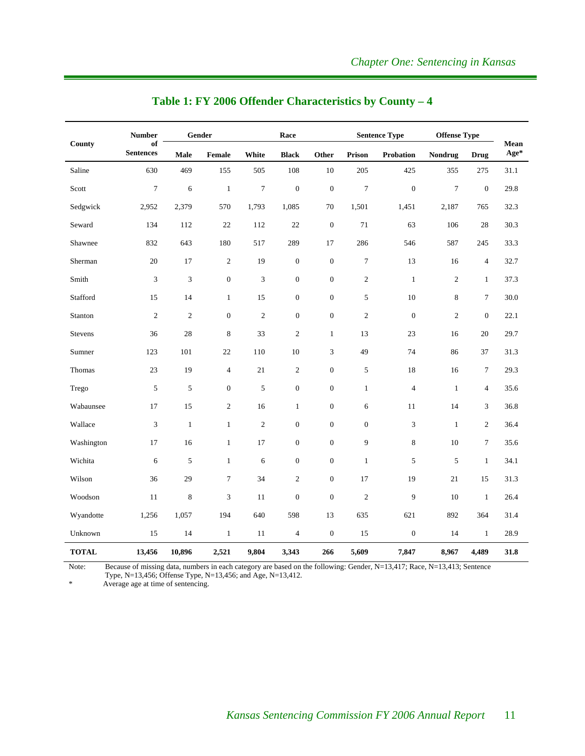## Table 1: FY 2006 Offender Characteristics by County – 4

| County | Number of Sentences | Gender | | Race | | | Sentence Type | | Offense Type | | Mean Age* |
|---|---|---|---|---|---|---|---|---|---|---|---|
| | | Male | Female | White | Black | Other | Prison | Probation | Nondrug | Drug | |
| Saline | 630 | 469 | 155 | 505 | 108 | 10 | 205 | 425 | 355 | 275 | 31.1 |
| Scott | 7 | 6 | 1 | 7 | 0 | 0 | 7 | 0 | 7 | 0 | 29.8 |
| Sedgwick | 2,952 | 2,379 | 570 | 1,793 | 1,085 | 70 | 1,501 | 1,451 | 2,187 | 765 | 32.3 |
| Seward | 134 | 112 | 22 | 112 | 22 | 0 | 71 | 63 | 106 | 28 | 30.3 |
| Shawnee | 832 | 643 | 180 | 517 | 289 | 17 | 286 | 546 | 587 | 245 | 33.3 |
| Sherman | 20 | 17 | 2 | 19 | 0 | 0 | 7 | 13 | 16 | 4 | 32.7 |
| Smith | 3 | 3 | 0 | 3 | 0 | 0 | 2 | 1 | 2 | 1 | 37.3 |
| Stafford | 15 | 14 | 1 | 15 | 0 | 0 | 5 | 10 | 8 | 7 | 30.0 |
| Stanton | 2 | 2 | 0 | 2 | 0 | 0 | 2 | 0 | 2 | 0 | 22.1 |
| Stevens | 36 | 28 | 8 | 33 | 2 | 1 | 13 | 23 | 16 | 20 | 29.7 |
| Sumner | 123 | 101 | 22 | 110 | 10 | 3 | 49 | 74 | 86 | 37 | 31.3 |
| Thomas | 23 | 19 | 4 | 21 | 2 | 0 | 5 | 18 | 16 | 7 | 29.3 |
| Trego | 5 | 5 | 0 | 5 | 0 | 0 | 1 | 4 | 1 | 4 | 35.6 |
| Wabaunsee | 17 | 15 | 2 | 16 | 1 | 0 | 6 | 11 | 14 | 3 | 36.8 |
| Wallace | 3 | 1 | 1 | 2 | 0 | 0 | 0 | 3 | 1 | 2 | 36.4 |
| Washington | 17 | 16 | 1 | 17 | 0 | 0 | 9 | 8 | 10 | 7 | 35.6 |
| Wichita | 6 | 5 | 1 | 6 | 0 | 0 | 1 | 5 | 5 | 1 | 34.1 |
| Wilson | 36 | 29 | 7 | 34 | 2 | 0 | 17 | 19 | 21 | 15 | 31.3 |
| Woodson | 11 | 8 | 3 | 11 | 0 | 0 | 2 | 9 | 10 | 1 | 26.4 |
| Wyandotte | 1,256 | 1,057 | 194 | 640 | 598 | 13 | 635 | 621 | 892 | 364 | 31.4 |
| Unknown | 15 | 14 | 1 | 11 | 4 | 0 | 15 | 0 | 14 | 1 | 28.9 |
| **TOTAL** | **13,456** | **10,896** | **2,521** | **9,804** | **3,343** | **266** | **5,609** | **7,847** | **8,967** | **4,489** | **31.8** |

Note: Because of missing data, numbers in each category are based on the following: Gender, N=13,417; Race, N=13,413; Sentence Type, N=13,456; Offense Type, N=13,456; and Age, N=13,412.

* Average age at time of sentencing.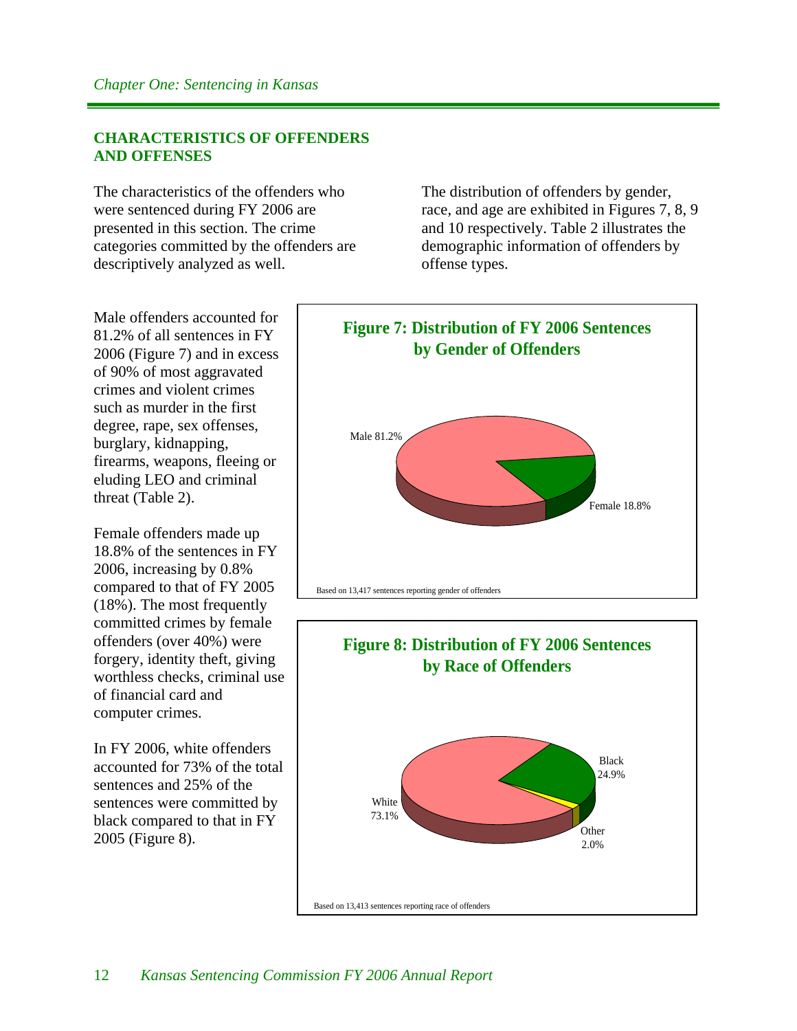## CHARACTERISTICS OF OFFENDERS AND OFFENSES

The characteristics of the offenders who were sentenced during FY 2006 are presented in this section. The crime categories committed by the offenders are descriptively analyzed as well.

The distribution of offenders by gender, race, and age are exhibited in Figures 7, 8, 9 and 10 respectively. Table 2 illustrates the demographic information of offenders by offense types.

Male offenders accounted for 81.2% of all sentences in FY 2006 (Figure 7) and in excess of 90% of most aggravated crimes and violent crimes such as murder in the first degree, rape, sex offenses, burglary, kidnapping, firearms, weapons, fleeing or eluding LEO and criminal threat (Table 2).

Female offenders made up 18.8% of the sentences in FY 2006, increasing by 0.8% compared to that of FY 2005 (18%). The most frequently committed crimes by female offenders (over 40%) were forgery, identity theft, giving worthless checks, criminal use of financial card and computer crimes.

In FY 2006, white offenders accounted for 73% of the total sentences and 25% of the sentences were committed by black compared to that in FY 2005 (Figure 8).

**Figure 7: Distribution of FY 2006 Sentences by Gender of Offenders**

Male 81.2%

Female 18.8%

Based on 13,417 sentences reporting gender of offenders

**Figure 8: Distribution of FY 2006 Sentences by Race of Offenders**

Black 24.9%

White 73.1%

Other 2.0%

Based on 13,413 sentences reporting race of offenders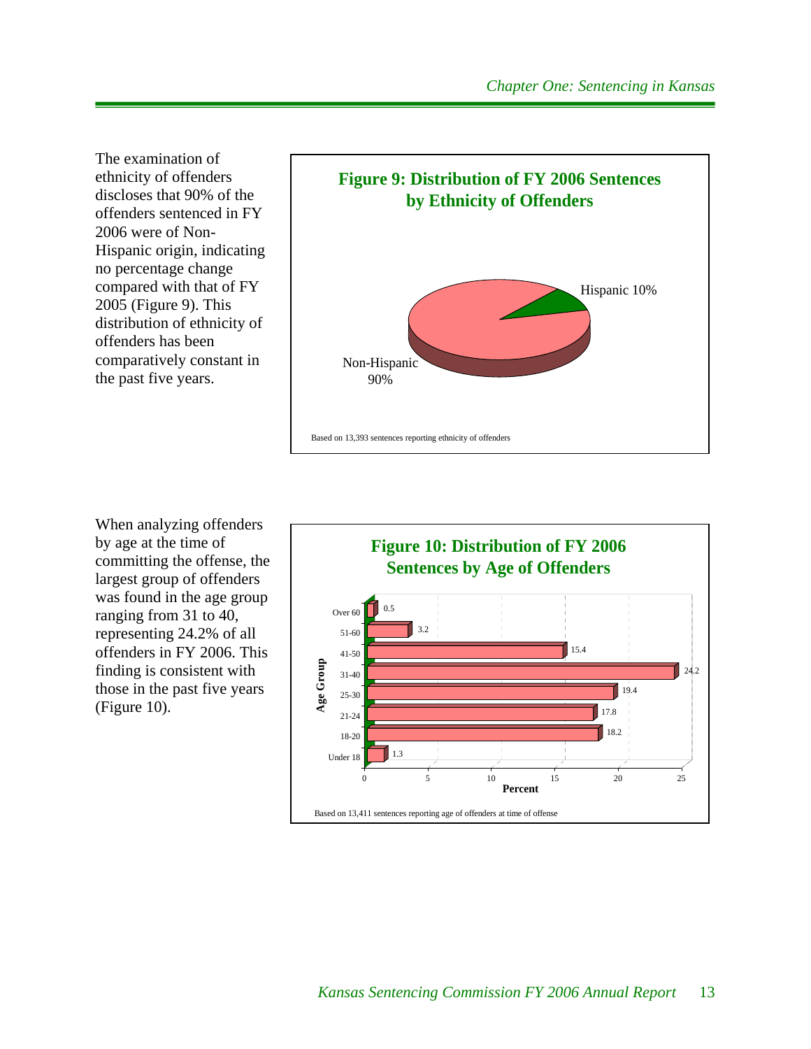The examination of ethnicity of offenders discloses that 90% of the offenders sentenced in FY 2006 were of Non-Hispanic origin, indicating no percentage change compared with that of FY 2005 (Figure 9). This distribution of ethnicity of offenders has been comparatively constant in the past five years.

**Figure 9: Distribution of FY 2006 Sentences by Ethnicity of Offenders**

Hispanic 10%

Non-Hispanic 90%

Based on 13,393 sentences reporting ethnicity of offenders

When analyzing offenders by age at the time of committing the offense, the largest group of offenders was found in the age group ranging from 31 to 40, representing 24.2% of all offenders in FY 2006. This finding is consistent with those in the past five years (Figure 10).

**Figure 10: Distribution of FY 2006 Sentences by Age of Offenders**

Age Group

Over 60 0.5
51-60 3.2
41-50 15.4
31-40 24.2
25-30 19.4
21-24 17.8
18-20 18.2
Under 18 1.3

0 5 10 15 20 25

Percent

Based on 13,411 sentences reporting age of offenders at time of offense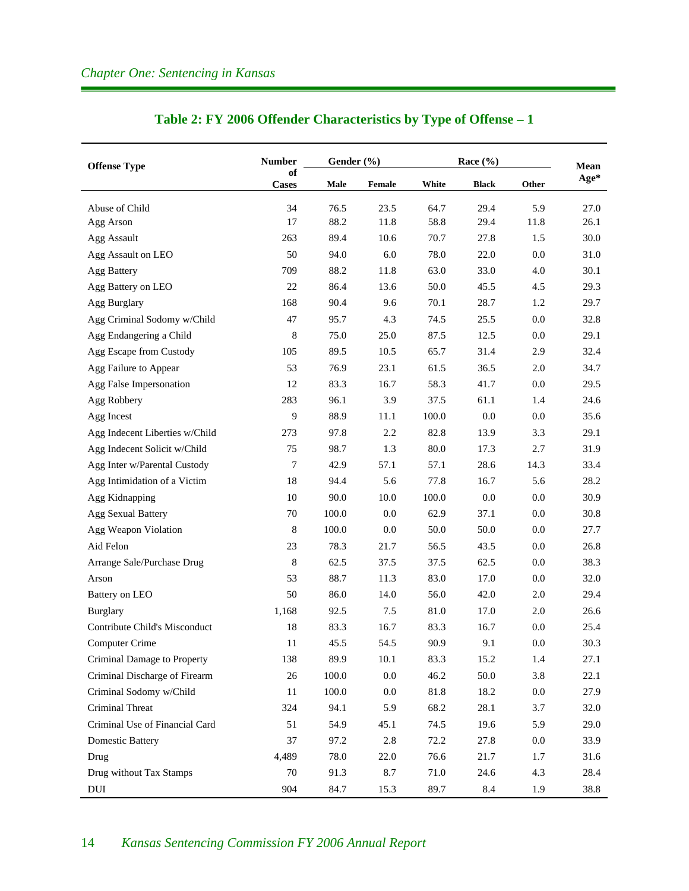## Table 2: FY 2006 Offender Characteristics by Type of Offense – 1

| Offense Type | Number of Cases | Gender (%) | | Race (%) | | | Mean Age* |
|---|---|---|---|---|---|---|---|
| | | Male | Female | White | Black | Other | |
| Abuse of Child | 34 | 76.5 | 23.5 | 64.7 | 29.4 | 5.9 | 27.0 |
| Agg Arson | 17 | 88.2 | 11.8 | 58.8 | 29.4 | 11.8 | 26.1 |
| Agg Assault | 263 | 89.4 | 10.6 | 70.7 | 27.8 | 1.5 | 30.0 |
| Agg Assault on LEO | 50 | 94.0 | 6.0 | 78.0 | 22.0 | 0.0 | 31.0 |
| Agg Battery | 709 | 88.2 | 11.8 | 63.0 | 33.0 | 4.0 | 30.1 |
| Agg Battery on LEO | 22 | 86.4 | 13.6 | 50.0 | 45.5 | 4.5 | 29.3 |
| Agg Burglary | 168 | 90.4 | 9.6 | 70.1 | 28.7 | 1.2 | 29.7 |
| Agg Criminal Sodomy w/Child | 47 | 95.7 | 4.3 | 74.5 | 25.5 | 0.0 | 32.8 |
| Agg Endangering a Child | 8 | 75.0 | 25.0 | 87.5 | 12.5 | 0.0 | 29.1 |
| Agg Escape from Custody | 105 | 89.5 | 10.5 | 65.7 | 31.4 | 2.9 | 32.4 |
| Agg Failure to Appear | 53 | 76.9 | 23.1 | 61.5 | 36.5 | 2.0 | 34.7 |
| Agg False Impersonation | 12 | 83.3 | 16.7 | 58.3 | 41.7 | 0.0 | 29.5 |
| Agg Robbery | 283 | 96.1 | 3.9 | 37.5 | 61.1 | 1.4 | 24.6 |
| Agg Incest | 9 | 88.9 | 11.1 | 100.0 | 0.0 | 0.0 | 35.6 |
| Agg Indecent Liberties w/Child | 273 | 97.8 | 2.2 | 82.8 | 13.9 | 3.3 | 29.1 |
| Agg Indecent Solicit w/Child | 75 | 98.7 | 1.3 | 80.0 | 17.3 | 2.7 | 31.9 |
| Agg Inter w/Parental Custody | 7 | 42.9 | 57.1 | 57.1 | 28.6 | 14.3 | 33.4 |
| Agg Intimidation of a Victim | 18 | 94.4 | 5.6 | 77.8 | 16.7 | 5.6 | 28.2 |
| Agg Kidnapping | 10 | 90.0 | 10.0 | 100.0 | 0.0 | 0.0 | 30.9 |
| Agg Sexual Battery | 70 | 100.0 | 0.0 | 62.9 | 37.1 | 0.0 | 30.8 |
| Agg Weapon Violation | 8 | 100.0 | 0.0 | 50.0 | 50.0 | 0.0 | 27.7 |
| Aid Felon | 23 | 78.3 | 21.7 | 56.5 | 43.5 | 0.0 | 26.8 |
| Arrange Sale/Purchase Drug | 8 | 62.5 | 37.5 | 37.5 | 62.5 | 0.0 | 38.3 |
| Arson | 53 | 88.7 | 11.3 | 83.0 | 17.0 | 0.0 | 32.0 |
| Battery on LEO | 50 | 86.0 | 14.0 | 56.0 | 42.0 | 2.0 | 29.4 |
| Burglary | 1,168 | 92.5 | 7.5 | 81.0 | 17.0 | 2.0 | 26.6 |
| Contribute Child's Misconduct | 18 | 83.3 | 16.7 | 83.3 | 16.7 | 0.0 | 25.4 |
| Computer Crime | 11 | 45.5 | 54.5 | 90.9 | 9.1 | 0.0 | 30.3 |
| Criminal Damage to Property | 138 | 89.9 | 10.1 | 83.3 | 15.2 | 1.4 | 27.1 |
| Criminal Discharge of Firearm | 26 | 100.0 | 0.0 | 46.2 | 50.0 | 3.8 | 22.1 |
| Criminal Sodomy w/Child | 11 | 100.0 | 0.0 | 81.8 | 18.2 | 0.0 | 27.9 |
| Criminal Threat | 324 | 94.1 | 5.9 | 68.2 | 28.1 | 3.7 | 32.0 |
| Criminal Use of Financial Card | 51 | 54.9 | 45.1 | 74.5 | 19.6 | 5.9 | 29.0 |
| Domestic Battery | 37 | 97.2 | 2.8 | 72.2 | 27.8 | 0.0 | 33.9 |
| Drug | 4,489 | 78.0 | 22.0 | 76.6 | 21.7 | 1.7 | 31.6 |
| Drug without Tax Stamps | 70 | 91.3 | 8.7 | 71.0 | 24.6 | 4.3 | 28.4 |
| DUI | 904 | 84.7 | 15.3 | 89.7 | 8.4 | 1.9 | 38.8 |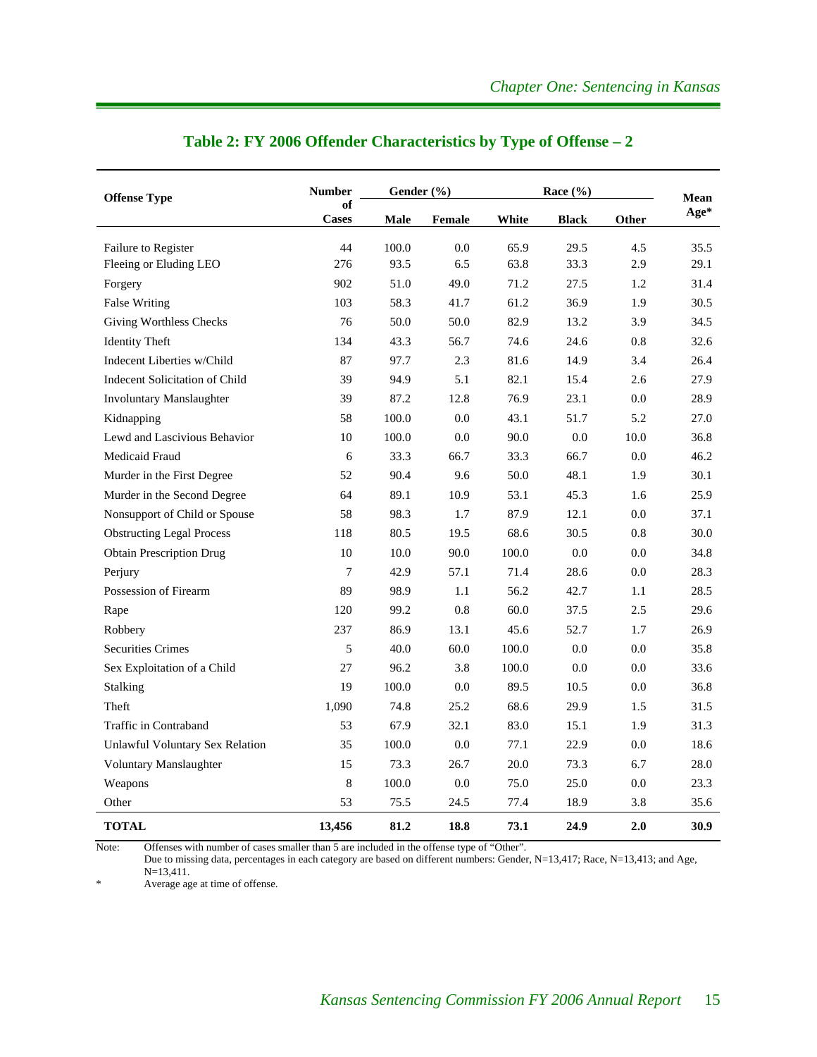## Table 2: FY 2006 Offender Characteristics by Type of Offense – 2

| Offense Type | Number of Cases | Gender (%) | | Race (%) | | | Mean Age* |
|---|---|---|---|---|---|---|---|
| | | Male | Female | White | Black | Other | |
| Failure to Register | 44 | 100.0 | 0.0 | 65.9 | 29.5 | 4.5 | 35.5 |
| Fleeing or Eluding LEO | 276 | 93.5 | 6.5 | 63.8 | 33.3 | 2.9 | 29.1 |
| Forgery | 902 | 51.0 | 49.0 | 71.2 | 27.5 | 1.2 | 31.4 |
| False Writing | 103 | 58.3 | 41.7 | 61.2 | 36.9 | 1.9 | 30.5 |
| Giving Worthless Checks | 76 | 50.0 | 50.0 | 82.9 | 13.2 | 3.9 | 34.5 |
| Identity Theft | 134 | 43.3 | 56.7 | 74.6 | 24.6 | 0.8 | 32.6 |
| Indecent Liberties w/Child | 87 | 97.7 | 2.3 | 81.6 | 14.9 | 3.4 | 26.4 |
| Indecent Solicitation of Child | 39 | 94.9 | 5.1 | 82.1 | 15.4 | 2.6 | 27.9 |
| Involuntary Manslaughter | 39 | 87.2 | 12.8 | 76.9 | 23.1 | 0.0 | 28.9 |
| Kidnapping | 58 | 100.0 | 0.0 | 43.1 | 51.7 | 5.2 | 27.0 |
| Lewd and Lascivious Behavior | 10 | 100.0 | 0.0 | 90.0 | 0.0 | 10.0 | 36.8 |
| Medicaid Fraud | 6 | 33.3 | 66.7 | 33.3 | 66.7 | 0.0 | 46.2 |
| Murder in the First Degree | 52 | 90.4 | 9.6 | 50.0 | 48.1 | 1.9 | 30.1 |
| Murder in the Second Degree | 64 | 89.1 | 10.9 | 53.1 | 45.3 | 1.6 | 25.9 |
| Nonsupport of Child or Spouse | 58 | 98.3 | 1.7 | 87.9 | 12.1 | 0.0 | 37.1 |
| Obstructing Legal Process | 118 | 80.5 | 19.5 | 68.6 | 30.5 | 0.8 | 30.0 |
| Obtain Prescription Drug | 10 | 10.0 | 90.0 | 100.0 | 0.0 | 0.0 | 34.8 |
| Perjury | 7 | 42.9 | 57.1 | 71.4 | 28.6 | 0.0 | 28.3 |
| Possession of Firearm | 89 | 98.9 | 1.1 | 56.2 | 42.7 | 1.1 | 28.5 |
| Rape | 120 | 99.2 | 0.8 | 60.0 | 37.5 | 2.5 | 29.6 |
| Robbery | 237 | 86.9 | 13.1 | 45.6 | 52.7 | 1.7 | 26.9 |
| Securities Crimes | 5 | 40.0 | 60.0 | 100.0 | 0.0 | 0.0 | 35.8 |
| Sex Exploitation of a Child | 27 | 96.2 | 3.8 | 100.0 | 0.0 | 0.0 | 33.6 |
| Stalking | 19 | 100.0 | 0.0 | 89.5 | 10.5 | 0.0 | 36.8 |
| Theft | 1,090 | 74.8 | 25.2 | 68.6 | 29.9 | 1.5 | 31.5 |
| Traffic in Contraband | 53 | 67.9 | 32.1 | 83.0 | 15.1 | 1.9 | 31.3 |
| Unlawful Voluntary Sex Relation | 35 | 100.0 | 0.0 | 77.1 | 22.9 | 0.0 | 18.6 |
| Voluntary Manslaughter | 15 | 73.3 | 26.7 | 20.0 | 73.3 | 6.7 | 28.0 |
| Weapons | 8 | 100.0 | 0.0 | 75.0 | 25.0 | 0.0 | 23.3 |
| Other | 53 | 75.5 | 24.5 | 77.4 | 18.9 | 3.8 | 35.6 |
| **TOTAL** | **13,456** | **81.2** | **18.8** | **73.1** | **24.9** | **2.0** | **30.9** |

Note: Offenses with number of cases smaller than 5 are included in the offense type of "Other".
Due to missing data, percentages in each category are based on different numbers: Gender, N=13,417; Race, N=13,413; and Age, N=13,411.

\* Average age at time of offense.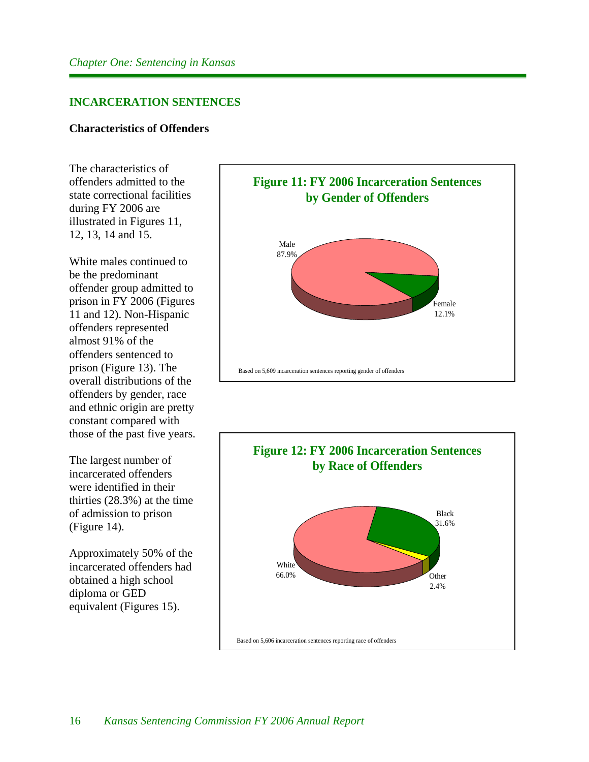## INCARCERATION SENTENCES

### Characteristics of Offenders

The characteristics of offenders admitted to the state correctional facilities during FY 2006 are illustrated in Figures 11, 12, 13, 14 and 15.

White males continued to be the predominant offender group admitted to prison in FY 2006 (Figures 11 and 12). Non-Hispanic offenders represented almost 91% of the offenders sentenced to prison (Figure 13). The overall distributions of the offenders by gender, race and ethnic origin are pretty constant compared with those of the past five years.

The largest number of incarcerated offenders were identified in their thirties (28.3%) at the time of admission to prison (Figure 14).

Approximately 50% of the incarcerated offenders had obtained a high school diploma or GED equivalent (Figures 15).

**Figure 11: FY 2006 Incarceration Sentences by Gender of Offenders**

Male
87.9%

Female
12.1%

Based on 5,609 incarceration sentences reporting gender of offenders

**Figure 12: FY 2006 Incarceration Sentences by Race of Offenders**

Black
31.6%

White
66.0%

Other
2.4%

Based on 5,606 incarceration sentences reporting race of offenders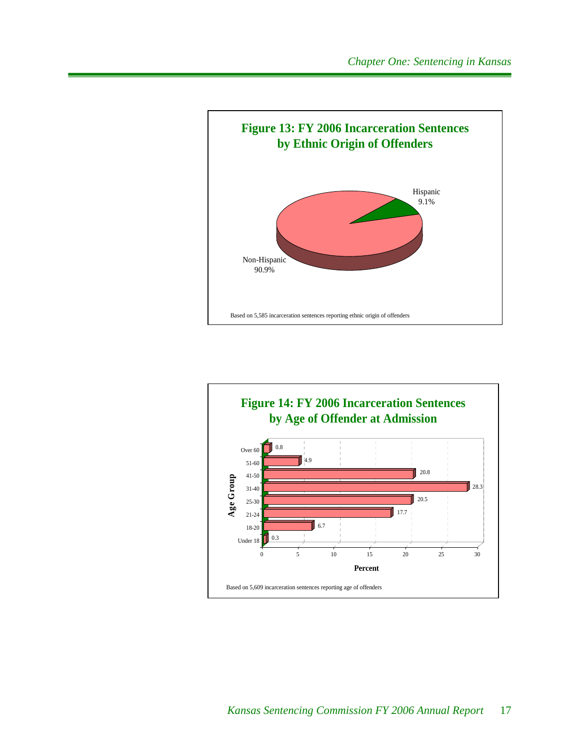**Figure 13: FY 2006 Incarceration Sentences by Ethnic Origin of Offenders**

Hispanic
9.1%

Non-Hispanic
90.9%

Based on 5,585 incarceration sentences reporting ethnic origin of offenders

**Figure 14: FY 2006 Incarceration Sentences by Age of Offender at Admission**

Age Group

Over 60
51-60
41-50
31-40
25-30
21-24
18-20
Under 18

0.8
4.9
20.8
28.3
20.5
17.7
6.7
0.3

0
5
10
15
20
25
30

Percent

Based on 5,609 incarceration sentences reporting age of offenders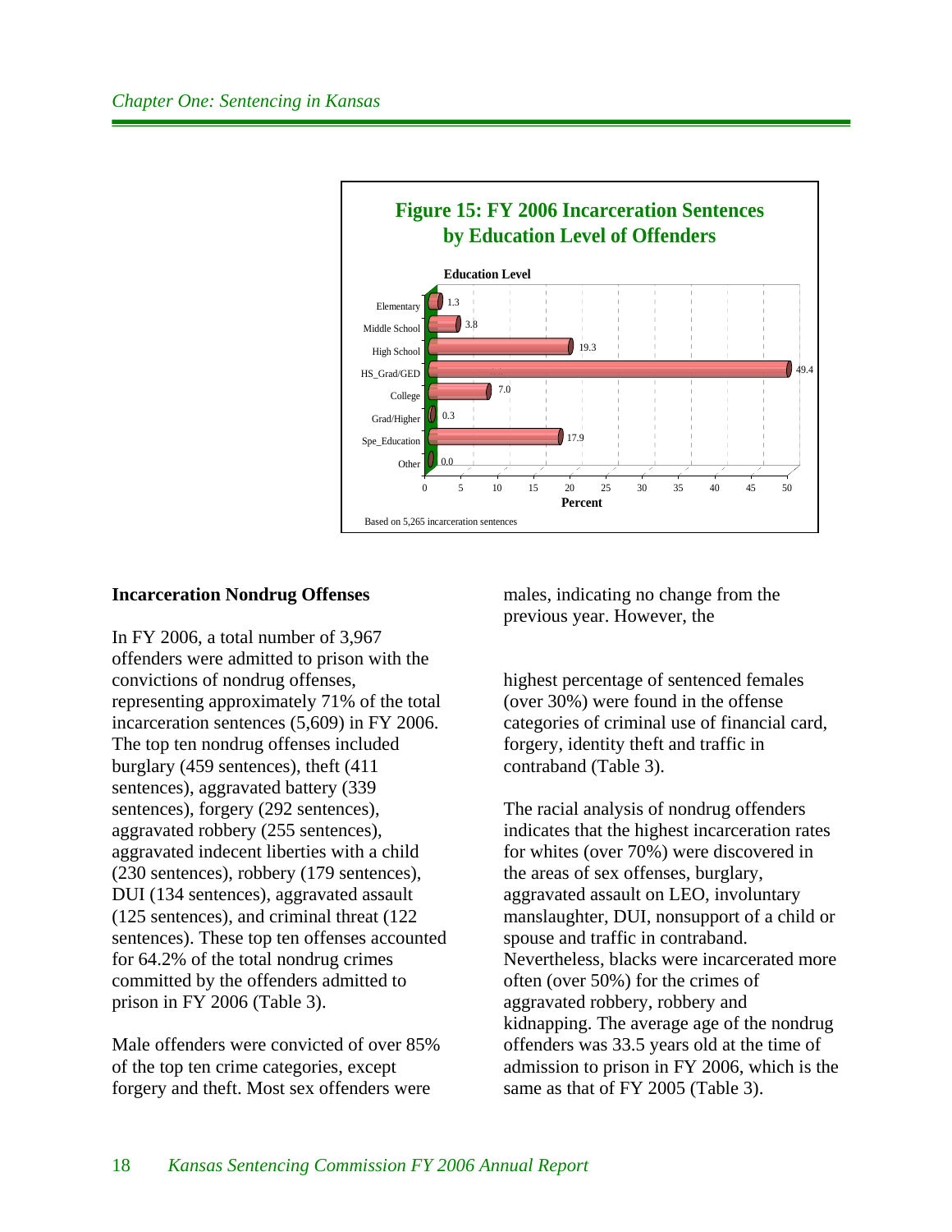**Figure 15: FY 2006 Incarceration Sentences by Education Level of Offenders**

| Education Level | Percent |
|---|---|
| Elementary | 1.3 |
| Middle School | 3.8 |
| High School | 19.3 |
| HS_Grad/GED | 49.4 |
| College | 7.0 |
| Grad/Higher | 0.3 |
| Spe_Education | 17.9 |
| Other | 0.0 |

Based on 5,265 incarceration sentences

### Incarceration Nondrug Offenses

In FY 2006, a total number of 3,967 offenders were admitted to prison with the convictions of nondrug offenses, representing approximately 71% of the total incarceration sentences (5,609) in FY 2006. The top ten nondrug offenses included burglary (459 sentences), theft (411 sentences), aggravated battery (339 sentences), forgery (292 sentences), aggravated robbery (255 sentences), aggravated indecent liberties with a child (230 sentences), robbery (179 sentences), DUI (134 sentences), aggravated assault (125 sentences), and criminal threat (122 sentences). These top ten offenses accounted for 64.2% of the total nondrug crimes committed by the offenders admitted to prison in FY 2006 (Table 3).

Male offenders were convicted of over 85% of the top ten crime categories, except forgery and theft. Most sex offenders were males, indicating no change from the previous year. However, the highest percentage of sentenced females (over 30%) were found in the offense categories of criminal use of financial card, forgery, identity theft and traffic in contraband (Table 3).

The racial analysis of nondrug offenders indicates that the highest incarceration rates for whites (over 70%) were discovered in the areas of sex offenses, burglary, aggravated assault on LEO, involuntary manslaughter, DUI, nonsupport of a child or spouse and traffic in contraband. Nevertheless, blacks were incarcerated more often (over 50%) for the crimes of aggravated robbery, robbery and kidnapping. The average age of the nondrug offenders was 33.5 years old at the time of admission to prison in FY 2006, which is the same as that of FY 2005 (Table 3).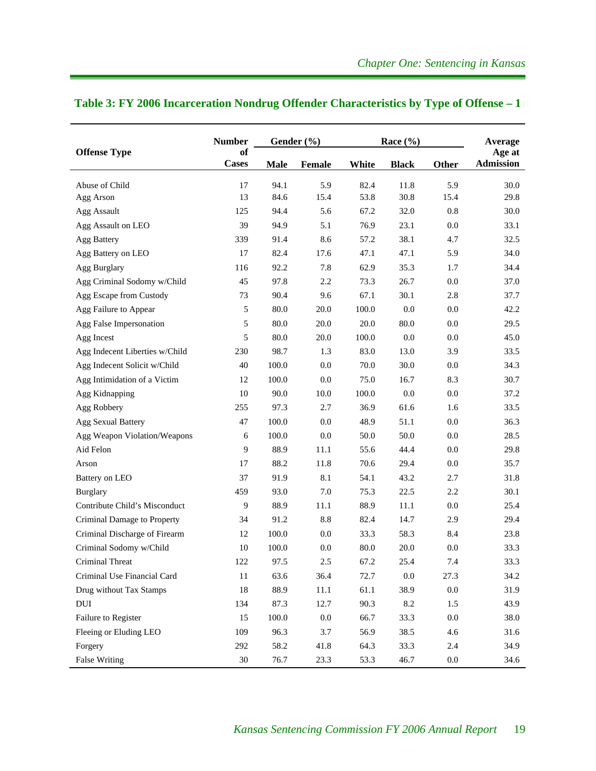## Table 3: FY 2006 Incarceration Nondrug Offender Characteristics by Type of Offense – 1

| Offense Type | Number of Cases | Gender (%) | | Race (%) | | | Average Age at Admission |
|---|---|---|---|---|---|---|---|
| | | Male | Female | White | Black | Other | |
| Abuse of Child | 17 | 94.1 | 5.9 | 82.4 | 11.8 | 5.9 | 30.0 |
| Agg Arson | 13 | 84.6 | 15.4 | 53.8 | 30.8 | 15.4 | 29.8 |
| Agg Assault | 125 | 94.4 | 5.6 | 67.2 | 32.0 | 0.8 | 30.0 |
| Agg Assault on LEO | 39 | 94.9 | 5.1 | 76.9 | 23.1 | 0.0 | 33.1 |
| Agg Battery | 339 | 91.4 | 8.6 | 57.2 | 38.1 | 4.7 | 32.5 |
| Agg Battery on LEO | 17 | 82.4 | 17.6 | 47.1 | 47.1 | 5.9 | 34.0 |
| Agg Burglary | 116 | 92.2 | 7.8 | 62.9 | 35.3 | 1.7 | 34.4 |
| Agg Criminal Sodomy w/Child | 45 | 97.8 | 2.2 | 73.3 | 26.7 | 0.0 | 37.0 |
| Agg Escape from Custody | 73 | 90.4 | 9.6 | 67.1 | 30.1 | 2.8 | 37.7 |
| Agg Failure to Appear | 5 | 80.0 | 20.0 | 100.0 | 0.0 | 0.0 | 42.2 |
| Agg False Impersonation | 5 | 80.0 | 20.0 | 20.0 | 80.0 | 0.0 | 29.5 |
| Agg Incest | 5 | 80.0 | 20.0 | 100.0 | 0.0 | 0.0 | 45.0 |
| Agg Indecent Liberties w/Child | 230 | 98.7 | 1.3 | 83.0 | 13.0 | 3.9 | 33.5 |
| Agg Indecent Solicit w/Child | 40 | 100.0 | 0.0 | 70.0 | 30.0 | 0.0 | 34.3 |
| Agg Intimidation of a Victim | 12 | 100.0 | 0.0 | 75.0 | 16.7 | 8.3 | 30.7 |
| Agg Kidnapping | 10 | 90.0 | 10.0 | 100.0 | 0.0 | 0.0 | 37.2 |
| Agg Robbery | 255 | 97.3 | 2.7 | 36.9 | 61.6 | 1.6 | 33.5 |
| Agg Sexual Battery | 47 | 100.0 | 0.0 | 48.9 | 51.1 | 0.0 | 36.3 |
| Agg Weapon Violation/Weapons | 6 | 100.0 | 0.0 | 50.0 | 50.0 | 0.0 | 28.5 |
| Aid Felon | 9 | 88.9 | 11.1 | 55.6 | 44.4 | 0.0 | 29.8 |
| Arson | 17 | 88.2 | 11.8 | 70.6 | 29.4 | 0.0 | 35.7 |
| Battery on LEO | 37 | 91.9 | 8.1 | 54.1 | 43.2 | 2.7 | 31.8 |
| Burglary | 459 | 93.0 | 7.0 | 75.3 | 22.5 | 2.2 | 30.1 |
| Contribute Child's Misconduct | 9 | 88.9 | 11.1 | 88.9 | 11.1 | 0.0 | 25.4 |
| Criminal Damage to Property | 34 | 91.2 | 8.8 | 82.4 | 14.7 | 2.9 | 29.4 |
| Criminal Discharge of Firearm | 12 | 100.0 | 0.0 | 33.3 | 58.3 | 8.4 | 23.8 |
| Criminal Sodomy w/Child | 10 | 100.0 | 0.0 | 80.0 | 20.0 | 0.0 | 33.3 |
| Criminal Threat | 122 | 97.5 | 2.5 | 67.2 | 25.4 | 7.4 | 33.3 |
| Criminal Use Financial Card | 11 | 63.6 | 36.4 | 72.7 | 0.0 | 27.3 | 34.2 |
| Drug without Tax Stamps | 18 | 88.9 | 11.1 | 61.1 | 38.9 | 0.0 | 31.9 |
| DUI | 134 | 87.3 | 12.7 | 90.3 | 8.2 | 1.5 | 43.9 |
| Failure to Register | 15 | 100.0 | 0.0 | 66.7 | 33.3 | 0.0 | 38.0 |
| Fleeing or Eluding LEO | 109 | 96.3 | 3.7 | 56.9 | 38.5 | 4.6 | 31.6 |
| Forgery | 292 | 58.2 | 41.8 | 64.3 | 33.3 | 2.4 | 34.9 |
| False Writing | 30 | 76.7 | 23.3 | 53.3 | 46.7 | 0.0 | 34.6 |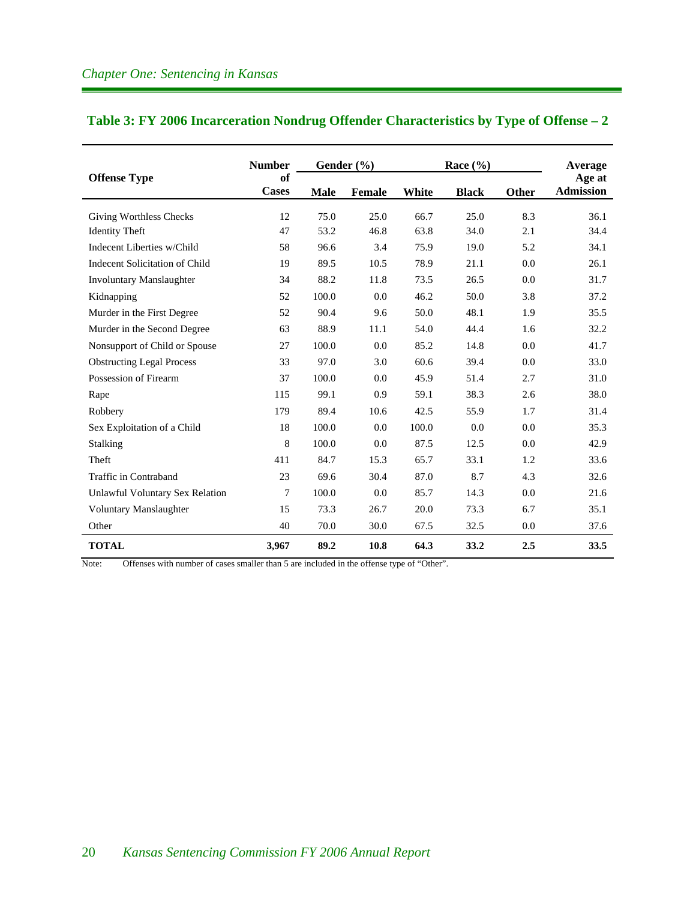## Table 3: FY 2006 Incarceration Nondrug Offender Characteristics by Type of Offense – 2

| Offense Type | Number of Cases | Gender (%) | | Race (%) | | | Average Age at Admission |
|---|---|---|---|---|---|---|---|
| | | Male | Female | White | Black | Other | |
| Giving Worthless Checks | 12 | 75.0 | 25.0 | 66.7 | 25.0 | 8.3 | 36.1 |
| Identity Theft | 47 | 53.2 | 46.8 | 63.8 | 34.0 | 2.1 | 34.4 |
| Indecent Liberties w/Child | 58 | 96.6 | 3.4 | 75.9 | 19.0 | 5.2 | 34.1 |
| Indecent Solicitation of Child | 19 | 89.5 | 10.5 | 78.9 | 21.1 | 0.0 | 26.1 |
| Involuntary Manslaughter | 34 | 88.2 | 11.8 | 73.5 | 26.5 | 0.0 | 31.7 |
| Kidnapping | 52 | 100.0 | 0.0 | 46.2 | 50.0 | 3.8 | 37.2 |
| Murder in the First Degree | 52 | 90.4 | 9.6 | 50.0 | 48.1 | 1.9 | 35.5 |
| Murder in the Second Degree | 63 | 88.9 | 11.1 | 54.0 | 44.4 | 1.6 | 32.2 |
| Nonsupport of Child or Spouse | 27 | 100.0 | 0.0 | 85.2 | 14.8 | 0.0 | 41.7 |
| Obstructing Legal Process | 33 | 97.0 | 3.0 | 60.6 | 39.4 | 0.0 | 33.0 |
| Possession of Firearm | 37 | 100.0 | 0.0 | 45.9 | 51.4 | 2.7 | 31.0 |
| Rape | 115 | 99.1 | 0.9 | 59.1 | 38.3 | 2.6 | 38.0 |
| Robbery | 179 | 89.4 | 10.6 | 42.5 | 55.9 | 1.7 | 31.4 |
| Sex Exploitation of a Child | 18 | 100.0 | 0.0 | 100.0 | 0.0 | 0.0 | 35.3 |
| Stalking | 8 | 100.0 | 0.0 | 87.5 | 12.5 | 0.0 | 42.9 |
| Theft | 411 | 84.7 | 15.3 | 65.7 | 33.1 | 1.2 | 33.6 |
| Traffic in Contraband | 23 | 69.6 | 30.4 | 87.0 | 8.7 | 4.3 | 32.6 |
| Unlawful Voluntary Sex Relation | 7 | 100.0 | 0.0 | 85.7 | 14.3 | 0.0 | 21.6 |
| Voluntary Manslaughter | 15 | 73.3 | 26.7 | 20.0 | 73.3 | 6.7 | 35.1 |
| Other | 40 | 70.0 | 30.0 | 67.5 | 32.5 | 0.0 | 37.6 |
| **TOTAL** | **3,967** | **89.2** | **10.8** | **64.3** | **33.2** | **2.5** | **33.5** |

Note: Offenses with number of cases smaller than 5 are included in the offense type of "Other".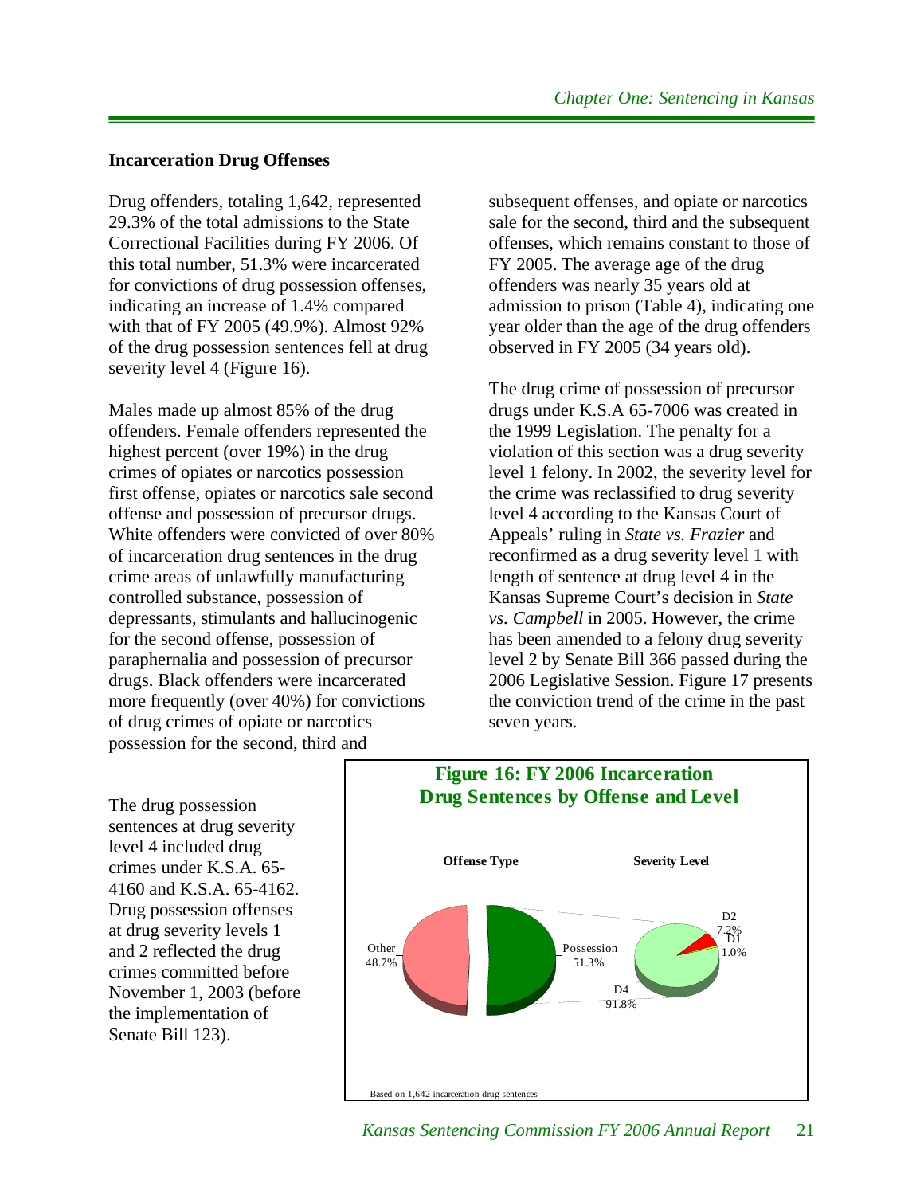## Incarceration Drug Offenses

Drug offenders, totaling 1,642, represented 29.3% of the total admissions to the State Correctional Facilities during FY 2006. Of this total number, 51.3% were incarcerated for convictions of drug possession offenses, indicating an increase of 1.4% compared with that of FY 2005 (49.9%). Almost 92% of the drug possession sentences fell at drug severity level 4 (Figure 16).

Males made up almost 85% of the drug offenders. Female offenders represented the highest percent (over 19%) in the drug crimes of opiates or narcotics possession first offense, opiates or narcotics sale second offense and possession of precursor drugs. White offenders were convicted of over 80% of incarceration drug sentences in the drug crime areas of unlawfully manufacturing controlled substance, possession of depressants, stimulants and hallucinogenic for the second offense, possession of paraphernalia and possession of precursor drugs. Black offenders were incarcerated more frequently (over 40%) for convictions of drug crimes of opiate or narcotics possession for the second, third and subsequent offenses, and opiate or narcotics sale for the second, third and the subsequent offenses, which remains constant to those of FY 2005. The average age of the drug offenders was nearly 35 years old at admission to prison (Table 4), indicating one year older than the age of the drug offenders observed in FY 2005 (34 years old).

The drug crime of possession of precursor drugs under K.S.A 65-7006 was created in the 1999 Legislation. The penalty for a violation of this section was a drug severity level 1 felony. In 2002, the severity level for the crime was reclassified to drug severity level 4 according to the Kansas Court of Appeals' ruling in *State vs. Frazier* and reconfirmed as a drug severity level 1 with length of sentence at drug level 4 in the Kansas Supreme Court's decision in *State vs. Campbell* in 2005. However, the crime has been amended to a felony drug severity level 2 by Senate Bill 366 passed during the 2006 Legislative Session. Figure 17 presents the conviction trend of the crime in the past seven years.

The drug possession sentences at drug severity level 4 included drug crimes under K.S.A. 65-4160 and K.S.A. 65-4162. Drug possession offenses at drug severity levels 1 and 2 reflected the drug crimes committed before November 1, 2003 (before the implementation of Senate Bill 123).

**Figure 16: FY 2006 Incarceration Drug Sentences by Offense and Level**

Offense Type

Other 48.7%

Possession 51.3%

Severity Level

D2 7.2%

D1 1.0%

D4 91.8%

Based on 1,642 incarceration drug sentences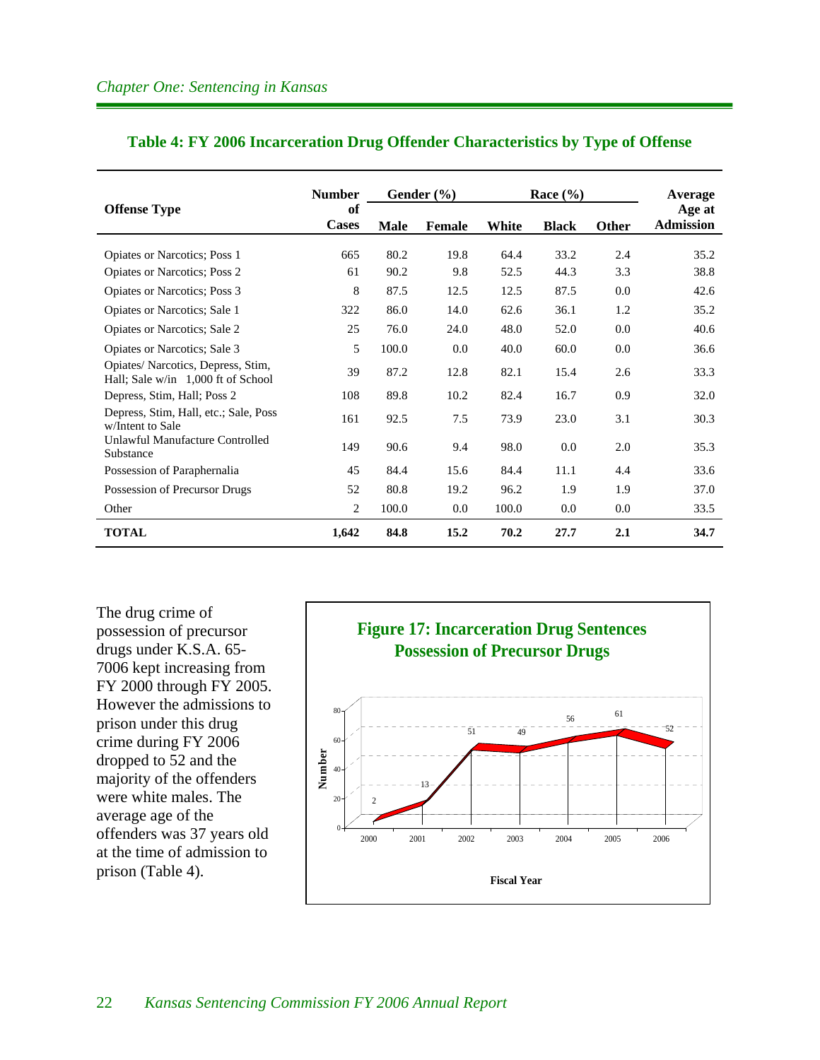## Table 4: FY 2006 Incarceration Drug Offender Characteristics by Type of Offense

| Offense Type | Number of Cases | Gender (%) | | Race (%) | | | Average Age at Admission |
|---|---|---|---|---|---|---|---|
| | | Male | Female | White | Black | Other | |
| Opiates or Narcotics; Poss 1 | 665 | 80.2 | 19.8 | 64.4 | 33.2 | 2.4 | 35.2 |
| Opiates or Narcotics; Poss 2 | 61 | 90.2 | 9.8 | 52.5 | 44.3 | 3.3 | 38.8 |
| Opiates or Narcotics; Poss 3 | 8 | 87.5 | 12.5 | 12.5 | 87.5 | 0.0 | 42.6 |
| Opiates or Narcotics; Sale 1 | 322 | 86.0 | 14.0 | 62.6 | 36.1 | 1.2 | 35.2 |
| Opiates or Narcotics; Sale 2 | 25 | 76.0 | 24.0 | 48.0 | 52.0 | 0.0 | 40.6 |
| Opiates or Narcotics; Sale 3 | 5 | 100.0 | 0.0 | 40.0 | 60.0 | 0.0 | 36.6 |
| Opiates/ Narcotics, Depress, Stim, Hall; Sale w/in 1,000 ft of School | 39 | 87.2 | 12.8 | 82.1 | 15.4 | 2.6 | 33.3 |
| Depress, Stim, Hall; Poss 2 | 108 | 89.8 | 10.2 | 82.4 | 16.7 | 0.9 | 32.0 |
| Depress, Stim, Hall, etc.; Sale, Poss w/Intent to Sale | 161 | 92.5 | 7.5 | 73.9 | 23.0 | 3.1 | 30.3 |
| Unlawful Manufacture Controlled Substance | 149 | 90.6 | 9.4 | 98.0 | 0.0 | 2.0 | 35.3 |
| Possession of Paraphernalia | 45 | 84.4 | 15.6 | 84.4 | 11.1 | 4.4 | 33.6 |
| Possession of Precursor Drugs | 52 | 80.8 | 19.2 | 96.2 | 1.9 | 1.9 | 37.0 |
| Other | 2 | 100.0 | 0.0 | 100.0 | 0.0 | 0.0 | 33.5 |
| **TOTAL** | **1,642** | **84.8** | **15.2** | **70.2** | **27.7** | **2.1** | **34.7** |

The drug crime of possession of precursor drugs under K.S.A. 65-7006 kept increasing from FY 2000 through FY 2005. However the admissions to prison under this drug crime during FY 2006 dropped to 52 and the majority of the offenders were white males. The average age of the offenders was 37 years old at the time of admission to prison (Table 4).

**Figure 17: Incarceration Drug Sentences Possession of Precursor Drugs**

Number

0
20
40
60
80

2
13
51
49
56
61
52

2000
2001
2002
2003
2004
2005
2006

Fiscal Year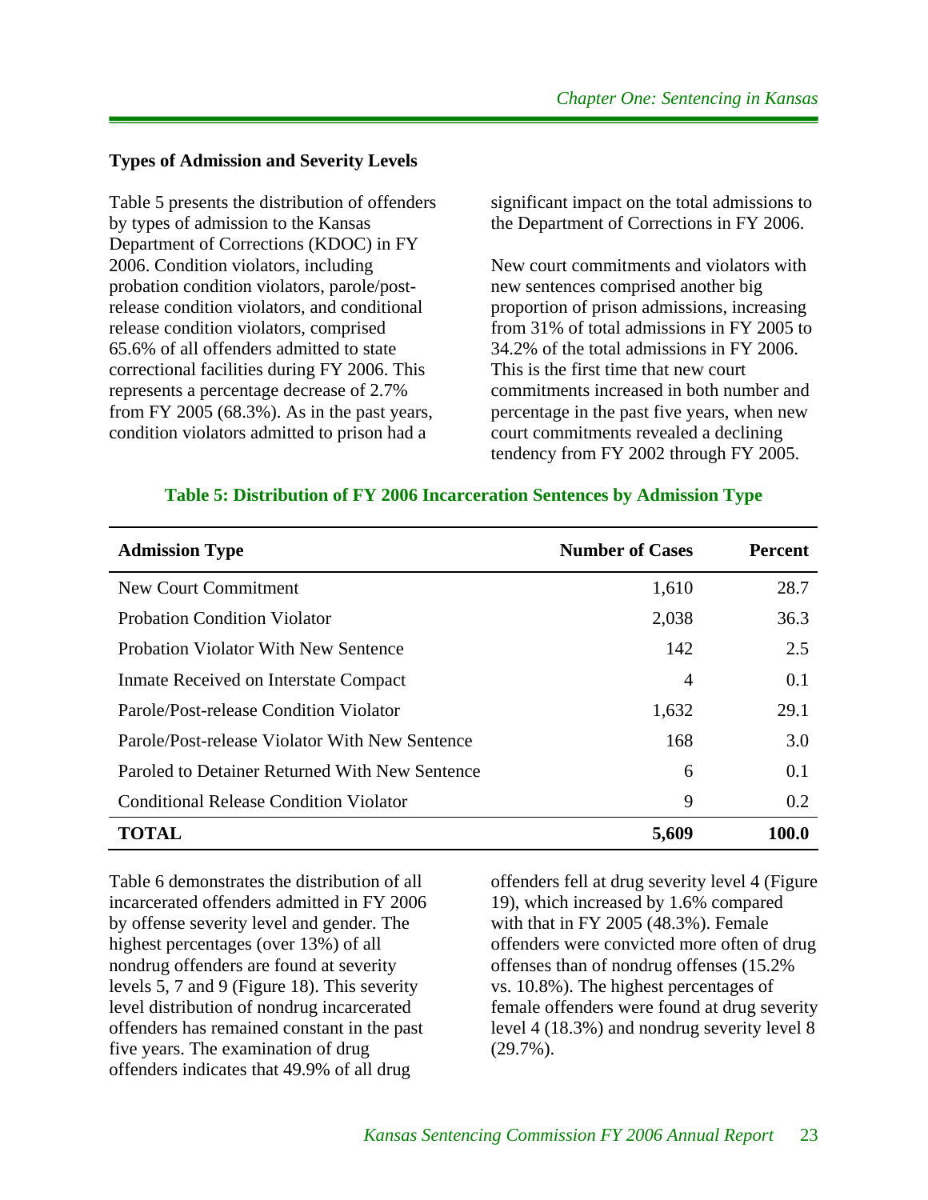### Types of Admission and Severity Levels

Table 5 presents the distribution of offenders by types of admission to the Kansas Department of Corrections (KDOC) in FY 2006. Condition violators, including probation condition violators, parole/post-release condition violators, and conditional release condition violators, comprised 65.6% of all offenders admitted to state correctional facilities during FY 2006. This represents a percentage decrease of 2.7% from FY 2005 (68.3%). As in the past years, condition violators admitted to prison had a significant impact on the total admissions to the Department of Corrections in FY 2006.

New court commitments and violators with new sentences comprised another big proportion of prison admissions, increasing from 31% of total admissions in FY 2005 to 34.2% of the total admissions in FY 2006. This is the first time that new court commitments increased in both number and percentage in the past five years, when new court commitments revealed a declining tendency from FY 2002 through FY 2005.

**Table 5: Distribution of FY 2006 Incarceration Sentences by Admission Type**

| Admission Type | Number of Cases | Percent |
|---|---|---|
| New Court Commitment | 1,610 | 28.7 |
| Probation Condition Violator | 2,038 | 36.3 |
| Probation Violator With New Sentence | 142 | 2.5 |
| Inmate Received on Interstate Compact | 4 | 0.1 |
| Parole/Post-release Condition Violator | 1,632 | 29.1 |
| Parole/Post-release Violator With New Sentence | 168 | 3.0 |
| Paroled to Detainer Returned With New Sentence | 6 | 0.1 |
| Conditional Release Condition Violator | 9 | 0.2 |
| **TOTAL** | **5,609** | **100.0** |

Table 6 demonstrates the distribution of all incarcerated offenders admitted in FY 2006 by offense severity level and gender. The highest percentages (over 13%) of all nondrug offenders are found at severity levels 5, 7 and 9 (Figure 18). This severity level distribution of nondrug incarcerated offenders has remained constant in the past five years. The examination of drug offenders indicates that 49.9% of all drug offenders fell at drug severity level 4 (Figure 19), which increased by 1.6% compared with that in FY 2005 (48.3%). Female offenders were convicted more often of drug offenses than of nondrug offenses (15.2% vs. 10.8%). The highest percentages of female offenders were found at drug severity level 4 (18.3%) and nondrug severity level 8 (29.7%).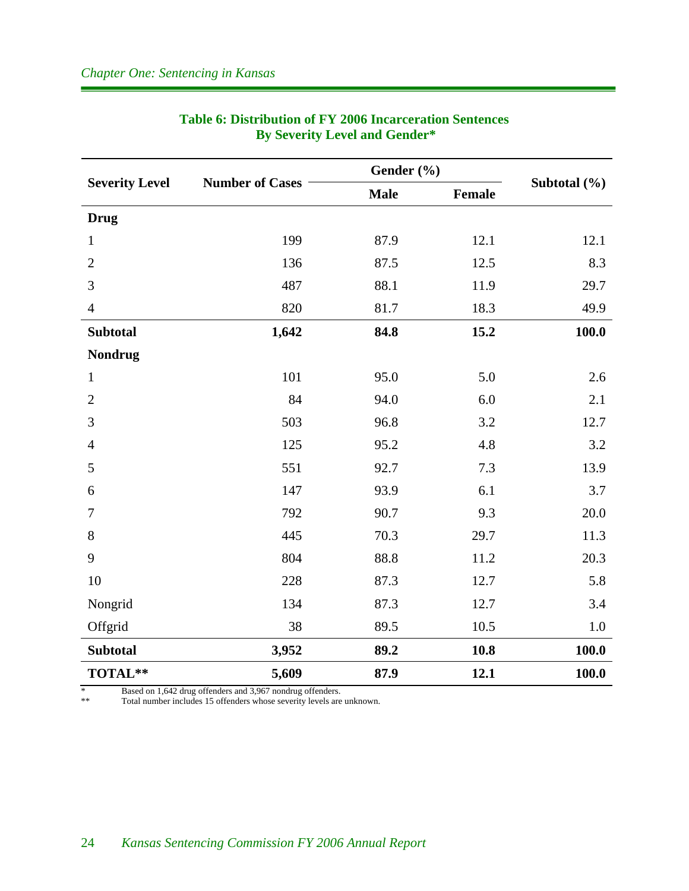### Table 6: Distribution of FY 2006 Incarceration Sentences By Severity Level and Gender*

| Severity Level | Number of Cases | Gender (%) | | Subtotal (%) |
|---|---|---|---|---|
| | | Male | Female | |
| **Drug** | | | | |
| 1 | 199 | 87.9 | 12.1 | 12.1 |
| 2 | 136 | 87.5 | 12.5 | 8.3 |
| 3 | 487 | 88.1 | 11.9 | 29.7 |
| 4 | 820 | 81.7 | 18.3 | 49.9 |
| **Subtotal** | **1,642** | **84.8** | **15.2** | **100.0** |
| **Nondrug** | | | | |
| 1 | 101 | 95.0 | 5.0 | 2.6 |
| 2 | 84 | 94.0 | 6.0 | 2.1 |
| 3 | 503 | 96.8 | 3.2 | 12.7 |
| 4 | 125 | 95.2 | 4.8 | 3.2 |
| 5 | 551 | 92.7 | 7.3 | 13.9 |
| 6 | 147 | 93.9 | 6.1 | 3.7 |
| 7 | 792 | 90.7 | 9.3 | 20.0 |
| 8 | 445 | 70.3 | 29.7 | 11.3 |
| 9 | 804 | 88.8 | 11.2 | 20.3 |
| 10 | 228 | 87.3 | 12.7 | 5.8 |
| Nongrid | 134 | 87.3 | 12.7 | 3.4 |
| Offgrid | 38 | 89.5 | 10.5 | 1.0 |
| **Subtotal** | **3,952** | **89.2** | **10.8** | **100.0** |
| **TOTAL**** | **5,609** | **87.9** | **12.1** | **100.0** |

\* Based on 1,642 drug offenders and 3,967 nondrug offenders.

** Total number includes 15 offenders whose severity levels are unknown.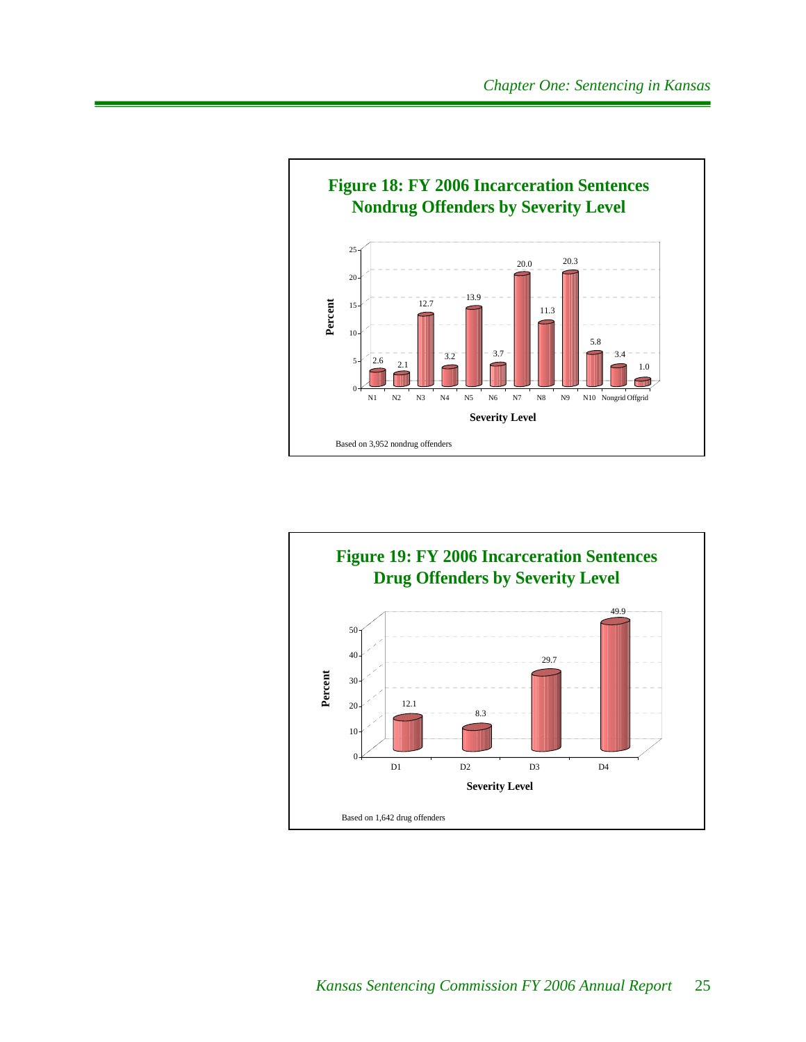**Figure 18: FY 2006 Incarceration Sentences Nondrug Offenders by Severity Level**

Percent

25
20
15
10
5
0

2.6
2.1
12.7
3.2
13.9
3.7
20.0
11.3
20.3
5.8
3.4
1.0

N1 N2 N3 N4 N5 N6 N7 N8 N9 N10 Nongrid Offgrid

Severity Level

Based on 3,952 nondrug offenders

**Figure 19: FY 2006 Incarceration Sentences Drug Offenders by Severity Level**

Percent

50
40
30
20
10
0

12.1
8.3
29.7
49.9

D1 D2 D3 D4

Severity Level

Based on 1,642 drug offenders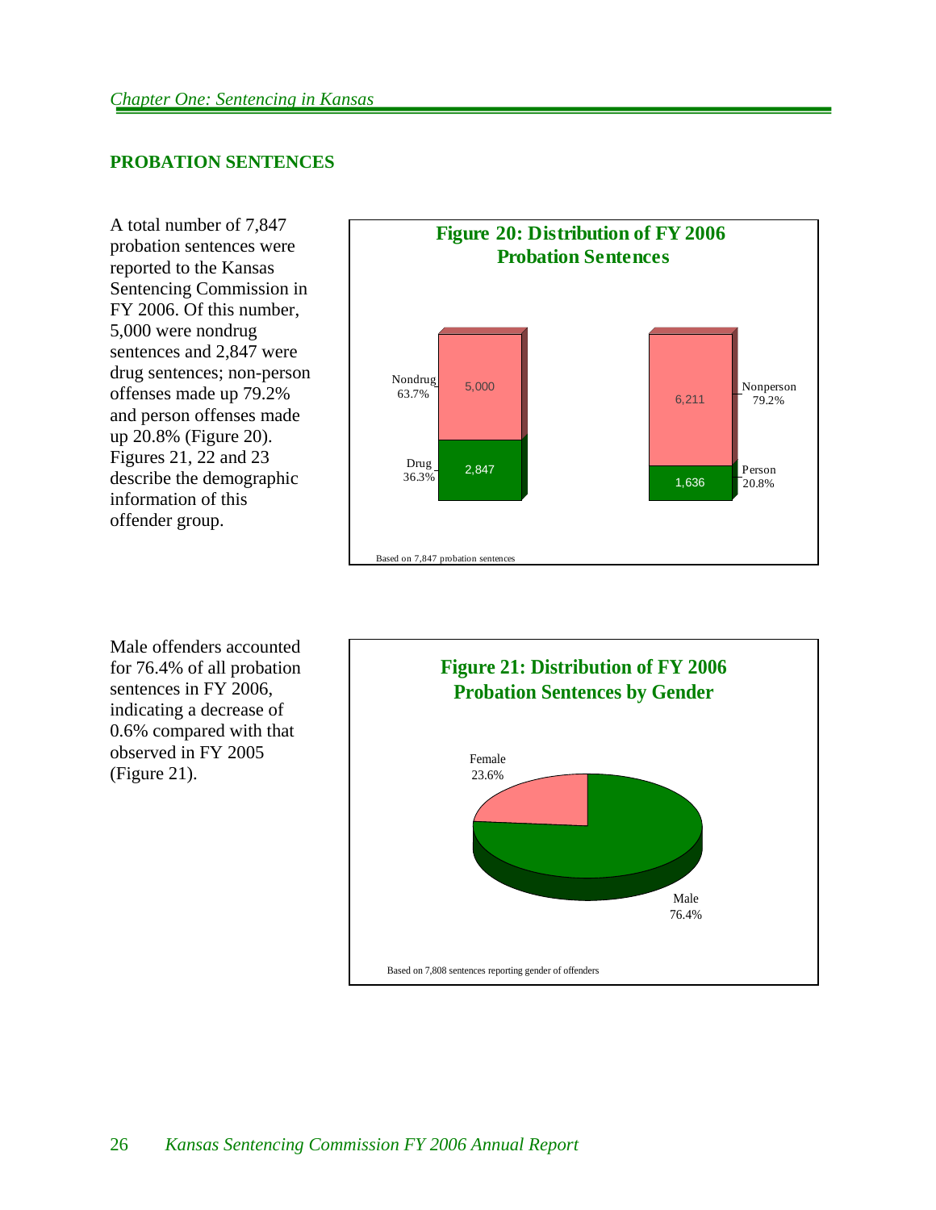## PROBATION SENTENCES

A total number of 7,847 probation sentences were reported to the Kansas Sentencing Commission in FY 2006. Of this number, 5,000 were nondrug sentences and 2,847 were drug sentences; non-person offenses made up 79.2% and person offenses made up 20.8% (Figure 20). Figures 21, 22 and 23 describe the demographic information of this offender group.

**Figure 20: Distribution of FY 2006 Probation Sentences**

Nondrug 63.7%
5,000
Drug 36.3%
2,847
6,211
Nonperson 79.2%
1,636
Person 20.8%

Based on 7,847 probation sentences

Male offenders accounted for 76.4% of all probation sentences in FY 2006, indicating a decrease of 0.6% compared with that observed in FY 2005 (Figure 21).

**Figure 21: Distribution of FY 2006 Probation Sentences by Gender**

Female 23.6%
Male 76.4%

Based on 7,808 sentences reporting gender of offenders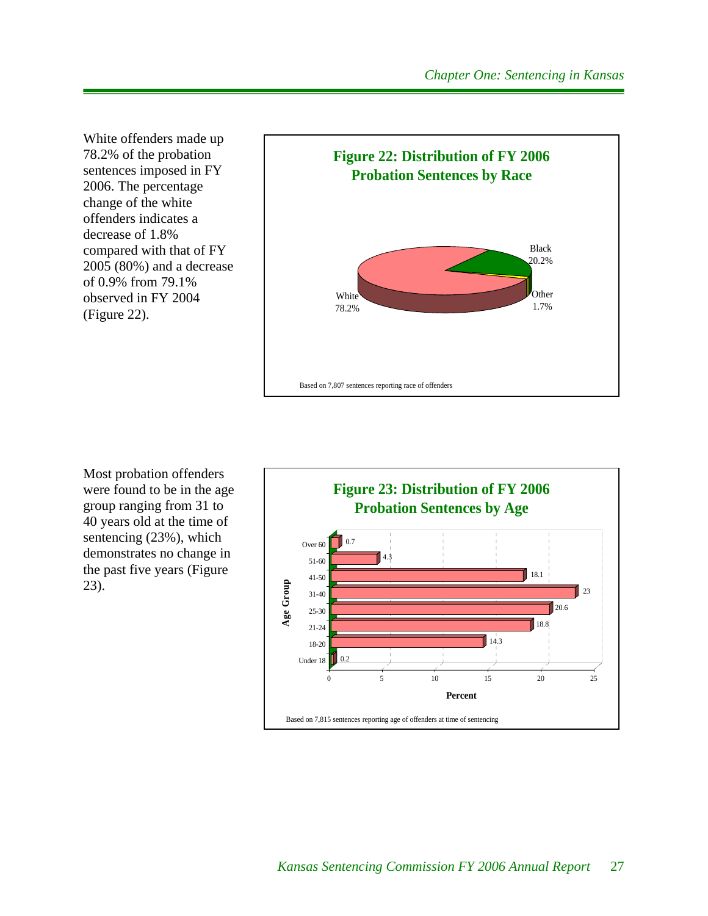White offenders made up 78.2% of the probation sentences imposed in FY 2006. The percentage change of the white offenders indicates a decrease of 1.8% compared with that of FY 2005 (80%) and a decrease of 0.9% from 79.1% observed in FY 2004 (Figure 22).

**Figure 22: Distribution of FY 2006 Probation Sentences by Race**

Black
20.2%

Other
1.7%

White
78.2%

Based on 7,807 sentences reporting race of offenders

Most probation offenders were found to be in the age group ranging from 31 to 40 years old at the time of sentencing (23%), which demonstrates no change in the past five years (Figure 23).

**Figure 23: Distribution of FY 2006 Probation Sentences by Age**

Age Group

Over 60 0.7

51-60 4.3

41-50 18.1

31-40 23

25-30 20.6

21-24 18.8

18-20 14.3

Under 18 0.2

0 5 10 15 20 25

Percent

Based on 7,815 sentences reporting age of offenders at time of sentencing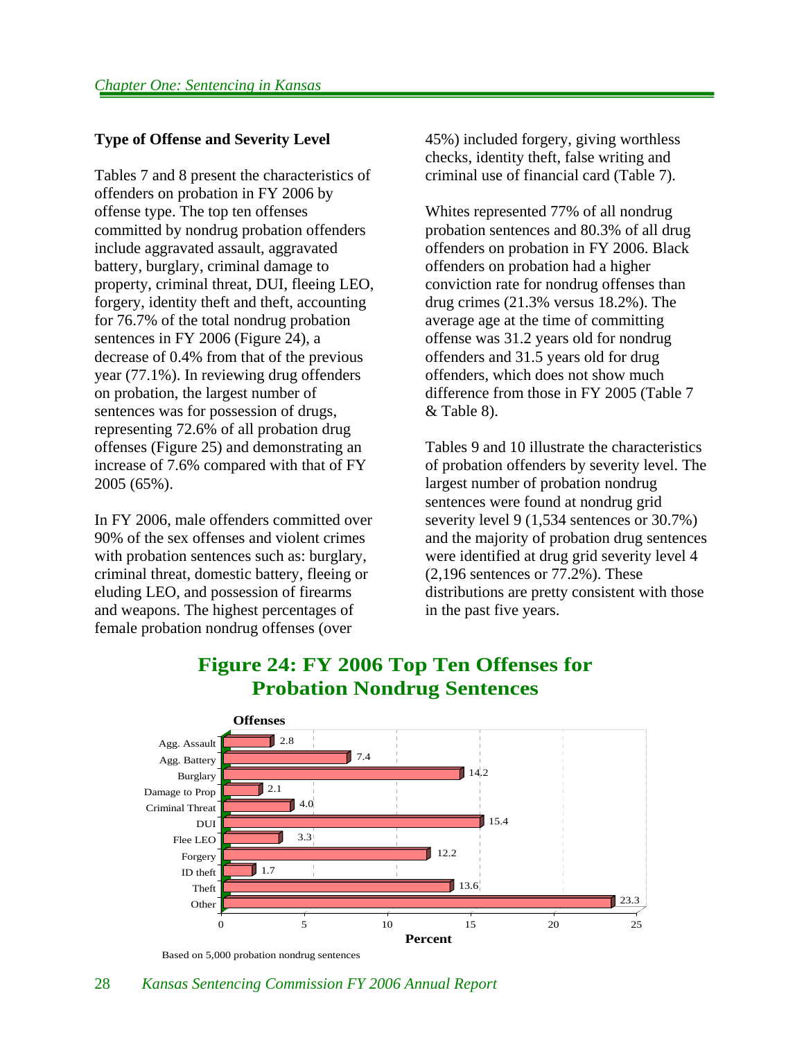### Type of Offense and Severity Level

Tables 7 and 8 present the characteristics of offenders on probation in FY 2006 by offense type. The top ten offenses committed by nondrug probation offenders include aggravated assault, aggravated battery, burglary, criminal damage to property, criminal threat, DUI, fleeing LEO, forgery, identity theft and theft, accounting for 76.7% of the total nondrug probation sentences in FY 2006 (Figure 24), a decrease of 0.4% from that of the previous year (77.1%). In reviewing drug offenders on probation, the largest number of sentences was for possession of drugs, representing 72.6% of all probation drug offenses (Figure 25) and demonstrating an increase of 7.6% compared with that of FY 2005 (65%).

In FY 2006, male offenders committed over 90% of the sex offenses and violent crimes with probation sentences such as: burglary, criminal threat, domestic battery, fleeing or eluding LEO, and possession of firearms and weapons. The highest percentages of female probation nondrug offenses (over 45%) included forgery, giving worthless checks, identity theft, false writing and criminal use of financial card (Table 7).

Whites represented 77% of all nondrug probation sentences and 80.3% of all drug offenders on probation in FY 2006. Black offenders on probation had a higher conviction rate for nondrug offenses than drug crimes (21.3% versus 18.2%). The average age at the time of committing offense was 31.2 years old for nondrug offenders and 31.5 years old for drug offenders, which does not show much difference from those in FY 2005 (Table 7 & Table 8).

Tables 9 and 10 illustrate the characteristics of probation offenders by severity level. The largest number of probation nondrug sentences were found at nondrug grid severity level 9 (1,534 sentences or 30.7%) and the majority of probation drug sentences were identified at drug grid severity level 4 (2,196 sentences or 77.2%). These distributions are pretty consistent with those in the past five years.

## Figure 24: FY 2006 Top Ten Offenses for Probation Nondrug Sentences

Offenses

Agg. Assault 2.8
Agg. Battery 7.4
Burglary 14.2
Damage to Prop 2.1
Criminal Threat 4.0
DUI 15.4
Flee LEO 3.3
Forgery 12.2
ID theft 1.7
Theft 13.6
Other 23.3

0 5 10 15 20 25

Percent

Based on 5,000 probation nondrug sentences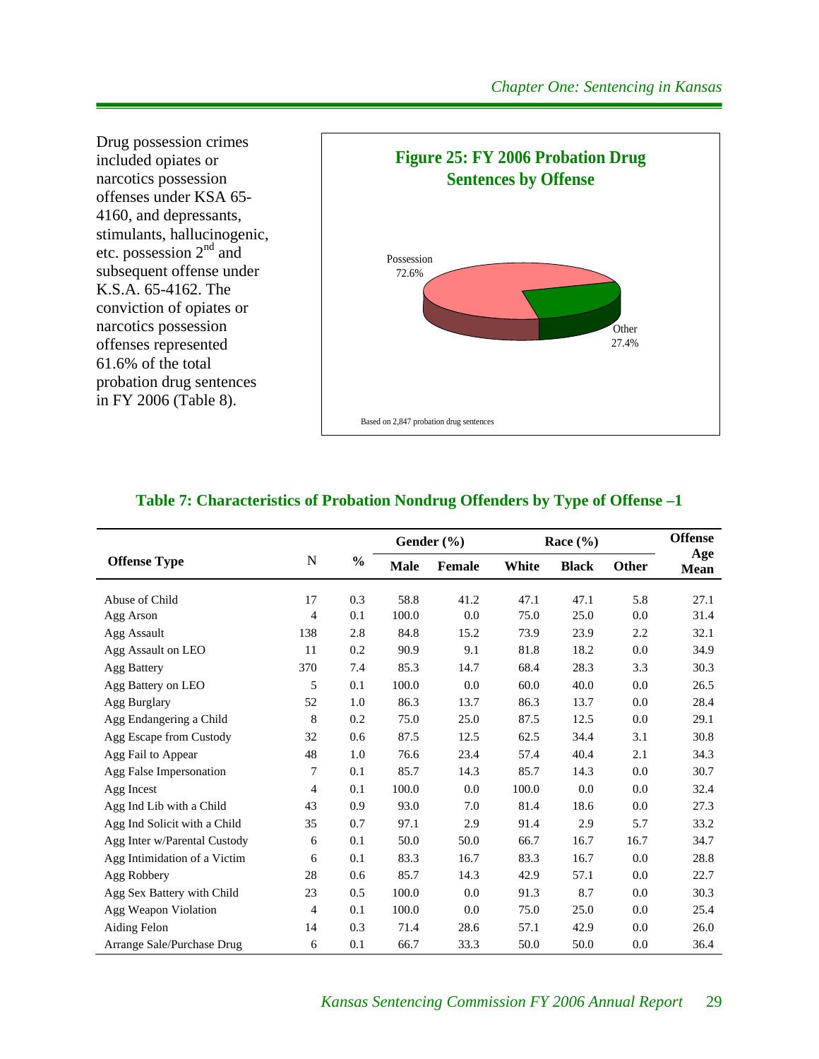Drug possession crimes included opiates or narcotics possession offenses under KSA 65-4160, and depressants, stimulants, hallucinogenic, etc. possession 2nd and subsequent offense under K.S.A. 65-4162. The conviction of opiates or narcotics possession offenses represented 61.6% of the total probation drug sentences in FY 2006 (Table 8).

**Figure 25: FY 2006 Probation Drug Sentences by Offense**

Possession 72.6%

Other 27.4%

Based on 2,847 probation drug sentences

**Table 7: Characteristics of Probation Nondrug Offenders by Type of Offense –1**

| Offense Type | N | % | Gender (%) | | Race (%) | | | Offense Age Mean |
|---|---|---|---|---|---|---|---|---|
| | | | Male | Female | White | Black | Other | |
| Abuse of Child | 17 | 0.3 | 58.8 | 41.2 | 47.1 | 47.1 | 5.8 | 27.1 |
| Agg Arson | 4 | 0.1 | 100.0 | 0.0 | 75.0 | 25.0 | 0.0 | 31.4 |
| Agg Assault | 138 | 2.8 | 84.8 | 15.2 | 73.9 | 23.9 | 2.2 | 32.1 |
| Agg Assault on LEO | 11 | 0.2 | 90.9 | 9.1 | 81.8 | 18.2 | 0.0 | 34.9 |
| Agg Battery | 370 | 7.4 | 85.3 | 14.7 | 68.4 | 28.3 | 3.3 | 30.3 |
| Agg Battery on LEO | 5 | 0.1 | 100.0 | 0.0 | 60.0 | 40.0 | 0.0 | 26.5 |
| Agg Burglary | 52 | 1.0 | 86.3 | 13.7 | 86.3 | 13.7 | 0.0 | 28.4 |
| Agg Endangering a Child | 8 | 0.2 | 75.0 | 25.0 | 87.5 | 12.5 | 0.0 | 29.1 |
| Agg Escape from Custody | 32 | 0.6 | 87.5 | 12.5 | 62.5 | 34.4 | 3.1 | 30.8 |
| Agg Fail to Appear | 48 | 1.0 | 76.6 | 23.4 | 57.4 | 40.4 | 2.1 | 34.3 |
| Agg False Impersonation | 7 | 0.1 | 85.7 | 14.3 | 85.7 | 14.3 | 0.0 | 30.7 |
| Agg Incest | 4 | 0.1 | 100.0 | 0.0 | 100.0 | 0.0 | 0.0 | 32.4 |
| Agg Ind Lib with a Child | 43 | 0.9 | 93.0 | 7.0 | 81.4 | 18.6 | 0.0 | 27.3 |
| Agg Ind Solicit with a Child | 35 | 0.7 | 97.1 | 2.9 | 91.4 | 2.9 | 5.7 | 33.2 |
| Agg Inter w/Parental Custody | 6 | 0.1 | 50.0 | 50.0 | 66.7 | 16.7 | 16.7 | 34.7 |
| Agg Intimidation of a Victim | 6 | 0.1 | 83.3 | 16.7 | 83.3 | 16.7 | 0.0 | 28.8 |
| Agg Robbery | 28 | 0.6 | 85.7 | 14.3 | 42.9 | 57.1 | 0.0 | 22.7 |
| Agg Sex Battery with Child | 23 | 0.5 | 100.0 | 0.0 | 91.3 | 8.7 | 0.0 | 30.3 |
| Agg Weapon Violation | 4 | 0.1 | 100.0 | 0.0 | 75.0 | 25.0 | 0.0 | 25.4 |
| Aiding Felon | 14 | 0.3 | 71.4 | 28.6 | 57.1 | 42.9 | 0.0 | 26.0 |
| Arrange Sale/Purchase Drug | 6 | 0.1 | 66.7 | 33.3 | 50.0 | 50.0 | 0.0 | 36.4 |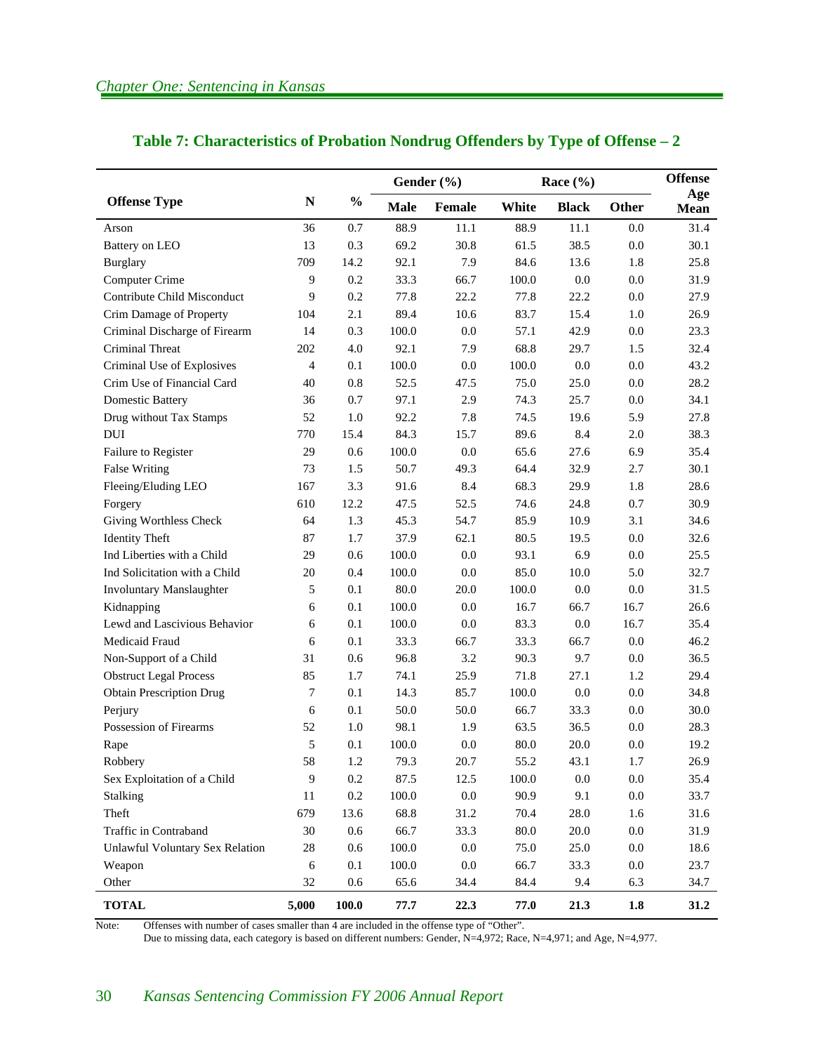## Table 7: Characteristics of Probation Nondrug Offenders by Type of Offense – 2

| Offense Type | N | % | Gender (%) | | Race (%) | | | Offense Age Mean |
|---|---|---|---|---|---|---|---|---|
| | | | Male | Female | White | Black | Other | |
| Arson | 36 | 0.7 | 88.9 | 11.1 | 88.9 | 11.1 | 0.0 | 31.4 |
| Battery on LEO | 13 | 0.3 | 69.2 | 30.8 | 61.5 | 38.5 | 0.0 | 30.1 |
| Burglary | 709 | 14.2 | 92.1 | 7.9 | 84.6 | 13.6 | 1.8 | 25.8 |
| Computer Crime | 9 | 0.2 | 33.3 | 66.7 | 100.0 | 0.0 | 0.0 | 31.9 |
| Contribute Child Misconduct | 9 | 0.2 | 77.8 | 22.2 | 77.8 | 22.2 | 0.0 | 27.9 |
| Crim Damage of Property | 104 | 2.1 | 89.4 | 10.6 | 83.7 | 15.4 | 1.0 | 26.9 |
| Criminal Discharge of Firearm | 14 | 0.3 | 100.0 | 0.0 | 57.1 | 42.9 | 0.0 | 23.3 |
| Criminal Threat | 202 | 4.0 | 92.1 | 7.9 | 68.8 | 29.7 | 1.5 | 32.4 |
| Criminal Use of Explosives | 4 | 0.1 | 100.0 | 0.0 | 100.0 | 0.0 | 0.0 | 43.2 |
| Crim Use of Financial Card | 40 | 0.8 | 52.5 | 47.5 | 75.0 | 25.0 | 0.0 | 28.2 |
| Domestic Battery | 36 | 0.7 | 97.1 | 2.9 | 74.3 | 25.7 | 0.0 | 34.1 |
| Drug without Tax Stamps | 52 | 1.0 | 92.2 | 7.8 | 74.5 | 19.6 | 5.9 | 27.8 |
| DUI | 770 | 15.4 | 84.3 | 15.7 | 89.6 | 8.4 | 2.0 | 38.3 |
| Failure to Register | 29 | 0.6 | 100.0 | 0.0 | 65.6 | 27.6 | 6.9 | 35.4 |
| False Writing | 73 | 1.5 | 50.7 | 49.3 | 64.4 | 32.9 | 2.7 | 30.1 |
| Fleeing/Eluding LEO | 167 | 3.3 | 91.6 | 8.4 | 68.3 | 29.9 | 1.8 | 28.6 |
| Forgery | 610 | 12.2 | 47.5 | 52.5 | 74.6 | 24.8 | 0.7 | 30.9 |
| Giving Worthless Check | 64 | 1.3 | 45.3 | 54.7 | 85.9 | 10.9 | 3.1 | 34.6 |
| Identity Theft | 87 | 1.7 | 37.9 | 62.1 | 80.5 | 19.5 | 0.0 | 32.6 |
| Ind Liberties with a Child | 29 | 0.6 | 100.0 | 0.0 | 93.1 | 6.9 | 0.0 | 25.5 |
| Ind Solicitation with a Child | 20 | 0.4 | 100.0 | 0.0 | 85.0 | 10.0 | 5.0 | 32.7 |
| Involuntary Manslaughter | 5 | 0.1 | 80.0 | 20.0 | 100.0 | 0.0 | 0.0 | 31.5 |
| Kidnapping | 6 | 0.1 | 100.0 | 0.0 | 16.7 | 66.7 | 16.7 | 26.6 |
| Lewd and Lascivious Behavior | 6 | 0.1 | 100.0 | 0.0 | 83.3 | 0.0 | 16.7 | 35.4 |
| Medicaid Fraud | 6 | 0.1 | 33.3 | 66.7 | 33.3 | 66.7 | 0.0 | 46.2 |
| Non-Support of a Child | 31 | 0.6 | 96.8 | 3.2 | 90.3 | 9.7 | 0.0 | 36.5 |
| Obstruct Legal Process | 85 | 1.7 | 74.1 | 25.9 | 71.8 | 27.1 | 1.2 | 29.4 |
| Obtain Prescription Drug | 7 | 0.1 | 14.3 | 85.7 | 100.0 | 0.0 | 0.0 | 34.8 |
| Perjury | 6 | 0.1 | 50.0 | 50.0 | 66.7 | 33.3 | 0.0 | 30.0 |
| Possession of Firearms | 52 | 1.0 | 98.1 | 1.9 | 63.5 | 36.5 | 0.0 | 28.3 |
| Rape | 5 | 0.1 | 100.0 | 0.0 | 80.0 | 20.0 | 0.0 | 19.2 |
| Robbery | 58 | 1.2 | 79.3 | 20.7 | 55.2 | 43.1 | 1.7 | 26.9 |
| Sex Exploitation of a Child | 9 | 0.2 | 87.5 | 12.5 | 100.0 | 0.0 | 0.0 | 35.4 |
| Stalking | 11 | 0.2 | 100.0 | 0.0 | 90.9 | 9.1 | 0.0 | 33.7 |
| Theft | 679 | 13.6 | 68.8 | 31.2 | 70.4 | 28.0 | 1.6 | 31.6 |
| Traffic in Contraband | 30 | 0.6 | 66.7 | 33.3 | 80.0 | 20.0 | 0.0 | 31.9 |
| Unlawful Voluntary Sex Relation | 28 | 0.6 | 100.0 | 0.0 | 75.0 | 25.0 | 0.0 | 18.6 |
| Weapon | 6 | 0.1 | 100.0 | 0.0 | 66.7 | 33.3 | 0.0 | 23.7 |
| Other | 32 | 0.6 | 65.6 | 34.4 | 84.4 | 9.4 | 6.3 | 34.7 |
| **TOTAL** | **5,000** | **100.0** | **77.7** | **22.3** | **77.0** | **21.3** | **1.8** | **31.2** |

Note: Offenses with number of cases smaller than 4 are included in the offense type of "Other".
Due to missing data, each category is based on different numbers: Gender, N=4,972; Race, N=4,971; and Age, N=4,977.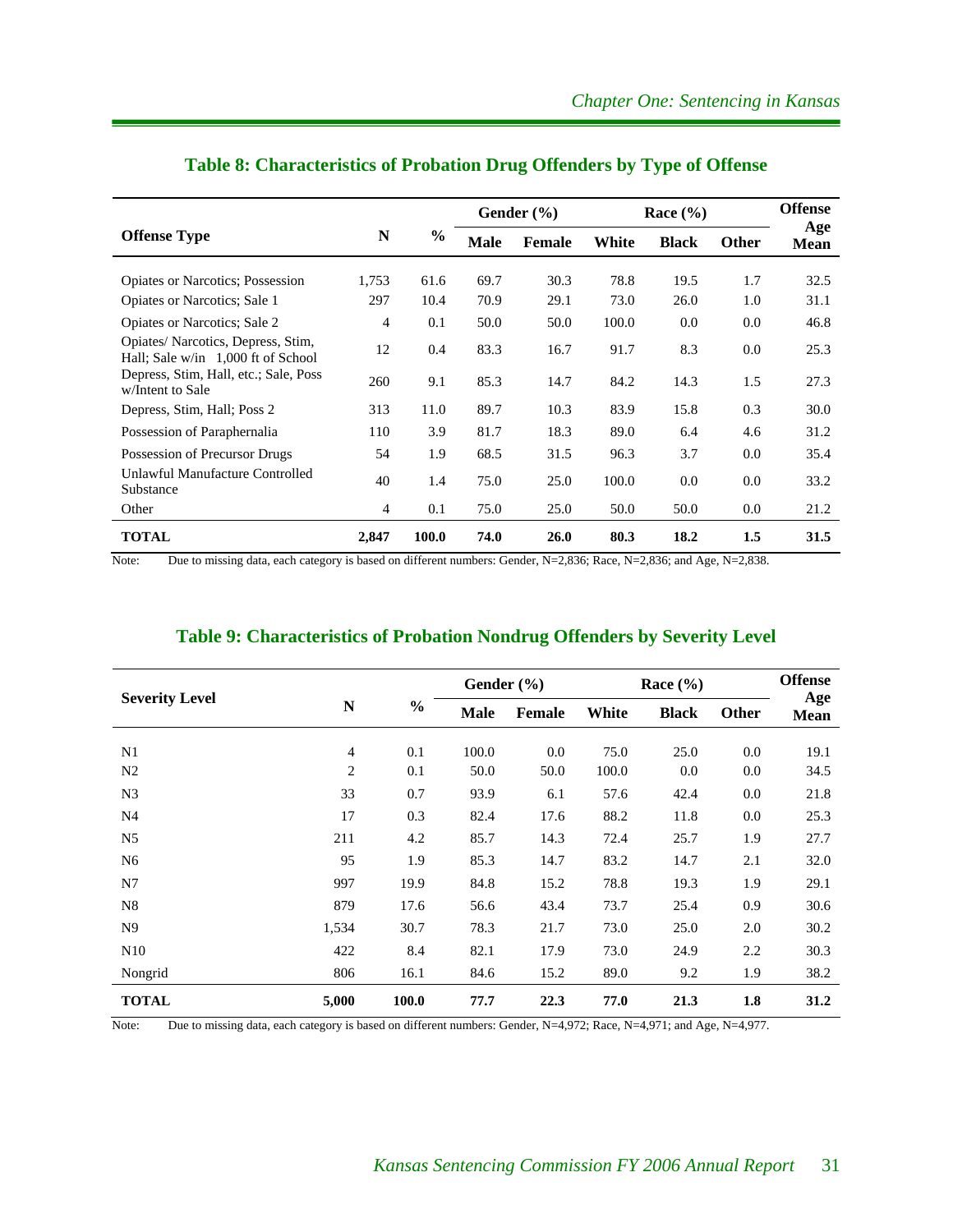## Table 8: Characteristics of Probation Drug Offenders by Type of Offense

| Offense Type | N | % | Gender (%) | | Race (%) | | | Offense Age Mean |
|---|---|---|---|---|---|---|---|---|
| | | | Male | Female | White | Black | Other | |
| Opiates or Narcotics; Possession | 1,753 | 61.6 | 69.7 | 30.3 | 78.8 | 19.5 | 1.7 | 32.5 |
| Opiates or Narcotics; Sale 1 | 297 | 10.4 | 70.9 | 29.1 | 73.0 | 26.0 | 1.0 | 31.1 |
| Opiates or Narcotics; Sale 2 | 4 | 0.1 | 50.0 | 50.0 | 100.0 | 0.0 | 0.0 | 46.8 |
| Opiates/ Narcotics, Depress, Stim, Hall; Sale w/in 1,000 ft of School | 12 | 0.4 | 83.3 | 16.7 | 91.7 | 8.3 | 0.0 | 25.3 |
| Depress, Stim, Hall, etc.; Sale, Poss w/Intent to Sale | 260 | 9.1 | 85.3 | 14.7 | 84.2 | 14.3 | 1.5 | 27.3 |
| Depress, Stim, Hall; Poss 2 | 313 | 11.0 | 89.7 | 10.3 | 83.9 | 15.8 | 0.3 | 30.0 |
| Possession of Paraphernalia | 110 | 3.9 | 81.7 | 18.3 | 89.0 | 6.4 | 4.6 | 31.2 |
| Possession of Precursor Drugs | 54 | 1.9 | 68.5 | 31.5 | 96.3 | 3.7 | 0.0 | 35.4 |
| Unlawful Manufacture Controlled Substance | 40 | 1.4 | 75.0 | 25.0 | 100.0 | 0.0 | 0.0 | 33.2 |
| Other | 4 | 0.1 | 75.0 | 25.0 | 50.0 | 50.0 | 0.0 | 21.2 |
| **TOTAL** | **2,847** | **100.0** | **74.0** | **26.0** | **80.3** | **18.2** | **1.5** | **31.5** |

Note: Due to missing data, each category is based on different numbers: Gender, N=2,836; Race, N=2,836; and Age, N=2,838.

## Table 9: Characteristics of Probation Nondrug Offenders by Severity Level

| Severity Level | N | % | Gender (%) | | Race (%) | | | Offense Age Mean |
|---|---|---|---|---|---|---|---|---|
| | | | Male | Female | White | Black | Other | |
| N1 | 4 | 0.1 | 100.0 | 0.0 | 75.0 | 25.0 | 0.0 | 19.1 |
| N2 | 2 | 0.1 | 50.0 | 50.0 | 100.0 | 0.0 | 0.0 | 34.5 |
| N3 | 33 | 0.7 | 93.9 | 6.1 | 57.6 | 42.4 | 0.0 | 21.8 |
| N4 | 17 | 0.3 | 82.4 | 17.6 | 88.2 | 11.8 | 0.0 | 25.3 |
| N5 | 211 | 4.2 | 85.7 | 14.3 | 72.4 | 25.7 | 1.9 | 27.7 |
| N6 | 95 | 1.9 | 85.3 | 14.7 | 83.2 | 14.7 | 2.1 | 32.0 |
| N7 | 997 | 19.9 | 84.8 | 15.2 | 78.8 | 19.3 | 1.9 | 29.1 |
| N8 | 879 | 17.6 | 56.6 | 43.4 | 73.7 | 25.4 | 0.9 | 30.6 |
| N9 | 1,534 | 30.7 | 78.3 | 21.7 | 73.0 | 25.0 | 2.0 | 30.2 |
| N10 | 422 | 8.4 | 82.1 | 17.9 | 73.0 | 24.9 | 2.2 | 30.3 |
| Nongrid | 806 | 16.1 | 84.6 | 15.2 | 89.0 | 9.2 | 1.9 | 38.2 |
| **TOTAL** | **5,000** | **100.0** | **77.7** | **22.3** | **77.0** | **21.3** | **1.8** | **31.2** |

Note: Due to missing data, each category is based on different numbers: Gender, N=4,972; Race, N=4,971; and Age, N=4,977.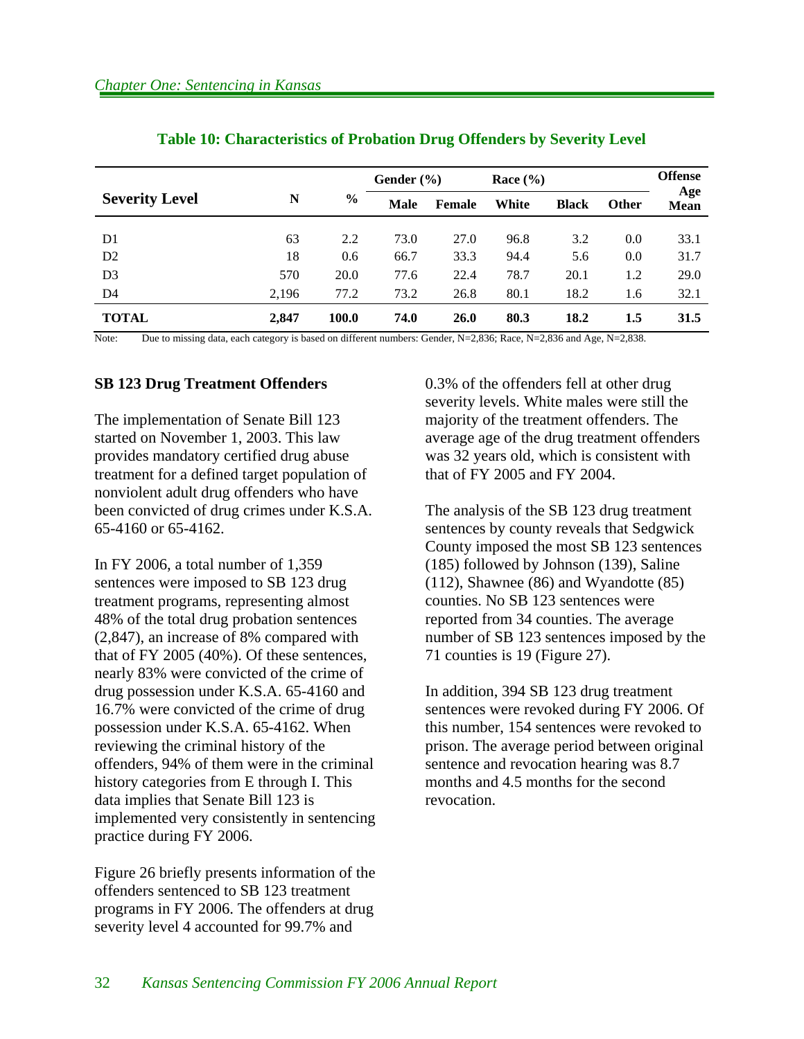**Table 10: Characteristics of Probation Drug Offenders by Severity Level**

| Severity Level | N | % | Gender (%) | | Race (%) | | | Offense Age Mean |
|---|---|---|---|---|---|---|---|---|
| | | | Male | Female | White | Black | Other | |
| D1 | 63 | 2.2 | 73.0 | 27.0 | 96.8 | 3.2 | 0.0 | 33.1 |
| D2 | 18 | 0.6 | 66.7 | 33.3 | 94.4 | 5.6 | 0.0 | 31.7 |
| D3 | 570 | 20.0 | 77.6 | 22.4 | 78.7 | 20.1 | 1.2 | 29.0 |
| D4 | 2,196 | 77.2 | 73.2 | 26.8 | 80.1 | 18.2 | 1.6 | 32.1 |
| **TOTAL** | **2,847** | **100.0** | **74.0** | **26.0** | **80.3** | **18.2** | **1.5** | **31.5** |

Note: Due to missing data, each category is based on different numbers: Gender, N=2,836; Race, N=2,836 and Age, N=2,838.

### SB 123 Drug Treatment Offenders

The implementation of Senate Bill 123 started on November 1, 2003. This law provides mandatory certified drug abuse treatment for a defined target population of nonviolent adult drug offenders who have been convicted of drug crimes under K.S.A. 65-4160 or 65-4162.

In FY 2006, a total number of 1,359 sentences were imposed to SB 123 drug treatment programs, representing almost 48% of the total drug probation sentences (2,847), an increase of 8% compared with that of FY 2005 (40%). Of these sentences, nearly 83% were convicted of the crime of drug possession under K.S.A. 65-4160 and 16.7% were convicted of the crime of drug possession under K.S.A. 65-4162. When reviewing the criminal history of the offenders, 94% of them were in the criminal history categories from E through I. This data implies that Senate Bill 123 is implemented very consistently in sentencing practice during FY 2006.

Figure 26 briefly presents information of the offenders sentenced to SB 123 treatment programs in FY 2006. The offenders at drug severity level 4 accounted for 99.7% and 0.3% of the offenders fell at other drug severity levels. White males were still the majority of the treatment offenders. The average age of the drug treatment offenders was 32 years old, which is consistent with that of FY 2005 and FY 2004.

The analysis of the SB 123 drug treatment sentences by county reveals that Sedgwick County imposed the most SB 123 sentences (185) followed by Johnson (139), Saline (112), Shawnee (86) and Wyandotte (85) counties. No SB 123 sentences were reported from 34 counties. The average number of SB 123 sentences imposed by the 71 counties is 19 (Figure 27).

In addition, 394 SB 123 drug treatment sentences were revoked during FY 2006. Of this number, 154 sentences were revoked to prison. The average period between original sentence and revocation hearing was 8.7 months and 4.5 months for the second revocation.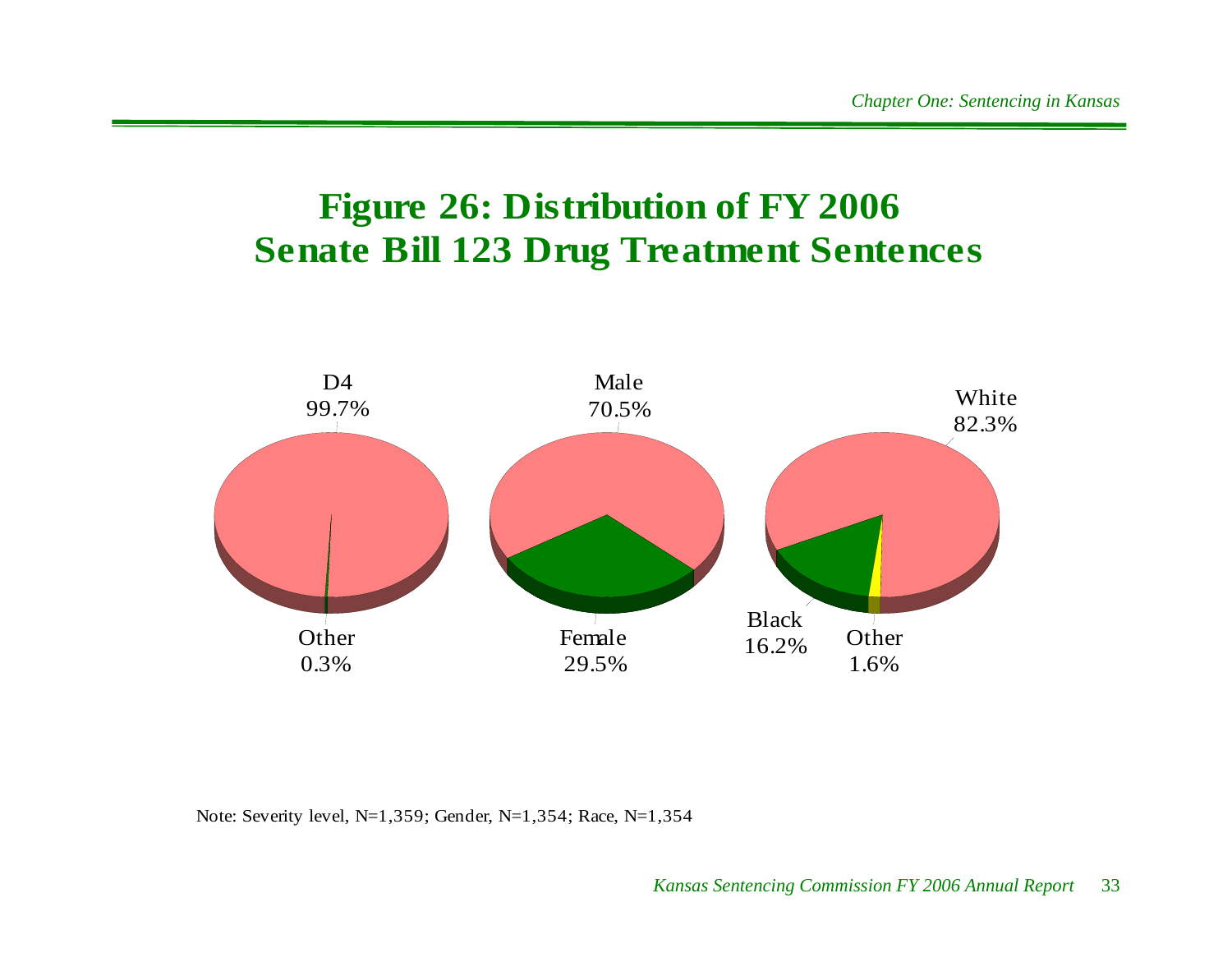# Figure 26: Distribution of FY 2006 Senate Bill 123 Drug Treatment Sentences

D4
99.7%

Other
0.3%

Male
70.5%

Female
29.5%

White
82.3%

Black
16.2%

Other
1.6%

Note: Severity level, N=1,359; Gender, N=1,354; Race, N=1,354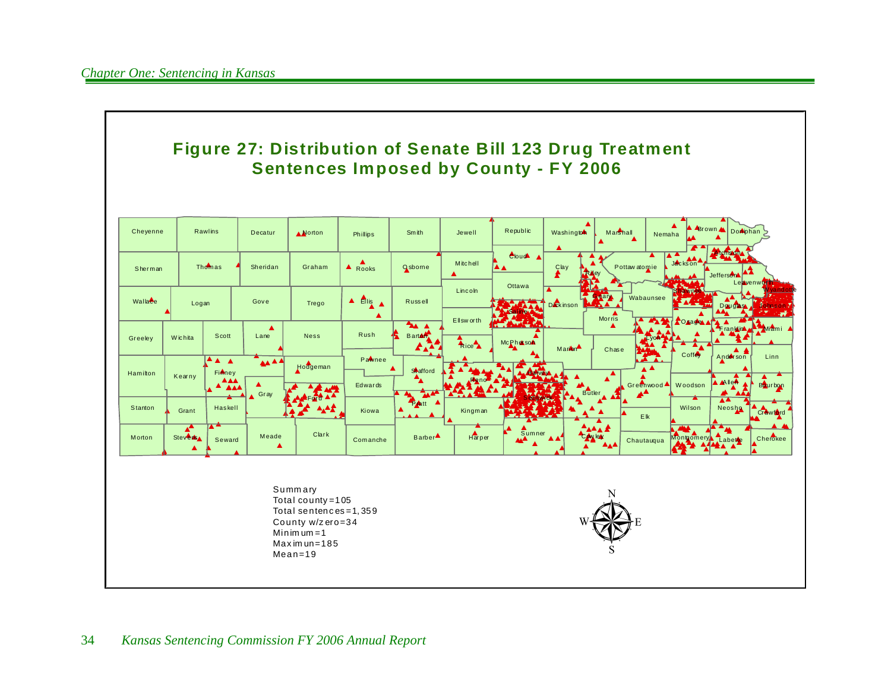**Figure 27: Distribution of Senate Bill 123 Drug Treatment Sentences Imposed by County - FY 2006**

Cheyenne
Rawlins
Decatur
Norton
Phillips
Smith
Jewell
Republic
Washington
Marshall
Nemaha
Brown
Doniphan
Sherman
Thomas
Sheridan
Graham
Rooks
Osborne
Mitchell
Cloud
Clay
Riley
Pottawatomie
Jackson
Atchison
Jefferson
Leavenworth
Wyandotte
Wallace
Logan
Gove
Trego
Ellis
Russell
Lincoln
Ottawa
Saline
Dickinson
Geary
Wabaunsee
Shawnee
Douglas
Johnson
Greeley
Wichita
Scott
Lane
Ness
Rush
Barton
Ellsworth
Rice
McPherson
Marion
Morris
Chase
Lyon
Osage
Franklin
Miami
Hamilton
Kearny
Finney
Hodgeman
Pawnee
Stafford
Reno
Harvey
Coffey
Anderson
Linn
Gray
Edwards
Ford
Kiowa
Pratt
Kingman
Sedgwick
Butler
Greenwood
Woodson
Allen
Bourbon
Stanton
Grant
Haskell
Wilson
Neosho
Crawford
Elk
Morton
Stevens
Seward
Meade
Clark
Comanche
Barber
Harper
Sumner
Cowley
Chautauqua
Montgomery
Labette
Cherokee

Summary
Total county=105
Total sentences=1,359
County w/zero=34
Minimum=1
Maximun=185
Mean=19

N
W
E
S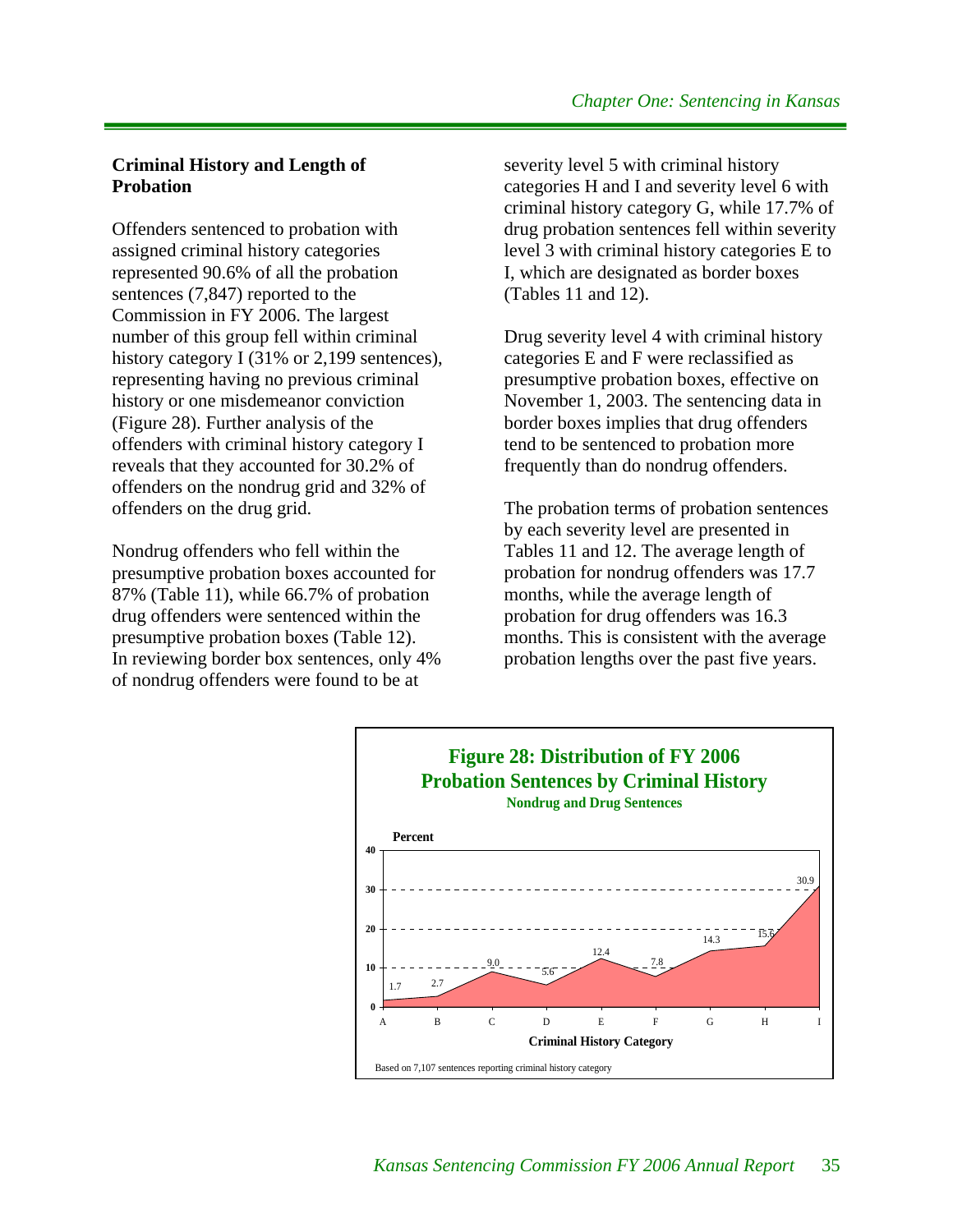## Criminal History and Length of Probation

Offenders sentenced to probation with assigned criminal history categories represented 90.6% of all the probation sentences (7,847) reported to the Commission in FY 2006. The largest number of this group fell within criminal history category I (31% or 2,199 sentences), representing having no previous criminal history or one misdemeanor conviction (Figure 28). Further analysis of the offenders with criminal history category I reveals that they accounted for 30.2% of offenders on the nondrug grid and 32% of offenders on the drug grid.

Nondrug offenders who fell within the presumptive probation boxes accounted for 87% (Table 11), while 66.7% of probation drug offenders were sentenced within the presumptive probation boxes (Table 12). In reviewing border box sentences, only 4% of nondrug offenders were found to be at severity level 5 with criminal history categories H and I and severity level 6 with criminal history category G, while 17.7% of drug probation sentences fell within severity level 3 with criminal history categories E to I, which are designated as border boxes (Tables 11 and 12).

Drug severity level 4 with criminal history categories E and F were reclassified as presumptive probation boxes, effective on November 1, 2003. The sentencing data in border boxes implies that drug offenders tend to be sentenced to probation more frequently than do nondrug offenders.

The probation terms of probation sentences by each severity level are presented in Tables 11 and 12. The average length of probation for nondrug offenders was 17.7 months, while the average length of probation for drug offenders was 16.3 months. This is consistent with the average probation lengths over the past five years.

**Figure 28: Distribution of FY 2006 Probation Sentences by Criminal History**
**Nondrug and Drug Sentences**

Percent

40
30
20
10
0

A B C D E F G H I

1.7 2.7 9.0 5.6 12.4 7.8 14.3 15.6 30.9

Criminal History Category

Based on 7,107 sentences reporting criminal history category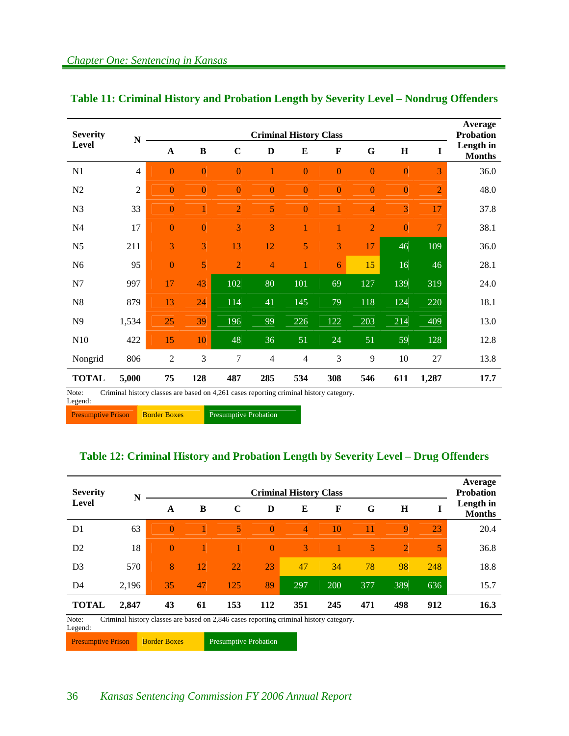## Table 11: Criminal History and Probation Length by Severity Level – Nondrug Offenders

| Severity Level | N | Criminal History Class | | | | | | | | | Average Probation Length in Months |
|---|---|---|---|---|---|---|---|---|---|---|---|
| | | A | B | C | D | E | F | G | H | I | |
| N1 | 4 | 0 | 0 | 0 | 1 | 0 | 0 | 0 | 0 | 3 | 36.0 |
| N2 | 2 | 0 | 0 | 0 | 0 | 0 | 0 | 0 | 0 | 2 | 48.0 |
| N3 | 33 | 0 | 1 | 2 | 5 | 0 | 1 | 4 | 3 | 17 | 37.8 |
| N4 | 17 | 0 | 0 | 3 | 3 | 1 | 1 | 2 | 0 | 7 | 38.1 |
| N5 | 211 | 3 | 3 | 13 | 12 | 5 | 3 | 17 | 46 | 109 | 36.0 |
| N6 | 95 | 0 | 5 | 2 | 4 | 1 | 6 | 15 | 16 | 46 | 28.1 |
| N7 | 997 | 17 | 43 | 102 | 80 | 101 | 69 | 127 | 139 | 319 | 24.0 |
| N8 | 879 | 13 | 24 | 114 | 41 | 145 | 79 | 118 | 124 | 220 | 18.1 |
| N9 | 1,534 | 25 | 39 | 196 | 99 | 226 | 122 | 203 | 214 | 409 | 13.0 |
| N10 | 422 | 15 | 10 | 48 | 36 | 51 | 24 | 51 | 59 | 128 | 12.8 |
| Nongrid | 806 | 2 | 3 | 7 | 4 | 4 | 3 | 9 | 10 | 27 | 13.8 |
| **TOTAL** | **5,000** | **75** | **128** | **487** | **285** | **534** | **308** | **546** | **611** | **1,287** | **17.7** |

Note: Criminal history classes are based on 4,261 cases reporting criminal history category.

Legend:

Presumptive Prison | Border Boxes | Presumptive Probation

## Table 12: Criminal History and Probation Length by Severity Level – Drug Offenders

| Severity Level | N | Criminal History Class | | | | | | | | | Average Probation Length in Months |
|---|---|---|---|---|---|---|---|---|---|---|---|
| | | A | B | C | D | E | F | G | H | I | |
| D1 | 63 | 0 | 1 | 5 | 0 | 4 | 10 | 11 | 9 | 23 | 20.4 |
| D2 | 18 | 0 | 1 | 1 | 0 | 3 | 1 | 5 | 2 | 5 | 36.8 |
| D3 | 570 | 8 | 12 | 22 | 23 | 47 | 34 | 78 | 98 | 248 | 18.8 |
| D4 | 2,196 | 35 | 47 | 125 | 89 | 297 | 200 | 377 | 389 | 636 | 15.7 |
| **TOTAL** | **2,847** | **43** | **61** | **153** | **112** | **351** | **245** | **471** | **498** | **912** | **16.3** |

Note: Criminal history classes are based on 2,846 cases reporting criminal history category.

Legend:

Presumptive Prison | Border Boxes | Presumptive Probation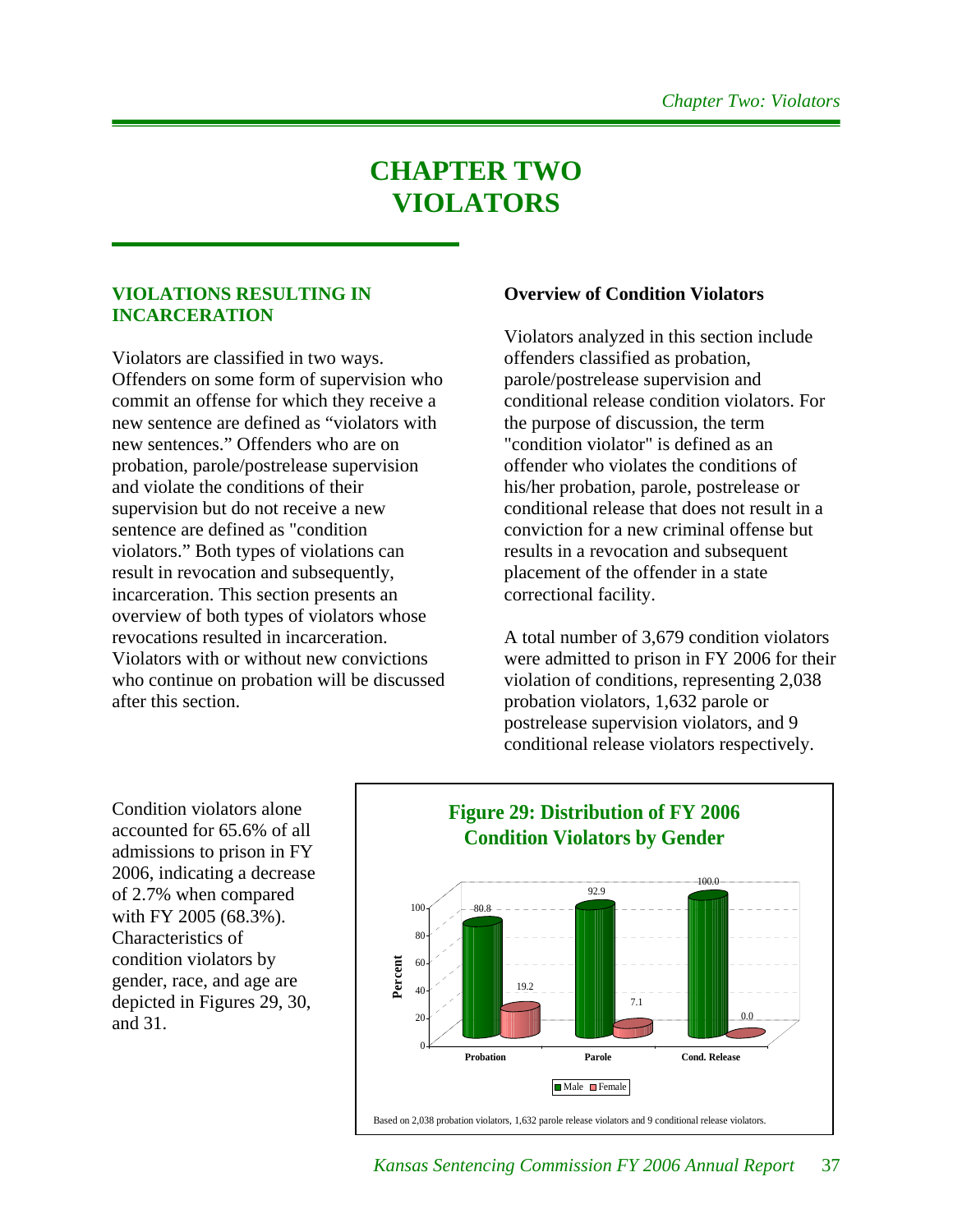# CHAPTER TWO
# VIOLATORS

## VIOLATIONS RESULTING IN INCARCERATION

Violators are classified in two ways. Offenders on some form of supervision who commit an offense for which they receive a new sentence are defined as "violators with new sentences." Offenders who are on probation, parole/postrelease supervision and violate the conditions of their supervision but do not receive a new sentence are defined as "condition violators." Both types of violations can result in revocation and subsequently, incarceration. This section presents an overview of both types of violators whose revocations resulted in incarceration. Violators with or without new convictions who continue on probation will be discussed after this section.

### Overview of Condition Violators

Violators analyzed in this section include offenders classified as probation, parole/postrelease supervision and conditional release condition violators. For the purpose of discussion, the term "condition violator" is defined as an offender who violates the conditions of his/her probation, parole, postrelease or conditional release that does not result in a conviction for a new criminal offense but results in a revocation and subsequent placement of the offender in a state correctional facility.

A total number of 3,679 condition violators were admitted to prison in FY 2006 for their violation of conditions, representing 2,038 probation violators, 1,632 parole or postrelease supervision violators, and 9 conditional release violators respectively.

Condition violators alone accounted for 65.6% of all admissions to prison in FY 2006, indicating a decrease of 2.7% when compared with FY 2005 (68.3%). Characteristics of condition violators by gender, race, and age are depicted in Figures 29, 30, and 31.

**Figure 29: Distribution of FY 2006 Condition Violators by Gender**

Percent
0
20
40
60
80
100

Probation: 80.8, 19.2
Parole: 92.9, 7.1
Cond. Release: 100.0, 0.0

Male
Female

Based on 2,038 probation violators, 1,632 parole release violators and 9 conditional release violators.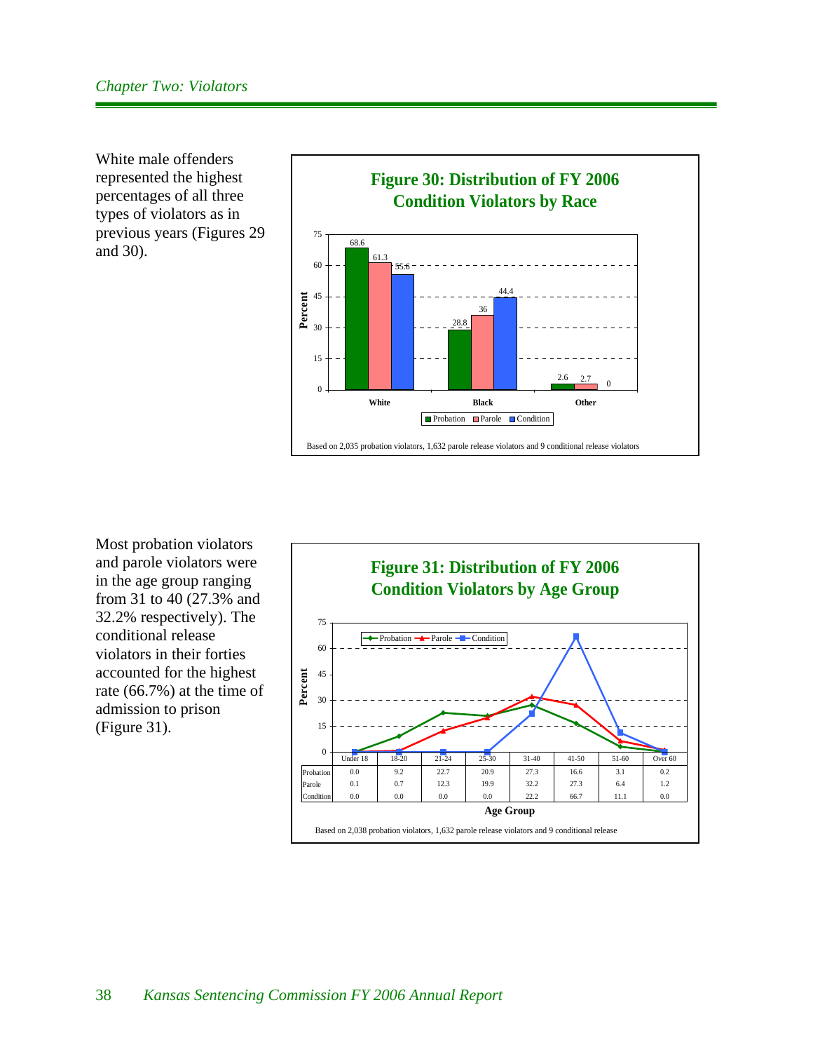White male offenders represented the highest percentages of all three types of violators as in previous years (Figures 29 and 30).

**Figure 30: Distribution of FY 2006 Condition Violators by Race**

Percent

75
60
45
30
15
0

68.6
61.3
55.6
28.8
36
44.4
2.6
2.7
0

White
Black
Other

Probation
Parole
Condition

Based on 2,035 probation violators, 1,632 parole release violators and 9 conditional release violators

Most probation violators and parole violators were in the age group ranging from 31 to 40 (27.3% and 32.2% respectively). The conditional release violators in their forties accounted for the highest rate (66.7%) at the time of admission to prison (Figure 31).

**Figure 31: Distribution of FY 2006 Condition Violators by Age Group**

Percent

75
60
45
30
15
0

Probation
Parole
Condition

Under 18
18-20
21-24
25-30
31-40
41-50
51-60
Over 60

Probation 0.0 9.2 22.7 20.9 27.3 16.6 3.1 0.2
Parole 0.1 0.7 12.3 19.9 32.2 27.3 6.4 1.2
Condition 0.0 0.0 0.0 0.0 22.2 66.7 11.1 0.0

Age Group

Based on 2,038 probation violators, 1,632 parole release violators and 9 conditional release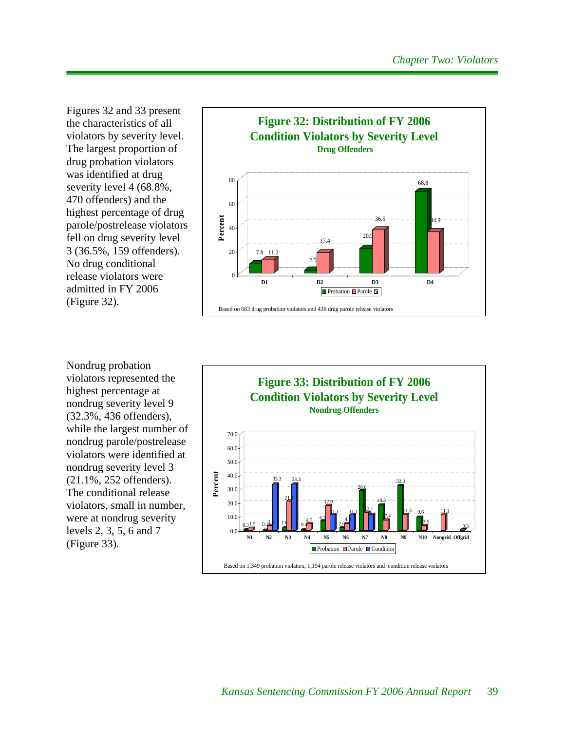Figures 32 and 33 present the characteristics of all violators by severity level. The largest proportion of drug probation violators was identified at drug severity level 4 (68.8%, 470 offenders) and the highest percentage of drug parole/postrelease violators fell on drug severity level 3 (36.5%, 159 offenders). No drug conditional release violators were admitted in FY 2006 (Figure 32).

**Figure 32: Distribution of FY 2006 Condition Violators by Severity Level**

**Drug Offenders**

Percent

80
60
40
20
0

7.8 11.2
2.5 17.4
20.9 36.5
68.8 34.9

D1 D2 D3 D4

Probation Parole

Based on 683 drug probation violators and 436 drug parole release violators

Nondrug probation violators represented the highest percentage at nondrug severity level 9 (32.3%, 436 offenders), while the largest number of nondrug parole/postrelease violators were identified at nondrug severity level 3 (21.1%, 252 offenders). The conditional release violators, small in number, were at nondrug severity levels 2, 3, 5, 6 and 7 (Figure 33).

**Figure 33: Distribution of FY 2006 Condition Violators by Severity Level**

**Nondrug Offenders**

Percent

70.0
60.0
50.0
40.0
30.0
20.0
10.0
0.0

0.3 1.5
0.1 3.3 33.3
1.6 21.1 33.3
0.4 4.7
6.7 17.9 11.1
2.0 4.9 11.1
28.6 13.1 11.1
18.3 7.4
32.3 11.3
9.6 3.5
11.1
0.3

N1 N2 N3 N4 N5 N6 N7 N8 N9 N10 Nongrid Offgrid

Probation Parole Condition

Based on 1,349 probation violators, 1,194 parole release violators and condition release violators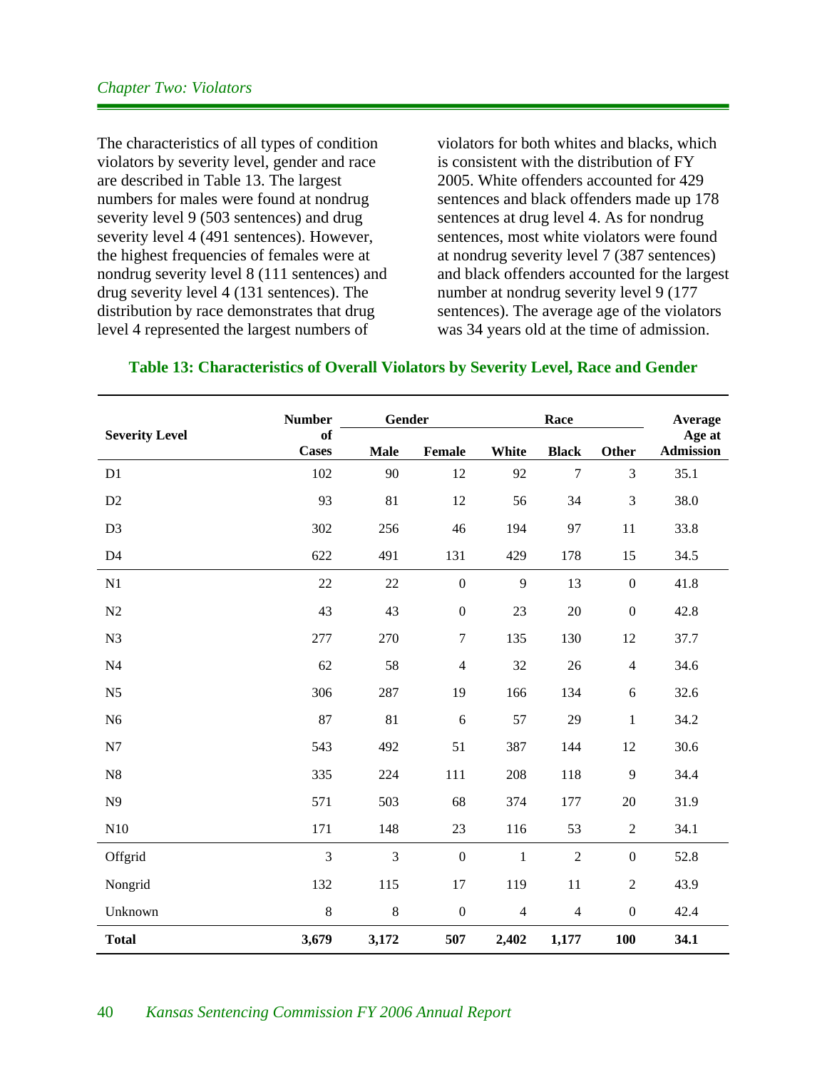The characteristics of all types of condition violators by severity level, gender and race are described in Table 13. The largest numbers for males were found at nondrug severity level 9 (503 sentences) and drug severity level 4 (491 sentences). However, the highest frequencies of females were at nondrug severity level 8 (111 sentences) and drug severity level 4 (131 sentences). The distribution by race demonstrates that drug level 4 represented the largest numbers of violators for both whites and blacks, which is consistent with the distribution of FY 2005. White offenders accounted for 429 sentences and black offenders made up 178 sentences at drug level 4. As for nondrug sentences, most white violators were found at nondrug severity level 7 (387 sentences) and black offenders accounted for the largest number at nondrug severity level 9 (177 sentences). The average age of the violators was 34 years old at the time of admission.

**Table 13: Characteristics of Overall Violators by Severity Level, Race and Gender**

| Severity Level | Number of Cases | Gender | | Race | | | Average Age at Admission |
|---|---|---|---|---|---|---|---|
| | | Male | Female | White | Black | Other | |
| D1 | 102 | 90 | 12 | 92 | 7 | 3 | 35.1 |
| D2 | 93 | 81 | 12 | 56 | 34 | 3 | 38.0 |
| D3 | 302 | 256 | 46 | 194 | 97 | 11 | 33.8 |
| D4 | 622 | 491 | 131 | 429 | 178 | 15 | 34.5 |
| N1 | 22 | 22 | 0 | 9 | 13 | 0 | 41.8 |
| N2 | 43 | 43 | 0 | 23 | 20 | 0 | 42.8 |
| N3 | 277 | 270 | 7 | 135 | 130 | 12 | 37.7 |
| N4 | 62 | 58 | 4 | 32 | 26 | 4 | 34.6 |
| N5 | 306 | 287 | 19 | 166 | 134 | 6 | 32.6 |
| N6 | 87 | 81 | 6 | 57 | 29 | 1 | 34.2 |
| N7 | 543 | 492 | 51 | 387 | 144 | 12 | 30.6 |
| N8 | 335 | 224 | 111 | 208 | 118 | 9 | 34.4 |
| N9 | 571 | 503 | 68 | 374 | 177 | 20 | 31.9 |
| N10 | 171 | 148 | 23 | 116 | 53 | 2 | 34.1 |
| Offgrid | 3 | 3 | 0 | 1 | 2 | 0 | 52.8 |
| Nongrid | 132 | 115 | 17 | 119 | 11 | 2 | 43.9 |
| Unknown | 8 | 8 | 0 | 4 | 4 | 0 | 42.4 |
| **Total** | **3,679** | **3,172** | **507** | **2,402** | **1,177** | **100** | **34.1** |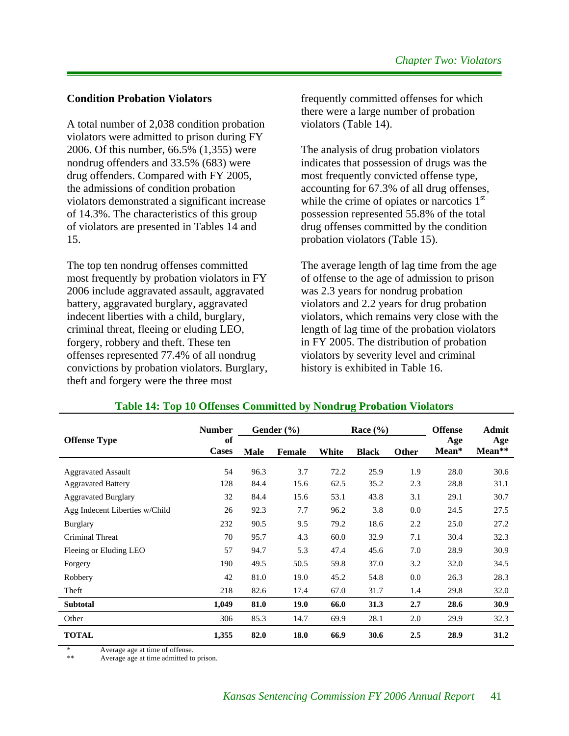## Condition Probation Violators

A total number of 2,038 condition probation violators were admitted to prison during FY 2006. Of this number, 66.5% (1,355) were nondrug offenders and 33.5% (683) were drug offenders. Compared with FY 2005, the admissions of condition probation violators demonstrated a significant increase of 14.3%. The characteristics of this group of violators are presented in Tables 14 and 15.

The top ten nondrug offenses committed most frequently by probation violators in FY 2006 include aggravated assault, aggravated battery, aggravated burglary, aggravated indecent liberties with a child, burglary, criminal threat, fleeing or eluding LEO, forgery, robbery and theft. These ten offenses represented 77.4% of all nondrug convictions by probation violators. Burglary, theft and forgery were the three most frequently committed offenses for which there were a large number of probation violators (Table 14).

The analysis of drug probation violators indicates that possession of drugs was the most frequently convicted offense type, accounting for 67.3% of all drug offenses, while the crime of opiates or narcotics 1st possession represented 55.8% of the total drug offenses committed by the condition probation violators (Table 15).

The average length of lag time from the age of offense to the age of admission to prison was 2.3 years for nondrug probation violators and 2.2 years for drug probation violators, which remains very close with the length of lag time of the probation violators in FY 2005. The distribution of probation violators by severity level and criminal history is exhibited in Table 16.

**Table 14: Top 10 Offenses Committed by Nondrug Probation Violators**

| Offense Type | Number of Cases | Gender (%) | | Race (%) | | | Offense Age Mean* | Admit Age Mean** |
|---|---|---|---|---|---|---|---|---|
| | | Male | Female | White | Black | Other | | |
| Aggravated Assault | 54 | 96.3 | 3.7 | 72.2 | 25.9 | 1.9 | 28.0 | 30.6 |
| Aggravated Battery | 128 | 84.4 | 15.6 | 62.5 | 35.2 | 2.3 | 28.8 | 31.1 |
| Aggravated Burglary | 32 | 84.4 | 15.6 | 53.1 | 43.8 | 3.1 | 29.1 | 30.7 |
| Agg Indecent Liberties w/Child | 26 | 92.3 | 7.7 | 96.2 | 3.8 | 0.0 | 24.5 | 27.5 |
| Burglary | 232 | 90.5 | 9.5 | 79.2 | 18.6 | 2.2 | 25.0 | 27.2 |
| Criminal Threat | 70 | 95.7 | 4.3 | 60.0 | 32.9 | 7.1 | 30.4 | 32.3 |
| Fleeing or Eluding LEO | 57 | 94.7 | 5.3 | 47.4 | 45.6 | 7.0 | 28.9 | 30.9 |
| Forgery | 190 | 49.5 | 50.5 | 59.8 | 37.0 | 3.2 | 32.0 | 34.5 |
| Robbery | 42 | 81.0 | 19.0 | 45.2 | 54.8 | 0.0 | 26.3 | 28.3 |
| Theft | 218 | 82.6 | 17.4 | 67.0 | 31.7 | 1.4 | 29.8 | 32.0 |
| **Subtotal** | **1,049** | **81.0** | **19.0** | **66.0** | **31.3** | **2.7** | **28.6** | **30.9** |
| Other | 306 | 85.3 | 14.7 | 69.9 | 28.1 | 2.0 | 29.9 | 32.3 |
| **TOTAL** | **1,355** | **82.0** | **18.0** | **66.9** | **30.6** | **2.5** | **28.9** | **31.2** |

\* Average age at time of offense.
\*\* Average age at time admitted to prison.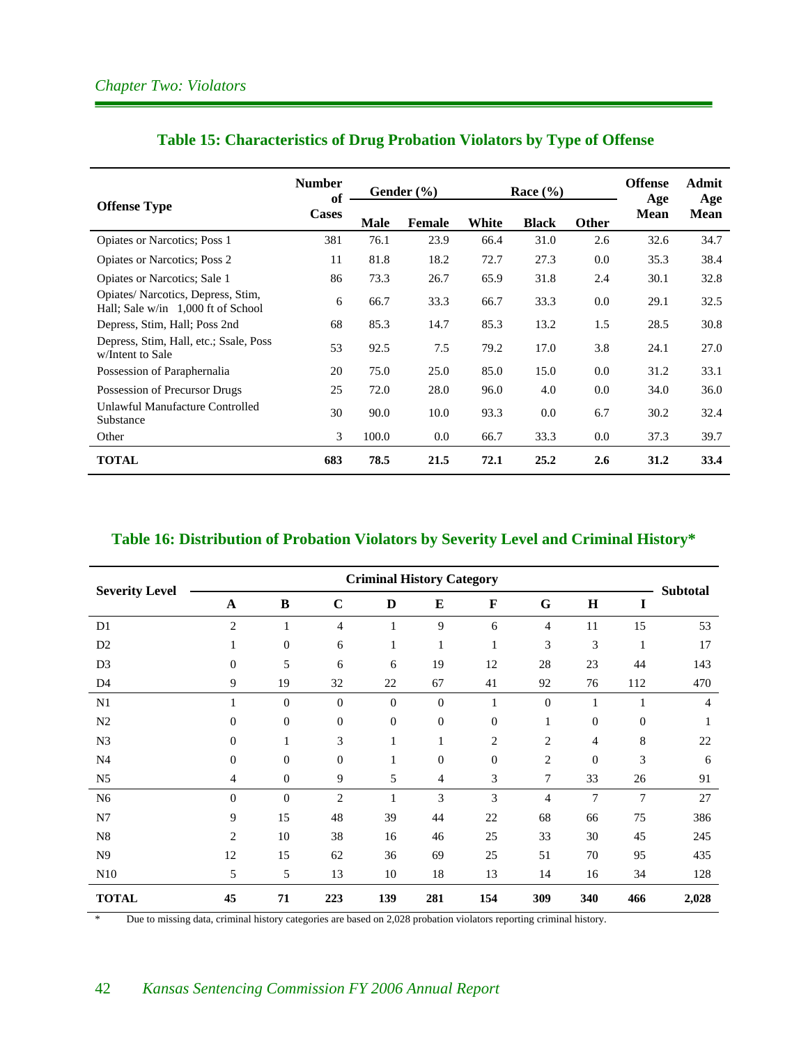## Table 15: Characteristics of Drug Probation Violators by Type of Offense

| Offense Type | Number of Cases | Gender (%) | | Race (%) | | | Offense Age Mean | Admit Age Mean |
|---|---|---|---|---|---|---|---|---|
| | | Male | Female | White | Black | Other | | |
| Opiates or Narcotics; Poss 1 | 381 | 76.1 | 23.9 | 66.4 | 31.0 | 2.6 | 32.6 | 34.7 |
| Opiates or Narcotics; Poss 2 | 11 | 81.8 | 18.2 | 72.7 | 27.3 | 0.0 | 35.3 | 38.4 |
| Opiates or Narcotics; Sale 1 | 86 | 73.3 | 26.7 | 65.9 | 31.8 | 2.4 | 30.1 | 32.8 |
| Opiates/ Narcotics, Depress, Stim, Hall; Sale w/in 1,000 ft of School | 6 | 66.7 | 33.3 | 66.7 | 33.3 | 0.0 | 29.1 | 32.5 |
| Depress, Stim, Hall; Poss 2nd | 68 | 85.3 | 14.7 | 85.3 | 13.2 | 1.5 | 28.5 | 30.8 |
| Depress, Stim, Hall, etc.; Ssale, Poss w/Intent to Sale | 53 | 92.5 | 7.5 | 79.2 | 17.0 | 3.8 | 24.1 | 27.0 |
| Possession of Paraphernalia | 20 | 75.0 | 25.0 | 85.0 | 15.0 | 0.0 | 31.2 | 33.1 |
| Possession of Precursor Drugs | 25 | 72.0 | 28.0 | 96.0 | 4.0 | 0.0 | 34.0 | 36.0 |
| Unlawful Manufacture Controlled Substance | 30 | 90.0 | 10.0 | 93.3 | 0.0 | 6.7 | 30.2 | 32.4 |
| Other | 3 | 100.0 | 0.0 | 66.7 | 33.3 | 0.0 | 37.3 | 39.7 |
| **TOTAL** | **683** | **78.5** | **21.5** | **72.1** | **25.2** | **2.6** | **31.2** | **33.4** |

## Table 16: Distribution of Probation Violators by Severity Level and Criminal History*

| Severity Level | Criminal History Category | | | | | | | | | Subtotal |
|---|---|---|---|---|---|---|---|---|---|---|
| | A | B | C | D | E | F | G | H | I | |
| D1 | 2 | 1 | 4 | 1 | 9 | 6 | 4 | 11 | 15 | 53 |
| D2 | 1 | 0 | 6 | 1 | 1 | 1 | 3 | 3 | 1 | 17 |
| D3 | 0 | 5 | 6 | 6 | 19 | 12 | 28 | 23 | 44 | 143 |
| D4 | 9 | 19 | 32 | 22 | 67 | 41 | 92 | 76 | 112 | 470 |
| N1 | 1 | 0 | 0 | 0 | 0 | 1 | 0 | 1 | 1 | 4 |
| N2 | 0 | 0 | 0 | 0 | 0 | 0 | 1 | 0 | 0 | 1 |
| N3 | 0 | 1 | 3 | 1 | 1 | 2 | 2 | 4 | 8 | 22 |
| N4 | 0 | 0 | 0 | 1 | 0 | 0 | 2 | 0 | 3 | 6 |
| N5 | 4 | 0 | 9 | 5 | 4 | 3 | 7 | 33 | 26 | 91 |
| N6 | 0 | 0 | 2 | 1 | 3 | 3 | 4 | 7 | 7 | 27 |
| N7 | 9 | 15 | 48 | 39 | 44 | 22 | 68 | 66 | 75 | 386 |
| N8 | 2 | 10 | 38 | 16 | 46 | 25 | 33 | 30 | 45 | 245 |
| N9 | 12 | 15 | 62 | 36 | 69 | 25 | 51 | 70 | 95 | 435 |
| N10 | 5 | 5 | 13 | 10 | 18 | 13 | 14 | 16 | 34 | 128 |
| **TOTAL** | **45** | **71** | **223** | **139** | **281** | **154** | **309** | **340** | **466** | **2,028** |

\* Due to missing data, criminal history categories are based on 2,028 probation violators reporting criminal history.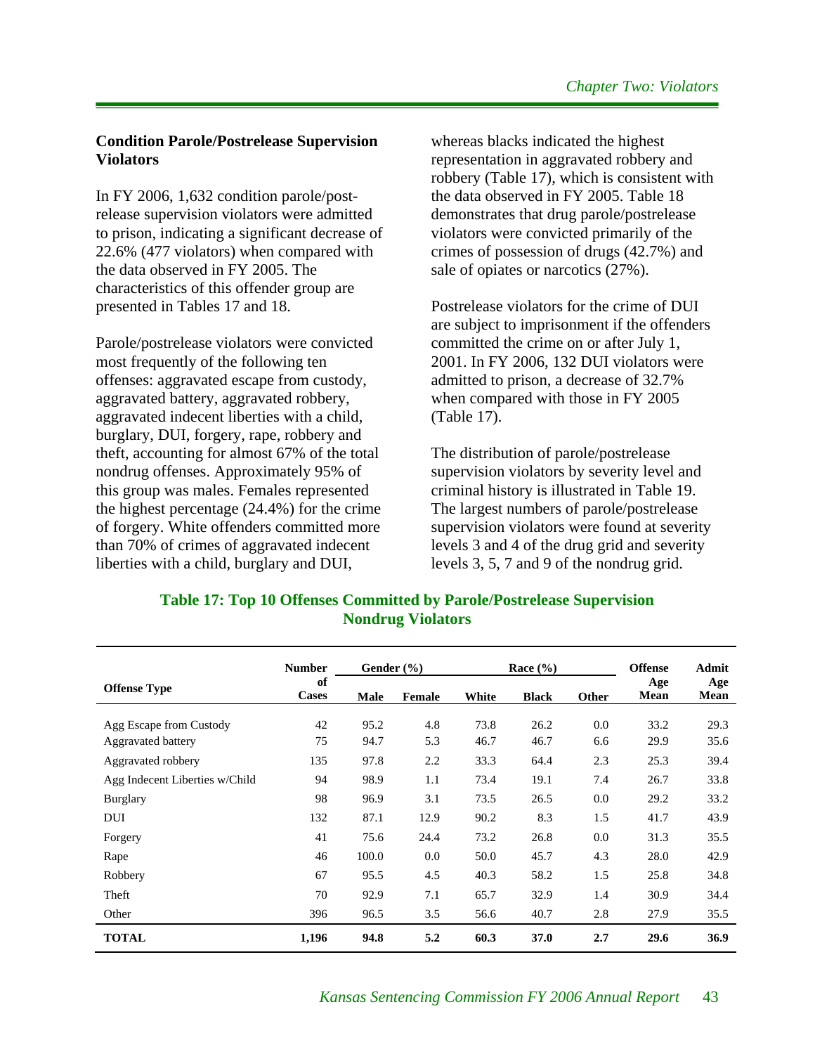### Condition Parole/Postrelease Supervision Violators

In FY 2006, 1,632 condition parole/post-release supervision violators were admitted to prison, indicating a significant decrease of 22.6% (477 violators) when compared with the data observed in FY 2005. The characteristics of this offender group are presented in Tables 17 and 18.

Parole/postrelease violators were convicted most frequently of the following ten offenses: aggravated escape from custody, aggravated battery, aggravated robbery, aggravated indecent liberties with a child, burglary, DUI, forgery, rape, robbery and theft, accounting for almost 67% of the total nondrug offenses. Approximately 95% of this group was males. Females represented the highest percentage (24.4%) for the crime of forgery. White offenders committed more than 70% of crimes of aggravated indecent liberties with a child, burglary and DUI, whereas blacks indicated the highest representation in aggravated robbery and robbery (Table 17), which is consistent with the data observed in FY 2005. Table 18 demonstrates that drug parole/postrelease violators were convicted primarily of the crimes of possession of drugs (42.7%) and sale of opiates or narcotics (27%).

Postrelease violators for the crime of DUI are subject to imprisonment if the offenders committed the crime on or after July 1, 2001. In FY 2006, 132 DUI violators were admitted to prison, a decrease of 32.7% when compared with those in FY 2005 (Table 17).

The distribution of parole/postrelease supervision violators by severity level and criminal history is illustrated in Table 19. The largest numbers of parole/postrelease supervision violators were found at severity levels 3 and 4 of the drug grid and severity levels 3, 5, 7 and 9 of the nondrug grid.

**Table 17: Top 10 Offenses Committed by Parole/Postrelease Supervision Nondrug Violators**

| Offense Type | Number of Cases | Gender (%) | | Race (%) | | | Offense Age Mean | Admit Age Mean |
|---|---|---|---|---|---|---|---|---|
| | | Male | Female | White | Black | Other | | |
| Agg Escape from Custody | 42 | 95.2 | 4.8 | 73.8 | 26.2 | 0.0 | 33.2 | 29.3 |
| Aggravated battery | 75 | 94.7 | 5.3 | 46.7 | 46.7 | 6.6 | 29.9 | 35.6 |
| Aggravated robbery | 135 | 97.8 | 2.2 | 33.3 | 64.4 | 2.3 | 25.3 | 39.4 |
| Agg Indecent Liberties w/Child | 94 | 98.9 | 1.1 | 73.4 | 19.1 | 7.4 | 26.7 | 33.8 |
| Burglary | 98 | 96.9 | 3.1 | 73.5 | 26.5 | 0.0 | 29.2 | 33.2 |
| DUI | 132 | 87.1 | 12.9 | 90.2 | 8.3 | 1.5 | 41.7 | 43.9 |
| Forgery | 41 | 75.6 | 24.4 | 73.2 | 26.8 | 0.0 | 31.3 | 35.5 |
| Rape | 46 | 100.0 | 0.0 | 50.0 | 45.7 | 4.3 | 28.0 | 42.9 |
| Robbery | 67 | 95.5 | 4.5 | 40.3 | 58.2 | 1.5 | 25.8 | 34.8 |
| Theft | 70 | 92.9 | 7.1 | 65.7 | 32.9 | 1.4 | 30.9 | 34.4 |
| Other | 396 | 96.5 | 3.5 | 56.6 | 40.7 | 2.8 | 27.9 | 35.5 |
| **TOTAL** | **1,196** | **94.8** | **5.2** | **60.3** | **37.0** | **2.7** | **29.6** | **36.9** |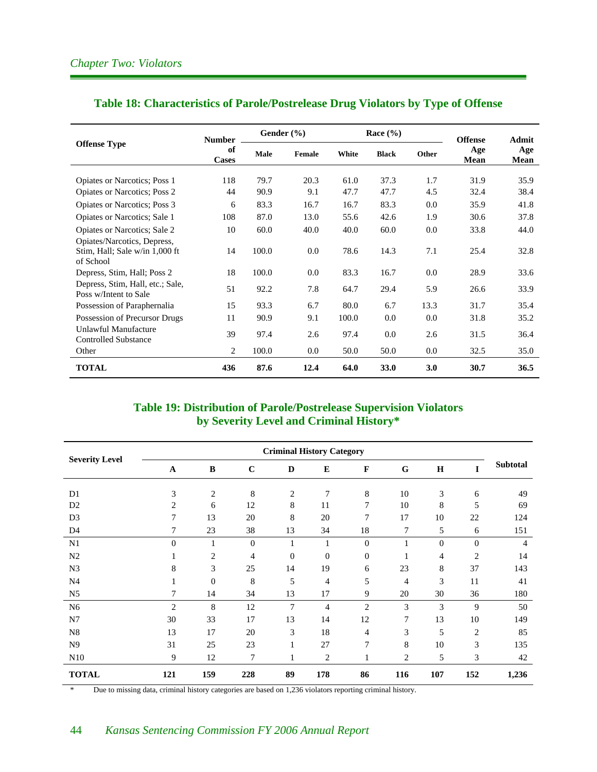## Table 18: Characteristics of Parole/Postrelease Drug Violators by Type of Offense

| Offense Type | Number of Cases | Gender (%) | | Race (%) | | | Offense Age Mean | Admit Age Mean |
|---|---|---|---|---|---|---|---|---|
| | | Male | Female | White | Black | Other | | |
| Opiates or Narcotics; Poss 1 | 118 | 79.7 | 20.3 | 61.0 | 37.3 | 1.7 | 31.9 | 35.9 |
| Opiates or Narcotics; Poss 2 | 44 | 90.9 | 9.1 | 47.7 | 47.7 | 4.5 | 32.4 | 38.4 |
| Opiates or Narcotics; Poss 3 | 6 | 83.3 | 16.7 | 16.7 | 83.3 | 0.0 | 35.9 | 41.8 |
| Opiates or Narcotics; Sale 1 | 108 | 87.0 | 13.0 | 55.6 | 42.6 | 1.9 | 30.6 | 37.8 |
| Opiates or Narcotics; Sale 2 | 10 | 60.0 | 40.0 | 40.0 | 60.0 | 0.0 | 33.8 | 44.0 |
| Opiates/Narcotics, Depress, Stim, Hall; Sale w/in 1,000 ft of School | 14 | 100.0 | 0.0 | 78.6 | 14.3 | 7.1 | 25.4 | 32.8 |
| Depress, Stim, Hall; Poss 2 | 18 | 100.0 | 0.0 | 83.3 | 16.7 | 0.0 | 28.9 | 33.6 |
| Depress, Stim, Hall, etc.; Sale, Poss w/Intent to Sale | 51 | 92.2 | 7.8 | 64.7 | 29.4 | 5.9 | 26.6 | 33.9 |
| Possession of Paraphernalia | 15 | 93.3 | 6.7 | 80.0 | 6.7 | 13.3 | 31.7 | 35.4 |
| Possession of Precursor Drugs | 11 | 90.9 | 9.1 | 100.0 | 0.0 | 0.0 | 31.8 | 35.2 |
| Unlawful Manufacture Controlled Substance | 39 | 97.4 | 2.6 | 97.4 | 0.0 | 2.6 | 31.5 | 36.4 |
| Other | 2 | 100.0 | 0.0 | 50.0 | 50.0 | 0.0 | 32.5 | 35.0 |
| **TOTAL** | **436** | **87.6** | **12.4** | **64.0** | **33.0** | **3.0** | **30.7** | **36.5** |

## Table 19: Distribution of Parole/Postrelease Supervision Violators by Severity Level and Criminal History*

| Severity Level | Criminal History Category | | | | | | | | | Subtotal |
|---|---|---|---|---|---|---|---|---|---|---|
| | A | B | C | D | E | F | G | H | I | |
| D1 | 3 | 2 | 8 | 2 | 7 | 8 | 10 | 3 | 6 | 49 |
| D2 | 2 | 6 | 12 | 8 | 11 | 7 | 10 | 8 | 5 | 69 |
| D3 | 7 | 13 | 20 | 8 | 20 | 7 | 17 | 10 | 22 | 124 |
| D4 | 7 | 23 | 38 | 13 | 34 | 18 | 7 | 5 | 6 | 151 |
| N1 | 0 | 1 | 0 | 1 | 1 | 0 | 1 | 0 | 0 | 4 |
| N2 | 1 | 2 | 4 | 0 | 0 | 0 | 1 | 4 | 2 | 14 |
| N3 | 8 | 3 | 25 | 14 | 19 | 6 | 23 | 8 | 37 | 143 |
| N4 | 1 | 0 | 8 | 5 | 4 | 5 | 4 | 3 | 11 | 41 |
| N5 | 7 | 14 | 34 | 13 | 17 | 9 | 20 | 30 | 36 | 180 |
| N6 | 2 | 8 | 12 | 7 | 4 | 2 | 3 | 3 | 9 | 50 |
| N7 | 30 | 33 | 17 | 13 | 14 | 12 | 7 | 13 | 10 | 149 |
| N8 | 13 | 17 | 20 | 3 | 18 | 4 | 3 | 5 | 2 | 85 |
| N9 | 31 | 25 | 23 | 1 | 27 | 7 | 8 | 10 | 3 | 135 |
| N10 | 9 | 12 | 7 | 1 | 2 | 1 | 2 | 5 | 3 | 42 |
| **TOTAL** | **121** | **159** | **228** | **89** | **178** | **86** | **116** | **107** | **152** | **1,236** |

\* Due to missing data, criminal history categories are based on 1,236 violators reporting criminal history.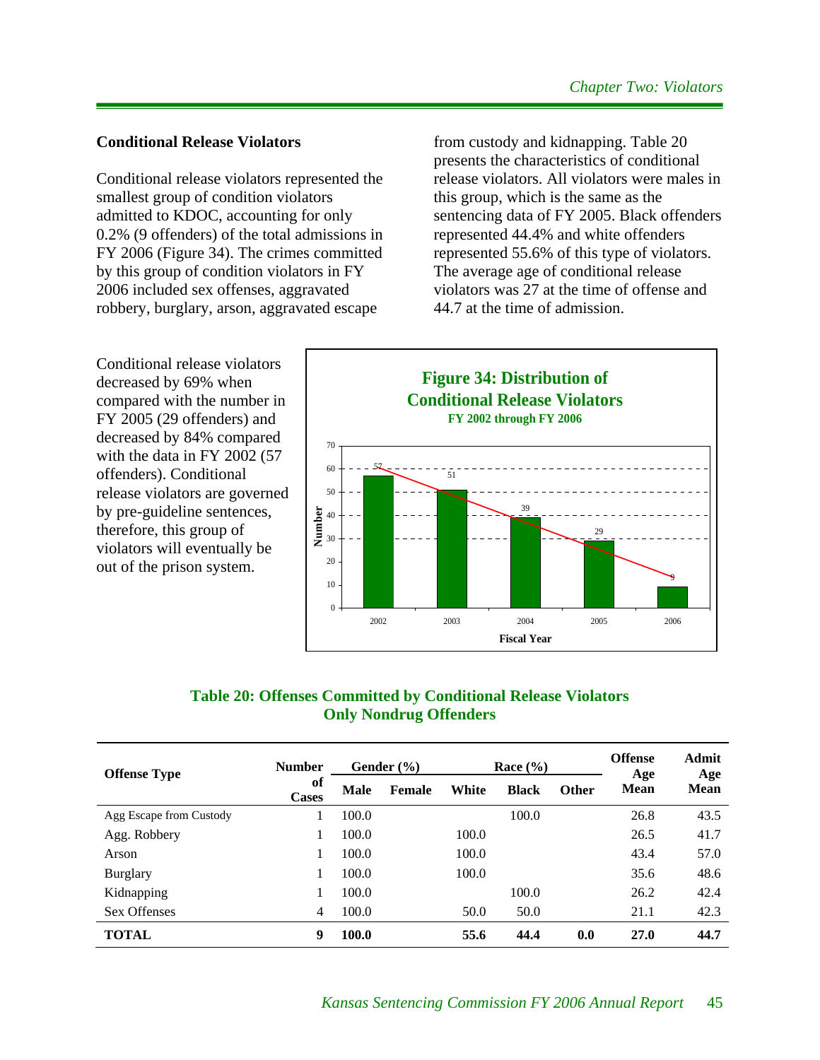## Conditional Release Violators

Conditional release violators represented the smallest group of condition violators admitted to KDOC, accounting for only 0.2% (9 offenders) of the total admissions in FY 2006 (Figure 34). The crimes committed by this group of condition violators in FY 2006 included sex offenses, aggravated robbery, burglary, arson, aggravated escape from custody and kidnapping. Table 20 presents the characteristics of conditional release violators. All violators were males in this group, which is the same as the sentencing data of FY 2005. Black offenders represented 44.4% and white offenders represented 55.6% of this type of violators. The average age of conditional release violators was 27 at the time of offense and 44.7 at the time of admission.

Conditional release violators decreased by 69% when compared with the number in FY 2005 (29 offenders) and decreased by 84% compared with the data in FY 2002 (57 offenders). Conditional release violators are governed by pre-guideline sentences, therefore, this group of violators will eventually be out of the prison system.

**Figure 34: Distribution of Conditional Release Violators**
**FY 2002 through FY 2006**

Number

70
60
50
40
30
20
10
0

57
51
39
29
9

2002
2003
2004
2005
2006

Fiscal Year

**Table 20: Offenses Committed by Conditional Release Violators**
**Only Nondrug Offenders**

| Offense Type | Number of Cases | Gender (%) | | Race (%) | | | Offense Age Mean | Admit Age Mean |
|---|---|---|---|---|---|---|---|---|
| | | Male | Female | White | Black | Other | | |
| Agg Escape from Custody | 1 | 100.0 | | | 100.0 | | 26.8 | 43.5 |
| Agg. Robbery | 1 | 100.0 | | 100.0 | | | 26.5 | 41.7 |
| Arson | 1 | 100.0 | | 100.0 | | | 43.4 | 57.0 |
| Burglary | 1 | 100.0 | | 100.0 | | | 35.6 | 48.6 |
| Kidnapping | 1 | 100.0 | | | 100.0 | | 26.2 | 42.4 |
| Sex Offenses | 4 | 100.0 | | 50.0 | 50.0 | | 21.1 | 42.3 |
| **TOTAL** | **9** | **100.0** | | **55.6** | **44.4** | **0.0** | **27.0** | **44.7** |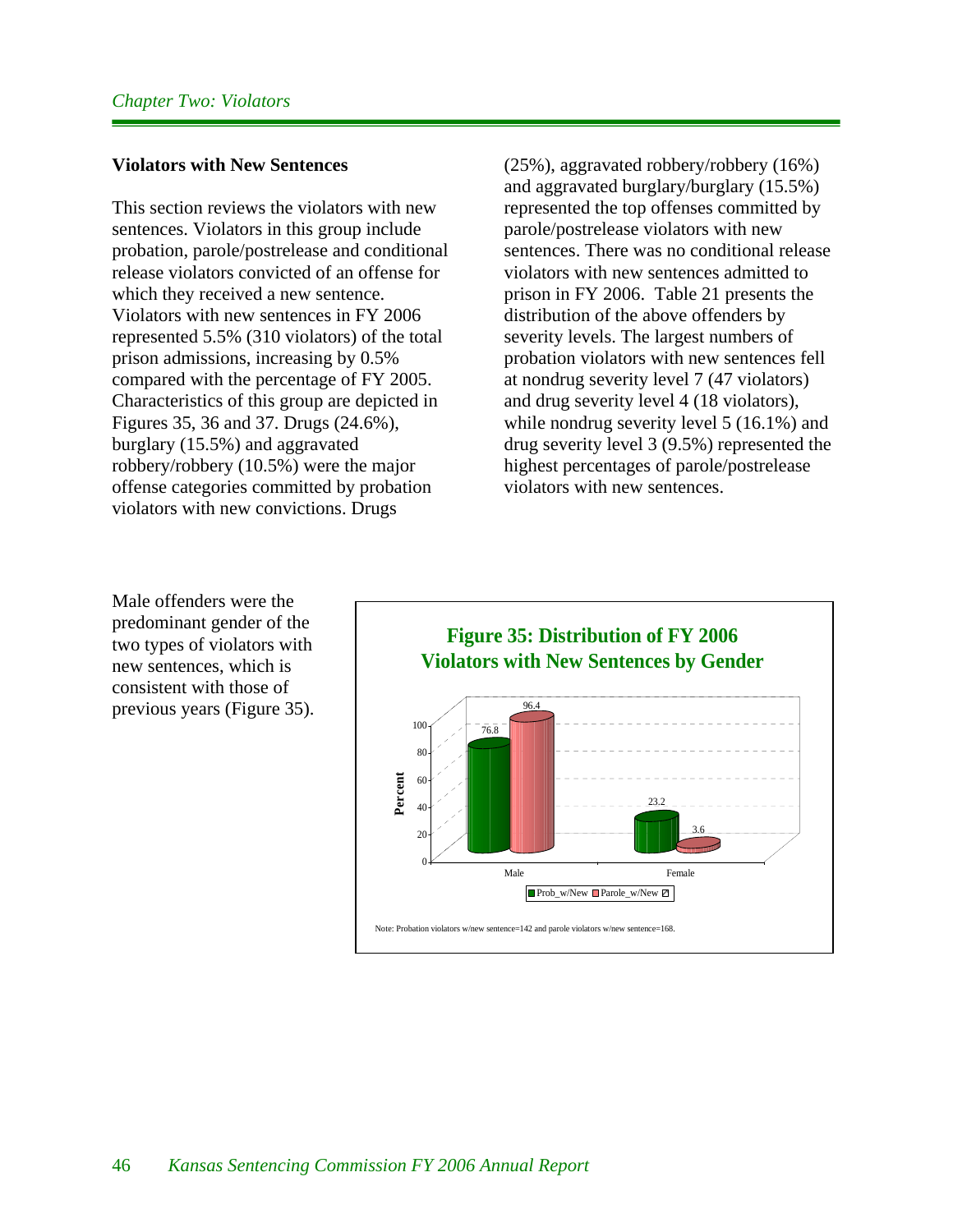## Violators with New Sentences

This section reviews the violators with new sentences. Violators in this group include probation, parole/postrelease and conditional release violators convicted of an offense for which they received a new sentence. Violators with new sentences in FY 2006 represented 5.5% (310 violators) of the total prison admissions, increasing by 0.5% compared with the percentage of FY 2005. Characteristics of this group are depicted in Figures 35, 36 and 37. Drugs (24.6%), burglary (15.5%) and aggravated robbery/robbery (10.5%) were the major offense categories committed by probation violators with new convictions. Drugs (25%), aggravated robbery/robbery (16%) and aggravated burglary/burglary (15.5%) represented the top offenses committed by parole/postrelease violators with new sentences. There was no conditional release violators with new sentences admitted to prison in FY 2006. Table 21 presents the distribution of the above offenders by severity levels. The largest numbers of probation violators with new sentences fell at nondrug severity level 7 (47 violators) and drug severity level 4 (18 violators), while nondrug severity level 5 (16.1%) and drug severity level 3 (9.5%) represented the highest percentages of parole/postrelease violators with new sentences.

Male offenders were the predominant gender of the two types of violators with new sentences, which is consistent with those of previous years (Figure 35).

**Figure 35: Distribution of FY 2006 Violators with New Sentences by Gender**

Percent

0
20
40
60
80
100

76.8
96.4
23.2
3.6

Male
Female

Prob_w/New
Parole_w/New

Note: Probation violators w/new sentence=142 and parole violators w/new sentence=168.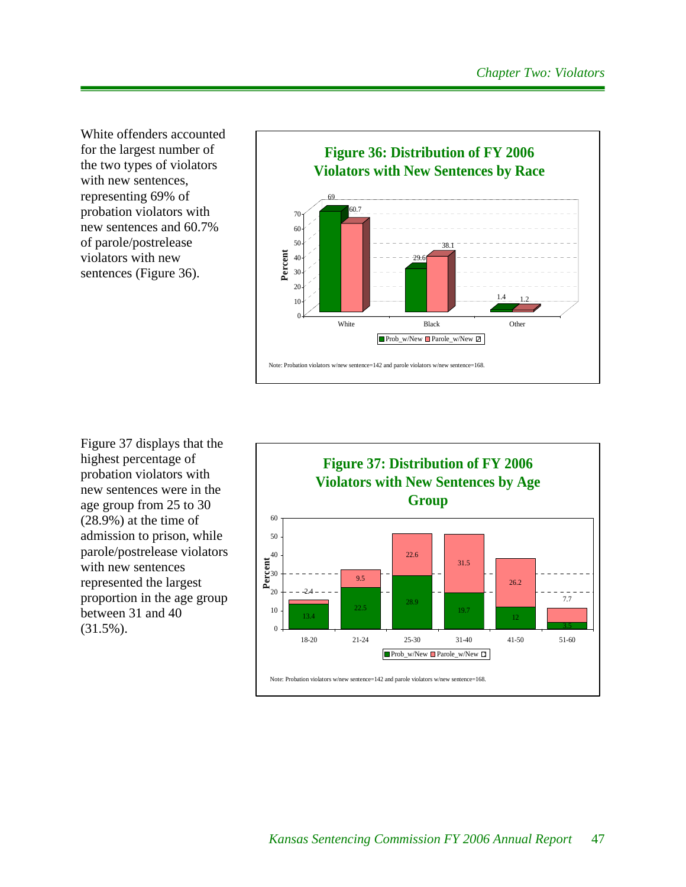White offenders accounted for the largest number of the two types of violators with new sentences, representing 69% of probation violators with new sentences and 60.7% of parole/postrelease violators with new sentences (Figure 36).

**Figure 36: Distribution of FY 2006 Violators with New Sentences by Race**

Percent

0
10
20
30
40
50
60
70

White
Black
Other

69
60.7
29.6
38.1
1.4
1.2

Prob_w/New
Parole_w/New

Note: Probation violators w/new sentence=142 and parole violators w/new sentence=168.

Figure 37 displays that the highest percentage of probation violators with new sentences were in the age group from 25 to 30 (28.9%) at the time of admission to prison, while parole/postrelease violators with new sentences represented the largest proportion in the age group between 31 and 40 (31.5%).

**Figure 37: Distribution of FY 2006 Violators with New Sentences by Age Group**

Percent

0
10
20
30
40
50
60

18-20
21-24
25-30
31-40
41-50
51-60

13.4
2.4
22.5
9.5
28.9
22.6
19.7
31.5
12
26.2
3.5
7.7

Prob_w/New
Parole_w/New

Note: Probation violators w/new sentence=142 and parole violators w/new sentence=168.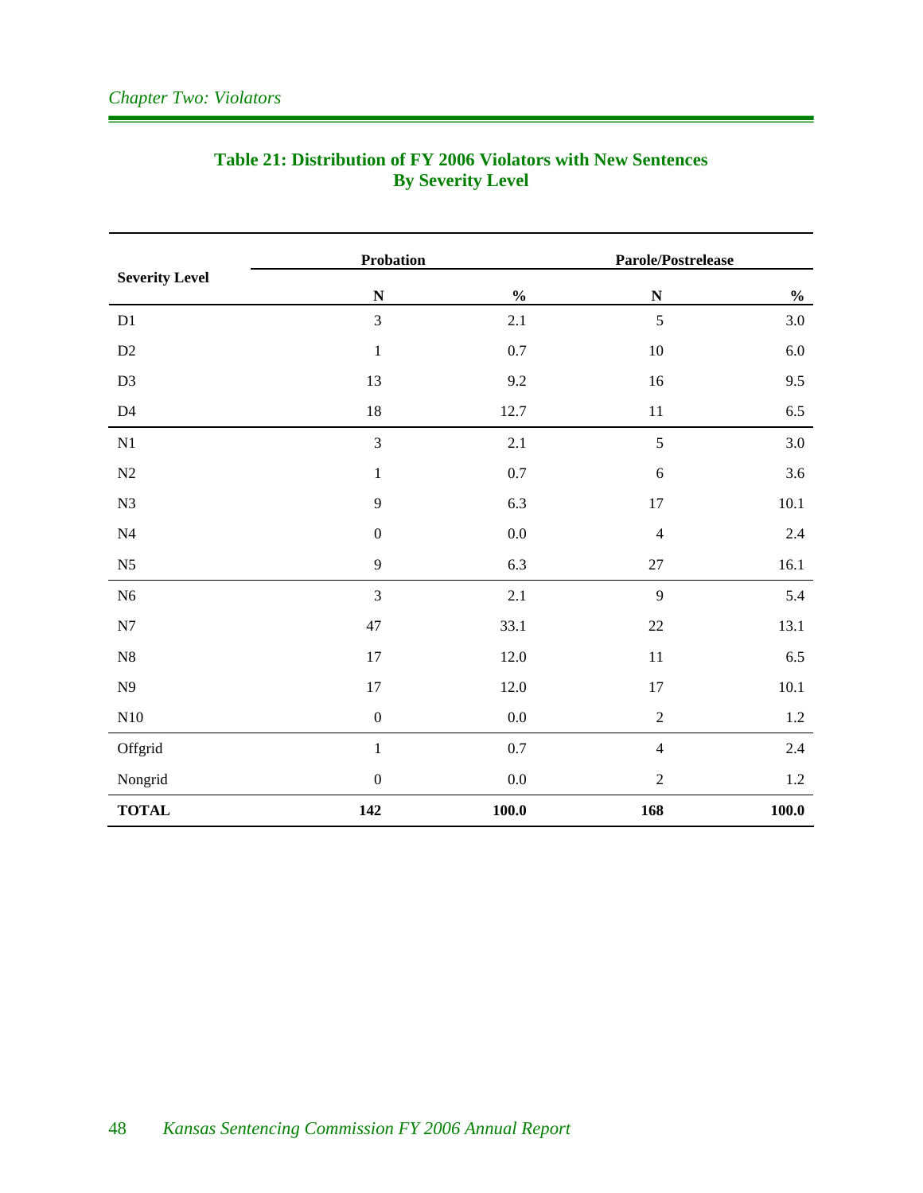## Table 21: Distribution of FY 2006 Violators with New Sentences By Severity Level

| Severity Level | Probation | | Parole/Postrelease | |
|---|---|---|---|---|
| | N | % | N | % |
| D1 | 3 | 2.1 | 5 | 3.0 |
| D2 | 1 | 0.7 | 10 | 6.0 |
| D3 | 13 | 9.2 | 16 | 9.5 |
| D4 | 18 | 12.7 | 11 | 6.5 |
| N1 | 3 | 2.1 | 5 | 3.0 |
| N2 | 1 | 0.7 | 6 | 3.6 |
| N3 | 9 | 6.3 | 17 | 10.1 |
| N4 | 0 | 0.0 | 4 | 2.4 |
| N5 | 9 | 6.3 | 27 | 16.1 |
| N6 | 3 | 2.1 | 9 | 5.4 |
| N7 | 47 | 33.1 | 22 | 13.1 |
| N8 | 17 | 12.0 | 11 | 6.5 |
| N9 | 17 | 12.0 | 17 | 10.1 |
| N10 | 0 | 0.0 | 2 | 1.2 |
| Offgrid | 1 | 0.7 | 4 | 2.4 |
| Nongrid | 0 | 0.0 | 2 | 1.2 |
| **TOTAL** | **142** | **100.0** | **168** | **100.0** |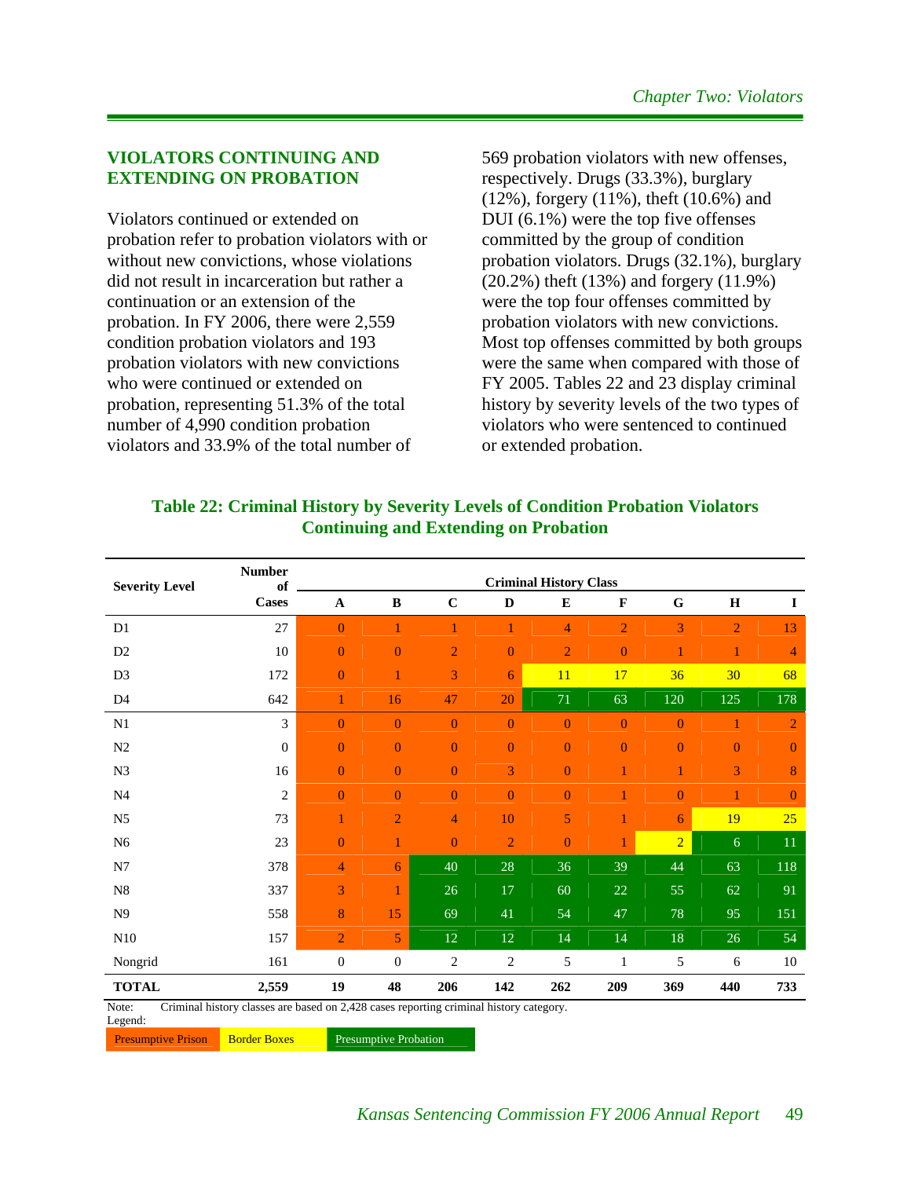## VIOLATORS CONTINUING AND EXTENDING ON PROBATION

Violators continued or extended on probation refer to probation violators with or without new convictions, whose violations did not result in incarceration but rather a continuation or an extension of the probation. In FY 2006, there were 2,559 condition probation violators and 193 probation violators with new convictions who were continued or extended on probation, representing 51.3% of the total number of 4,990 condition probation violators and 33.9% of the total number of 569 probation violators with new offenses, respectively. Drugs (33.3%), burglary (12%), forgery (11%), theft (10.6%) and DUI (6.1%) were the top five offenses committed by the group of condition probation violators. Drugs (32.1%), burglary (20.2%) theft (13%) and forgery (11.9%) were the top four offenses committed by probation violators with new convictions. Most top offenses committed by both groups were the same when compared with those of FY 2005. Tables 22 and 23 display criminal history by severity levels of the two types of violators who were sentenced to continued or extended probation.

**Table 22: Criminal History by Severity Levels of Condition Probation Violators Continuing and Extending on Probation**

| Severity Level | Number of Cases | Criminal History Class | | | | | | | | |
|---|---|---|---|---|---|---|---|---|---|---|
| | | A | B | C | D | E | F | G | H | I |
| D1 | 27 | 0 | 1 | 1 | 1 | 4 | 2 | 3 | 2 | 13 |
| D2 | 10 | 0 | 0 | 2 | 0 | 2 | 0 | 1 | 1 | 4 |
| D3 | 172 | 0 | 1 | 3 | 6 | 11 | 17 | 36 | 30 | 68 |
| D4 | 642 | 1 | 16 | 47 | 20 | 71 | 63 | 120 | 125 | 178 |
| N1 | 3 | 0 | 0 | 0 | 0 | 0 | 0 | 0 | 1 | 2 |
| N2 | 0 | 0 | 0 | 0 | 0 | 0 | 0 | 0 | 0 | 0 |
| N3 | 16 | 0 | 0 | 0 | 3 | 0 | 1 | 1 | 3 | 8 |
| N4 | 2 | 0 | 0 | 0 | 0 | 0 | 1 | 0 | 1 | 0 |
| N5 | 73 | 1 | 2 | 4 | 10 | 5 | 1 | 6 | 19 | 25 |
| N6 | 23 | 0 | 1 | 0 | 2 | 0 | 1 | 2 | 6 | 11 |
| N7 | 378 | 4 | 6 | 40 | 28 | 36 | 39 | 44 | 63 | 118 |
| N8 | 337 | 3 | 1 | 26 | 17 | 60 | 22 | 55 | 62 | 91 |
| N9 | 558 | 8 | 15 | 69 | 41 | 54 | 47 | 78 | 95 | 151 |
| N10 | 157 | 2 | 5 | 12 | 12 | 14 | 14 | 18 | 26 | 54 |
| Nongrid | 161 | 0 | 0 | 2 | 2 | 5 | 1 | 5 | 6 | 10 |
| **TOTAL** | **2,559** | **19** | **48** | **206** | **142** | **262** | **209** | **369** | **440** | **733** |

Note: Criminal history classes are based on 2,428 cases reporting criminal history category.

Legend:

Presumptive Prison | Border Boxes | Presumptive Probation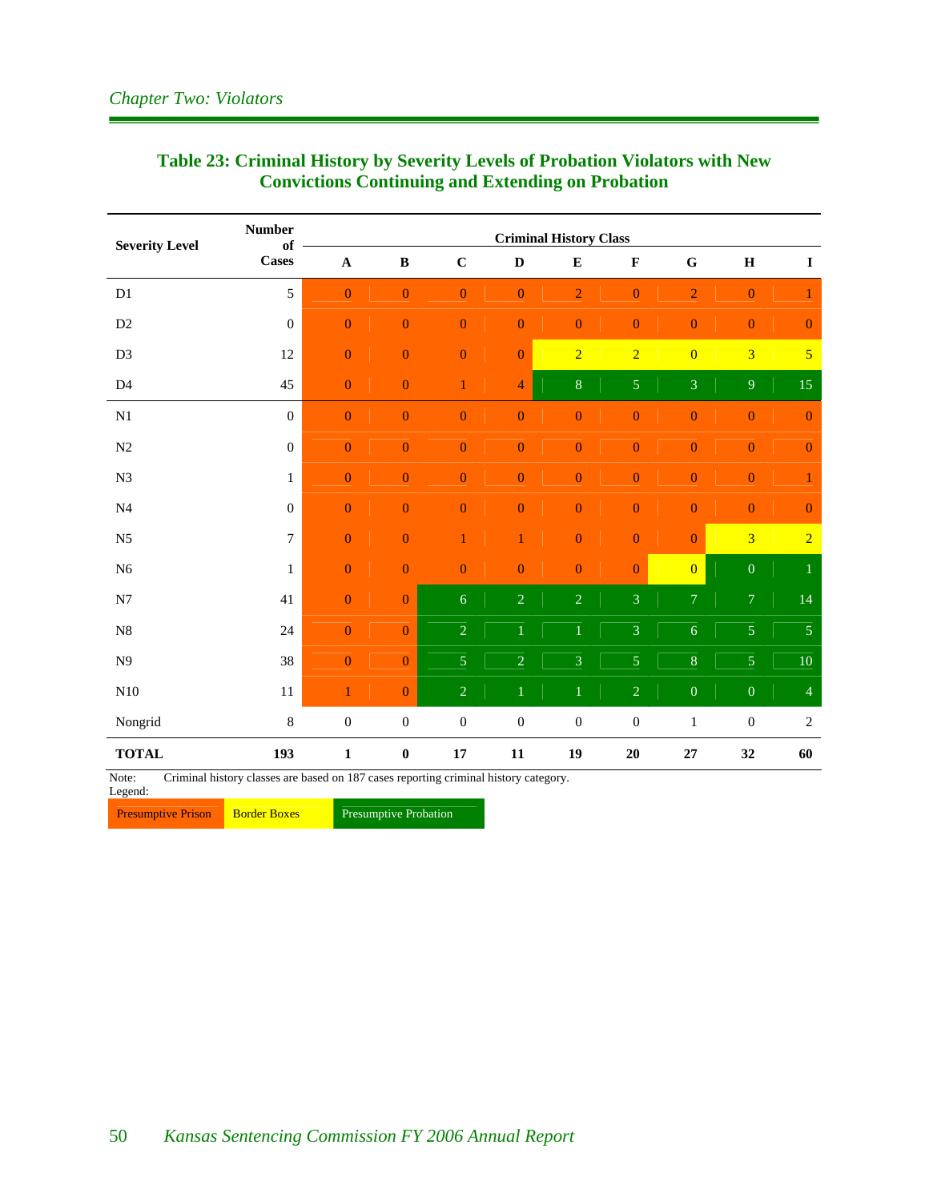## Table 23: Criminal History by Severity Levels of Probation Violators with New Convictions Continuing and Extending on Probation

| Severity Level | Number of Cases | Criminal History Class | | | | | | | | |
|---|---|---|---|---|---|---|---|---|---|---|
| | | A | B | C | D | E | F | G | H | I |
| D1 | 5 | 0 | 0 | 0 | 0 | 2 | 0 | 2 | 0 | 1 |
| D2 | 0 | 0 | 0 | 0 | 0 | 0 | 0 | 0 | 0 | 0 |
| D3 | 12 | 0 | 0 | 0 | 0 | 2 | 2 | 0 | 3 | 5 |
| D4 | 45 | 0 | 0 | 1 | 4 | 8 | 5 | 3 | 9 | 15 |
| N1 | 0 | 0 | 0 | 0 | 0 | 0 | 0 | 0 | 0 | 0 |
| N2 | 0 | 0 | 0 | 0 | 0 | 0 | 0 | 0 | 0 | 0 |
| N3 | 1 | 0 | 0 | 0 | 0 | 0 | 0 | 0 | 0 | 1 |
| N4 | 0 | 0 | 0 | 0 | 0 | 0 | 0 | 0 | 0 | 0 |
| N5 | 7 | 0 | 0 | 1 | 1 | 0 | 0 | 0 | 3 | 2 |
| N6 | 1 | 0 | 0 | 0 | 0 | 0 | 0 | 0 | 0 | 1 |
| N7 | 41 | 0 | 0 | 6 | 2 | 2 | 3 | 7 | 7 | 14 |
| N8 | 24 | 0 | 0 | 2 | 1 | 1 | 3 | 6 | 5 | 5 |
| N9 | 38 | 0 | 0 | 5 | 2 | 3 | 5 | 8 | 5 | 10 |
| N10 | 11 | 1 | 0 | 2 | 1 | 1 | 2 | 0 | 0 | 4 |
| Nongrid | 8 | 0 | 0 | 0 | 0 | 0 | 0 | 1 | 0 | 2 |
| **TOTAL** | **193** | **1** | **0** | **17** | **11** | **19** | **20** | **27** | **32** | **60** |

Note: Criminal history classes are based on 187 cases reporting criminal history category.

Legend:

Presumptive Prison | Border Boxes | Presumptive Probation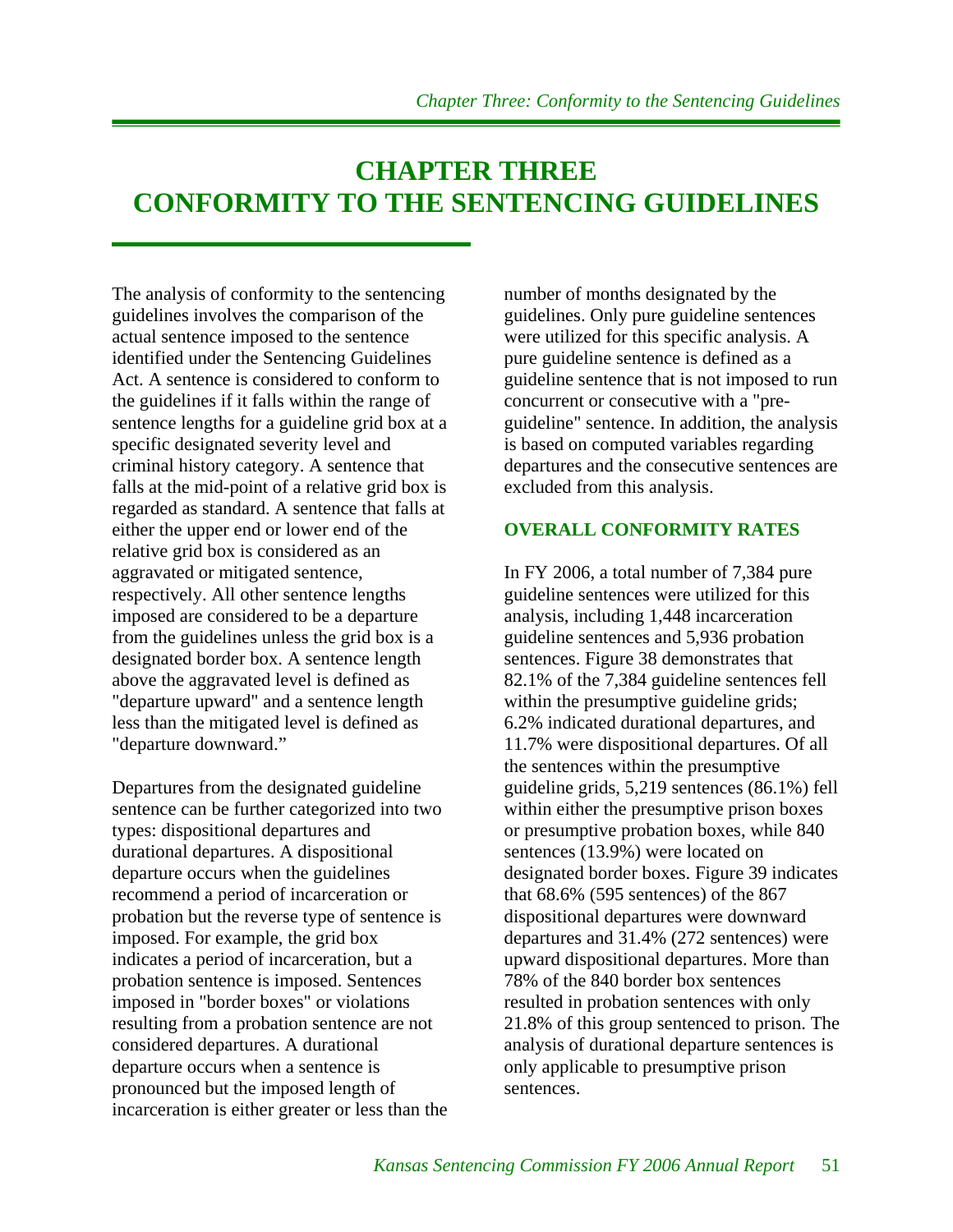# CHAPTER THREE
# CONFORMITY TO THE SENTENCING GUIDELINES

The analysis of conformity to the sentencing guidelines involves the comparison of the actual sentence imposed to the sentence identified under the Sentencing Guidelines Act. A sentence is considered to conform to the guidelines if it falls within the range of sentence lengths for a guideline grid box at a specific designated severity level and criminal history category. A sentence that falls at the mid-point of a relative grid box is regarded as standard. A sentence that falls at either the upper end or lower end of the relative grid box is considered as an aggravated or mitigated sentence, respectively. All other sentence lengths imposed are considered to be a departure from the guidelines unless the grid box is a designated border box. A sentence length above the aggravated level is defined as "departure upward" and a sentence length less than the mitigated level is defined as "departure downward."

Departures from the designated guideline sentence can be further categorized into two types: dispositional departures and durational departures. A dispositional departure occurs when the guidelines recommend a period of incarceration or probation but the reverse type of sentence is imposed. For example, the grid box indicates a period of incarceration, but a probation sentence is imposed. Sentences imposed in "border boxes" or violations resulting from a probation sentence are not considered departures. A durational departure occurs when a sentence is pronounced but the imposed length of incarceration is either greater or less than the number of months designated by the guidelines. Only pure guideline sentences were utilized for this specific analysis. A pure guideline sentence is defined as a guideline sentence that is not imposed to run concurrent or consecutive with a "pre-guideline" sentence. In addition, the analysis is based on computed variables regarding departures and the consecutive sentences are excluded from this analysis.

## OVERALL CONFORMITY RATES

In FY 2006, a total number of 7,384 pure guideline sentences were utilized for this analysis, including 1,448 incarceration guideline sentences and 5,936 probation sentences. Figure 38 demonstrates that 82.1% of the 7,384 guideline sentences fell within the presumptive guideline grids; 6.2% indicated durational departures, and 11.7% were dispositional departures. Of all the sentences within the presumptive guideline grids, 5,219 sentences (86.1%) fell within either the presumptive prison boxes or presumptive probation boxes, while 840 sentences (13.9%) were located on designated border boxes. Figure 39 indicates that 68.6% (595 sentences) of the 867 dispositional departures were downward departures and 31.4% (272 sentences) were upward dispositional departures. More than 78% of the 840 border box sentences resulted in probation sentences with only 21.8% of this group sentenced to prison. The analysis of durational departure sentences is only applicable to presumptive prison sentences.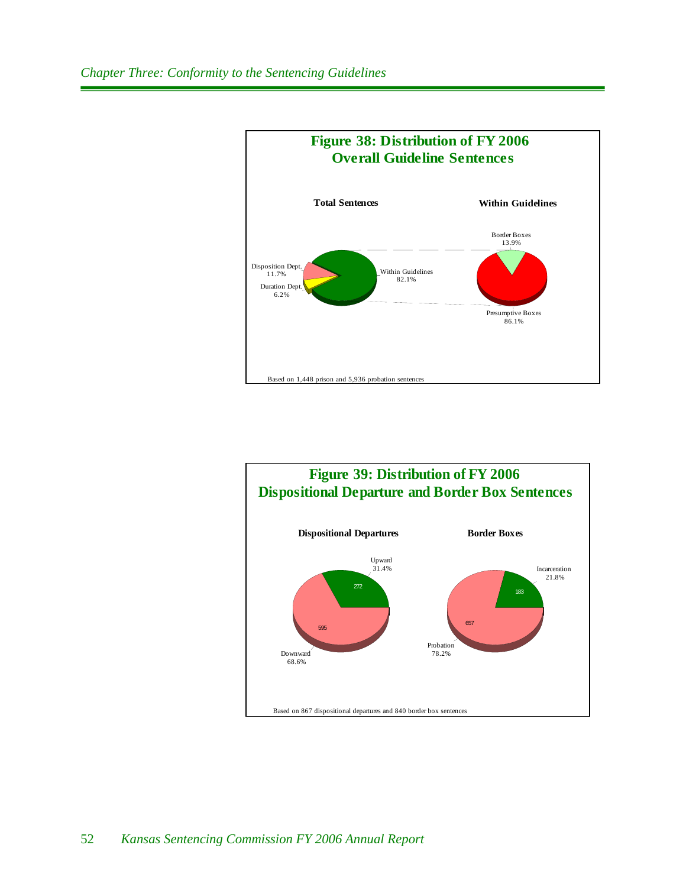**Figure 38: Distribution of FY 2006 Overall Guideline Sentences**

Total Sentences

Within Guidelines

Disposition Dept.
11.7%

Duration Dept.
6.2%

Within Guidelines
82.1%

Border Boxes
13.9%

Presumptive Boxes
86.1%

Based on 1,448 prison and 5,936 probation sentences

**Figure 39: Distribution of FY 2006 Dispositional Departure and Border Box Sentences**

Dispositional Departures

Border Boxes

Upward
31.4%

272

595

Downward
68.6%

Incarceration
21.8%

183

657

Probation
78.2%

Based on 867 dispositional departures and 840 border box sentences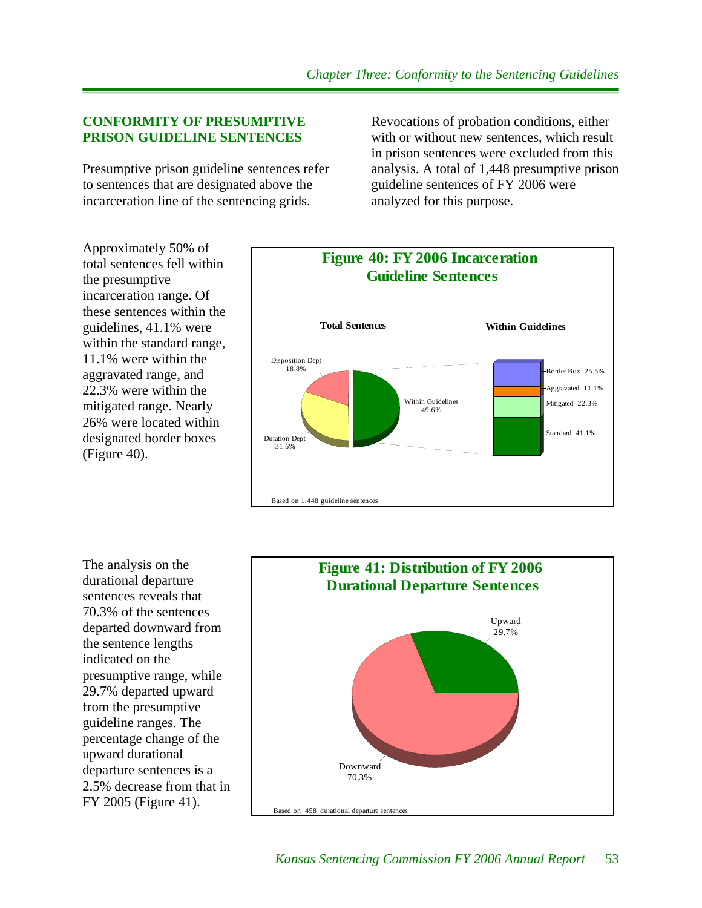## CONFORMITY OF PRESUMPTIVE PRISON GUIDELINE SENTENCES

Presumptive prison guideline sentences refer to sentences that are designated above the incarceration line of the sentencing grids.

Revocations of probation conditions, either with or without new sentences, which result in prison sentences were excluded from this analysis. A total of 1,448 presumptive prison guideline sentences of FY 2006 were analyzed for this purpose.

Approximately 50% of total sentences fell within the presumptive incarceration range. Of these sentences within the guidelines, 41.1% were within the standard range, 11.1% were within the aggravated range, and 22.3% were within the mitigated range. Nearly 26% were located within designated border boxes (Figure 40).

**Figure 40: FY 2006 Incarceration Guideline Sentences**

Total Sentences

Disposition Dept 18.8%

Duration Dept 31.6%

Within Guidelines 49.6%

Within Guidelines

Border Box 25.5%

Aggravated 11.1%

Mitigated 22.3%

Standard 41.1%

Based on 1,448 guideline sentences

The analysis on the durational departure sentences reveals that 70.3% of the sentences departed downward from the sentence lengths indicated on the presumptive range, while 29.7% departed upward from the presumptive guideline ranges. The percentage change of the upward durational departure sentences is a 2.5% decrease from that in FY 2005 (Figure 41).

**Figure 41: Distribution of FY 2006 Durational Departure Sentences**

Upward 29.7%

Downward 70.3%

Based on 458 durational departure sentences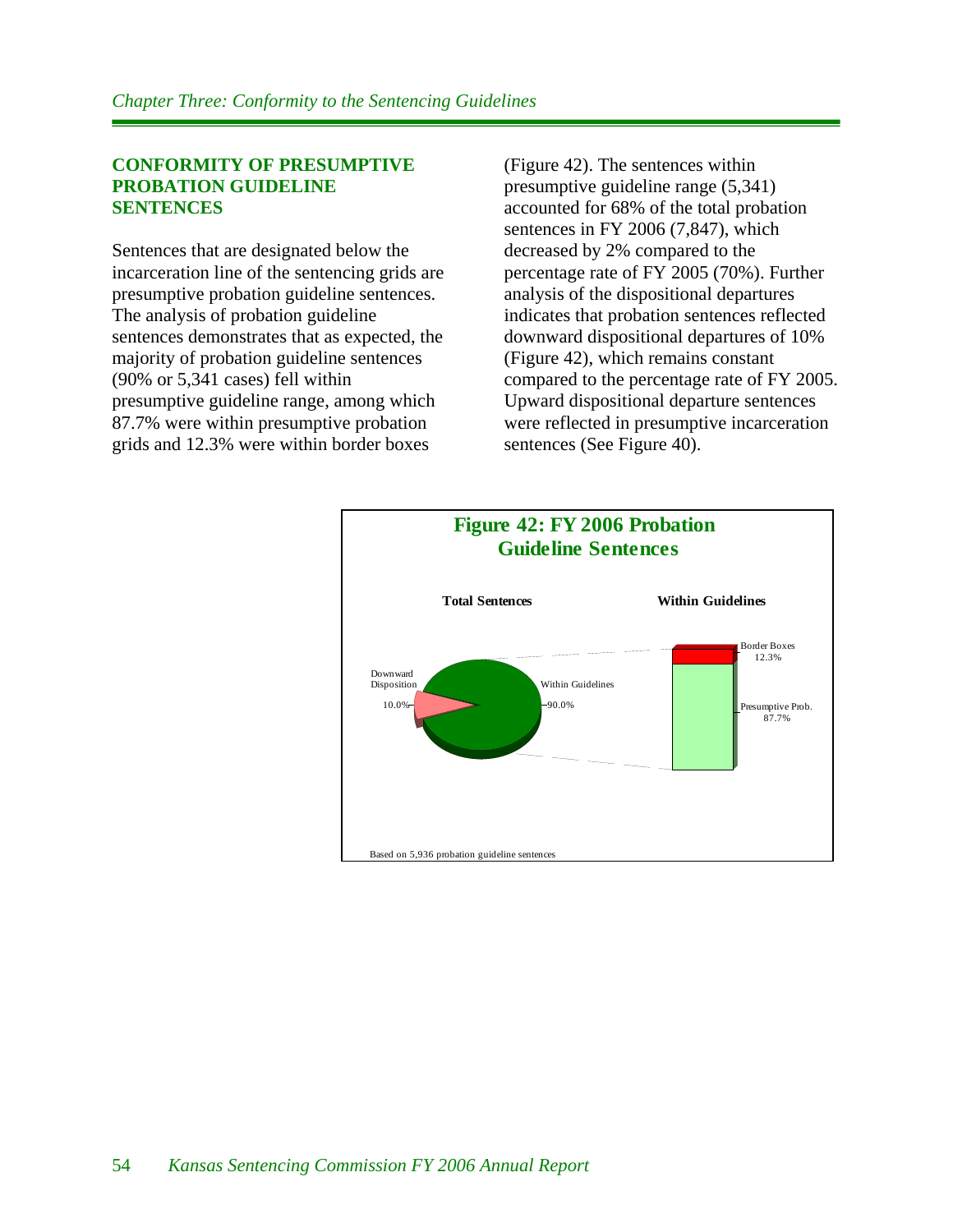## CONFORMITY OF PRESUMPTIVE PROBATION GUIDELINE SENTENCES

Sentences that are designated below the incarceration line of the sentencing grids are presumptive probation guideline sentences. The analysis of probation guideline sentences demonstrates that as expected, the majority of probation guideline sentences (90% or 5,341 cases) fell within presumptive guideline range, among which 87.7% were within presumptive probation grids and 12.3% were within border boxes (Figure 42). The sentences within presumptive guideline range (5,341) accounted for 68% of the total probation sentences in FY 2006 (7,847), which decreased by 2% compared to the percentage rate of FY 2005 (70%). Further analysis of the dispositional departures indicates that probation sentences reflected downward dispositional departures of 10% (Figure 42), which remains constant compared to the percentage rate of FY 2005. Upward dispositional departure sentences were reflected in presumptive incarceration sentences (See Figure 40).

**Figure 42: FY 2006 Probation Guideline Sentences**

Total Sentences

Downward Disposition
10.0%

Within Guidelines
90.0%

Within Guidelines

Border Boxes
12.3%

Presumptive Prob.
87.7%

Based on 5,936 probation guideline sentences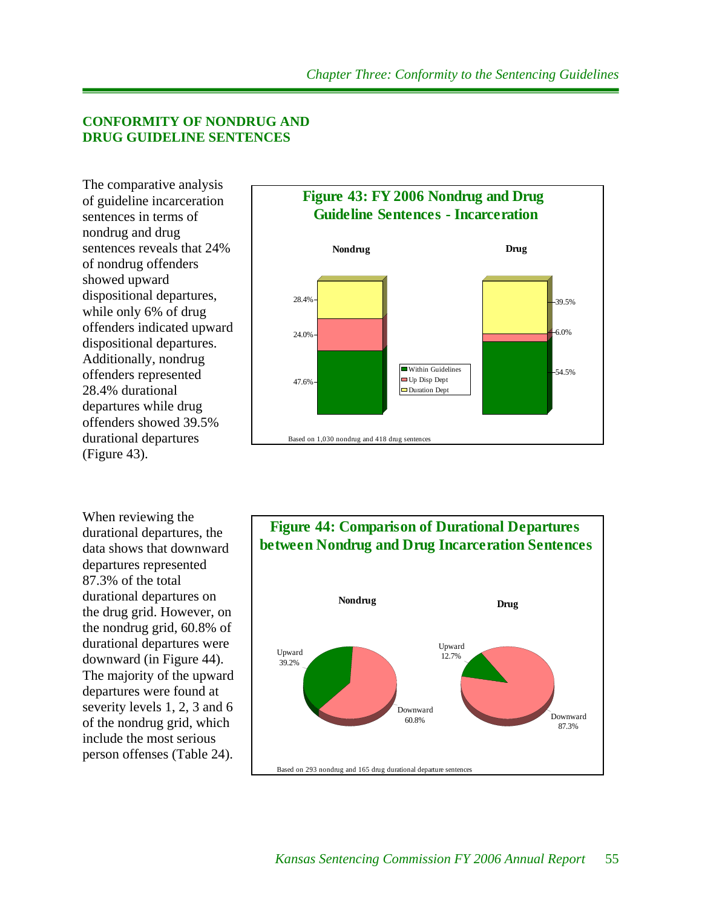## CONFORMITY OF NONDRUG AND DRUG GUIDELINE SENTENCES

The comparative analysis of guideline incarceration sentences in terms of nondrug and drug sentences reveals that 24% of nondrug offenders showed upward dispositional departures, while only 6% of drug offenders indicated upward dispositional departures. Additionally, nondrug offenders represented 28.4% durational departures while drug offenders showed 39.5% durational departures (Figure 43).

**Figure 43: FY 2006 Nondrug and Drug Guideline Sentences - Incarceration**

Nondrug

28.4%

24.0%

47.6%

Drug

39.5%

6.0%

54.5%

Within Guidelines

Up Disp Dept

Duration Dept

Based on 1,030 nondrug and 418 drug sentences

When reviewing the durational departures, the data shows that downward departures represented 87.3% of the total durational departures on the drug grid. However, on the nondrug grid, 60.8% of durational departures were downward (in Figure 44). The majority of the upward departures were found at severity levels 1, 2, 3 and 6 of the nondrug grid, which include the most serious person offenses (Table 24).

**Figure 44: Comparison of Durational Departures between Nondrug and Drug Incarceration Sentences**

Nondrug

Upward 39.2%

Downward 60.8%

Drug

Upward 12.7%

Downward 87.3%

Based on 293 nondrug and 165 drug durational departure sentences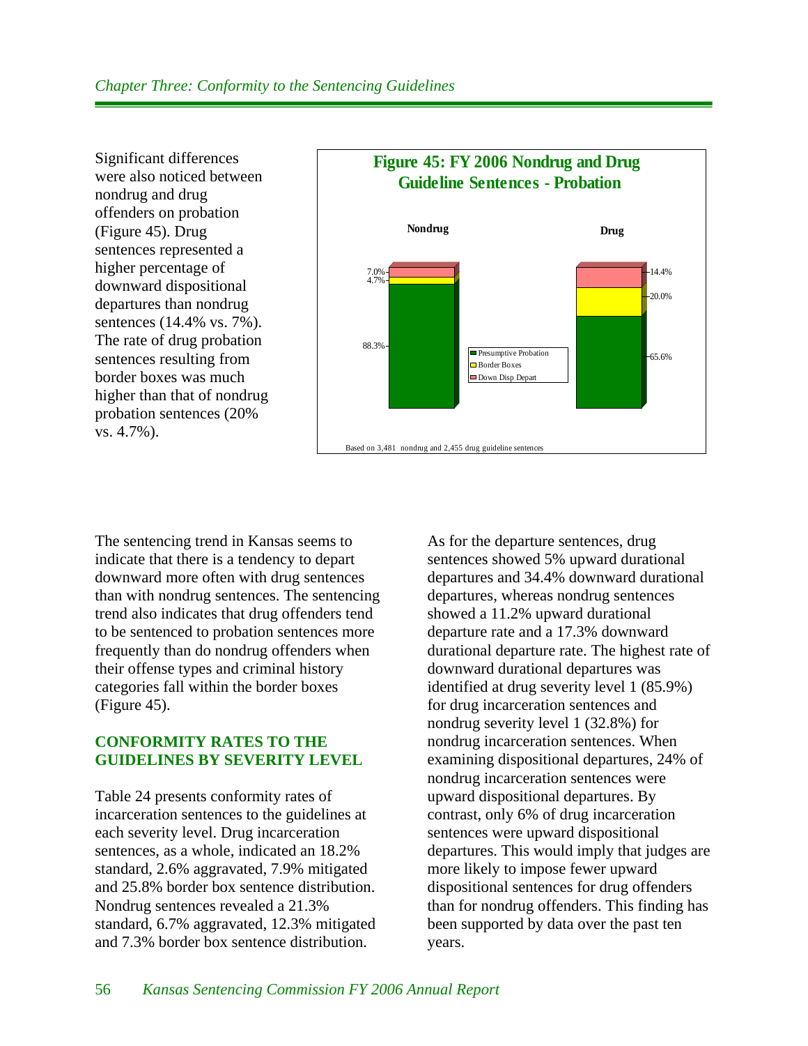Significant differences were also noticed between nondrug and drug offenders on probation (Figure 45). Drug sentences represented a higher percentage of downward dispositional departures than nondrug sentences (14.4% vs. 7%). The rate of drug probation sentences resulting from border boxes was much higher than that of nondrug probation sentences (20% vs. 4.7%).

**Figure 45: FY 2006 Nondrug and Drug Guideline Sentences - Probation**

Nondrug

Drug

7.0%
4.7%
88.3%

14.4%
20.0%
65.6%

Presumptive Probation
Border Boxes
Down Disp Depart

Based on 3,481 nondrug and 2,455 drug guideline sentences

The sentencing trend in Kansas seems to indicate that there is a tendency to depart downward more often with drug sentences than with nondrug sentences. The sentencing trend also indicates that drug offenders tend to be sentenced to probation sentences more frequently than do nondrug offenders when their offense types and criminal history categories fall within the border boxes (Figure 45).

## CONFORMITY RATES TO THE GUIDELINES BY SEVERITY LEVEL

Table 24 presents conformity rates of incarceration sentences to the guidelines at each severity level. Drug incarceration sentences, as a whole, indicated an 18.2% standard, 2.6% aggravated, 7.9% mitigated and 25.8% border box sentence distribution. Nondrug sentences revealed a 21.3% standard, 6.7% aggravated, 12.3% mitigated and 7.3% border box sentence distribution.

As for the departure sentences, drug sentences showed 5% upward durational departures and 34.4% downward durational departures, whereas nondrug sentences showed a 11.2% upward durational departure rate and a 17.3% downward durational departure rate. The highest rate of downward durational departures was identified at drug severity level 1 (85.9%) for drug incarceration sentences and nondrug severity level 1 (32.8%) for nondrug incarceration sentences. When examining dispositional departures, 24% of nondrug incarceration sentences were upward dispositional departures. By contrast, only 6% of drug incarceration sentences were upward dispositional departures. This would imply that judges are more likely to impose fewer upward dispositional sentences for drug offenders than for nondrug offenders. This finding has been supported by data over the past ten years.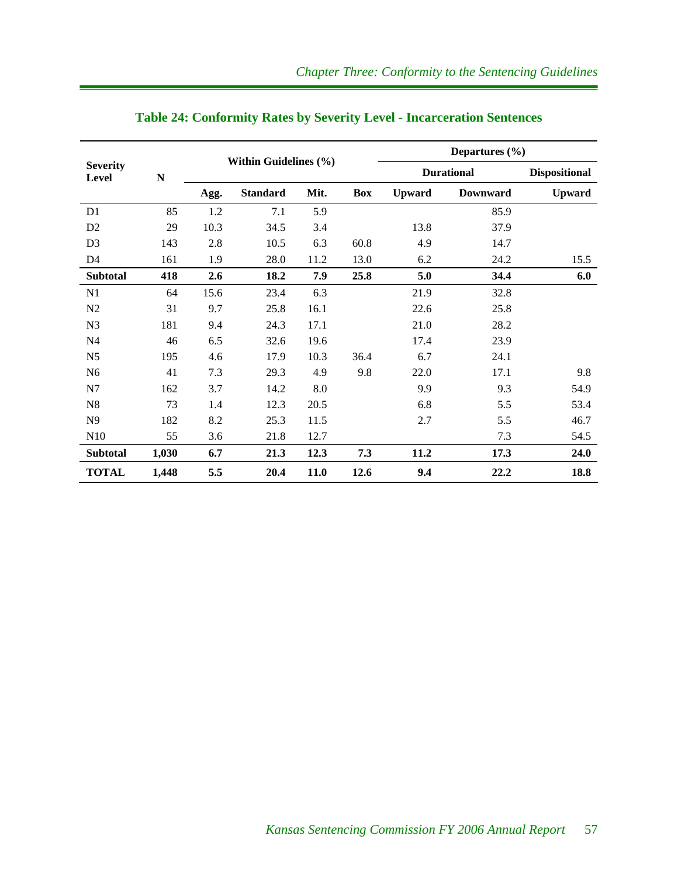## Table 24: Conformity Rates by Severity Level - Incarceration Sentences

| Severity Level | N | Within Guidelines (%) | | | | Departures (%) | | |
|---|---|---|---|---|---|---|---|---|
| | | | | | | Durational | | Dispositional |
| | | Agg. | Standard | Mit. | Box | Upward | Downward | Upward |
| D1 | 85 | 1.2 | 7.1 | 5.9 | | | 85.9 | |
| D2 | 29 | 10.3 | 34.5 | 3.4 | | 13.8 | 37.9 | |
| D3 | 143 | 2.8 | 10.5 | 6.3 | 60.8 | 4.9 | 14.7 | |
| D4 | 161 | 1.9 | 28.0 | 11.2 | 13.0 | 6.2 | 24.2 | 15.5 |
| **Subtotal** | **418** | **2.6** | **18.2** | **7.9** | **25.8** | **5.0** | **34.4** | **6.0** |
| N1 | 64 | 15.6 | 23.4 | 6.3 | | 21.9 | 32.8 | |
| N2 | 31 | 9.7 | 25.8 | 16.1 | | 22.6 | 25.8 | |
| N3 | 181 | 9.4 | 24.3 | 17.1 | | 21.0 | 28.2 | |
| N4 | 46 | 6.5 | 32.6 | 19.6 | | 17.4 | 23.9 | |
| N5 | 195 | 4.6 | 17.9 | 10.3 | 36.4 | 6.7 | 24.1 | |
| N6 | 41 | 7.3 | 29.3 | 4.9 | 9.8 | 22.0 | 17.1 | 9.8 |
| N7 | 162 | 3.7 | 14.2 | 8.0 | | 9.9 | 9.3 | 54.9 |
| N8 | 73 | 1.4 | 12.3 | 20.5 | | 6.8 | 5.5 | 53.4 |
| N9 | 182 | 8.2 | 25.3 | 11.5 | | 2.7 | 5.5 | 46.7 |
| N10 | 55 | 3.6 | 21.8 | 12.7 | | | 7.3 | 54.5 |
| **Subtotal** | **1,030** | **6.7** | **21.3** | **12.3** | **7.3** | **11.2** | **17.3** | **24.0** |
| **TOTAL** | **1,448** | **5.5** | **20.4** | **11.0** | **12.6** | **9.4** | **22.2** | **18.8** |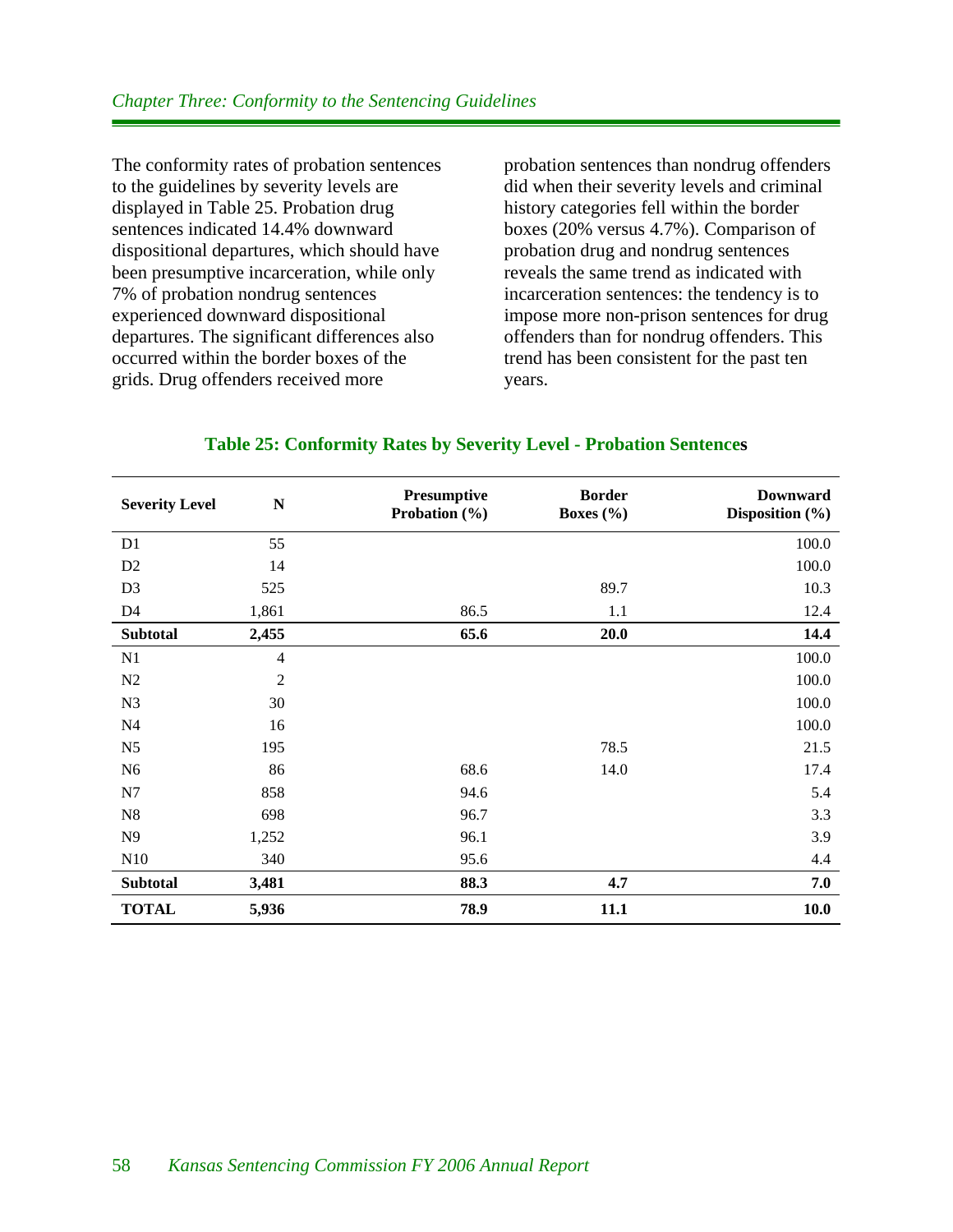The conformity rates of probation sentences to the guidelines by severity levels are displayed in Table 25. Probation drug sentences indicated 14.4% downward dispositional departures, which should have been presumptive incarceration, while only 7% of probation nondrug sentences experienced downward dispositional departures. The significant differences also occurred within the border boxes of the grids. Drug offenders received more probation sentences than nondrug offenders did when their severity levels and criminal history categories fell within the border boxes (20% versus 4.7%). Comparison of probation drug and nondrug sentences reveals the same trend as indicated with incarceration sentences: the tendency is to impose more non-prison sentences for drug offenders than for nondrug offenders. This trend has been consistent for the past ten years.

**Table 25: Conformity Rates by Severity Level - Probation Sentences**

| Severity Level | N | Presumptive Probation (%) | Border Boxes (%) | Downward Disposition (%) |
|---|---|---|---|---|
| D1 | 55 | | | 100.0 |
| D2 | 14 | | | 100.0 |
| D3 | 525 | | 89.7 | 10.3 |
| D4 | 1,861 | 86.5 | 1.1 | 12.4 |
| **Subtotal** | **2,455** | **65.6** | **20.0** | **14.4** |
| N1 | 4 | | | 100.0 |
| N2 | 2 | | | 100.0 |
| N3 | 30 | | | 100.0 |
| N4 | 16 | | | 100.0 |
| N5 | 195 | | 78.5 | 21.5 |
| N6 | 86 | 68.6 | 14.0 | 17.4 |
| N7 | 858 | 94.6 | | 5.4 |
| N8 | 698 | 96.7 | | 3.3 |
| N9 | 1,252 | 96.1 | | 3.9 |
| N10 | 340 | 95.6 | | 4.4 |
| **Subtotal** | **3,481** | **88.3** | **4.7** | **7.0** |
| **TOTAL** | **5,936** | **78.9** | **11.1** | **10.0** |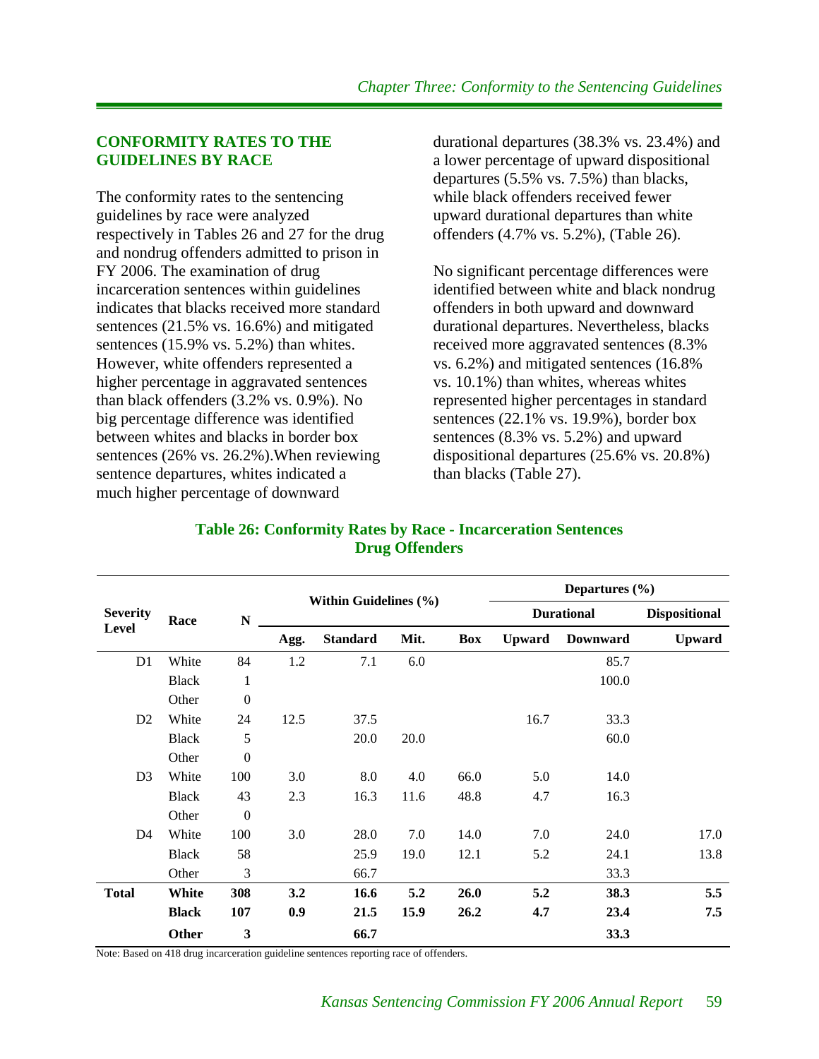## CONFORMITY RATES TO THE GUIDELINES BY RACE

The conformity rates to the sentencing guidelines by race were analyzed respectively in Tables 26 and 27 for the drug and nondrug offenders admitted to prison in FY 2006. The examination of drug incarceration sentences within guidelines indicates that blacks received more standard sentences (21.5% vs. 16.6%) and mitigated sentences (15.9% vs. 5.2%) than whites. However, white offenders represented a higher percentage in aggravated sentences than black offenders (3.2% vs. 0.9%). No big percentage difference was identified between whites and blacks in border box sentences (26% vs. 26.2%).When reviewing sentence departures, whites indicated a much higher percentage of downward durational departures (38.3% vs. 23.4%) and a lower percentage of upward dispositional departures (5.5% vs. 7.5%) than blacks, while black offenders received fewer upward durational departures than white offenders (4.7% vs. 5.2%), (Table 26).

No significant percentage differences were identified between white and black nondrug offenders in both upward and downward durational departures. Nevertheless, blacks received more aggravated sentences (8.3% vs. 6.2%) and mitigated sentences (16.8% vs. 10.1%) than whites, whereas whites represented higher percentages in standard sentences (22.1% vs. 19.9%), border box sentences (8.3% vs. 5.2%) and upward dispositional departures (25.6% vs. 20.8%) than blacks (Table 27).

### Table 26: Conformity Rates by Race - Incarceration Sentences Drug Offenders

| Severity Level | Race | N | Within Guidelines (%) | | | | Departures (%) | | |
|---|---|---|---|---|---|---|---|---|---|
| | | | | | | | Durational | | Dispositional |
| | | | Agg. | Standard | Mit. | Box | Upward | Downward | Upward |
| D1 | White | 84 | 1.2 | 7.1 | 6.0 | | | 85.7 | |
| | Black | 1 | | | | | | 100.0 | |
| | Other | 0 | | | | | | | |
| D2 | White | 24 | 12.5 | 37.5 | | | 16.7 | 33.3 | |
| | Black | 5 | | 20.0 | 20.0 | | | 60.0 | |
| | Other | 0 | | | | | | | |
| D3 | White | 100 | 3.0 | 8.0 | 4.0 | 66.0 | 5.0 | 14.0 | |
| | Black | 43 | 2.3 | 16.3 | 11.6 | 48.8 | 4.7 | 16.3 | |
| | Other | 0 | | | | | | | |
| D4 | White | 100 | 3.0 | 28.0 | 7.0 | 14.0 | 7.0 | 24.0 | 17.0 |
| | Black | 58 | | 25.9 | 19.0 | 12.1 | 5.2 | 24.1 | 13.8 |
| | Other | 3 | | 66.7 | | | | 33.3 | |
| **Total** | **White** | **308** | **3.2** | **16.6** | **5.2** | **26.0** | **5.2** | **38.3** | **5.5** |
| | **Black** | **107** | **0.9** | **21.5** | **15.9** | **26.2** | **4.7** | **23.4** | **7.5** |
| | **Other** | **3** | | **66.7** | | | | **33.3** | |

Note: Based on 418 drug incarceration guideline sentences reporting race of offenders.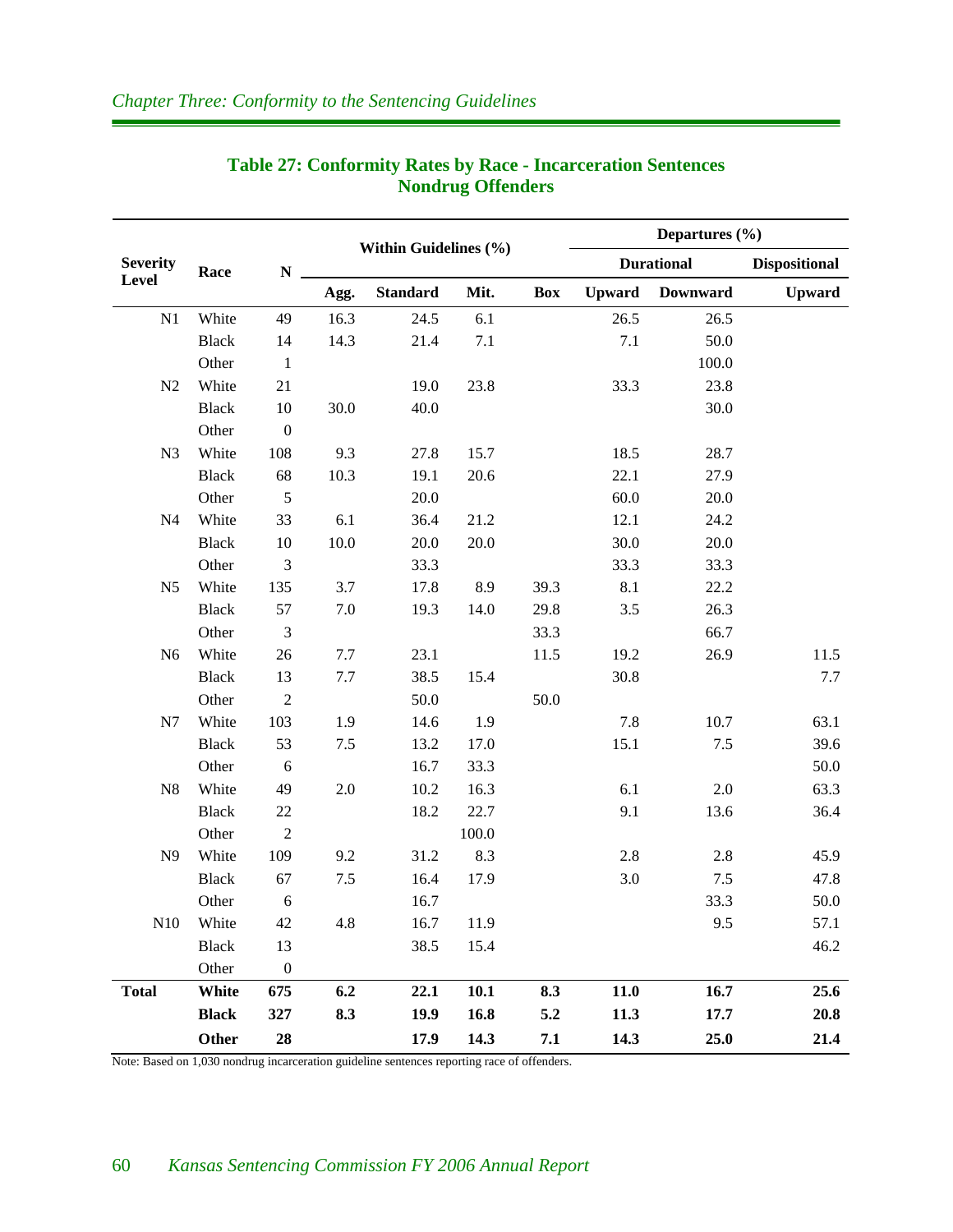## Table 27: Conformity Rates by Race - Incarceration Sentences Nondrug Offenders

| Severity Level | Race | N | Within Guidelines (%) | | | | Departures (%) | | |
|---|---|---|---|---|---|---|---|---|---|
| | | | | | | | Durational | | Dispositional |
| | | | Agg. | Standard | Mit. | Box | Upward | Downward | Upward |
| N1 | White | 49 | 16.3 | 24.5 | 6.1 | | 26.5 | 26.5 | |
| | Black | 14 | 14.3 | 21.4 | 7.1 | | 7.1 | 50.0 | |
| | Other | 1 | | | | | | 100.0 | |
| N2 | White | 21 | | 19.0 | 23.8 | | 33.3 | 23.8 | |
| | Black | 10 | 30.0 | 40.0 | | | | 30.0 | |
| | Other | 0 | | | | | | | |
| N3 | White | 108 | 9.3 | 27.8 | 15.7 | | 18.5 | 28.7 | |
| | Black | 68 | 10.3 | 19.1 | 20.6 | | 22.1 | 27.9 | |
| | Other | 5 | | 20.0 | | | 60.0 | 20.0 | |
| N4 | White | 33 | 6.1 | 36.4 | 21.2 | | 12.1 | 24.2 | |
| | Black | 10 | 10.0 | 20.0 | 20.0 | | 30.0 | 20.0 | |
| | Other | 3 | | 33.3 | | | 33.3 | 33.3 | |
| N5 | White | 135 | 3.7 | 17.8 | 8.9 | 39.3 | 8.1 | 22.2 | |
| | Black | 57 | 7.0 | 19.3 | 14.0 | 29.8 | 3.5 | 26.3 | |
| | Other | 3 | | | | 33.3 | | 66.7 | |
| N6 | White | 26 | 7.7 | 23.1 | | 11.5 | 19.2 | 26.9 | 11.5 |
| | Black | 13 | 7.7 | 38.5 | 15.4 | | 30.8 | | 7.7 |
| | Other | 2 | | 50.0 | | 50.0 | | | |
| N7 | White | 103 | 1.9 | 14.6 | 1.9 | | 7.8 | 10.7 | 63.1 |
| | Black | 53 | 7.5 | 13.2 | 17.0 | | 15.1 | 7.5 | 39.6 |
| | Other | 6 | | 16.7 | 33.3 | | | | 50.0 |
| N8 | White | 49 | 2.0 | 10.2 | 16.3 | | 6.1 | 2.0 | 63.3 |
| | Black | 22 | | 18.2 | 22.7 | | 9.1 | 13.6 | 36.4 |
| | Other | 2 | | | 100.0 | | | | |
| N9 | White | 109 | 9.2 | 31.2 | 8.3 | | 2.8 | 2.8 | 45.9 |
| | Black | 67 | 7.5 | 16.4 | 17.9 | | 3.0 | 7.5 | 47.8 |
| | Other | 6 | | 16.7 | | | | 33.3 | 50.0 |
| N10 | White | 42 | 4.8 | 16.7 | 11.9 | | | 9.5 | 57.1 |
| | Black | 13 | | 38.5 | 15.4 | | | | 46.2 |
| | Other | 0 | | | | | | | |
| **Total** | **White** | **675** | **6.2** | **22.1** | **10.1** | **8.3** | **11.0** | **16.7** | **25.6** |
| | **Black** | **327** | **8.3** | **19.9** | **16.8** | **5.2** | **11.3** | **17.7** | **20.8** |
| | **Other** | **28** | | **17.9** | **14.3** | **7.1** | **14.3** | **25.0** | **21.4** |

Note: Based on 1,030 nondrug incarceration guideline sentences reporting race of offenders.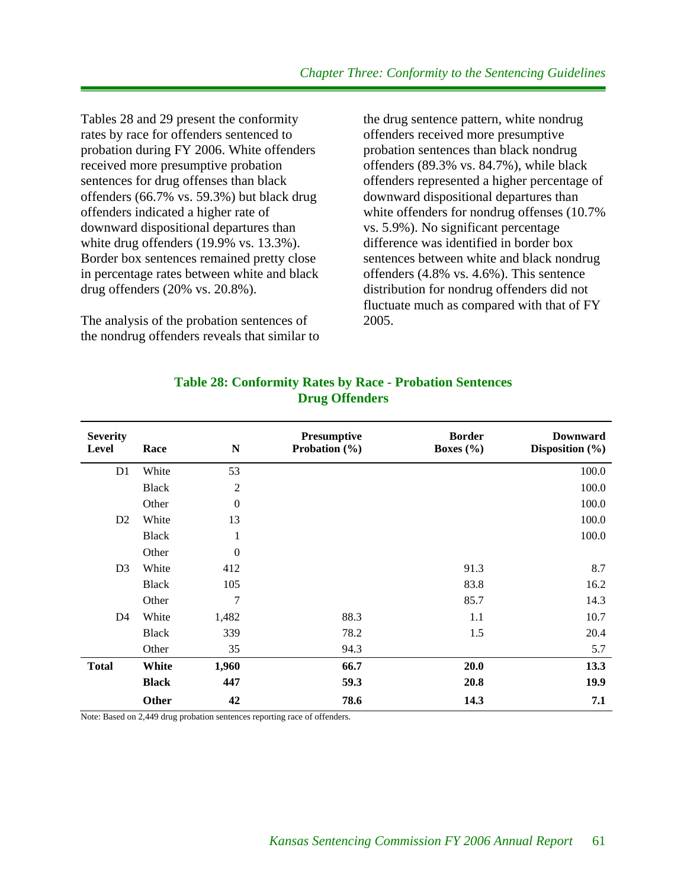Tables 28 and 29 present the conformity rates by race for offenders sentenced to probation during FY 2006. White offenders received more presumptive probation sentences for drug offenses than black offenders (66.7% vs. 59.3%) but black drug offenders indicated a higher rate of downward dispositional departures than white drug offenders (19.9% vs. 13.3%). Border box sentences remained pretty close in percentage rates between white and black drug offenders (20% vs. 20.8%).

The analysis of the probation sentences of the nondrug offenders reveals that similar to the drug sentence pattern, white nondrug offenders received more presumptive probation sentences than black nondrug offenders (89.3% vs. 84.7%), while black offenders represented a higher percentage of downward dispositional departures than white offenders for nondrug offenses (10.7% vs. 5.9%). No significant percentage difference was identified in border box sentences between white and black nondrug offenders (4.8% vs. 4.6%). This sentence distribution for nondrug offenders did not fluctuate much as compared with that of FY 2005.

**Table 28: Conformity Rates by Race - Probation Sentences Drug Offenders**

| Severity Level | Race | N | Presumptive Probation (%) | Border Boxes (%) | Downward Disposition (%) |
|---|---|---|---|---|---|
| D1 | White | 53 | | | 100.0 |
| | Black | 2 | | | 100.0 |
| | Other | 0 | | | 100.0 |
| D2 | White | 13 | | | 100.0 |
| | Black | 1 | | | 100.0 |
| | Other | 0 | | | |
| D3 | White | 412 | | 91.3 | 8.7 |
| | Black | 105 | | 83.8 | 16.2 |
| | Other | 7 | | 85.7 | 14.3 |
| D4 | White | 1,482 | 88.3 | 1.1 | 10.7 |
| | Black | 339 | 78.2 | 1.5 | 20.4 |
| | Other | 35 | 94.3 | | 5.7 |
| **Total** | **White** | **1,960** | **66.7** | **20.0** | **13.3** |
| | **Black** | **447** | **59.3** | **20.8** | **19.9** |
| | **Other** | **42** | **78.6** | **14.3** | **7.1** |

Note: Based on 2,449 drug probation sentences reporting race of offenders.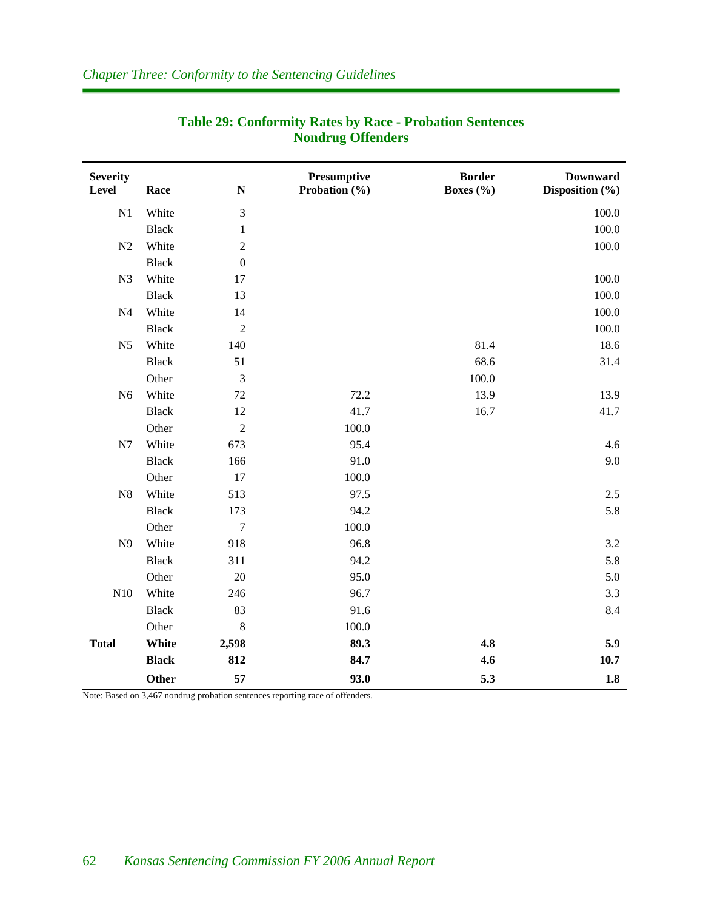## Table 29: Conformity Rates by Race - Probation Sentences Nondrug Offenders

| Severity Level | Race | N | Presumptive Probation (%) | Border Boxes (%) | Downward Disposition (%) |
|---|---|---|---|---|---|
| N1 | White | 3 | | | 100.0 |
| | Black | 1 | | | 100.0 |
| N2 | White | 2 | | | 100.0 |
| | Black | 0 | | | |
| N3 | White | 17 | | | 100.0 |
| | Black | 13 | | | 100.0 |
| N4 | White | 14 | | | 100.0 |
| | Black | 2 | | | 100.0 |
| N5 | White | 140 | | 81.4 | 18.6 |
| | Black | 51 | | 68.6 | 31.4 |
| | Other | 3 | | 100.0 | |
| N6 | White | 72 | 72.2 | 13.9 | 13.9 |
| | Black | 12 | 41.7 | 16.7 | 41.7 |
| | Other | 2 | 100.0 | | |
| N7 | White | 673 | 95.4 | | 4.6 |
| | Black | 166 | 91.0 | | 9.0 |
| | Other | 17 | 100.0 | | |
| N8 | White | 513 | 97.5 | | 2.5 |
| | Black | 173 | 94.2 | | 5.8 |
| | Other | 7 | 100.0 | | |
| N9 | White | 918 | 96.8 | | 3.2 |
| | Black | 311 | 94.2 | | 5.8 |
| | Other | 20 | 95.0 | | 5.0 |
| N10 | White | 246 | 96.7 | | 3.3 |
| | Black | 83 | 91.6 | | 8.4 |
| | Other | 8 | 100.0 | | |
| **Total** | **White** | **2,598** | **89.3** | **4.8** | **5.9** |
| | **Black** | **812** | **84.7** | **4.6** | **10.7** |
| | **Other** | **57** | **93.0** | **5.3** | **1.8** |

Note: Based on 3,467 nondrug probation sentences reporting race of offenders.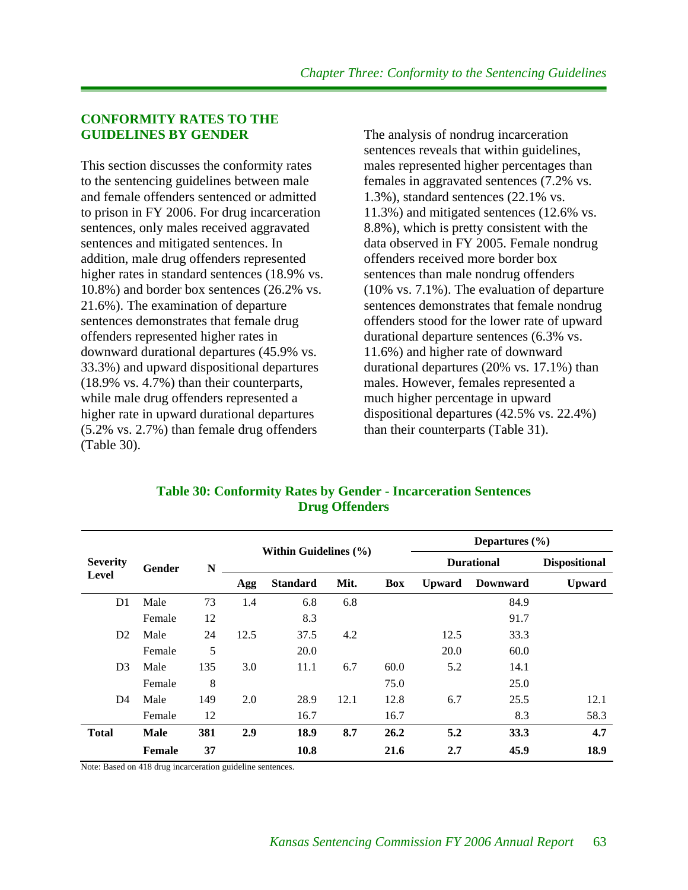## CONFORMITY RATES TO THE GUIDELINES BY GENDER

This section discusses the conformity rates to the sentencing guidelines between male and female offenders sentenced or admitted to prison in FY 2006. For drug incarceration sentences, only males received aggravated sentences and mitigated sentences. In addition, male drug offenders represented higher rates in standard sentences (18.9% vs. 10.8%) and border box sentences (26.2% vs. 21.6%). The examination of departure sentences demonstrates that female drug offenders represented higher rates in downward durational departures (45.9% vs. 33.3%) and upward dispositional departures (18.9% vs. 4.7%) than their counterparts, while male drug offenders represented a higher rate in upward durational departures (5.2% vs. 2.7%) than female drug offenders (Table 30).

The analysis of nondrug incarceration sentences reveals that within guidelines, males represented higher percentages than females in aggravated sentences (7.2% vs. 1.3%), standard sentences (22.1% vs. 11.3%) and mitigated sentences (12.6% vs. 8.8%), which is pretty consistent with the data observed in FY 2005. Female nondrug offenders received more border box sentences than male nondrug offenders (10% vs. 7.1%). The evaluation of departure sentences demonstrates that female nondrug offenders stood for the lower rate of upward durational departure sentences (6.3% vs. 11.6%) and higher rate of downward durational departures (20% vs. 17.1%) than males. However, females represented a much higher percentage in upward dispositional departures (42.5% vs. 22.4%) than their counterparts (Table 31).

**Table 30: Conformity Rates by Gender - Incarceration Sentences Drug Offenders**

| Severity Level | Gender | N | Within Guidelines (%) | | | | Departures (%) | | |
|---|---|---|---|---|---|---|---|---|---|
| | | | | | | | Durational | | Dispositional |
| | | | Agg | Standard | Mit. | Box | Upward | Downward | Upward |
| D1 | Male | 73 | 1.4 | 6.8 | 6.8 | | | 84.9 | |
| | Female | 12 | | 8.3 | | | | 91.7 | |
| D2 | Male | 24 | 12.5 | 37.5 | 4.2 | | 12.5 | 33.3 | |
| | Female | 5 | | 20.0 | | | 20.0 | 60.0 | |
| D3 | Male | 135 | 3.0 | 11.1 | 6.7 | 60.0 | 5.2 | 14.1 | |
| | Female | 8 | | | | 75.0 | | 25.0 | |
| D4 | Male | 149 | 2.0 | 28.9 | 12.1 | 12.8 | 6.7 | 25.5 | 12.1 |
| | Female | 12 | | 16.7 | | 16.7 | | 8.3 | 58.3 |
| **Total** | **Male** | **381** | **2.9** | **18.9** | **8.7** | **26.2** | **5.2** | **33.3** | **4.7** |
| | **Female** | **37** | | **10.8** | | **21.6** | **2.7** | **45.9** | **18.9** |

Note: Based on 418 drug incarceration guideline sentences.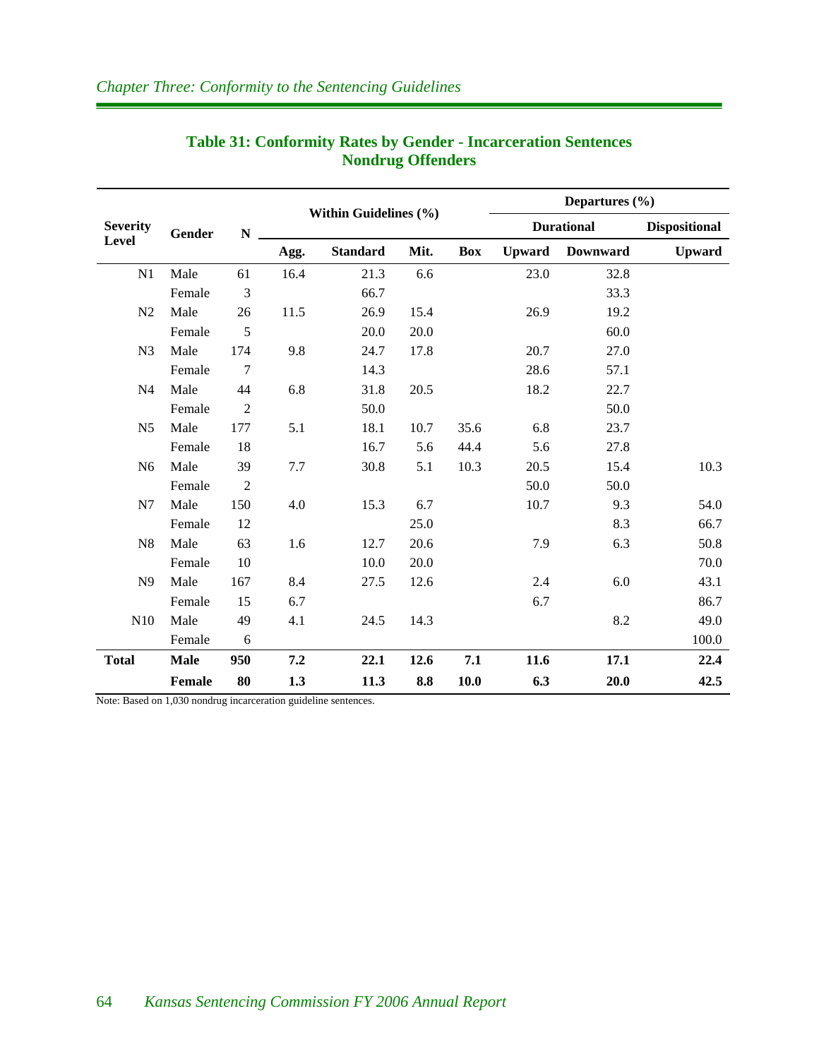## Table 31: Conformity Rates by Gender - Incarceration Sentences Nondrug Offenders

| Severity Level | Gender | N | Within Guidelines (%) | | | | Departures (%) | | |
|---|---|---|---|---|---|---|---|---|---|
| | | | | | | | Durational | | Dispositional |
| | | | Agg. | Standard | Mit. | Box | Upward | Downward | Upward |
| N1 | Male | 61 | 16.4 | 21.3 | 6.6 | | 23.0 | 32.8 | |
| | Female | 3 | | 66.7 | | | | 33.3 | |
| N2 | Male | 26 | 11.5 | 26.9 | 15.4 | | 26.9 | 19.2 | |
| | Female | 5 | | 20.0 | 20.0 | | | 60.0 | |
| N3 | Male | 174 | 9.8 | 24.7 | 17.8 | | 20.7 | 27.0 | |
| | Female | 7 | | 14.3 | | | 28.6 | 57.1 | |
| N4 | Male | 44 | 6.8 | 31.8 | 20.5 | | 18.2 | 22.7 | |
| | Female | 2 | | 50.0 | | | | 50.0 | |
| N5 | Male | 177 | 5.1 | 18.1 | 10.7 | 35.6 | 6.8 | 23.7 | |
| | Female | 18 | | 16.7 | 5.6 | 44.4 | 5.6 | 27.8 | |
| N6 | Male | 39 | 7.7 | 30.8 | 5.1 | 10.3 | 20.5 | 15.4 | 10.3 |
| | Female | 2 | | | | | 50.0 | 50.0 | |
| N7 | Male | 150 | 4.0 | 15.3 | 6.7 | | 10.7 | 9.3 | 54.0 |
| | Female | 12 | | | 25.0 | | | 8.3 | 66.7 |
| N8 | Male | 63 | 1.6 | 12.7 | 20.6 | | 7.9 | 6.3 | 50.8 |
| | Female | 10 | | 10.0 | 20.0 | | | | 70.0 |
| N9 | Male | 167 | 8.4 | 27.5 | 12.6 | | 2.4 | 6.0 | 43.1 |
| | Female | 15 | 6.7 | | | | 6.7 | | 86.7 |
| N10 | Male | 49 | 4.1 | 24.5 | 14.3 | | | 8.2 | 49.0 |
| | Female | 6 | | | | | | | 100.0 |
| **Total** | **Male** | **950** | **7.2** | **22.1** | **12.6** | **7.1** | **11.6** | **17.1** | **22.4** |
| | **Female** | **80** | **1.3** | **11.3** | **8.8** | **10.0** | **6.3** | **20.0** | **42.5** |

Note: Based on 1,030 nondrug incarceration guideline sentences.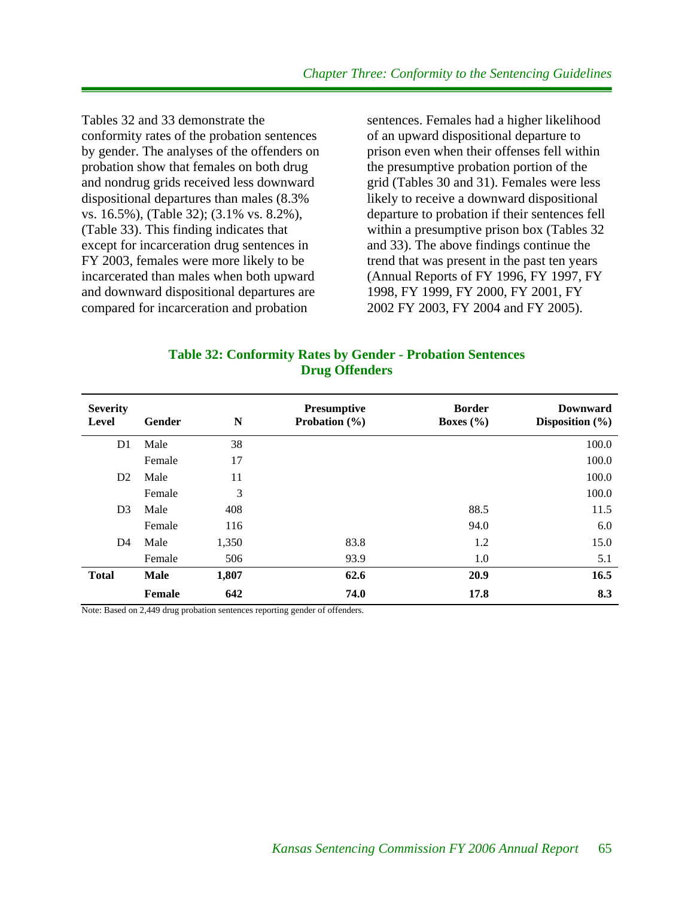Tables 32 and 33 demonstrate the conformity rates of the probation sentences by gender. The analyses of the offenders on probation show that females on both drug and nondrug grids received less downward dispositional departures than males (8.3% vs. 16.5%), (Table 32); (3.1% vs. 8.2%), (Table 33). This finding indicates that except for incarceration drug sentences in FY 2003, females were more likely to be incarcerated than males when both upward and downward dispositional departures are compared for incarceration and probation sentences. Females had a higher likelihood of an upward dispositional departure to prison even when their offenses fell within the presumptive probation portion of the grid (Tables 30 and 31). Females were less likely to receive a downward dispositional departure to probation if their sentences fell within a presumptive prison box (Tables 32 and 33). The above findings continue the trend that was present in the past ten years (Annual Reports of FY 1996, FY 1997, FY 1998, FY 1999, FY 2000, FY 2001, FY 2002 FY 2003, FY 2004 and FY 2005).

**Table 32: Conformity Rates by Gender - Probation Sentences Drug Offenders**

| Severity Level | Gender | N | Presumptive Probation (%) | Border Boxes (%) | Downward Disposition (%) |
|---|---|---|---|---|---|
| D1 | Male | 38 | | | 100.0 |
| | Female | 17 | | | 100.0 |
| D2 | Male | 11 | | | 100.0 |
| | Female | 3 | | | 100.0 |
| D3 | Male | 408 | | 88.5 | 11.5 |
| | Female | 116 | | 94.0 | 6.0 |
| D4 | Male | 1,350 | 83.8 | 1.2 | 15.0 |
| | Female | 506 | 93.9 | 1.0 | 5.1 |
| **Total** | **Male** | **1,807** | **62.6** | **20.9** | **16.5** |
| | **Female** | **642** | **74.0** | **17.8** | **8.3** |

Note: Based on 2,449 drug probation sentences reporting gender of offenders.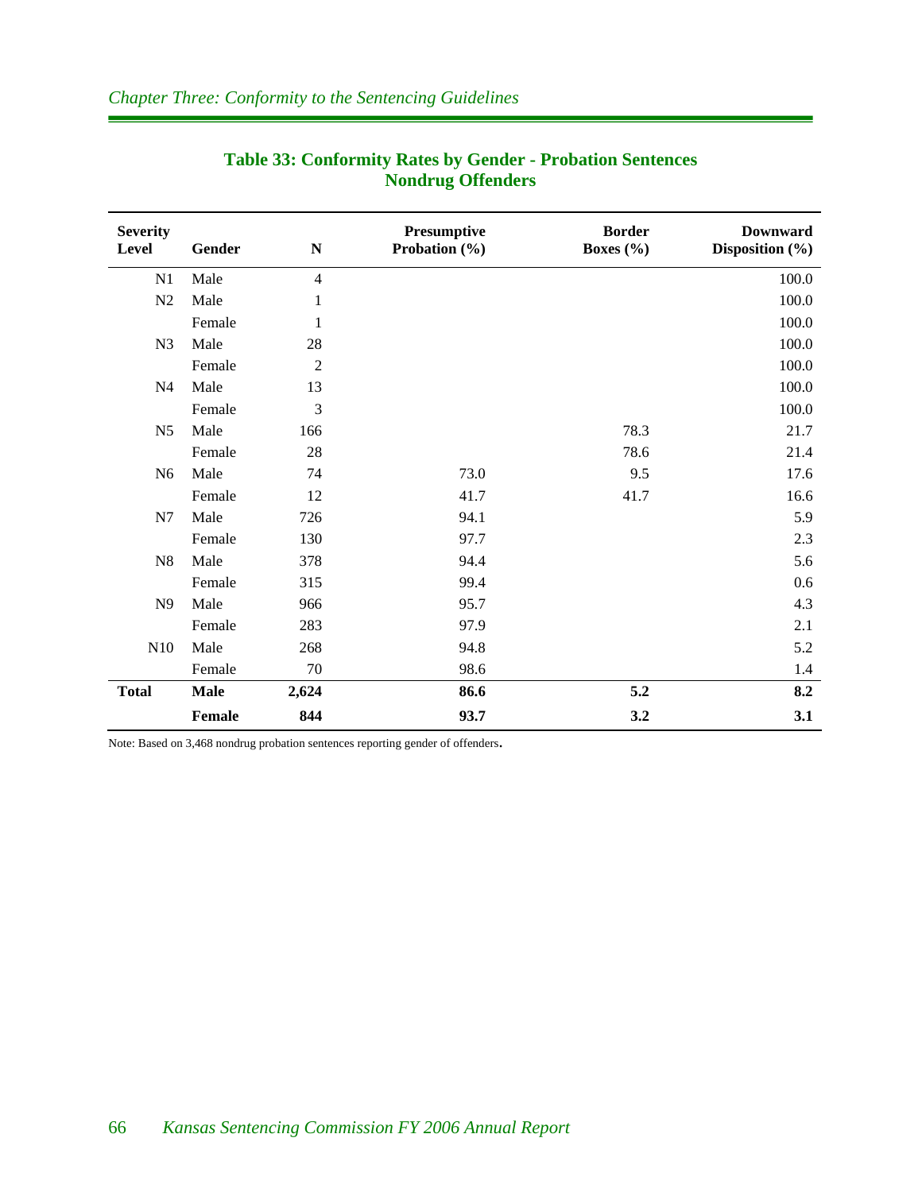## Table 33: Conformity Rates by Gender - Probation Sentences Nondrug Offenders

| Severity Level | Gender | N | Presumptive Probation (%) | Border Boxes (%) | Downward Disposition (%) |
|---|---|---|---|---|---|
| N1 | Male | 4 | | | 100.0 |
| N2 | Male | 1 | | | 100.0 |
| | Female | 1 | | | 100.0 |
| N3 | Male | 28 | | | 100.0 |
| | Female | 2 | | | 100.0 |
| N4 | Male | 13 | | | 100.0 |
| | Female | 3 | | | 100.0 |
| N5 | Male | 166 | | 78.3 | 21.7 |
| | Female | 28 | | 78.6 | 21.4 |
| N6 | Male | 74 | 73.0 | 9.5 | 17.6 |
| | Female | 12 | 41.7 | 41.7 | 16.6 |
| N7 | Male | 726 | 94.1 | | 5.9 |
| | Female | 130 | 97.7 | | 2.3 |
| N8 | Male | 378 | 94.4 | | 5.6 |
| | Female | 315 | 99.4 | | 0.6 |
| N9 | Male | 966 | 95.7 | | 4.3 |
| | Female | 283 | 97.9 | | 2.1 |
| N10 | Male | 268 | 94.8 | | 5.2 |
| | Female | 70 | 98.6 | | 1.4 |
| **Total** | **Male** | **2,624** | **86.6** | **5.2** | **8.2** |
| | **Female** | **844** | **93.7** | **3.2** | **3.1** |

Note: Based on 3,468 nondrug probation sentences reporting gender of offenders.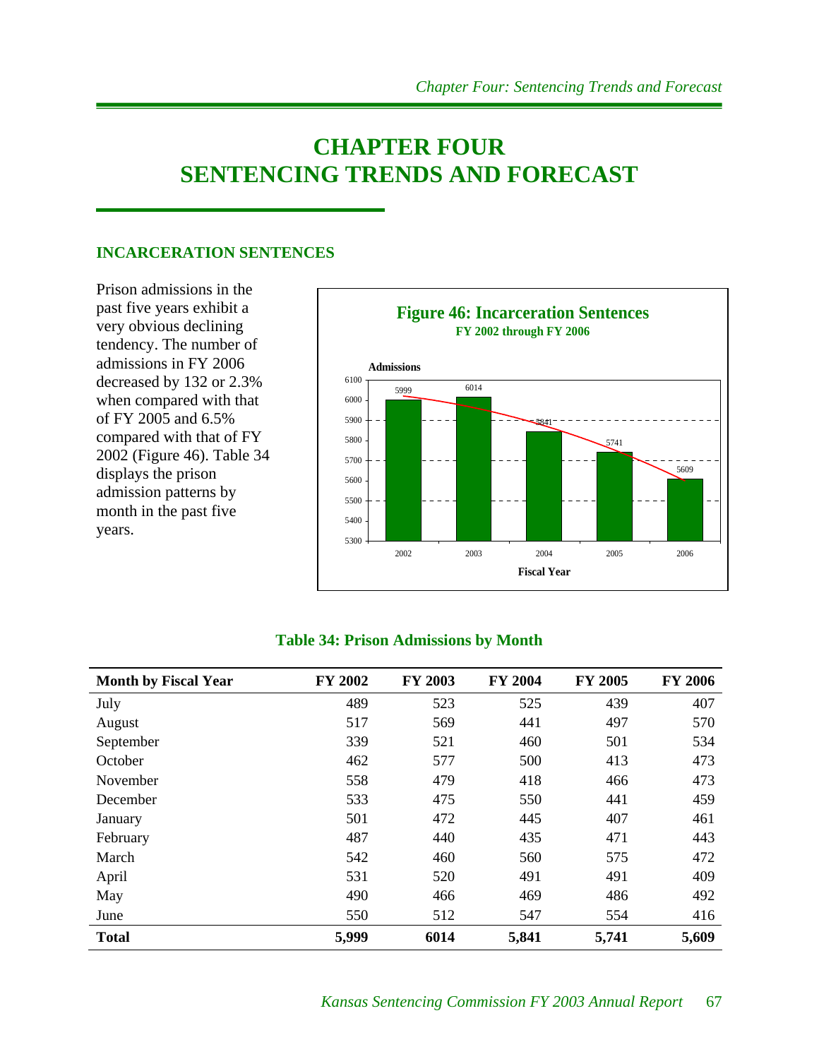# CHAPTER FOUR
# SENTENCING TRENDS AND FORECAST

## INCARCERATION SENTENCES

Prison admissions in the past five years exhibit a very obvious declining tendency. The number of admissions in FY 2006 decreased by 132 or 2.3% when compared with that of FY 2005 and 6.5% compared with that of FY 2002 (Figure 46). Table 34 displays the prison admission patterns by month in the past five years.

**Figure 46: Incarceration Sentences**
**FY 2002 through FY 2006**

| Fiscal Year | Admissions |
|---|---|
| 2002 | 5999 |
| 2003 | 6014 |
| 2004 | 5841 |
| 2005 | 5741 |
| 2006 | 5609 |

**Table 34: Prison Admissions by Month**

| Month by Fiscal Year | FY 2002 | FY 2003 | FY 2004 | FY 2005 | FY 2006 |
|---|---|---|---|---|---|
| July | 489 | 523 | 525 | 439 | 407 |
| August | 517 | 569 | 441 | 497 | 570 |
| September | 339 | 521 | 460 | 501 | 534 |
| October | 462 | 577 | 500 | 413 | 473 |
| November | 558 | 479 | 418 | 466 | 473 |
| December | 533 | 475 | 550 | 441 | 459 |
| January | 501 | 472 | 445 | 407 | 461 |
| February | 487 | 440 | 435 | 471 | 443 |
| March | 542 | 460 | 560 | 575 | 472 |
| April | 531 | 520 | 491 | 491 | 409 |
| May | 490 | 466 | 469 | 486 | 492 |
| June | 550 | 512 | 547 | 554 | 416 |
| **Total** | **5,999** | **6014** | **5,841** | **5,741** | **5,609** |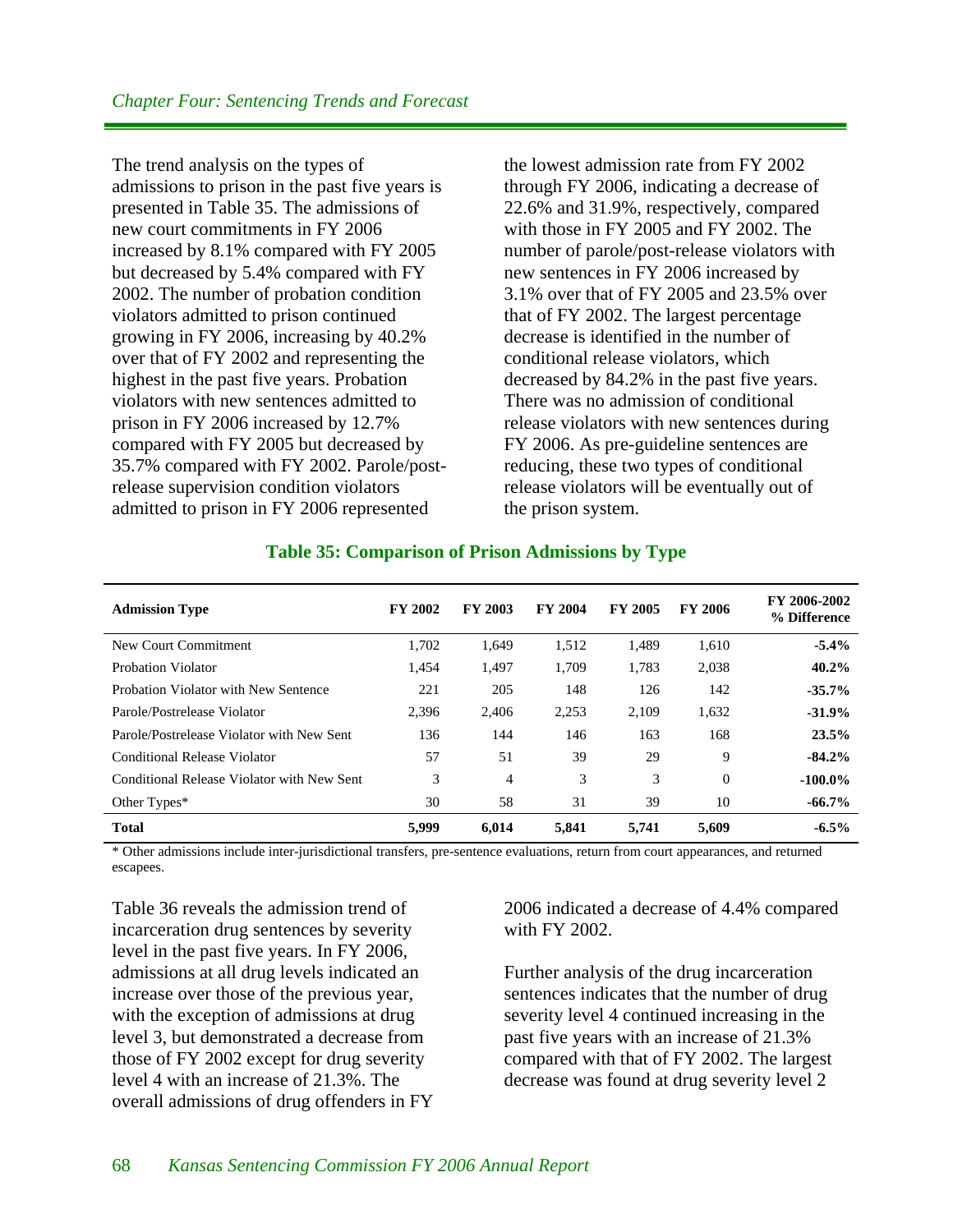The trend analysis on the types of admissions to prison in the past five years is presented in Table 35. The admissions of new court commitments in FY 2006 increased by 8.1% compared with FY 2005 but decreased by 5.4% compared with FY 2002. The number of probation condition violators admitted to prison continued growing in FY 2006, increasing by 40.2% over that of FY 2002 and representing the highest in the past five years. Probation violators with new sentences admitted to prison in FY 2006 increased by 12.7% compared with FY 2005 but decreased by 35.7% compared with FY 2002. Parole/post-release supervision condition violators admitted to prison in FY 2006 represented the lowest admission rate from FY 2002 through FY 2006, indicating a decrease of 22.6% and 31.9%, respectively, compared with those in FY 2005 and FY 2002. The number of parole/post-release violators with new sentences in FY 2006 increased by 3.1% over that of FY 2005 and 23.5% over that of FY 2002. The largest percentage decrease is identified in the number of conditional release violators, which decreased by 84.2% in the past five years. There was no admission of conditional release violators with new sentences during FY 2006. As pre-guideline sentences are reducing, these two types of conditional release violators will be eventually out of the prison system.

### Table 35: Comparison of Prison Admissions by Type

| Admission Type | FY 2002 | FY 2003 | FY 2004 | FY 2005 | FY 2006 | FY 2006-2002 % Difference |
|---|---|---|---|---|---|---|
| New Court Commitment | 1,702 | 1,649 | 1,512 | 1,489 | 1,610 | **-5.4%** |
| Probation Violator | 1,454 | 1,497 | 1,709 | 1,783 | 2,038 | **40.2%** |
| Probation Violator with New Sentence | 221 | 205 | 148 | 126 | 142 | **-35.7%** |
| Parole/Postrelease Violator | 2,396 | 2,406 | 2,253 | 2,109 | 1,632 | **-31.9%** |
| Parole/Postrelease Violator with New Sent | 136 | 144 | 146 | 163 | 168 | **23.5%** |
| Conditional Release Violator | 57 | 51 | 39 | 29 | 9 | **-84.2%** |
| Conditional Release Violator with New Sent | 3 | 4 | 3 | 3 | 0 | **-100.0%** |
| Other Types* | 30 | 58 | 31 | 39 | 10 | **-66.7%** |
| **Total** | **5,999** | **6,014** | **5,841** | **5,741** | **5,609** | **-6.5%** |

\* Other admissions include inter-jurisdictional transfers, pre-sentence evaluations, return from court appearances, and returned escapees.

Table 36 reveals the admission trend of incarceration drug sentences by severity level in the past five years. In FY 2006, admissions at all drug levels indicated an increase over those of the previous year, with the exception of admissions at drug level 3, but demonstrated a decrease from those of FY 2002 except for drug severity level 4 with an increase of 21.3%. The overall admissions of drug offenders in FY 2006 indicated a decrease of 4.4% compared with FY 2002.

Further analysis of the drug incarceration sentences indicates that the number of drug severity level 4 continued increasing in the past five years with an increase of 21.3% compared with that of FY 2002. The largest decrease was found at drug severity level 2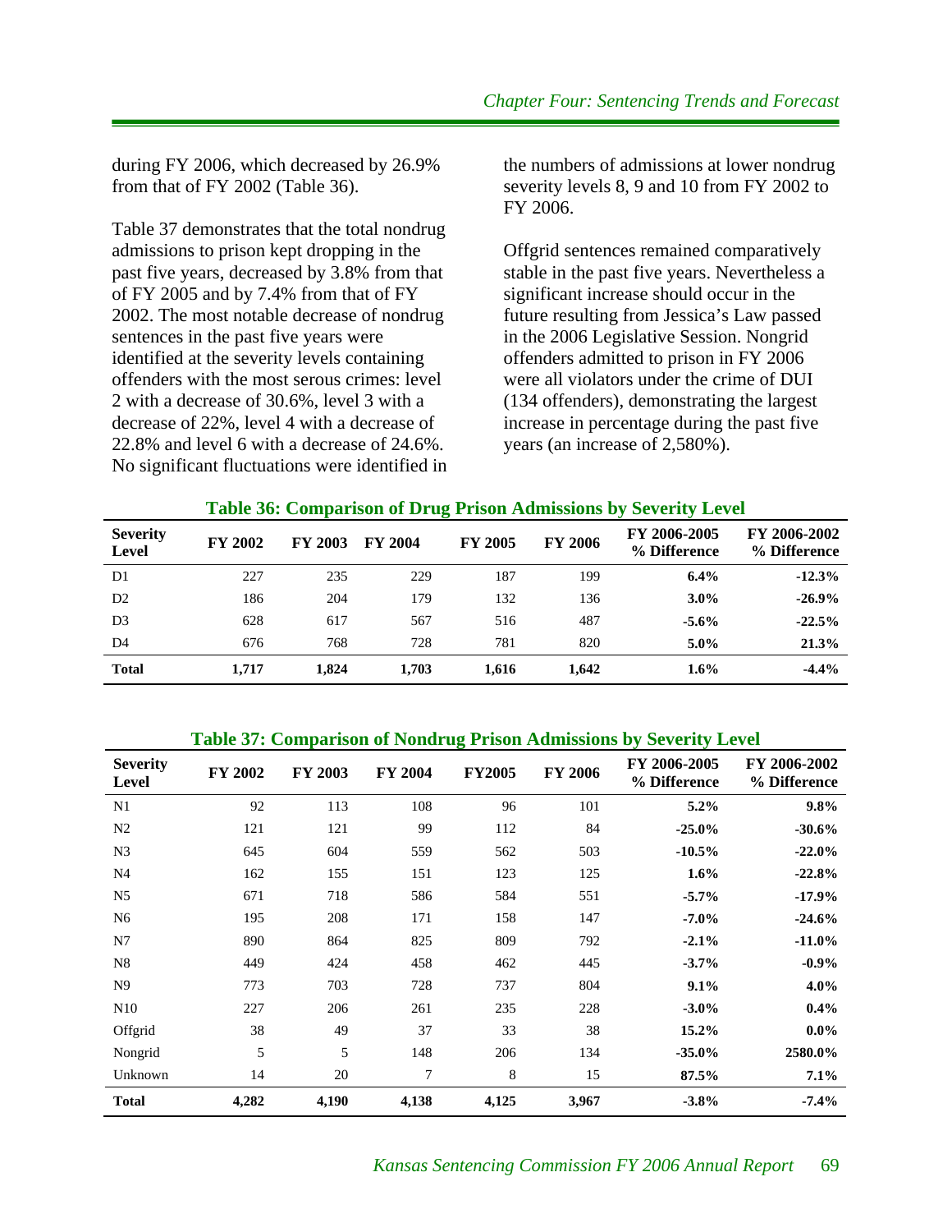during FY 2006, which decreased by 26.9% from that of FY 2002 (Table 36).

Table 37 demonstrates that the total nondrug admissions to prison kept dropping in the past five years, decreased by 3.8% from that of FY 2005 and by 7.4% from that of FY 2002. The most notable decrease of nondrug sentences in the past five years were identified at the severity levels containing offenders with the most serous crimes: level 2 with a decrease of 30.6%, level 3 with a decrease of 22%, level 4 with a decrease of 22.8% and level 6 with a decrease of 24.6%. No significant fluctuations were identified in the numbers of admissions at lower nondrug severity levels 8, 9 and 10 from FY 2002 to FY 2006.

Offgrid sentences remained comparatively stable in the past five years. Nevertheless a significant increase should occur in the future resulting from Jessica's Law passed in the 2006 Legislative Session. Nongrid offenders admitted to prison in FY 2006 were all violators under the crime of DUI (134 offenders), demonstrating the largest increase in percentage during the past five years (an increase of 2,580%).

**Table 36: Comparison of Drug Prison Admissions by Severity Level**

| Severity Level | FY 2002 | FY 2003 | FY 2004 | FY 2005 | FY 2006 | FY 2006-2005 % Difference | FY 2006-2002 % Difference |
|---|---|---|---|---|---|---|---|
| D1 | 227 | 235 | 229 | 187 | 199 | **6.4%** | **-12.3%** |
| D2 | 186 | 204 | 179 | 132 | 136 | **3.0%** | **-26.9%** |
| D3 | 628 | 617 | 567 | 516 | 487 | **-5.6%** | **-22.5%** |
| D4 | 676 | 768 | 728 | 781 | 820 | **5.0%** | **21.3%** |
| **Total** | **1,717** | **1,824** | **1,703** | **1,616** | **1,642** | **1.6%** | **-4.4%** |

**Table 37: Comparison of Nondrug Prison Admissions by Severity Level**

| Severity Level | FY 2002 | FY 2003 | FY 2004 | FY2005 | FY 2006 | FY 2006-2005 % Difference | FY 2006-2002 % Difference |
|---|---|---|---|---|---|---|---|
| N1 | 92 | 113 | 108 | 96 | 101 | **5.2%** | **9.8%** |
| N2 | 121 | 121 | 99 | 112 | 84 | **-25.0%** | **-30.6%** |
| N3 | 645 | 604 | 559 | 562 | 503 | **-10.5%** | **-22.0%** |
| N4 | 162 | 155 | 151 | 123 | 125 | **1.6%** | **-22.8%** |
| N5 | 671 | 718 | 586 | 584 | 551 | **-5.7%** | **-17.9%** |
| N6 | 195 | 208 | 171 | 158 | 147 | **-7.0%** | **-24.6%** |
| N7 | 890 | 864 | 825 | 809 | 792 | **-2.1%** | **-11.0%** |
| N8 | 449 | 424 | 458 | 462 | 445 | **-3.7%** | **-0.9%** |
| N9 | 773 | 703 | 728 | 737 | 804 | **9.1%** | **4.0%** |
| N10 | 227 | 206 | 261 | 235 | 228 | **-3.0%** | **0.4%** |
| Offgrid | 38 | 49 | 37 | 33 | 38 | **15.2%** | **0.0%** |
| Nongrid | 5 | 5 | 148 | 206 | 134 | **-35.0%** | **2580.0%** |
| Unknown | 14 | 20 | 7 | 8 | 15 | **87.5%** | **7.1%** |
| **Total** | **4,282** | **4,190** | **4,138** | **4,125** | **3,967** | **-3.8%** | **-7.4%** |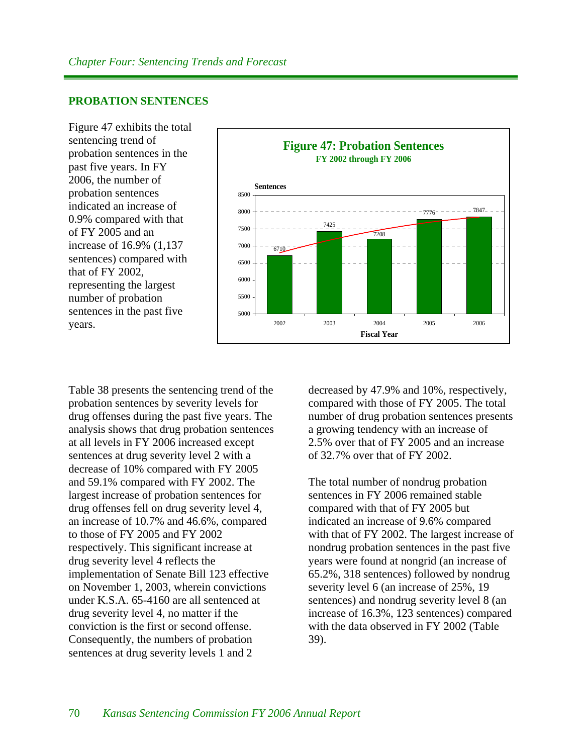## PROBATION SENTENCES

Figure 47 exhibits the total sentencing trend of probation sentences in the past five years. In FY 2006, the number of probation sentences indicated an increase of 0.9% compared with that of FY 2005 and an increase of 16.9% (1,137 sentences) compared with that of FY 2002, representing the largest number of probation sentences in the past five years.

**Figure 47: Probation Sentences**
**FY 2002 through FY 2006**

Sentences

8500
8000
7500
7000
6500
6000
5500
5000

6710
7425
7208
7776
7847

2002
2003
2004
2005
2006

Fiscal Year

Table 38 presents the sentencing trend of the probation sentences by severity levels for drug offenses during the past five years. The analysis shows that drug probation sentences at all levels in FY 2006 increased except sentences at drug severity level 2 with a decrease of 10% compared with FY 2005 and 59.1% compared with FY 2002. The largest increase of probation sentences for drug offenses fell on drug severity level 4, an increase of 10.7% and 46.6%, compared to those of FY 2005 and FY 2002 respectively. This significant increase at drug severity level 4 reflects the implementation of Senate Bill 123 effective on November 1, 2003, wherein convictions under K.S.A. 65-4160 are all sentenced at drug severity level 4, no matter if the conviction is the first or second offense. Consequently, the numbers of probation sentences at drug severity levels 1 and 2 decreased by 47.9% and 10%, respectively, compared with those of FY 2005. The total number of drug probation sentences presents a growing tendency with an increase of 2.5% over that of FY 2005 and an increase of 32.7% over that of FY 2002.

The total number of nondrug probation sentences in FY 2006 remained stable compared with that of FY 2005 but indicated an increase of 9.6% compared with that of FY 2002. The largest increase of nondrug probation sentences in the past five years were found at nongrid (an increase of 65.2%, 318 sentences) followed by nondrug severity level 6 (an increase of 25%, 19 sentences) and nondrug severity level 8 (an increase of 16.3%, 123 sentences) compared with the data observed in FY 2002 (Table 39).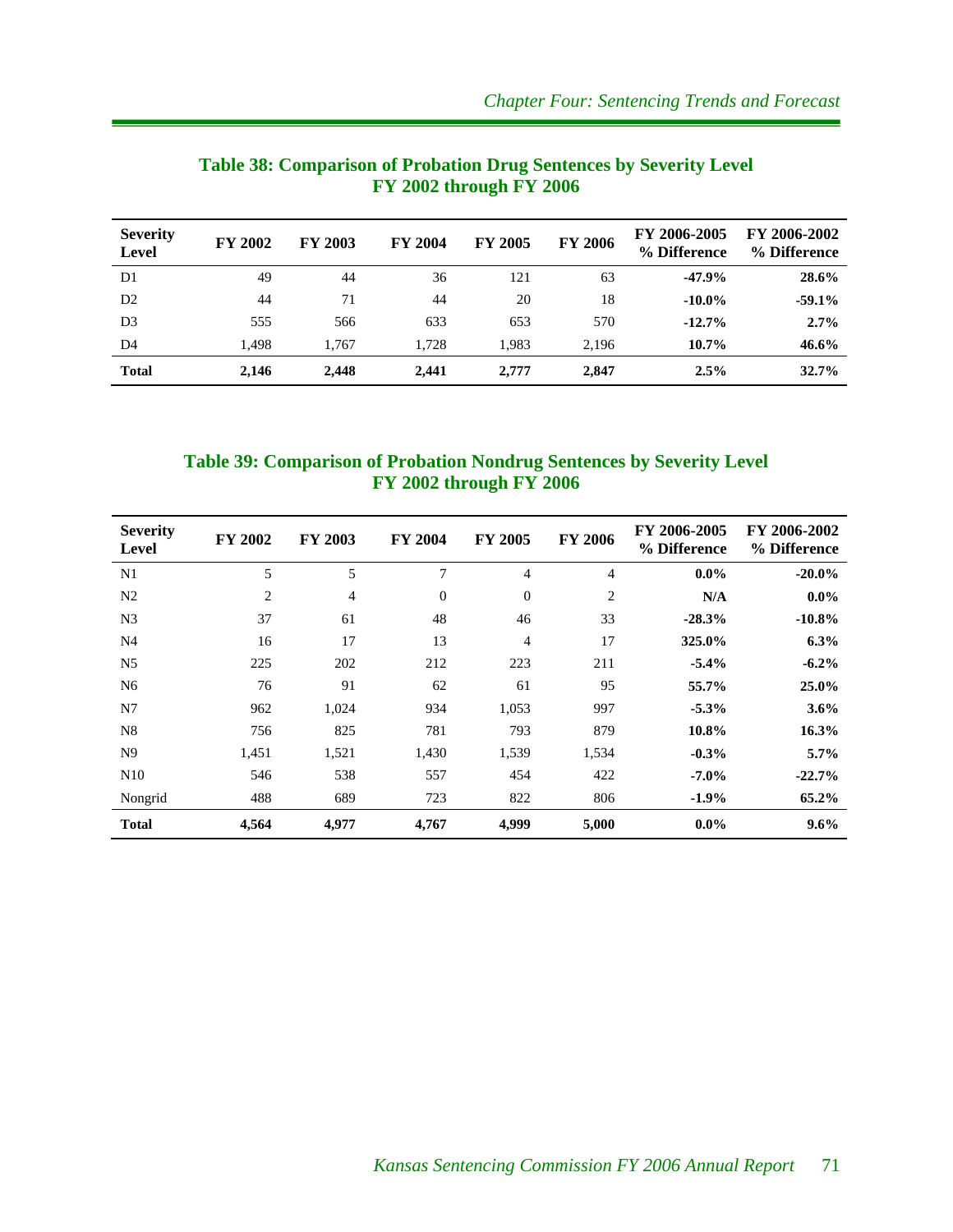## Table 38: Comparison of Probation Drug Sentences by Severity Level FY 2002 through FY 2006

| Severity Level | FY 2002 | FY 2003 | FY 2004 | FY 2005 | FY 2006 | FY 2006-2005 % Difference | FY 2006-2002 % Difference |
|---|---|---|---|---|---|---|---|
| D1 | 49 | 44 | 36 | 121 | 63 | **-47.9%** | **28.6%** |
| D2 | 44 | 71 | 44 | 20 | 18 | **-10.0%** | **-59.1%** |
| D3 | 555 | 566 | 633 | 653 | 570 | **-12.7%** | **2.7%** |
| D4 | 1,498 | 1,767 | 1,728 | 1,983 | 2,196 | **10.7%** | **46.6%** |
| **Total** | **2,146** | **2,448** | **2,441** | **2,777** | **2,847** | **2.5%** | **32.7%** |

## Table 39: Comparison of Probation Nondrug Sentences by Severity Level FY 2002 through FY 2006

| Severity Level | FY 2002 | FY 2003 | FY 2004 | FY 2005 | FY 2006 | FY 2006-2005 % Difference | FY 2006-2002 % Difference |
|---|---|---|---|---|---|---|---|
| N1 | 5 | 5 | 7 | 4 | 4 | **0.0%** | **-20.0%** |
| N2 | 2 | 4 | 0 | 0 | 2 | **N/A** | **0.0%** |
| N3 | 37 | 61 | 48 | 46 | 33 | **-28.3%** | **-10.8%** |
| N4 | 16 | 17 | 13 | 4 | 17 | **325.0%** | **6.3%** |
| N5 | 225 | 202 | 212 | 223 | 211 | **-5.4%** | **-6.2%** |
| N6 | 76 | 91 | 62 | 61 | 95 | **55.7%** | **25.0%** |
| N7 | 962 | 1,024 | 934 | 1,053 | 997 | **-5.3%** | **3.6%** |
| N8 | 756 | 825 | 781 | 793 | 879 | **10.8%** | **16.3%** |
| N9 | 1,451 | 1,521 | 1,430 | 1,539 | 1,534 | **-0.3%** | **5.7%** |
| N10 | 546 | 538 | 557 | 454 | 422 | **-7.0%** | **-22.7%** |
| Nongrid | 488 | 689 | 723 | 822 | 806 | **-1.9%** | **65.2%** |
| **Total** | **4,564** | **4,977** | **4,767** | **4,999** | **5,000** | **0.0%** | **9.6%** |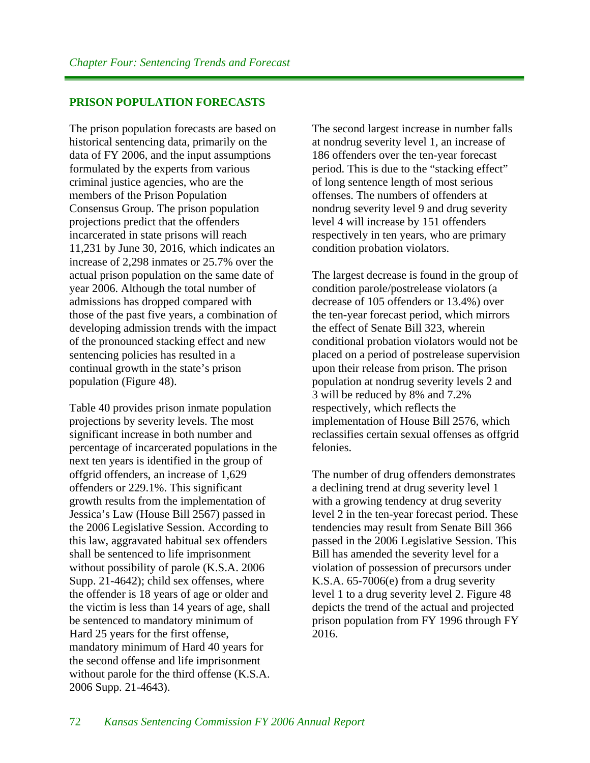## PRISON POPULATION FORECASTS

The prison population forecasts are based on historical sentencing data, primarily on the data of FY 2006, and the input assumptions formulated by the experts from various criminal justice agencies, who are the members of the Prison Population Consensus Group. The prison population projections predict that the offenders incarcerated in state prisons will reach 11,231 by June 30, 2016, which indicates an increase of 2,298 inmates or 25.7% over the actual prison population on the same date of year 2006. Although the total number of admissions has dropped compared with those of the past five years, a combination of developing admission trends with the impact of the pronounced stacking effect and new sentencing policies has resulted in a continual growth in the state's prison population (Figure 48).

Table 40 provides prison inmate population projections by severity levels. The most significant increase in both number and percentage of incarcerated populations in the next ten years is identified in the group of offgrid offenders, an increase of 1,629 offenders or 229.1%. This significant growth results from the implementation of Jessica's Law (House Bill 2567) passed in the 2006 Legislative Session. According to this law, aggravated habitual sex offenders shall be sentenced to life imprisonment without possibility of parole (K.S.A. 2006 Supp. 21-4642); child sex offenses, where the offender is 18 years of age or older and the victim is less than 14 years of age, shall be sentenced to mandatory minimum of Hard 25 years for the first offense, mandatory minimum of Hard 40 years for the second offense and life imprisonment without parole for the third offense (K.S.A. 2006 Supp. 21-4643).

The second largest increase in number falls at nondrug severity level 1, an increase of 186 offenders over the ten-year forecast period. This is due to the "stacking effect" of long sentence length of most serious offenses. The numbers of offenders at nondrug severity level 9 and drug severity level 4 will increase by 151 offenders respectively in ten years, who are primary condition probation violators.

The largest decrease is found in the group of condition parole/postrelease violators (a decrease of 105 offenders or 13.4%) over the ten-year forecast period, which mirrors the effect of Senate Bill 323, wherein conditional probation violators would not be placed on a period of postrelease supervision upon their release from prison. The prison population at nondrug severity levels 2 and 3 will be reduced by 8% and 7.2% respectively, which reflects the implementation of House Bill 2576, which reclassifies certain sexual offenses as offgrid felonies.

The number of drug offenders demonstrates a declining trend at drug severity level 1 with a growing tendency at drug severity level 2 in the ten-year forecast period. These tendencies may result from Senate Bill 366 passed in the 2006 Legislative Session. This Bill has amended the severity level for a violation of possession of precursors under K.S.A. 65-7006(e) from a drug severity level 1 to a drug severity level 2. Figure 48 depicts the trend of the actual and projected prison population from FY 1996 through FY 2016.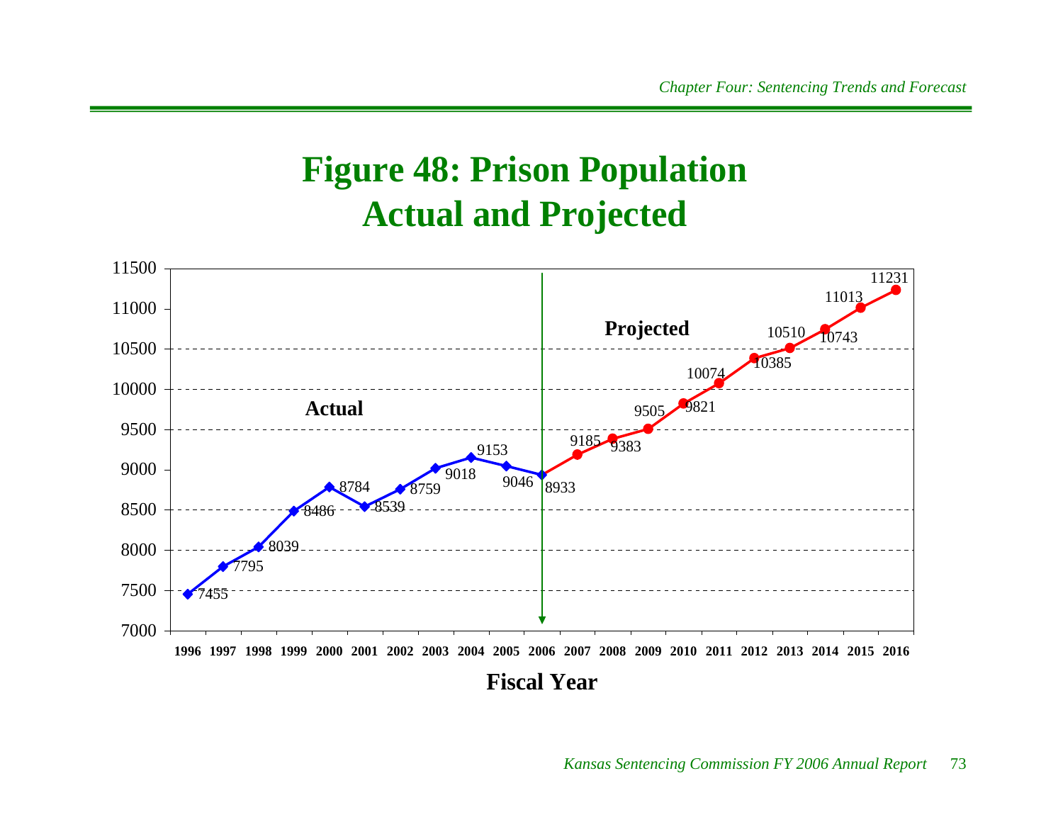# Figure 48: Prison Population Actual and Projected

11500
11000
10500
10000
9500
9000
8500
8000
7500
7000

Actual

Projected

7455
7795
8039
8486
8784
8539
8759
9018
9153
9046
8933
9185
9383
9505
9821
10074
10385
10510
10743
11013
11231

1996 1997 1998 1999 2000 2001 2002 2003 2004 2005 2006 2007 2008 2009 2010 2011 2012 2013 2014 2015 2016

Fiscal Year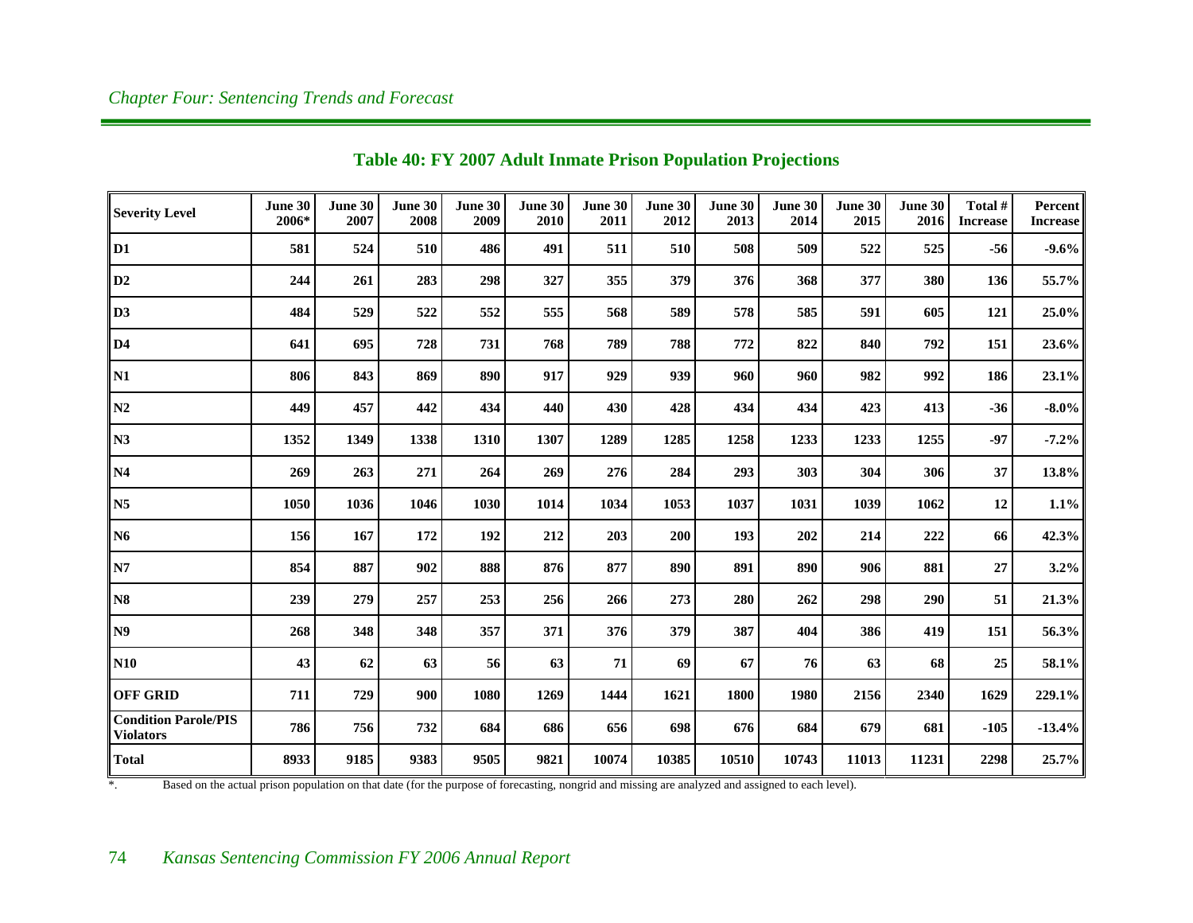## Table 40: FY 2007 Adult Inmate Prison Population Projections

| Severity Level | June 30 2006* | June 30 2007 | June 30 2008 | June 30 2009 | June 30 2010 | June 30 2011 | June 30 2012 | June 30 2013 | June 30 2014 | June 30 2015 | June 30 2016 | Total # Increase | Percent Increase |
|---|---|---|---|---|---|---|---|---|---|---|---|---|---|
| D1 | 581 | 524 | 510 | 486 | 491 | 511 | 510 | 508 | 509 | 522 | 525 | -56 | -9.6% |
| D2 | 244 | 261 | 283 | 298 | 327 | 355 | 379 | 376 | 368 | 377 | 380 | 136 | 55.7% |
| D3 | 484 | 529 | 522 | 552 | 555 | 568 | 589 | 578 | 585 | 591 | 605 | 121 | 25.0% |
| D4 | 641 | 695 | 728 | 731 | 768 | 789 | 788 | 772 | 822 | 840 | 792 | 151 | 23.6% |
| N1 | 806 | 843 | 869 | 890 | 917 | 929 | 939 | 960 | 960 | 982 | 992 | 186 | 23.1% |
| N2 | 449 | 457 | 442 | 434 | 440 | 430 | 428 | 434 | 434 | 423 | 413 | -36 | -8.0% |
| N3 | 1352 | 1349 | 1338 | 1310 | 1307 | 1289 | 1285 | 1258 | 1233 | 1233 | 1255 | -97 | -7.2% |
| N4 | 269 | 263 | 271 | 264 | 269 | 276 | 284 | 293 | 303 | 304 | 306 | 37 | 13.8% |
| N5 | 1050 | 1036 | 1046 | 1030 | 1014 | 1034 | 1053 | 1037 | 1031 | 1039 | 1062 | 12 | 1.1% |
| N6 | 156 | 167 | 172 | 192 | 212 | 203 | 200 | 193 | 202 | 214 | 222 | 66 | 42.3% |
| N7 | 854 | 887 | 902 | 888 | 876 | 877 | 890 | 891 | 890 | 906 | 881 | 27 | 3.2% |
| N8 | 239 | 279 | 257 | 253 | 256 | 266 | 273 | 280 | 262 | 298 | 290 | 51 | 21.3% |
| N9 | 268 | 348 | 348 | 357 | 371 | 376 | 379 | 387 | 404 | 386 | 419 | 151 | 56.3% |
| N10 | 43 | 62 | 63 | 56 | 63 | 71 | 69 | 67 | 76 | 63 | 68 | 25 | 58.1% |
| OFF GRID | 711 | 729 | 900 | 1080 | 1269 | 1444 | 1621 | 1800 | 1980 | 2156 | 2340 | 1629 | 229.1% |
| Condition Parole/PIS Violators | 786 | 756 | 732 | 684 | 686 | 656 | 698 | 676 | 684 | 679 | 681 | -105 | -13.4% |
| Total | 8933 | 9185 | 9383 | 9505 | 9821 | 10074 | 10385 | 10510 | 10743 | 11013 | 11231 | 2298 | 25.7% |

*. Based on the actual prison population on that date (for the purpose of forecasting, nongrid and missing are analyzed and assigned to each level).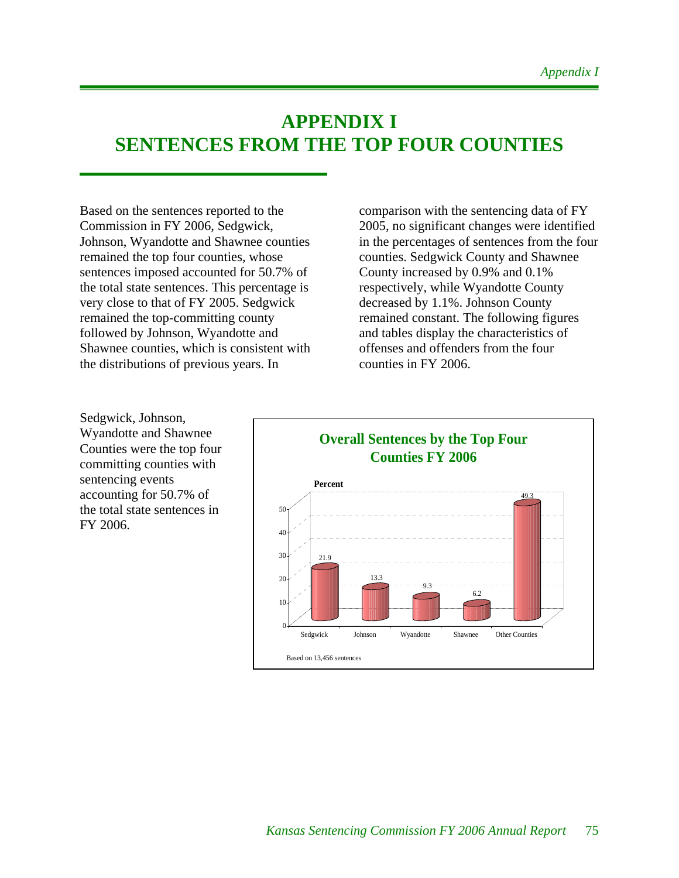# APPENDIX I
# SENTENCES FROM THE TOP FOUR COUNTIES

Based on the sentences reported to the Commission in FY 2006, Sedgwick, Johnson, Wyandotte and Shawnee counties remained the top four counties, whose sentences imposed accounted for 50.7% of the total state sentences. This percentage is very close to that of FY 2005. Sedgwick remained the top-committing county followed by Johnson, Wyandotte and Shawnee counties, which is consistent with the distributions of previous years. In comparison with the sentencing data of FY 2005, no significant changes were identified in the percentages of sentences from the four counties. Sedgwick County and Shawnee County increased by 0.9% and 0.1% respectively, while Wyandotte County decreased by 1.1%. Johnson County remained constant. The following figures and tables display the characteristics of offenses and offenders from the four counties in FY 2006.

Sedgwick, Johnson, Wyandotte and Shawnee Counties were the top four committing counties with sentencing events accounting for 50.7% of the total state sentences in FY 2006.

**Overall Sentences by the Top Four Counties FY 2006**

Percent

0
10
20
30
40
50

21.9
13.3
9.3
6.2
49.3

Sedgwick
Johnson
Wyandotte
Shawnee
Other Counties

Based on 13,456 sentences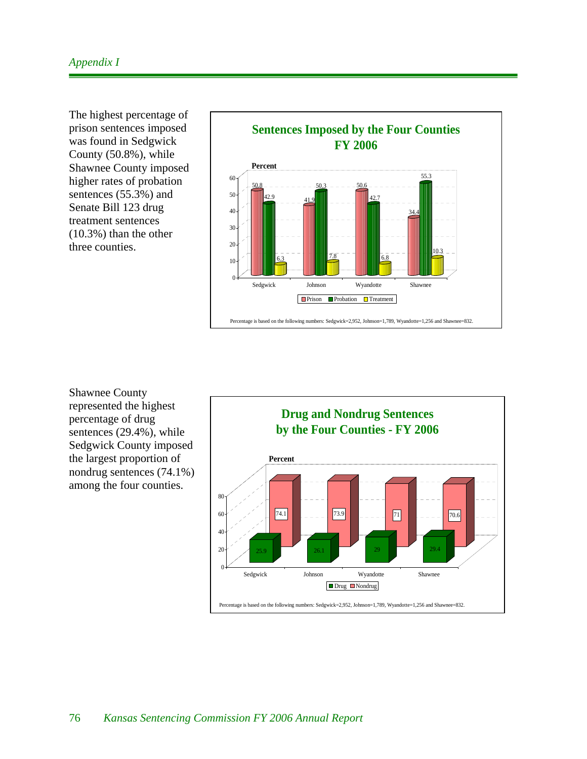The highest percentage of prison sentences imposed was found in Sedgwick County (50.8%), while Shawnee County imposed higher rates of probation sentences (55.3%) and Senate Bill 123 drug treatment sentences (10.3%) than the other three counties.

**Sentences Imposed by the Four Counties FY 2006**

Percent

60
50
40
30
20
10
0

50.8
42.9
6.3
41.9
50.3
7.8
50.6
42.7
6.8
34.4
55.3
10.3

Sedgwick
Johnson
Wyandotte
Shawnee

Prison
Probation
Treatment

Percentage is based on the following numbers: Sedgwick=2,952, Johnson=1,789, Wyandotte=1,256 and Shawnee=832.

Shawnee County represented the highest percentage of drug sentences (29.4%), while Sedgwick County imposed the largest proportion of nondrug sentences (74.1%) among the four counties.

**Drug and Nondrug Sentences by the Four Counties - FY 2006**

Percent

80
60
40
20
0

74.1
25.9
73.9
26.1
71
29
70.6
29.4

Sedgwick
Johnson
Wyandotte
Shawnee

Drug
Nondrug

Percentage is based on the following numbers: Sedgwick=2,952, Johnson=1,789, Wyandotte=1,256 and Shawnee=832.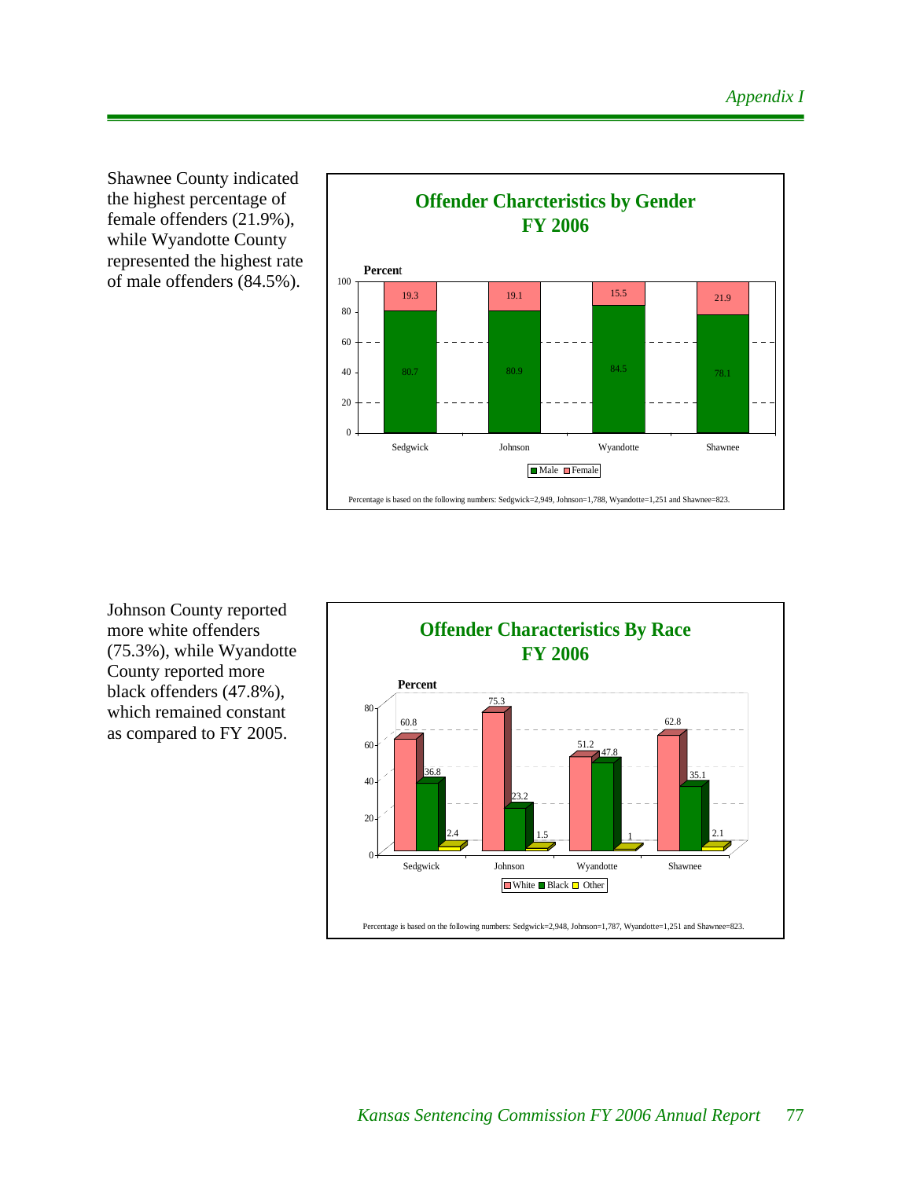Shawnee County indicated the highest percentage of female offenders (21.9%), while Wyandotte County represented the highest rate of male offenders (84.5%).

**Offender Charcteristics by Gender FY 2006**

Percent

100
80
60
40
20
0

Sedgwick: 80.7, 19.3
Johnson: 80.9, 19.1
Wyandotte: 84.5, 15.5
Shawnee: 78.1, 21.9

Male Female

Percentage is based on the following numbers: Sedgwick=2,949, Johnson=1,788, Wyandotte=1,251 and Shawnee=823.

Johnson County reported more white offenders (75.3%), while Wyandotte County reported more black offenders (47.8%), which remained constant as compared to FY 2005.

**Offender Characteristics By Race FY 2006**

Percent

80
60
40
20
0

Sedgwick: 60.8, 36.8, 2.4
Johnson: 75.3, 23.2, 1.5
Wyandotte: 51.2, 47.8, 1
Shawnee: 62.8, 35.1, 2.1

White Black Other

Percentage is based on the following numbers: Sedgwick=2,948, Johnson=1,787, Wyandotte=1,251 and Shawnee=823.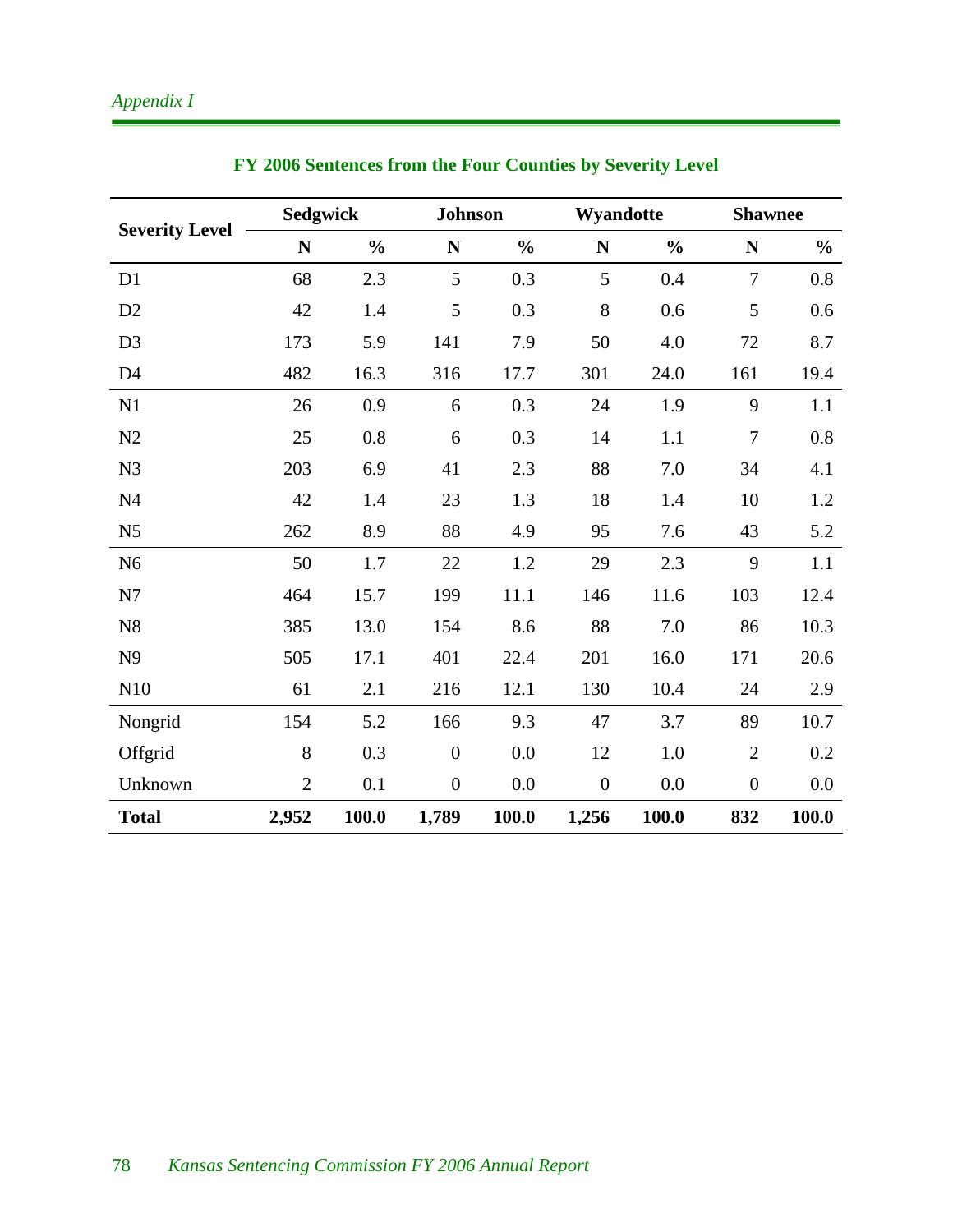## FY 2006 Sentences from the Four Counties by Severity Level

| Severity Level | Sedgwick | | Johnson | | Wyandotte | | Shawnee | |
|---|---|---|---|---|---|---|---|---|
| | N | % | N | % | N | % | N | % |
| D1 | 68 | 2.3 | 5 | 0.3 | 5 | 0.4 | 7 | 0.8 |
| D2 | 42 | 1.4 | 5 | 0.3 | 8 | 0.6 | 5 | 0.6 |
| D3 | 173 | 5.9 | 141 | 7.9 | 50 | 4.0 | 72 | 8.7 |
| D4 | 482 | 16.3 | 316 | 17.7 | 301 | 24.0 | 161 | 19.4 |
| N1 | 26 | 0.9 | 6 | 0.3 | 24 | 1.9 | 9 | 1.1 |
| N2 | 25 | 0.8 | 6 | 0.3 | 14 | 1.1 | 7 | 0.8 |
| N3 | 203 | 6.9 | 41 | 2.3 | 88 | 7.0 | 34 | 4.1 |
| N4 | 42 | 1.4 | 23 | 1.3 | 18 | 1.4 | 10 | 1.2 |
| N5 | 262 | 8.9 | 88 | 4.9 | 95 | 7.6 | 43 | 5.2 |
| N6 | 50 | 1.7 | 22 | 1.2 | 29 | 2.3 | 9 | 1.1 |
| N7 | 464 | 15.7 | 199 | 11.1 | 146 | 11.6 | 103 | 12.4 |
| N8 | 385 | 13.0 | 154 | 8.6 | 88 | 7.0 | 86 | 10.3 |
| N9 | 505 | 17.1 | 401 | 22.4 | 201 | 16.0 | 171 | 20.6 |
| N10 | 61 | 2.1 | 216 | 12.1 | 130 | 10.4 | 24 | 2.9 |
| Nongrid | 154 | 5.2 | 166 | 9.3 | 47 | 3.7 | 89 | 10.7 |
| Offgrid | 8 | 0.3 | 0 | 0.0 | 12 | 1.0 | 2 | 0.2 |
| Unknown | 2 | 0.1 | 0 | 0.0 | 0 | 0.0 | 0 | 0.0 |
| **Total** | **2,952** | **100.0** | **1,789** | **100.0** | **1,256** | **100.0** | **832** | **100.0** |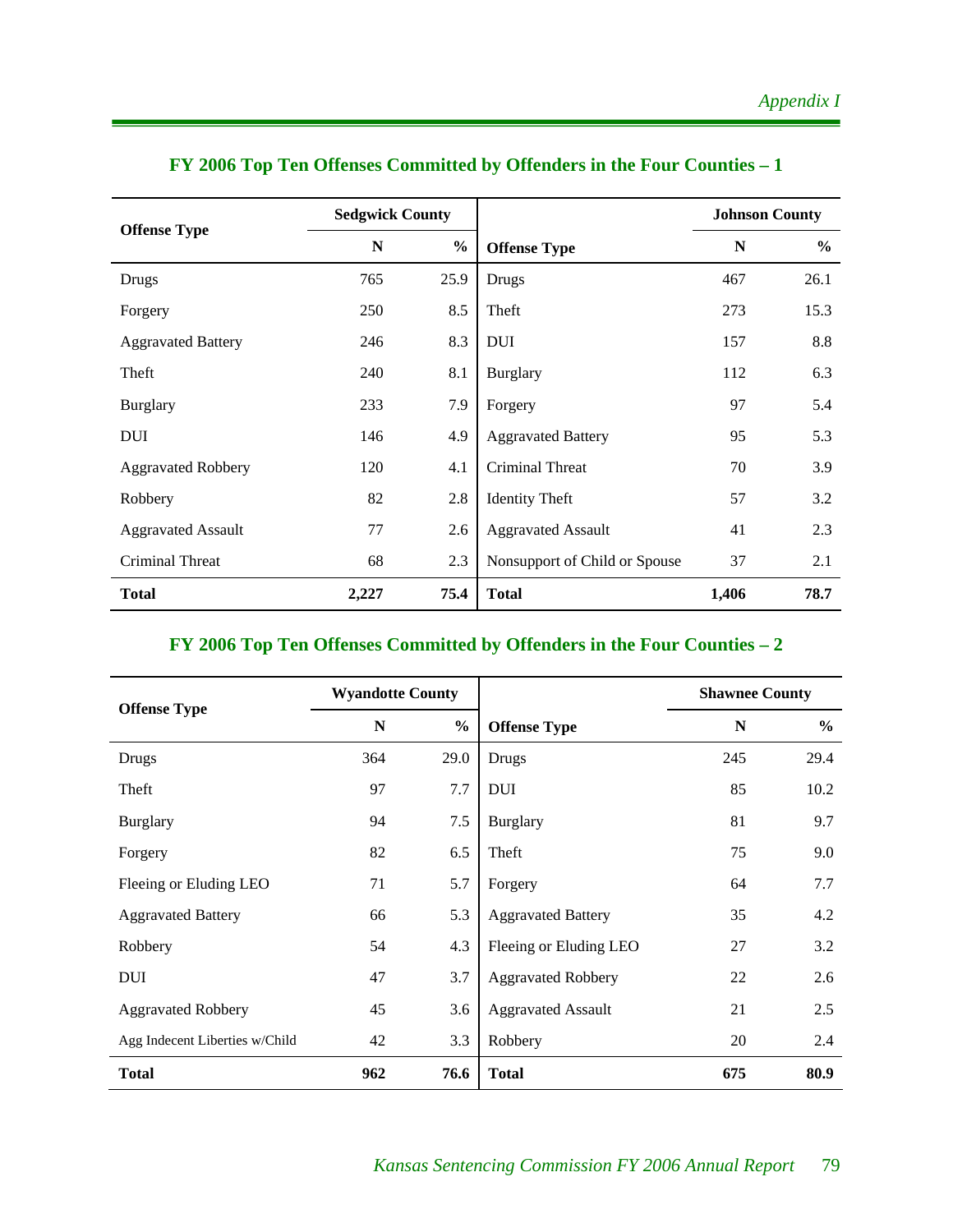## FY 2006 Top Ten Offenses Committed by Offenders in the Four Counties – 1

| Offense Type | Sedgwick County | | Offense Type | Johnson County | |
|---|---|---|---|---|---|
| | N | % | | N | % |
| Drugs | 765 | 25.9 | Drugs | 467 | 26.1 |
| Forgery | 250 | 8.5 | Theft | 273 | 15.3 |
| Aggravated Battery | 246 | 8.3 | DUI | 157 | 8.8 |
| Theft | 240 | 8.1 | Burglary | 112 | 6.3 |
| Burglary | 233 | 7.9 | Forgery | 97 | 5.4 |
| DUI | 146 | 4.9 | Aggravated Battery | 95 | 5.3 |
| Aggravated Robbery | 120 | 4.1 | Criminal Threat | 70 | 3.9 |
| Robbery | 82 | 2.8 | Identity Theft | 57 | 3.2 |
| Aggravated Assault | 77 | 2.6 | Aggravated Assault | 41 | 2.3 |
| Criminal Threat | 68 | 2.3 | Nonsupport of Child or Spouse | 37 | 2.1 |
| **Total** | **2,227** | **75.4** | **Total** | **1,406** | **78.7** |

## FY 2006 Top Ten Offenses Committed by Offenders in the Four Counties – 2

| Offense Type | Wyandotte County | | Offense Type | Shawnee County | |
|---|---|---|---|---|---|
| | N | % | | N | % |
| Drugs | 364 | 29.0 | Drugs | 245 | 29.4 |
| Theft | 97 | 7.7 | DUI | 85 | 10.2 |
| Burglary | 94 | 7.5 | Burglary | 81 | 9.7 |
| Forgery | 82 | 6.5 | Theft | 75 | 9.0 |
| Fleeing or Eluding LEO | 71 | 5.7 | Forgery | 64 | 7.7 |
| Aggravated Battery | 66 | 5.3 | Aggravated Battery | 35 | 4.2 |
| Robbery | 54 | 4.3 | Fleeing or Eluding LEO | 27 | 3.2 |
| DUI | 47 | 3.7 | Aggravated Robbery | 22 | 2.6 |
| Aggravated Robbery | 45 | 3.6 | Aggravated Assault | 21 | 2.5 |
| Agg Indecent Liberties w/Child | 42 | 3.3 | Robbery | 20 | 2.4 |
| **Total** | **962** | **76.6** | **Total** | **675** | **80.9** |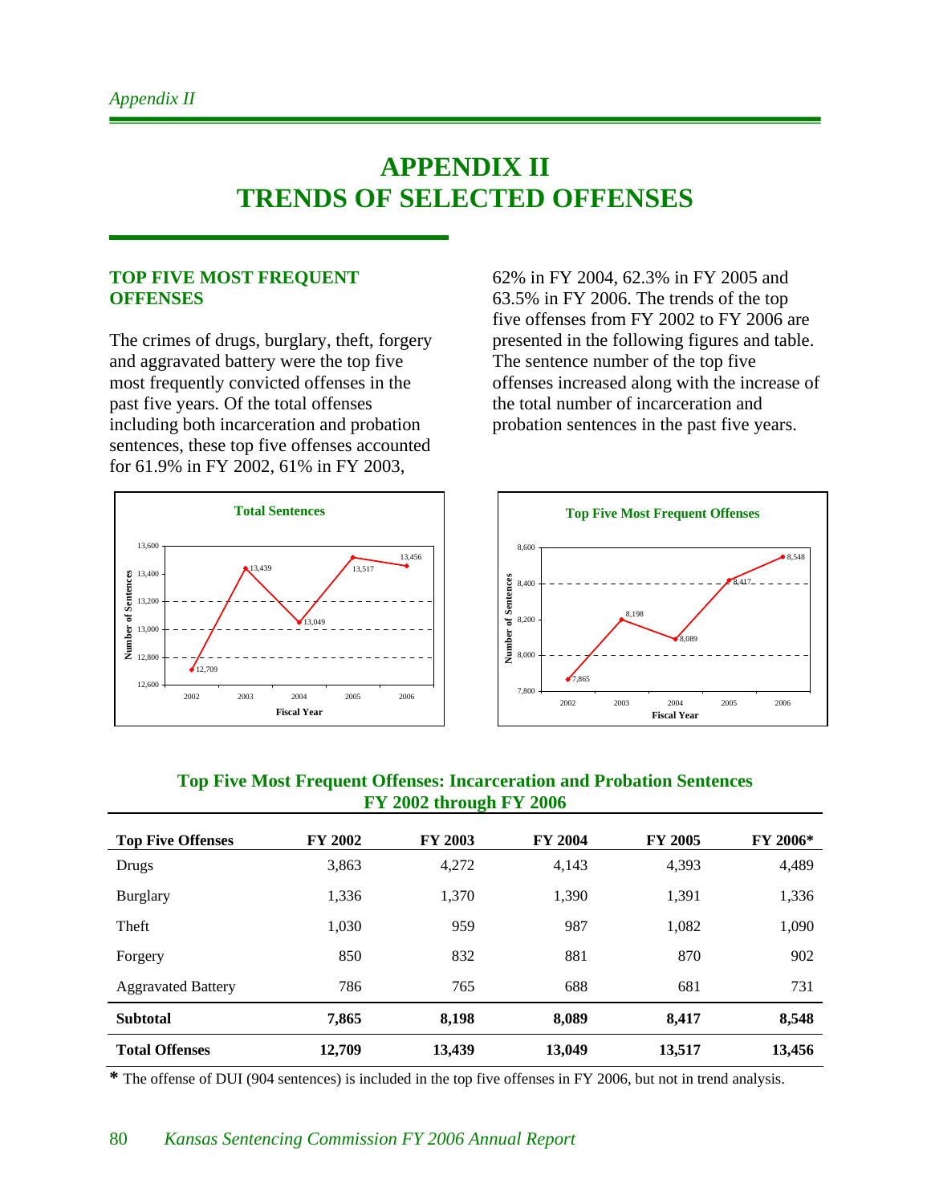# APPENDIX II
# TRENDS OF SELECTED OFFENSES

## TOP FIVE MOST FREQUENT OFFENSES

The crimes of drugs, burglary, theft, forgery and aggravated battery were the top five most frequently convicted offenses in the past five years. Of the total offenses including both incarceration and probation sentences, these top five offenses accounted for 61.9% in FY 2002, 61% in FY 2003, 62% in FY 2004, 62.3% in FY 2005 and 63.5% in FY 2006. The trends of the top five offenses from FY 2002 to FY 2006 are presented in the following figures and table. The sentence number of the top five offenses increased along with the increase of the total number of incarceration and probation sentences in the past five years.

**Total Sentences**

Number of Sentences

13,600
13,400
13,200
13,000
12,800
12,600

12,709
13,439
13,049
13,517
13,456

2002 2003 2004 2005 2006

Fiscal Year

**Top Five Most Frequent Offenses**

Number of Sentences

8,600
8,400
8,200
8,000
7,800

7,865
8,198
8,089
8,417
8,548

2002 2003 2004 2005 2006

Fiscal Year

**Top Five Most Frequent Offenses: Incarceration and Probation Sentences FY 2002 through FY 2006**

| Top Five Offenses | FY 2002 | FY 2003 | FY 2004 | FY 2005 | FY 2006* |
|---|---|---|---|---|---|
| Drugs | 3,863 | 4,272 | 4,143 | 4,393 | 4,489 |
| Burglary | 1,336 | 1,370 | 1,390 | 1,391 | 1,336 |
| Theft | 1,030 | 959 | 987 | 1,082 | 1,090 |
| Forgery | 850 | 832 | 881 | 870 | 902 |
| Aggravated Battery | 786 | 765 | 688 | 681 | 731 |
| **Subtotal** | **7,865** | **8,198** | **8,089** | **8,417** | **8,548** |
| **Total Offenses** | **12,709** | **13,439** | **13,049** | **13,517** | **13,456** |

* The offense of DUI (904 sentences) is included in the top five offenses in FY 2006, but not in trend analysis.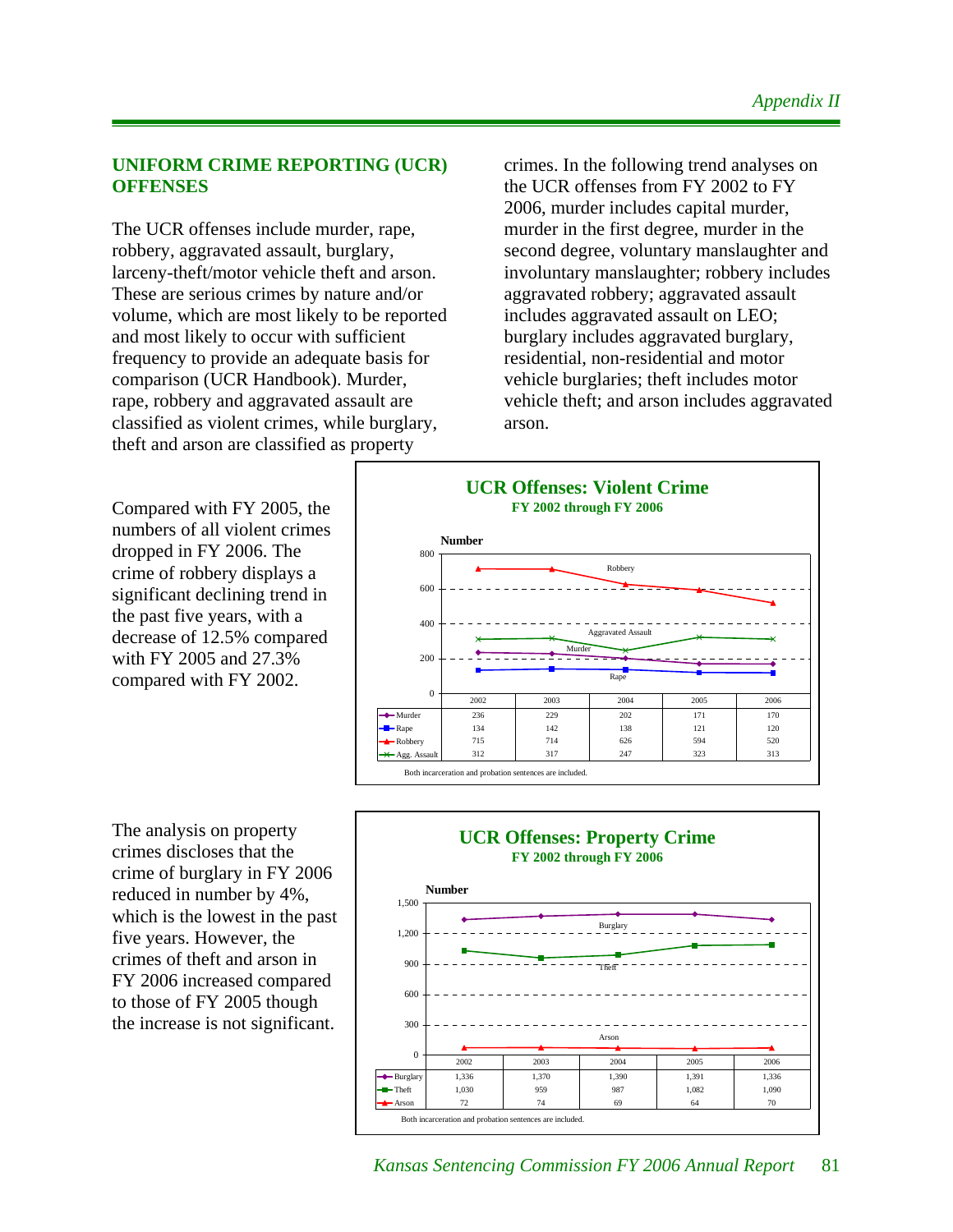## UNIFORM CRIME REPORTING (UCR) OFFENSES

The UCR offenses include murder, rape, robbery, aggravated assault, burglary, larceny-theft/motor vehicle theft and arson. These are serious crimes by nature and/or volume, which are most likely to be reported and most likely to occur with sufficient frequency to provide an adequate basis for comparison (UCR Handbook). Murder, rape, robbery and aggravated assault are classified as violent crimes, while burglary, theft and arson are classified as property crimes. In the following trend analyses on the UCR offenses from FY 2002 to FY 2006, murder includes capital murder, murder in the first degree, murder in the second degree, voluntary manslaughter and involuntary manslaughter; robbery includes aggravated robbery; aggravated assault includes aggravated assault on LEO; burglary includes aggravated burglary, residential, non-residential and motor vehicle burglaries; theft includes motor vehicle theft; and arson includes aggravated arson.

Compared with FY 2005, the numbers of all violent crimes dropped in FY 2006. The crime of robbery displays a significant declining trend in the past five years, with a decrease of 12.5% compared with FY 2005 and 27.3% compared with FY 2002.

**UCR Offenses: Violent Crime**
**FY 2002 through FY 2006**

| Number | 2002 | 2003 | 2004 | 2005 | 2006 |
|---|---|---|---|---|---|
| Murder | 236 | 229 | 202 | 171 | 170 |
| Rape | 134 | 142 | 138 | 121 | 120 |
| Robbery | 715 | 714 | 626 | 594 | 520 |
| Agg. Assault | 312 | 317 | 247 | 323 | 313 |

Both incarceration and probation sentences are included.

The analysis on property crimes discloses that the crime of burglary in FY 2006 reduced in number by 4%, which is the lowest in the past five years. However, the crimes of theft and arson in FY 2006 increased compared to those of FY 2005 though the increase is not significant.

**UCR Offenses: Property Crime**
**FY 2002 through FY 2006**

| Number | 2002 | 2003 | 2004 | 2005 | 2006 |
|---|---|---|---|---|---|
| Burglary | 1,336 | 1,370 | 1,390 | 1,391 | 1,336 |
| Theft | 1,030 | 959 | 987 | 1,082 | 1,090 |
| Arson | 72 | 74 | 69 | 64 | 70 |

Both incarceration and probation sentences are included.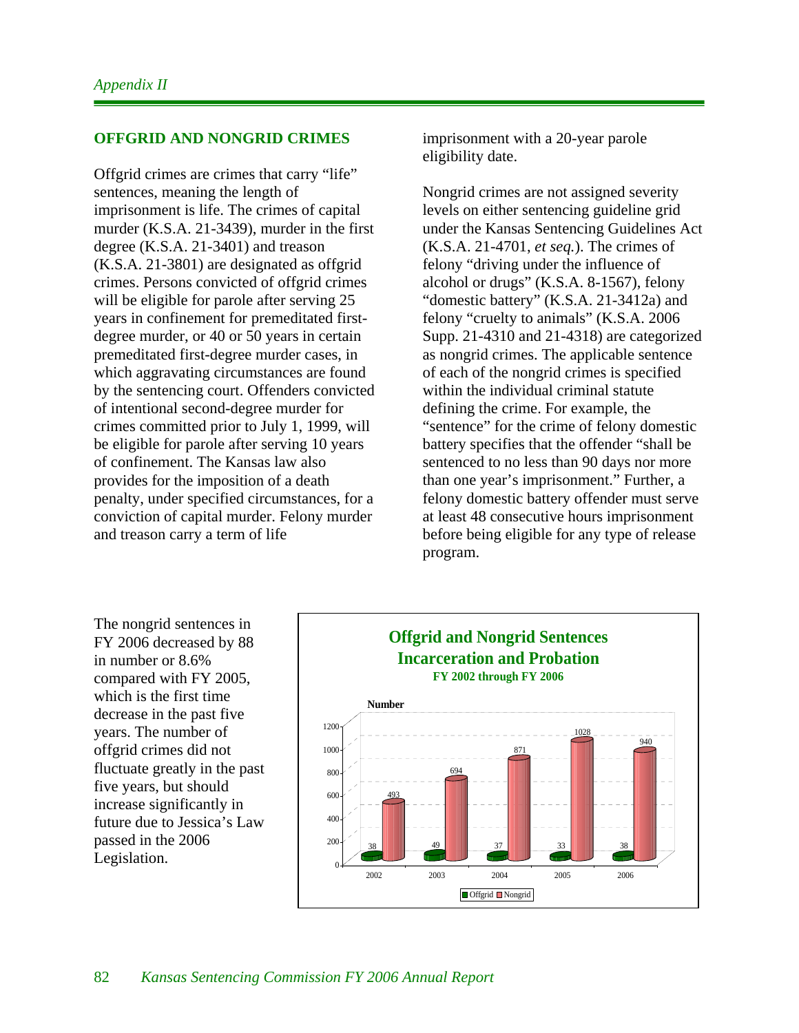## OFFGRID AND NONGRID CRIMES

Offgrid crimes are crimes that carry "life" sentences, meaning the length of imprisonment is life. The crimes of capital murder (K.S.A. 21-3439), murder in the first degree (K.S.A. 21-3401) and treason (K.S.A. 21-3801) are designated as offgrid crimes. Persons convicted of offgrid crimes will be eligible for parole after serving 25 years in confinement for premeditated first-degree murder, or 40 or 50 years in certain premeditated first-degree murder cases, in which aggravating circumstances are found by the sentencing court. Offenders convicted of intentional second-degree murder for crimes committed prior to July 1, 1999, will be eligible for parole after serving 10 years of confinement. The Kansas law also provides for the imposition of a death penalty, under specified circumstances, for a conviction of capital murder. Felony murder and treason carry a term of life imprisonment with a 20-year parole eligibility date.

Nongrid crimes are not assigned severity levels on either sentencing guideline grid under the Kansas Sentencing Guidelines Act (K.S.A. 21-4701, *et seq.*). The crimes of felony "driving under the influence of alcohol or drugs" (K.S.A. 8-1567), felony "domestic battery" (K.S.A. 21-3412a) and felony "cruelty to animals" (K.S.A. 2006 Supp. 21-4310 and 21-4318) are categorized as nongrid crimes. The applicable sentence of each of the nongrid crimes is specified within the individual criminal statute defining the crime. For example, the "sentence" for the crime of felony domestic battery specifies that the offender "shall be sentenced to no less than 90 days nor more than one year's imprisonment." Further, a felony domestic battery offender must serve at least 48 consecutive hours imprisonment before being eligible for any type of release program.

The nongrid sentences in FY 2006 decreased by 88 in number or 8.6% compared with FY 2005, which is the first time decrease in the past five years. The number of offgrid crimes did not fluctuate greatly in the past five years, but should increase significantly in future due to Jessica's Law passed in the 2006 Legislation.

**Offgrid and Nongrid Sentences**
**Incarceration and Probation**
**FY 2002 through FY 2006**

Number

0
200
400
600
800
1000
1200

2002: 38, 493
2003: 49, 694
2004: 37, 871
2005: 33, 1028
2006: 38, 940

Offgrid
Nongrid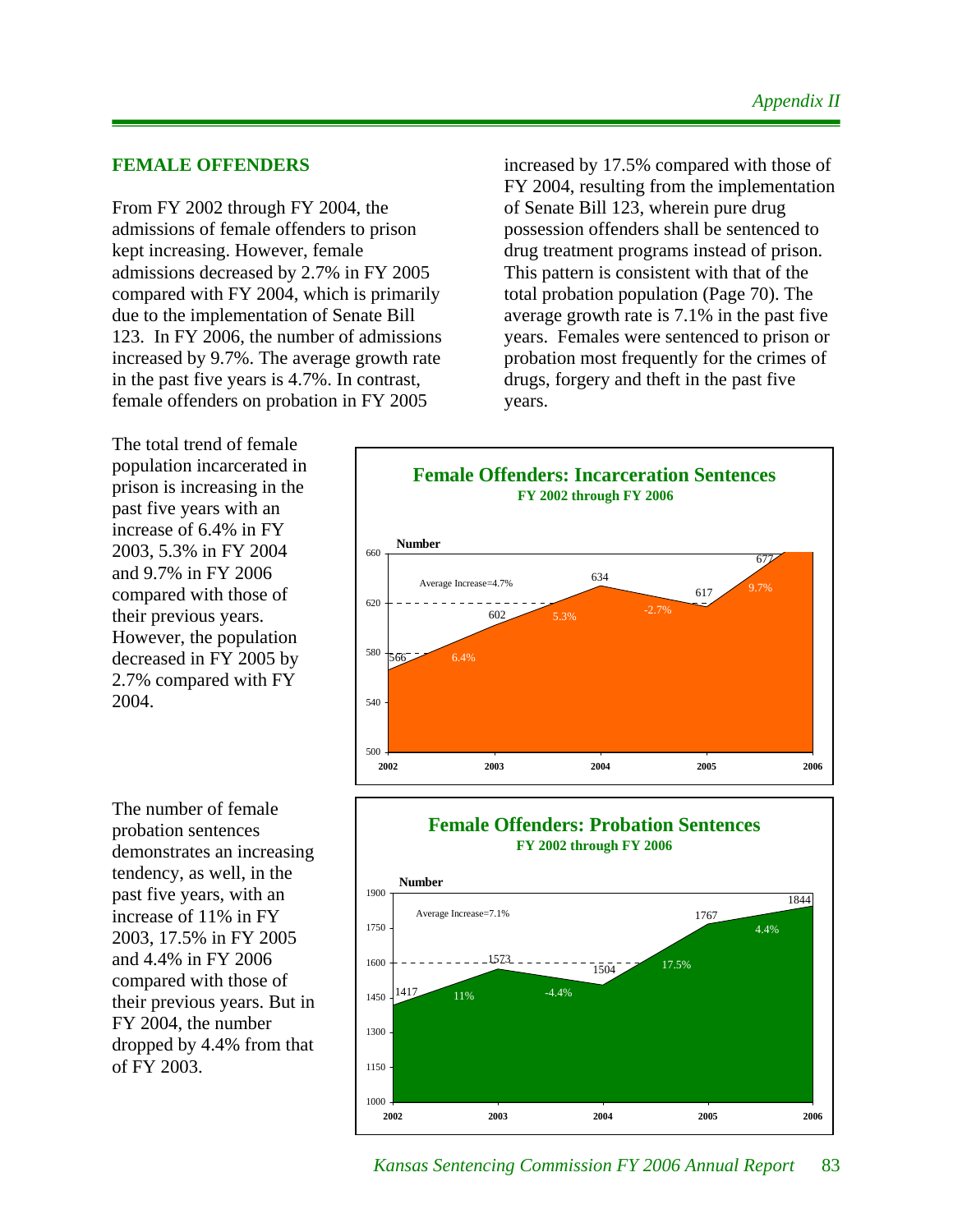## FEMALE OFFENDERS

From FY 2002 through FY 2004, the admissions of female offenders to prison kept increasing. However, female admissions decreased by 2.7% in FY 2005 compared with FY 2004, which is primarily due to the implementation of Senate Bill 123. In FY 2006, the number of admissions increased by 9.7%. The average growth rate in the past five years is 4.7%. In contrast, female offenders on probation in FY 2005 increased by 17.5% compared with those of FY 2004, resulting from the implementation of Senate Bill 123, wherein pure drug possession offenders shall be sentenced to drug treatment programs instead of prison. This pattern is consistent with that of the total probation population (Page 70). The average growth rate is 7.1% in the past five years. Females were sentenced to prison or probation most frequently for the crimes of drugs, forgery and theft in the past five years.

The total trend of female population incarcerated in prison is increasing in the past five years with an increase of 6.4% in FY 2003, 5.3% in FY 2004 and 9.7% in FY 2006 compared with those of their previous years. However, the population decreased in FY 2005 by 2.7% compared with FY 2004.

**Female Offenders: Incarceration Sentences**
**FY 2002 through FY 2006**

Number
660
620
580
540
500
Average Increase=4.7%
566
6.4%
602
5.3%
634
-2.7%
617
9.7%
677
2002
2003
2004
2005
2006

The number of female probation sentences demonstrates an increasing tendency, as well, in the past five years, with an increase of 11% in FY 2003, 17.5% in FY 2005 and 4.4% in FY 2006 compared with those of their previous years. But in FY 2004, the number dropped by 4.4% from that of FY 2003.

**Female Offenders: Probation Sentences**
**FY 2002 through FY 2006**

Number
1900
1750
1600
1450
1300
1150
1000
Average Increase=7.1%
1417
11%
1573
-4.4%
1504
17.5%
1767
4.4%
1844
2002
2003
2004
2005
2006